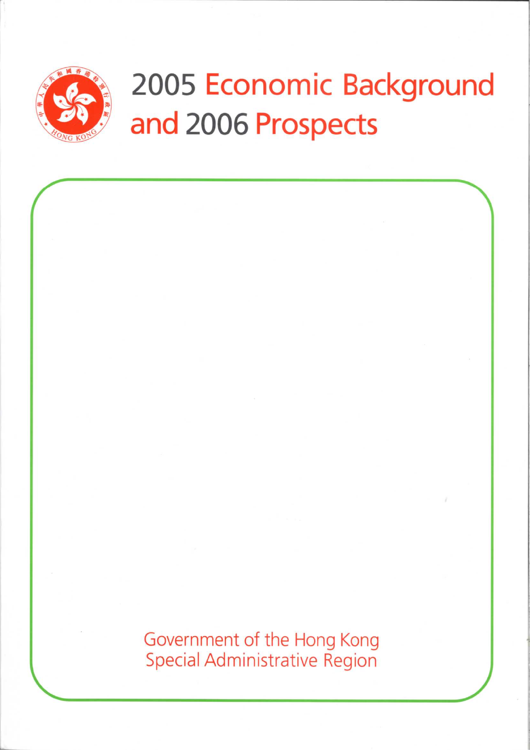# 2005 Economic Background and 2006 Prospects

Government of the Hong Kong Special Administrative Region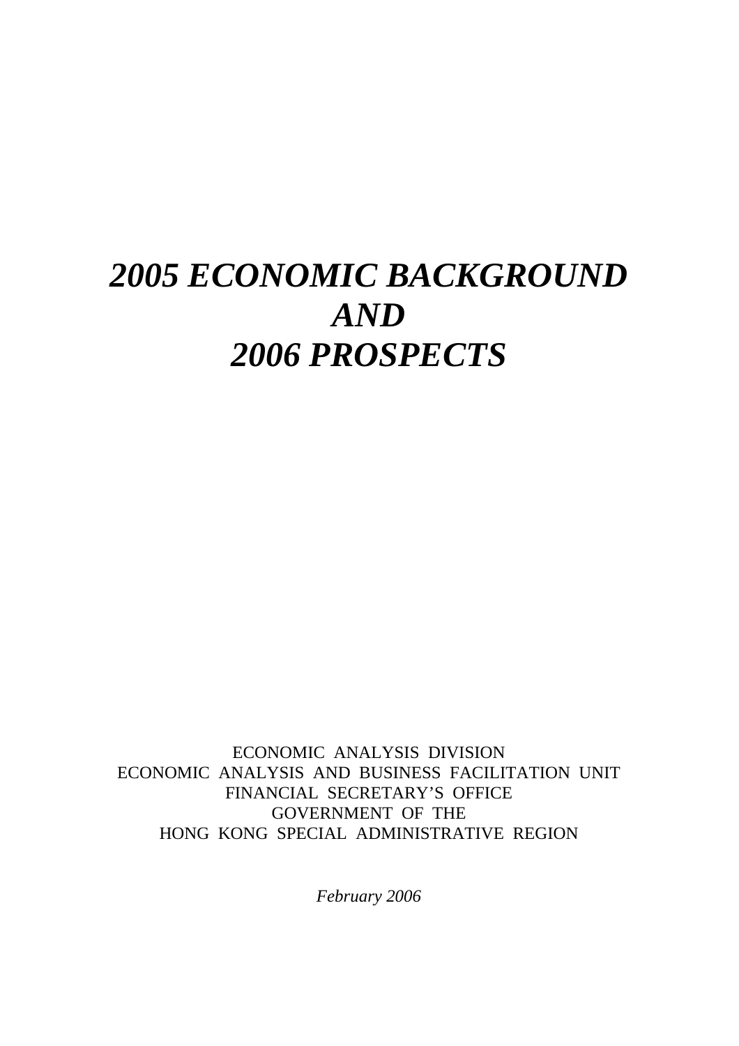# *2005 ECONOMIC BACKGROUND AND 2006 PROSPECTS*

ECONOMIC ANALYSIS DIVISION
ECONOMIC ANALYSIS AND BUSINESS FACILITATION UNIT
FINANCIAL SECRETARY'S OFFICE
GOVERNMENT OF THE
HONG KONG SPECIAL ADMINISTRATIVE REGION

*February 2006*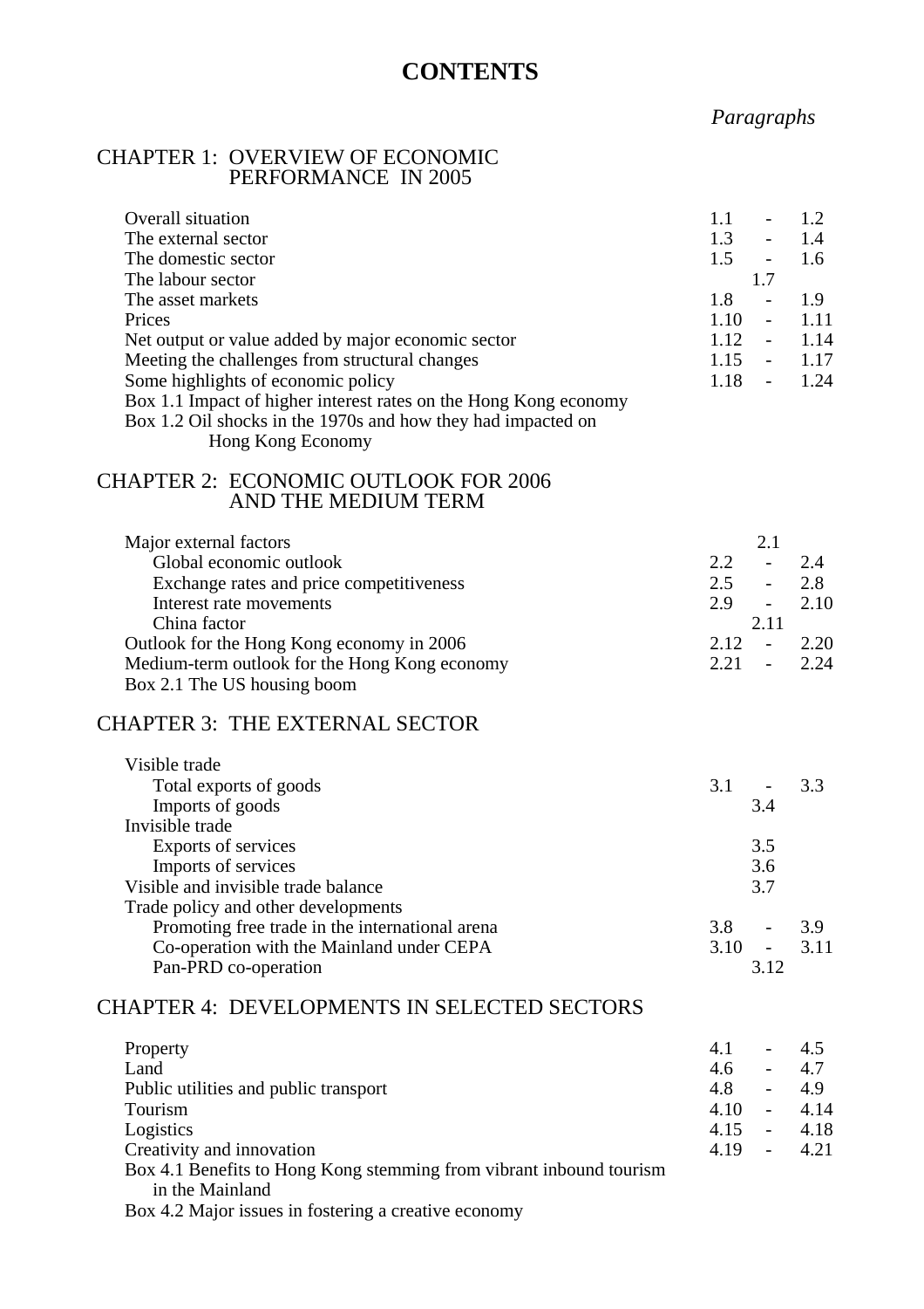# CONTENTS

| | *Paragraphs* |
|---|---|
| **CHAPTER 1: OVERVIEW OF ECONOMIC PERFORMANCE IN 2005** | |
| Overall situation | 1.1 - 1.2 |
| The external sector | 1.3 - 1.4 |
| The domestic sector | 1.5 - 1.6 |
| The labour sector | 1.7 |
| The asset markets | 1.8 - 1.9 |
| Prices | 1.10 - 1.11 |
| Net output or value added by major economic sector | 1.12 - 1.14 |
| Meeting the challenges from structural changes | 1.15 - 1.17 |
| Some highlights of economic policy | 1.18 - 1.24 |
| Box 1.1 Impact of higher interest rates on the Hong Kong economy | |
| Box 1.2 Oil shocks in the 1970s and how they had impacted on Hong Kong Economy | |
| **CHAPTER 2: ECONOMIC OUTLOOK FOR 2006 AND THE MEDIUM TERM** | |
| Major external factors | 2.1 |
| Global economic outlook | 2.2 - 2.4 |
| Exchange rates and price competitiveness | 2.5 - 2.8 |
| Interest rate movements | 2.9 - 2.10 |
| China factor | 2.11 |
| Outlook for the Hong Kong economy in 2006 | 2.12 - 2.20 |
| Medium-term outlook for the Hong Kong economy | 2.21 - 2.24 |
| Box 2.1 The US housing boom | |
| **CHAPTER 3: THE EXTERNAL SECTOR** | |
| Visible trade | |
| Total exports of goods | 3.1 - 3.3 |
| Imports of goods | 3.4 |
| Invisible trade | |
| Exports of services | 3.5 |
| Imports of services | 3.6 |
| Visible and invisible trade balance | 3.7 |
| Trade policy and other developments | |
| Promoting free trade in the international arena | 3.8 - 3.9 |
| Co-operation with the Mainland under CEPA | 3.10 - 3.11 |
| Pan-PRD co-operation | 3.12 |
| **CHAPTER 4: DEVELOPMENTS IN SELECTED SECTORS** | |
| Property | 4.1 - 4.5 |
| Land | 4.6 - 4.7 |
| Public utilities and public transport | 4.8 - 4.9 |
| Tourism | 4.10 - 4.14 |
| Logistics | 4.15 - 4.18 |
| Creativity and innovation | 4.19 - 4.21 |
| Box 4.1 Benefits to Hong Kong stemming from vibrant inbound tourism in the Mainland | |
| Box 4.2 Major issues in fostering a creative economy | |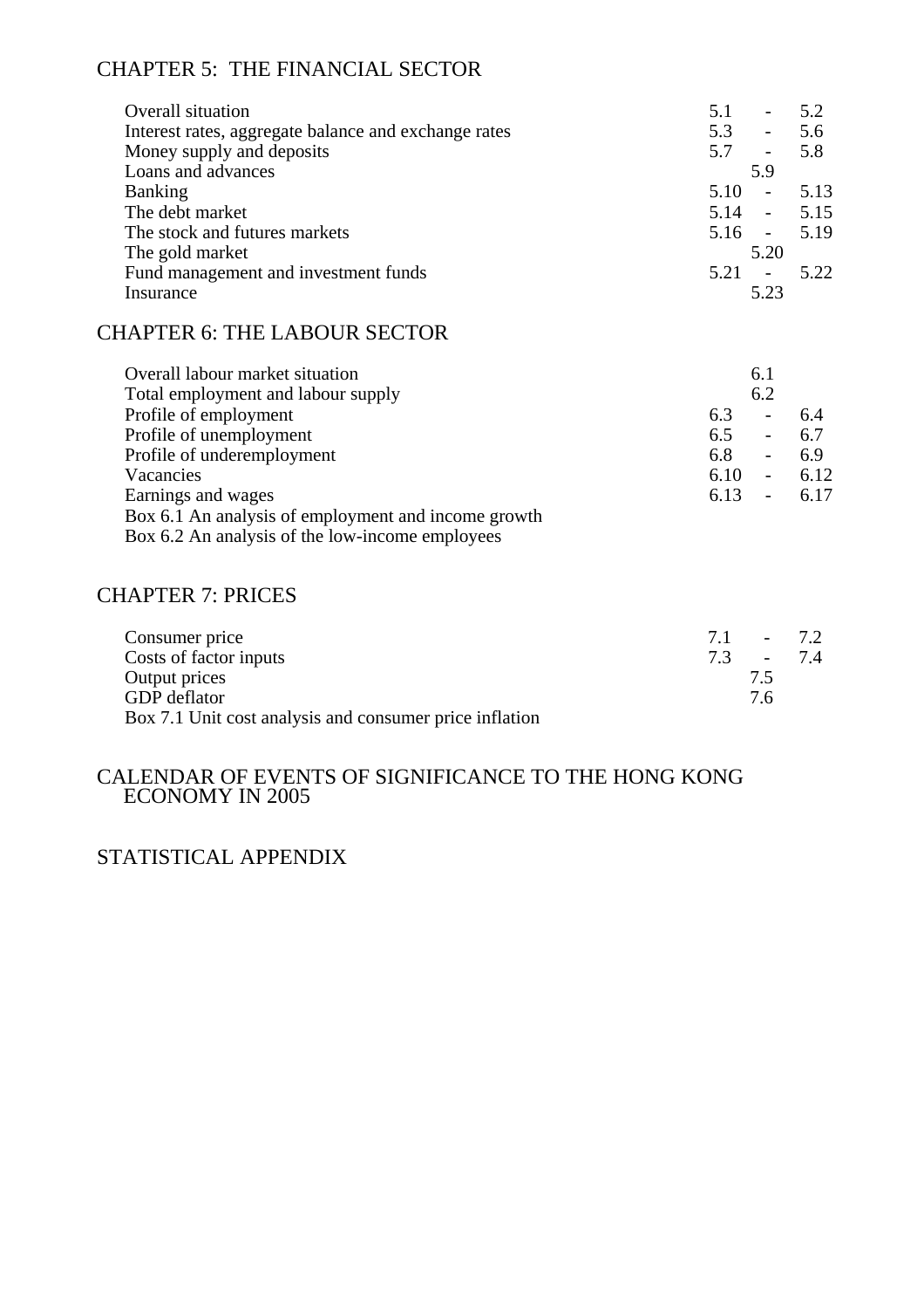## CHAPTER 5: THE FINANCIAL SECTOR

| | |
|---|---|
| Overall situation | 5.1 - 5.2 |
| Interest rates, aggregate balance and exchange rates | 5.3 - 5.6 |
| Money supply and deposits | 5.7 - 5.8 |
| Loans and advances | 5.9 |
| Banking | 5.10 - 5.13 |
| The debt market | 5.14 - 5.15 |
| The stock and futures markets | 5.16 - 5.19 |
| The gold market | 5.20 |
| Fund management and investment funds | 5.21 - 5.22 |
| Insurance | 5.23 |

## CHAPTER 6: THE LABOUR SECTOR

| | |
|---|---|
| Overall labour market situation | 6.1 |
| Total employment and labour supply | 6.2 |
| Profile of employment | 6.3 - 6.4 |
| Profile of unemployment | 6.5 - 6.7 |
| Profile of underemployment | 6.8 - 6.9 |
| Vacancies | 6.10 - 6.12 |
| Earnings and wages | 6.13 - 6.17 |
| Box 6.1 An analysis of employment and income growth | |
| Box 6.2 An analysis of the low-income employees | |

## CHAPTER 7: PRICES

| | |
|---|---|
| Consumer price | 7.1 - 7.2 |
| Costs of factor inputs | 7.3 - 7.4 |
| Output prices | 7.5 |
| GDP deflator | 7.6 |
| Box 7.1 Unit cost analysis and consumer price inflation | |

## CALENDAR OF EVENTS OF SIGNIFICANCE TO THE HONG KONG ECONOMY IN 2005

## STATISTICAL APPENDIX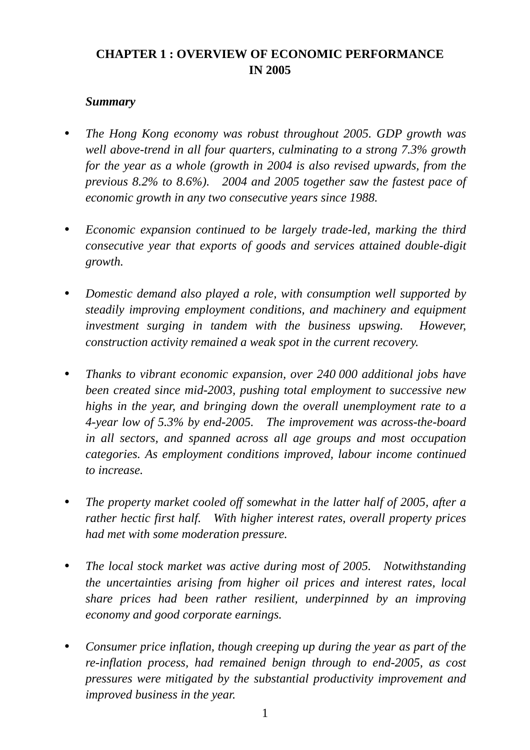# CHAPTER 1 : OVERVIEW OF ECONOMIC PERFORMANCE IN 2005

***Summary***

- *The Hong Kong economy was robust throughout 2005. GDP growth was well above-trend in all four quarters, culminating to a strong 7.3% growth for the year as a whole (growth in 2004 is also revised upwards, from the previous 8.2% to 8.6%). 2004 and 2005 together saw the fastest pace of economic growth in any two consecutive years since 1988.*

- *Economic expansion continued to be largely trade-led, marking the third consecutive year that exports of goods and services attained double-digit growth.*

- *Domestic demand also played a role, with consumption well supported by steadily improving employment conditions, and machinery and equipment investment surging in tandem with the business upswing. However, construction activity remained a weak spot in the current recovery.*

- *Thanks to vibrant economic expansion, over 240 000 additional jobs have been created since mid-2003, pushing total employment to successive new highs in the year, and bringing down the overall unemployment rate to a 4-year low of 5.3% by end-2005. The improvement was across-the-board in all sectors, and spanned across all age groups and most occupation categories. As employment conditions improved, labour income continued to increase.*

- *The property market cooled off somewhat in the latter half of 2005, after a rather hectic first half. With higher interest rates, overall property prices had met with some moderation pressure.*

- *The local stock market was active during most of 2005. Notwithstanding the uncertainties arising from higher oil prices and interest rates, local share prices had been rather resilient, underpinned by an improving economy and good corporate earnings.*

- *Consumer price inflation, though creeping up during the year as part of the re-inflation process, had remained benign through to end-2005, as cost pressures were mitigated by the substantial productivity improvement and improved business in the year.*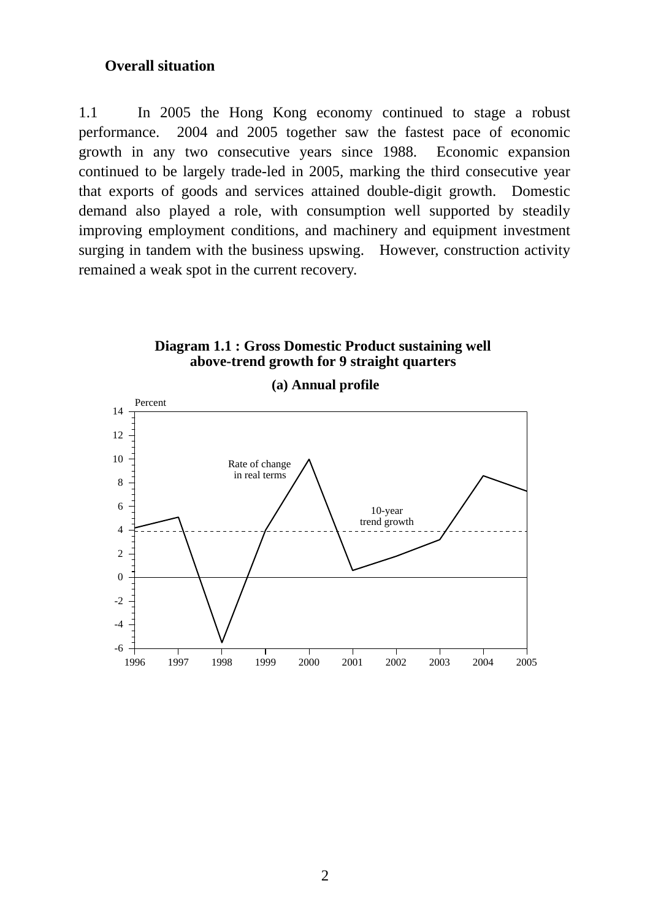**Overall situation**

1.1 In 2005 the Hong Kong economy continued to stage a robust performance. 2004 and 2005 together saw the fastest pace of economic growth in any two consecutive years since 1988. Economic expansion continued to be largely trade-led in 2005, marking the third consecutive year that exports of goods and services attained double-digit growth. Domestic demand also played a role, with consumption well supported by steadily improving employment conditions, and machinery and equipment investment surging in tandem with the business upswing. However, construction activity remained a weak spot in the current recovery.

**Diagram 1.1 : Gross Domestic Product sustaining well above-trend growth for 9 straight quarters**

**(a) Annual profile**

Percent

Rate of change in real terms

10-year trend growth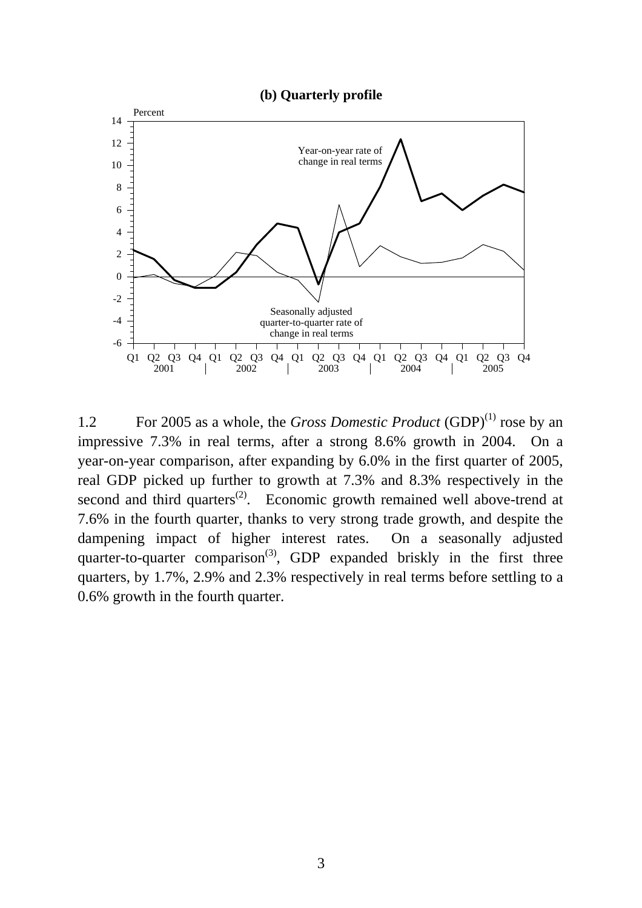**(b) Quarterly profile**

1.2 For 2005 as a whole, the *Gross Domestic Product* (GDP)[1] rose by an impressive 7.3% in real terms, after a strong 8.6% growth in 2004. On a year-on-year comparison, after expanding by 6.0% in the first quarter of 2005, real GDP picked up further to growth at 7.3% and 8.3% respectively in the second and third quarters[2]. Economic growth remained well above-trend at 7.6% in the fourth quarter, thanks to very strong trade growth, and despite the dampening impact of higher interest rates. On a seasonally adjusted quarter-to-quarter comparison[3], GDP expanded briskly in the first three quarters, by 1.7%, 2.9% and 2.3% respectively in real terms before settling to a 0.6% growth in the fourth quarter.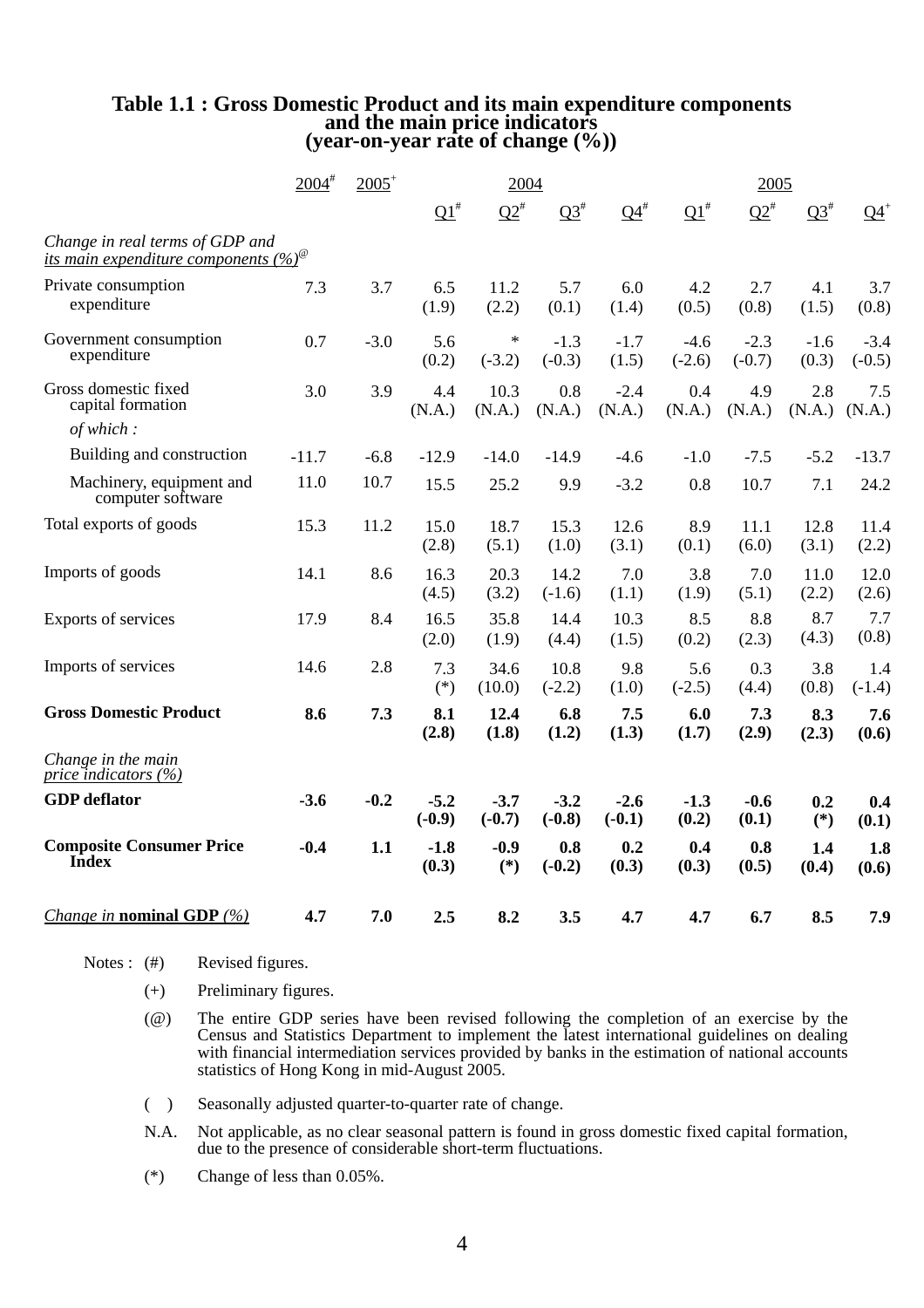### Table 1.1 : Gross Domestic Product and its main expenditure components and the main price indicators (year-on-year rate of change (%))

| | 2004# | 2005+ | 2004 | | | | 2005 | | | |
|---|---|---|---|---|---|---|---|---|---|---|
| | | | Q1# | Q2# | Q3# | Q4# | Q1# | Q2# | Q3# | Q4+ |
| *Change in real terms of GDP and its main expenditure components (%)*@ | | | | | | | | | | |
| Private consumption expenditure | 7.3 | 3.7 | 6.5 (1.9) | 11.2 (2.2) | 5.7 (0.1) | 6.0 (1.4) | 4.2 (0.5) | 2.7 (0.8) | 4.1 (1.5) | 3.7 (0.8) |
| Government consumption expenditure | 0.7 | -3.0 | 5.6 (0.2) | * (-3.2) | -1.3 (-0.3) | -1.7 (1.5) | -4.6 (-2.6) | -2.3 (-0.7) | -1.6 (0.3) | -3.4 (-0.5) |
| Gross domestic fixed capital formation | 3.0 | 3.9 | 4.4 (N.A.) | 10.3 (N.A.) | 0.8 (N.A.) | -2.4 (N.A.) | 0.4 (N.A.) | 4.9 (N.A.) | 2.8 (N.A.) | 7.5 (N.A.) |
| *of which :* | | | | | | | | | | |
| Building and construction | -11.7 | -6.8 | -12.9 | -14.0 | -14.9 | -4.6 | -1.0 | -7.5 | -5.2 | -13.7 |
| Machinery, equipment and computer software | 11.0 | 10.7 | 15.5 | 25.2 | 9.9 | -3.2 | 0.8 | 10.7 | 7.1 | 24.2 |
| Total exports of goods | 15.3 | 11.2 | 15.0 (2.8) | 18.7 (5.1) | 15.3 (1.0) | 12.6 (3.1) | 8.9 (0.1) | 11.1 (6.0) | 12.8 (3.1) | 11.4 (2.2) |
| Imports of goods | 14.1 | 8.6 | 16.3 (4.5) | 20.3 (3.2) | 14.2 (-1.6) | 7.0 (1.1) | 3.8 (1.9) | 7.0 (5.1) | 11.0 (2.2) | 12.0 (2.6) |
| Exports of services | 17.9 | 8.4 | 16.5 (2.0) | 35.8 (1.9) | 14.4 (4.4) | 10.3 (1.5) | 8.5 (0.2) | 8.8 (2.3) | 8.7 (4.3) | 7.7 (0.8) |
| Imports of services | 14.6 | 2.8 | 7.3 (*) | 34.6 (10.0) | 10.8 (-2.2) | 9.8 (1.0) | 5.6 (-2.5) | 0.3 (4.4) | 3.8 (0.8) | 1.4 (-1.4) |
| **Gross Domestic Product** | **8.6** | **7.3** | **8.1 (2.8)** | **12.4 (1.8)** | **6.8 (1.2)** | **7.5 (1.3)** | **6.0 (1.7)** | **7.3 (2.9)** | **8.3 (2.3)** | **7.6 (0.6)** |
| *Change in the main price indicators (%)* | | | | | | | | | | |
| **GDP deflator** | **-3.6** | **-0.2** | **-5.2 (-0.9)** | **-3.7 (-0.7)** | **-3.2 (-0.8)** | **-2.6 (-0.1)** | **-1.3 (0.2)** | **-0.6 (0.1)** | **0.2 (*)** | **0.4 (0.1)** |
| **Composite Consumer Price Index** | **-0.4** | **1.1** | **-1.8 (0.3)** | **-0.9 (*)** | **0.8 (-0.2)** | **0.2 (0.3)** | **0.4 (0.3)** | **0.8 (0.5)** | **1.4 (0.4)** | **1.8 (0.6)** |
| *Change in* **nominal GDP** *(%)* | **4.7** | **7.0** | **2.5** | **8.2** | **3.5** | **4.7** | **4.7** | **6.7** | **8.5** | **7.9** |

Notes :
- (#) Revised figures.
- (+) Preliminary figures.
- (@) The entire GDP series have been revised following the completion of an exercise by the Census and Statistics Department to implement the latest international guidelines on dealing with financial intermediation services provided by banks in the estimation of national accounts statistics of Hong Kong in mid-August 2005.
- ( ) Seasonally adjusted quarter-to-quarter rate of change.
- N.A. Not applicable, as no clear seasonal pattern is found in gross domestic fixed capital formation, due to the presence of considerable short-term fluctuations.
- (*) Change of less than 0.05%.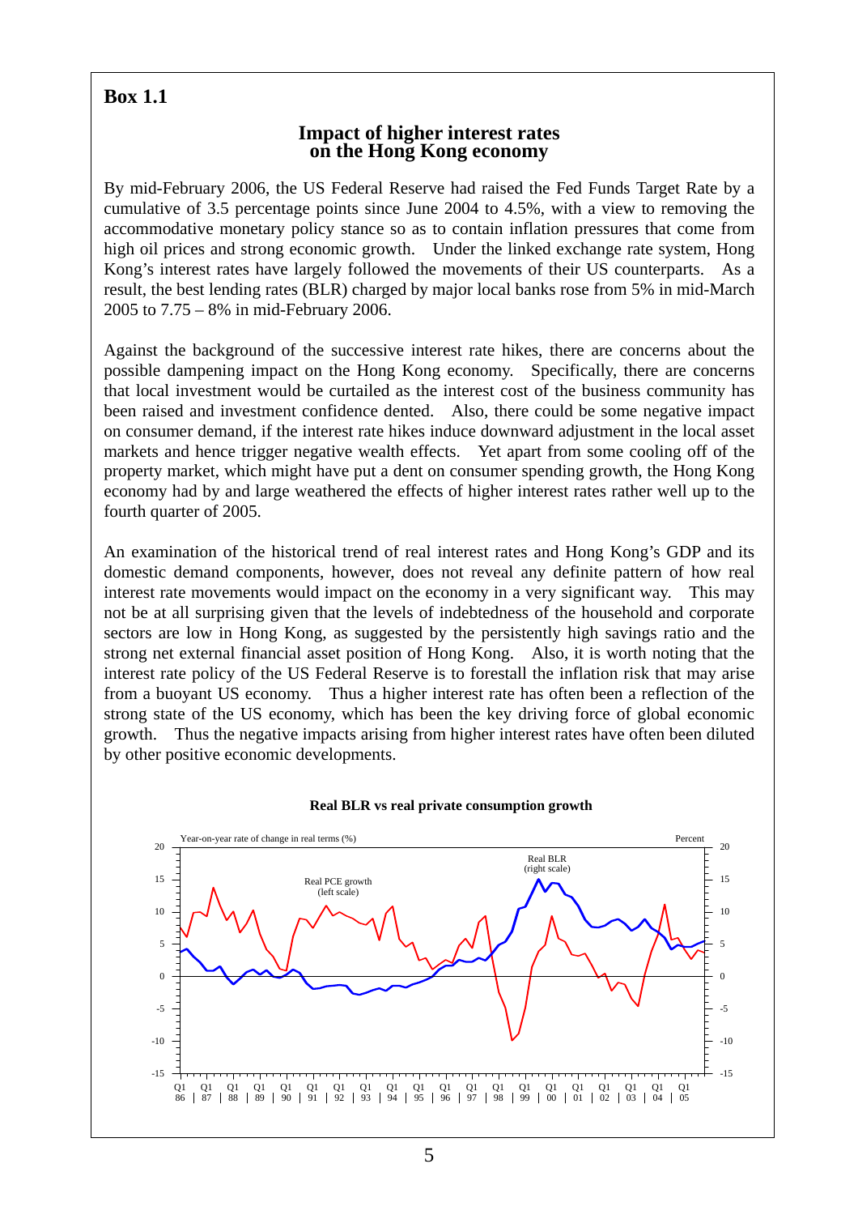## Box 1.1

### Impact of higher interest rates on the Hong Kong economy

By mid-February 2006, the US Federal Reserve had raised the Fed Funds Target Rate by a cumulative of 3.5 percentage points since June 2004 to 4.5%, with a view to removing the accommodative monetary policy stance so as to contain inflation pressures that come from high oil prices and strong economic growth. Under the linked exchange rate system, Hong Kong's interest rates have largely followed the movements of their US counterparts. As a result, the best lending rates (BLR) charged by major local banks rose from 5% in mid-March 2005 to 7.75 – 8% in mid-February 2006.

Against the background of the successive interest rate hikes, there are concerns about the possible dampening impact on the Hong Kong economy. Specifically, there are concerns that local investment would be curtailed as the interest cost of the business community has been raised and investment confidence dented. Also, there could be some negative impact on consumer demand, if the interest rate hikes induce downward adjustment in the local asset markets and hence trigger negative wealth effects. Yet apart from some cooling off of the property market, which might have put a dent on consumer spending growth, the Hong Kong economy had by and large weathered the effects of higher interest rates rather well up to the fourth quarter of 2005.

An examination of the historical trend of real interest rates and Hong Kong's GDP and its domestic demand components, however, does not reveal any definite pattern of how real interest rate movements would impact on the economy in a very significant way. This may not be at all surprising given that the levels of indebtedness of the household and corporate sectors are low in Hong Kong, as suggested by the persistently high savings ratio and the strong net external financial asset position of Hong Kong. Also, it is worth noting that the interest rate policy of the US Federal Reserve is to forestall the inflation risk that may arise from a buoyant US economy. Thus a higher interest rate has often been a reflection of the strong state of the US economy, which has been the key driving force of global economic growth. Thus the negative impacts arising from higher interest rates have often been diluted by other positive economic developments.

**Real BLR vs real private consumption growth**

Year-on-year rate of change in real terms (%) — Real PCE growth (left scale); Percent — Real BLR (right scale)

Q1 86 – Q1 05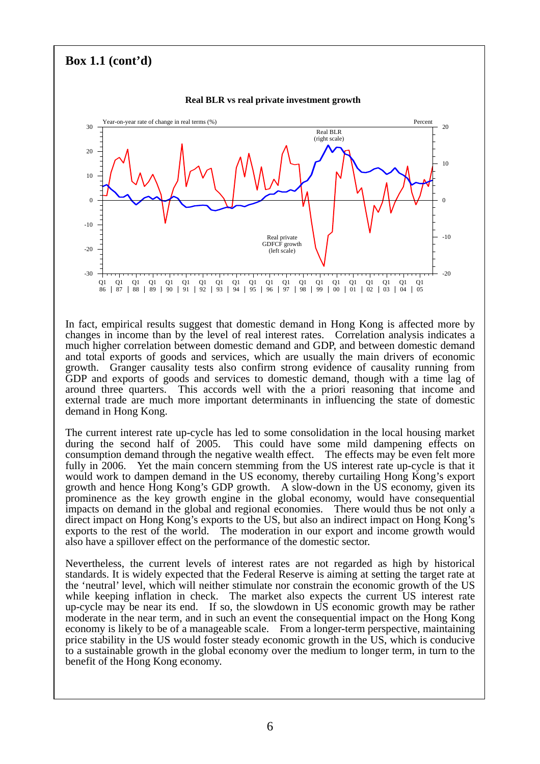## Box 1.1 (cont'd)

**Real BLR vs real private investment growth**

In fact, empirical results suggest that domestic demand in Hong Kong is affected more by changes in income than by the level of real interest rates. Correlation analysis indicates a much higher correlation between domestic demand and GDP, and between domestic demand and total exports of goods and services, which are usually the main drivers of economic growth. Granger causality tests also confirm strong evidence of causality running from GDP and exports of goods and services to domestic demand, though with a time lag of around three quarters. This accords well with the a priori reasoning that income and external trade are much more important determinants in influencing the state of domestic demand in Hong Kong.

The current interest rate up-cycle has led to some consolidation in the local housing market during the second half of 2005. This could have some mild dampening effects on consumption demand through the negative wealth effect. The effects may be even felt more fully in 2006. Yet the main concern stemming from the US interest rate up-cycle is that it would work to dampen demand in the US economy, thereby curtailing Hong Kong's export growth and hence Hong Kong's GDP growth. A slow-down in the US economy, given its prominence as the key growth engine in the global economy, would have consequential impacts on demand in the global and regional economies. There would thus be not only a direct impact on Hong Kong's exports to the US, but also an indirect impact on Hong Kong's exports to the rest of the world. The moderation in our export and income growth would also have a spillover effect on the performance of the domestic sector.

Nevertheless, the current levels of interest rates are not regarded as high by historical standards. It is widely expected that the Federal Reserve is aiming at setting the target rate at the 'neutral' level, which will neither stimulate nor constrain the economic growth of the US while keeping inflation in check. The market also expects the current US interest rate up-cycle may be near its end. If so, the slowdown in US economic growth may be rather moderate in the near term, and in such an event the consequential impact on the Hong Kong economy is likely to be of a manageable scale. From a longer-term perspective, maintaining price stability in the US would foster steady economic growth in the US, which is conducive to a sustainable growth in the global economy over the medium to longer term, in turn to the benefit of the Hong Kong economy.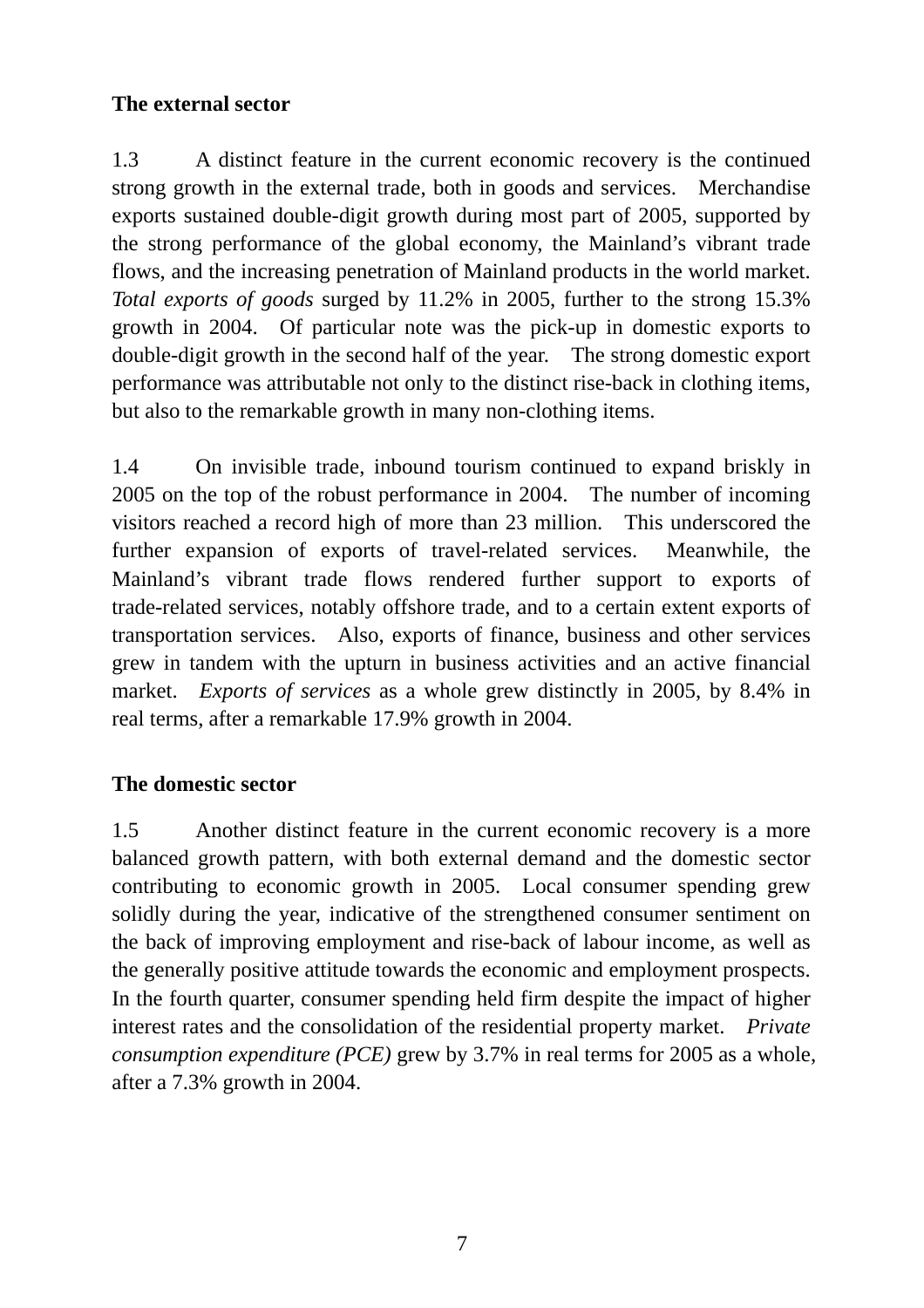**The external sector**

1.3 A distinct feature in the current economic recovery is the continued strong growth in the external trade, both in goods and services. Merchandise exports sustained double-digit growth during most part of 2005, supported by the strong performance of the global economy, the Mainland's vibrant trade flows, and the increasing penetration of Mainland products in the world market. *Total exports of goods* surged by 11.2% in 2005, further to the strong 15.3% growth in 2004. Of particular note was the pick-up in domestic exports to double-digit growth in the second half of the year. The strong domestic export performance was attributable not only to the distinct rise-back in clothing items, but also to the remarkable growth in many non-clothing items.

1.4 On invisible trade, inbound tourism continued to expand briskly in 2005 on the top of the robust performance in 2004. The number of incoming visitors reached a record high of more than 23 million. This underscored the further expansion of exports of travel-related services. Meanwhile, the Mainland's vibrant trade flows rendered further support to exports of trade-related services, notably offshore trade, and to a certain extent exports of transportation services. Also, exports of finance, business and other services grew in tandem with the upturn in business activities and an active financial market. *Exports of services* as a whole grew distinctly in 2005, by 8.4% in real terms, after a remarkable 17.9% growth in 2004.

**The domestic sector**

1.5 Another distinct feature in the current economic recovery is a more balanced growth pattern, with both external demand and the domestic sector contributing to economic growth in 2005. Local consumer spending grew solidly during the year, indicative of the strengthened consumer sentiment on the back of improving employment and rise-back of labour income, as well as the generally positive attitude towards the economic and employment prospects. In the fourth quarter, consumer spending held firm despite the impact of higher interest rates and the consolidation of the residential property market. *Private consumption expenditure (PCE)* grew by 3.7% in real terms for 2005 as a whole, after a 7.3% growth in 2004.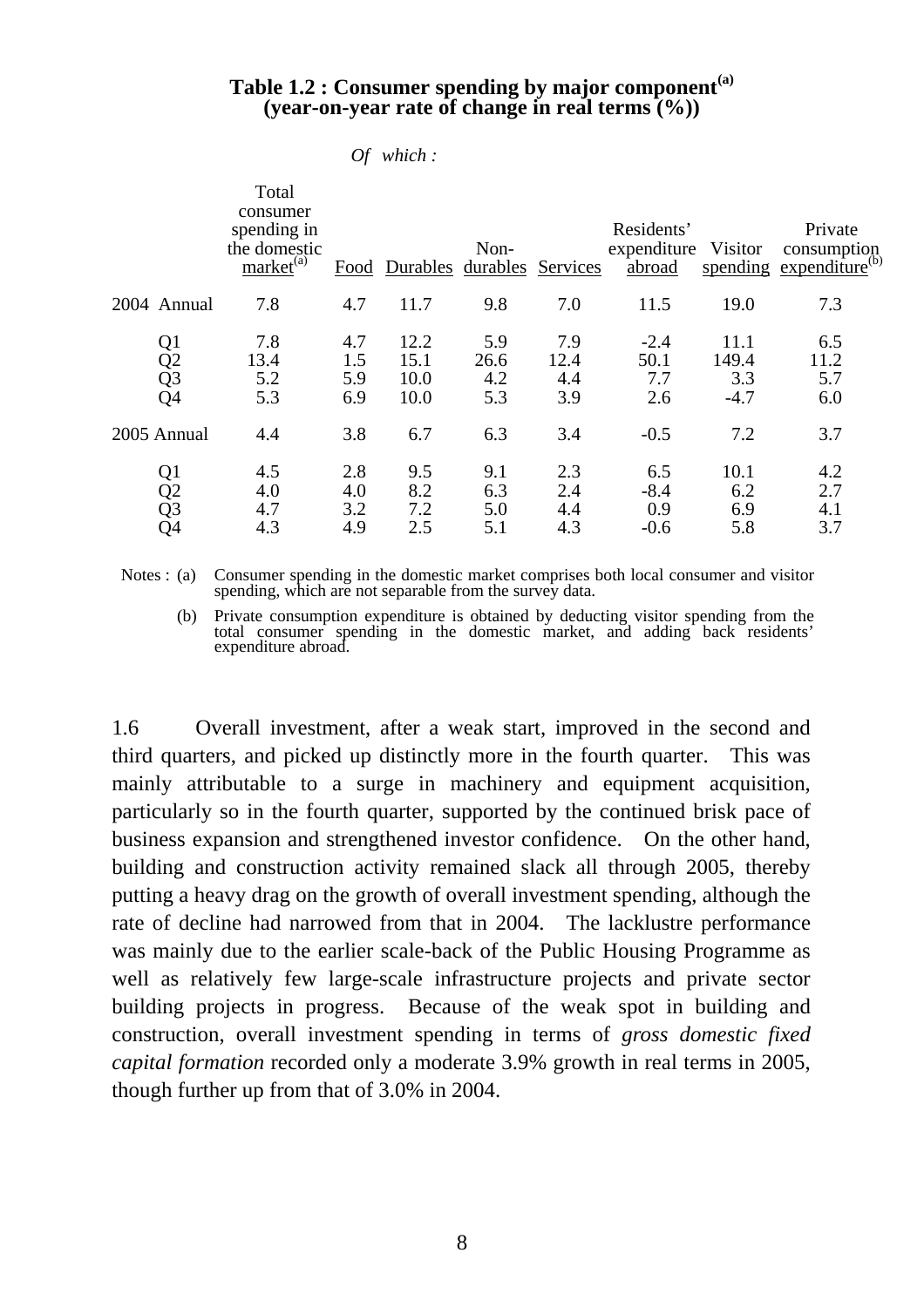**Table 1.2 : Consumer spending by major component[(a)]**
**(year-on-year rate of change in real terms (%))**

| | Total consumer spending in the domestic market[(a)] | *Of which :* Food | Durables | Non-durables | Services | Residents' expenditure abroad | Visitor spending | Private consumption expenditure[(b)] |
|---|---|---|---|---|---|---|---|---|
| 2004 Annual | 7.8 | 4.7 | 11.7 | 9.8 | 7.0 | 11.5 | 19.0 | 7.3 |
| Q1 | 7.8 | 4.7 | 12.2 | 5.9 | 7.9 | -2.4 | 11.1 | 6.5 |
| Q2 | 13.4 | 1.5 | 15.1 | 26.6 | 12.4 | 50.1 | 149.4 | 11.2 |
| Q3 | 5.2 | 5.9 | 10.0 | 4.2 | 4.4 | 7.7 | 3.3 | 5.7 |
| Q4 | 5.3 | 6.9 | 10.0 | 5.3 | 3.9 | 2.6 | -4.7 | 6.0 |
| 2005 Annual | 4.4 | 3.8 | 6.7 | 6.3 | 3.4 | -0.5 | 7.2 | 3.7 |
| Q1 | 4.5 | 2.8 | 9.5 | 9.1 | 2.3 | 6.5 | 10.1 | 4.2 |
| Q2 | 4.0 | 4.0 | 8.2 | 6.3 | 2.4 | -8.4 | 6.2 | 2.7 |
| Q3 | 4.7 | 3.2 | 7.2 | 5.0 | 4.4 | 0.9 | 6.9 | 4.1 |
| Q4 | 4.3 | 4.9 | 2.5 | 5.1 | 4.3 | -0.6 | 5.8 | 3.7 |

Notes : (a) Consumer spending in the domestic market comprises both local consumer and visitor spending, which are not separable from the survey data.

(b) Private consumption expenditure is obtained by deducting visitor spending from the total consumer spending in the domestic market, and adding back residents' expenditure abroad.

1.6 Overall investment, after a weak start, improved in the second and third quarters, and picked up distinctly more in the fourth quarter. This was mainly attributable to a surge in machinery and equipment acquisition, particularly so in the fourth quarter, supported by the continued brisk pace of business expansion and strengthened investor confidence. On the other hand, building and construction activity remained slack all through 2005, thereby putting a heavy drag on the growth of overall investment spending, although the rate of decline had narrowed from that in 2004. The lacklustre performance was mainly due to the earlier scale-back of the Public Housing Programme as well as relatively few large-scale infrastructure projects and private sector building projects in progress. Because of the weak spot in building and construction, overall investment spending in terms of *gross domestic fixed capital formation* recorded only a moderate 3.9% growth in real terms in 2005, though further up from that of 3.0% in 2004.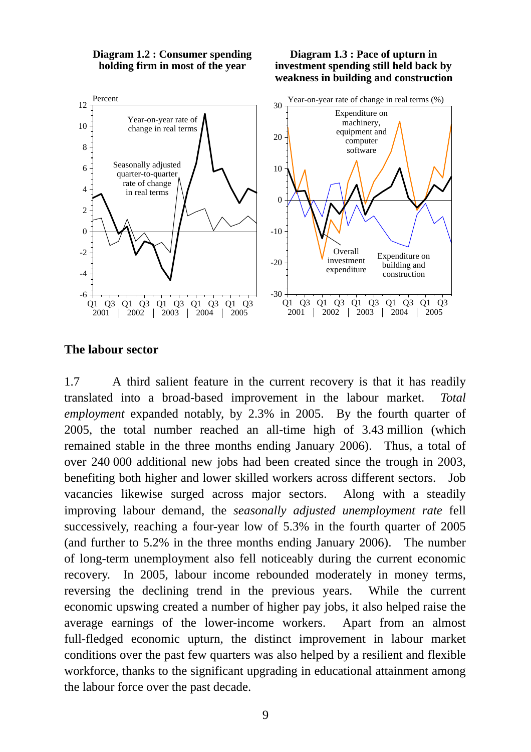**Diagram 1.2 : Consumer spending holding firm in most of the year**

**Diagram 1.3 : Pace of upturn in investment spending still held back by weakness in building and construction**

## The labour sector

1.7 A third salient feature in the current recovery is that it has readily translated into a broad-based improvement in the labour market. *Total employment* expanded notably, by 2.3% in 2005. By the fourth quarter of 2005, the total number reached an all-time high of 3.43 million (which remained stable in the three months ending January 2006). Thus, a total of over 240 000 additional new jobs had been created since the trough in 2003, benefiting both higher and lower skilled workers across different sectors. Job vacancies likewise surged across major sectors. Along with a steadily improving labour demand, the *seasonally adjusted unemployment rate* fell successively, reaching a four-year low of 5.3% in the fourth quarter of 2005 (and further to 5.2% in the three months ending January 2006). The number of long-term unemployment also fell noticeably during the current economic recovery. In 2005, labour income rebounded moderately in money terms, reversing the declining trend in the previous years. While the current economic upswing created a number of higher pay jobs, it also helped raise the average earnings of the lower-income workers. Apart from an almost full-fledged economic upturn, the distinct improvement in labour market conditions over the past few quarters was also helped by a resilient and flexible workforce, thanks to the significant upgrading in educational attainment among the labour force over the past decade.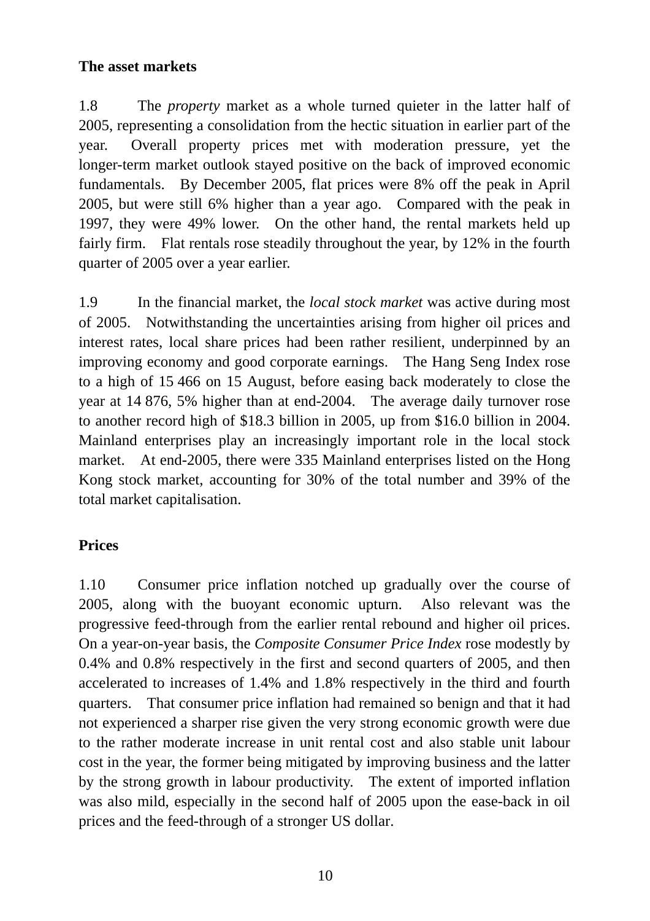**The asset markets**

1.8 The *property* market as a whole turned quieter in the latter half of 2005, representing a consolidation from the hectic situation in earlier part of the year. Overall property prices met with moderation pressure, yet the longer-term market outlook stayed positive on the back of improved economic fundamentals. By December 2005, flat prices were 8% off the peak in April 2005, but were still 6% higher than a year ago. Compared with the peak in 1997, they were 49% lower. On the other hand, the rental markets held up fairly firm. Flat rentals rose steadily throughout the year, by 12% in the fourth quarter of 2005 over a year earlier.

1.9 In the financial market, the *local stock market* was active during most of 2005. Notwithstanding the uncertainties arising from higher oil prices and interest rates, local share prices had been rather resilient, underpinned by an improving economy and good corporate earnings. The Hang Seng Index rose to a high of 15 466 on 15 August, before easing back moderately to close the year at 14 876, 5% higher than at end-2004. The average daily turnover rose to another record high of $18.3 billion in 2005, up from $16.0 billion in 2004. Mainland enterprises play an increasingly important role in the local stock market. At end-2005, there were 335 Mainland enterprises listed on the Hong Kong stock market, accounting for 30% of the total number and 39% of the total market capitalisation.

**Prices**

1.10 Consumer price inflation notched up gradually over the course of 2005, along with the buoyant economic upturn. Also relevant was the progressive feed-through from the earlier rental rebound and higher oil prices. On a year-on-year basis, the *Composite Consumer Price Index* rose modestly by 0.4% and 0.8% respectively in the first and second quarters of 2005, and then accelerated to increases of 1.4% and 1.8% respectively in the third and fourth quarters. That consumer price inflation had remained so benign and that it had not experienced a sharper rise given the very strong economic growth were due to the rather moderate increase in unit rental cost and also stable unit labour cost in the year, the former being mitigated by improving business and the latter by the strong growth in labour productivity. The extent of imported inflation was also mild, especially in the second half of 2005 upon the ease-back in oil prices and the feed-through of a stronger US dollar.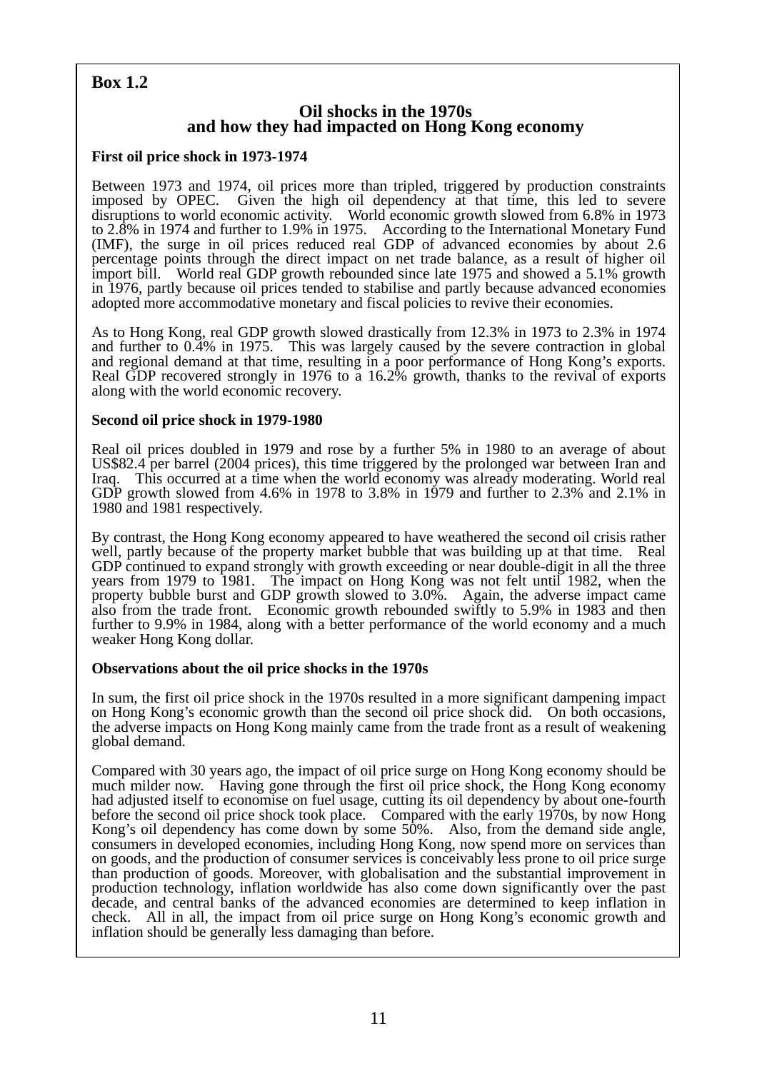**Box 1.2**

## Oil shocks in the 1970s and how they had impacted on Hong Kong economy

**First oil price shock in 1973-1974**

Between 1973 and 1974, oil prices more than tripled, triggered by production constraints imposed by OPEC. Given the high oil dependency at that time, this led to severe disruptions to world economic activity. World economic growth slowed from 6.8% in 1973 to 2.8% in 1974 and further to 1.9% in 1975. According to the International Monetary Fund (IMF), the surge in oil prices reduced real GDP of advanced economies by about 2.6 percentage points through the direct impact on net trade balance, as a result of higher oil import bill. World real GDP growth rebounded since late 1975 and showed a 5.1% growth in 1976, partly because oil prices tended to stabilise and partly because advanced economies adopted more accommodative monetary and fiscal policies to revive their economies.

As to Hong Kong, real GDP growth slowed drastically from 12.3% in 1973 to 2.3% in 1974 and further to 0.4% in 1975. This was largely caused by the severe contraction in global and regional demand at that time, resulting in a poor performance of Hong Kong's exports. Real GDP recovered strongly in 1976 to a 16.2% growth, thanks to the revival of exports along with the world economic recovery.

**Second oil price shock in 1979-1980**

Real oil prices doubled in 1979 and rose by a further 5% in 1980 to an average of about US$82.4 per barrel (2004 prices), this time triggered by the prolonged war between Iran and Iraq. This occurred at a time when the world economy was already moderating. World real GDP growth slowed from 4.6% in 1978 to 3.8% in 1979 and further to 2.3% and 2.1% in 1980 and 1981 respectively.

By contrast, the Hong Kong economy appeared to have weathered the second oil crisis rather well, partly because of the property market bubble that was building up at that time. Real GDP continued to expand strongly with growth exceeding or near double-digit in all the three years from 1979 to 1981. The impact on Hong Kong was not felt until 1982, when the property bubble burst and GDP growth slowed to 3.0%. Again, the adverse impact came also from the trade front. Economic growth rebounded swiftly to 5.9% in 1983 and then further to 9.9% in 1984, along with a better performance of the world economy and a much weaker Hong Kong dollar.

**Observations about the oil price shocks in the 1970s**

In sum, the first oil price shock in the 1970s resulted in a more significant dampening impact on Hong Kong's economic growth than the second oil price shock did. On both occasions, the adverse impacts on Hong Kong mainly came from the trade front as a result of weakening global demand.

Compared with 30 years ago, the impact of oil price surge on Hong Kong economy should be much milder now. Having gone through the first oil price shock, the Hong Kong economy had adjusted itself to economise on fuel usage, cutting its oil dependency by about one-fourth before the second oil price shock took place. Compared with the early 1970s, by now Hong Kong's oil dependency has come down by some 50%. Also, from the demand side angle, consumers in developed economies, including Hong Kong, now spend more on services than on goods, and the production of consumer services is conceivably less prone to oil price surge than production of goods. Moreover, with globalisation and the substantial improvement in production technology, inflation worldwide has also come down significantly over the past decade, and central banks of the advanced economies are determined to keep inflation in check. All in all, the impact from oil price surge on Hong Kong's economic growth and inflation should be generally less damaging than before.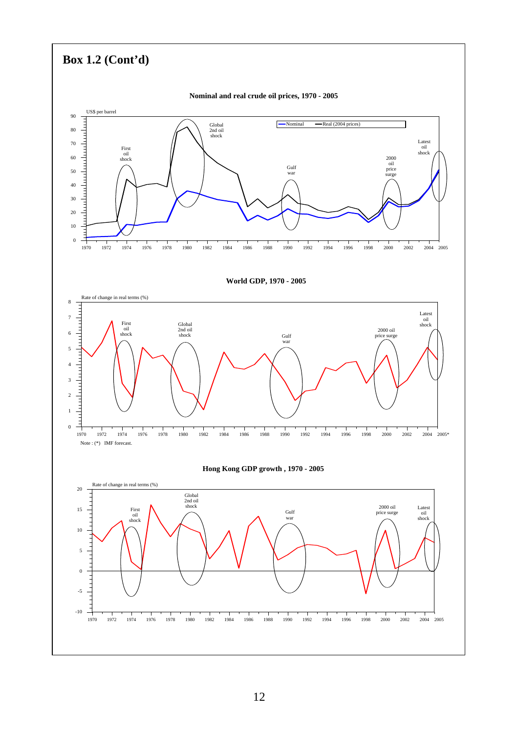# Box 1.2 (Cont'd)

**Nominal and real crude oil prices, 1970 - 2005**

US$ per barrel

Nominal — Real (2004 prices)

First oil shock; Global 2nd oil shock; Gulf war; 2000 oil price surge; Latest oil shock

**World GDP, 1970 - 2005**

Rate of change in real terms (%)

First oil shock; Global 2nd oil shock; Gulf war; 2000 oil price surge; Latest oil shock

Note : (*) IMF forecast.

**Hong Kong GDP growth , 1970 - 2005**

Rate of change in real terms (%)

First oil shock; Global 2nd oil shock; Gulf war; 2000 oil price surge; Latest oil shock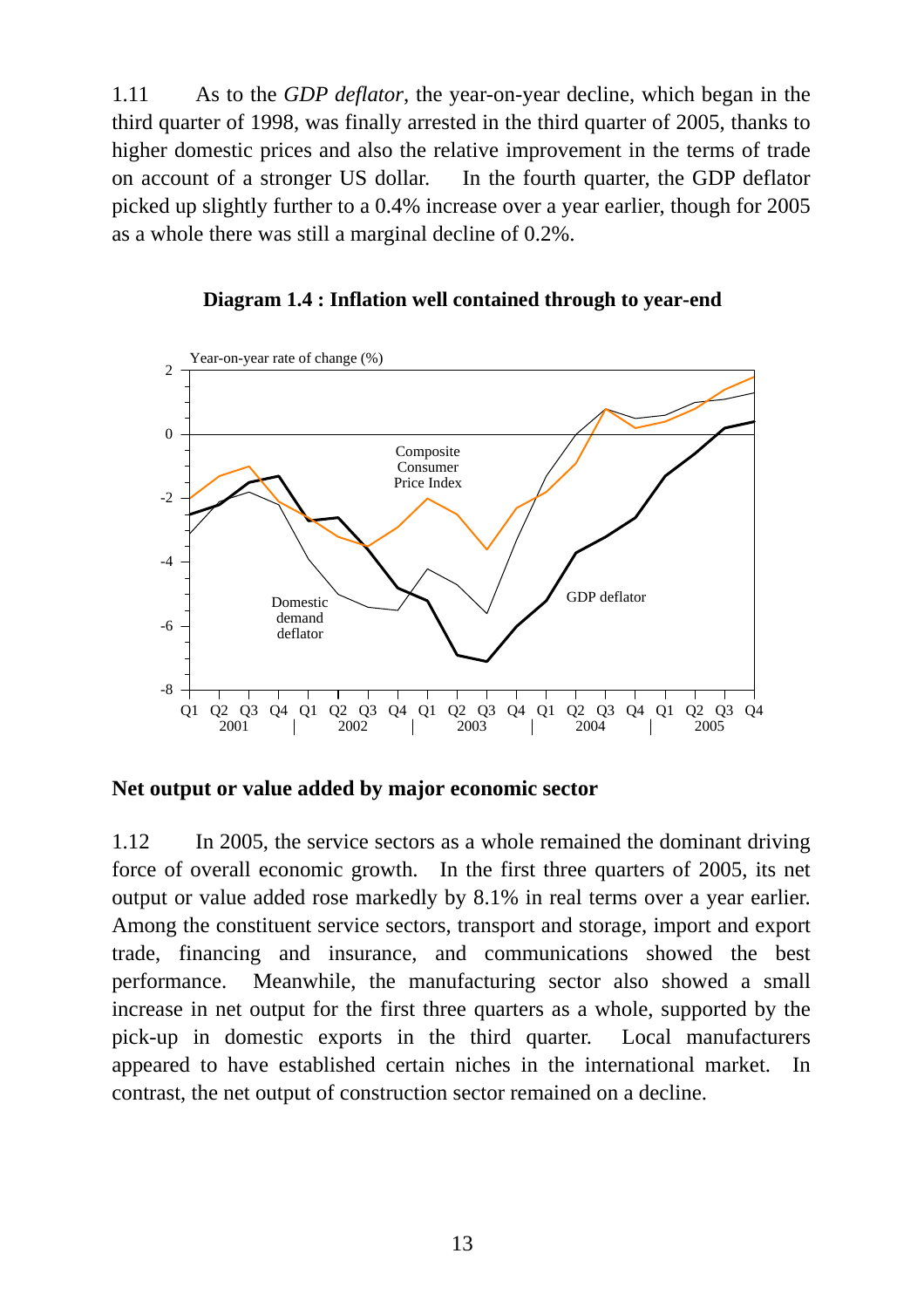1.11 As to the *GDP deflator*, the year-on-year decline, which began in the third quarter of 1998, was finally arrested in the third quarter of 2005, thanks to higher domestic prices and also the relative improvement in the terms of trade on account of a stronger US dollar. In the fourth quarter, the GDP deflator picked up slightly further to a 0.4% increase over a year earlier, though for 2005 as a whole there was still a marginal decline of 0.2%.

**Diagram 1.4 : Inflation well contained through to year-end**

### Net output or value added by major economic sector

1.12 In 2005, the service sectors as a whole remained the dominant driving force of overall economic growth. In the first three quarters of 2005, its net output or value added rose markedly by 8.1% in real terms over a year earlier. Among the constituent service sectors, transport and storage, import and export trade, financing and insurance, and communications showed the best performance. Meanwhile, the manufacturing sector also showed a small increase in net output for the first three quarters as a whole, supported by the pick-up in domestic exports in the third quarter. Local manufacturers appeared to have established certain niches in the international market. In contrast, the net output of construction sector remained on a decline.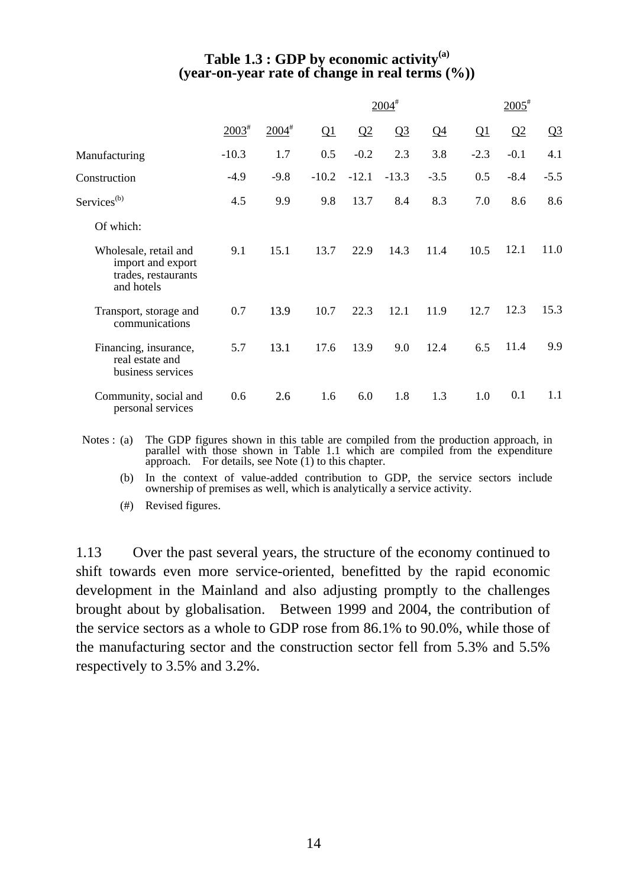**Table 1.3 : GDP by economic activity[(a)]**
**(year-on-year rate of change in real terms (%))**

| | | | 2004# | | | | 2005# | | |
|---|---|---|---|---|---|---|---|---|---|
| | 2003# | 2004# | Q1 | Q2 | Q3 | Q4 | Q1 | Q2 | Q3 |
| Manufacturing | -10.3 | 1.7 | 0.5 | -0.2 | 2.3 | 3.8 | -2.3 | -0.1 | 4.1 |
| Construction | -4.9 | -9.8 | -10.2 | -12.1 | -13.3 | -3.5 | 0.5 | -8.4 | -5.5 |
| Services[(b)] | 4.5 | 9.9 | 9.8 | 13.7 | 8.4 | 8.3 | 7.0 | 8.6 | 8.6 |
| Of which: | | | | | | | | | |
| Wholesale, retail and import and export trades, restaurants and hotels | 9.1 | 15.1 | 13.7 | 22.9 | 14.3 | 11.4 | 10.5 | 12.1 | 11.0 |
| Transport, storage and communications | 0.7 | 13.9 | 10.7 | 22.3 | 12.1 | 11.9 | 12.7 | 12.3 | 15.3 |
| Financing, insurance, real estate and business services | 5.7 | 13.1 | 17.6 | 13.9 | 9.0 | 12.4 | 6.5 | 11.4 | 9.9 |
| Community, social and personal services | 0.6 | 2.6 | 1.6 | 6.0 | 1.8 | 1.3 | 1.0 | 0.1 | 1.1 |

Notes : (a) The GDP figures shown in this table are compiled from the production approach, in parallel with those shown in Table 1.1 which are compiled from the expenditure approach. For details, see Note (1) to this chapter.

(b) In the context of value-added contribution to GDP, the service sectors include ownership of premises as well, which is analytically a service activity.

(#) Revised figures.

1.13 Over the past several years, the structure of the economy continued to shift towards even more service-oriented, benefitted by the rapid economic development in the Mainland and also adjusting promptly to the challenges brought about by globalisation. Between 1999 and 2004, the contribution of the service sectors as a whole to GDP rose from 86.1% to 90.0%, while those of the manufacturing sector and the construction sector fell from 5.3% and 5.5% respectively to 3.5% and 3.2%.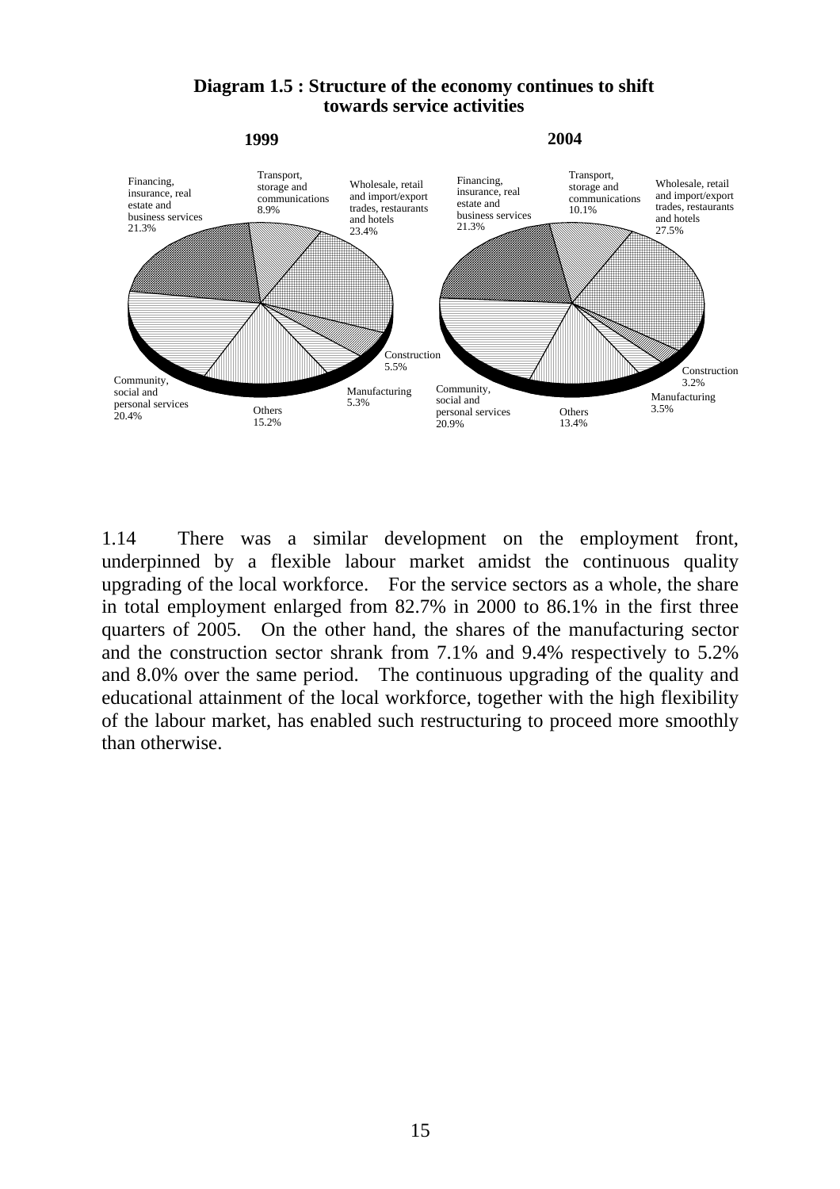**Diagram 1.5 : Structure of the economy continues to shift towards service activities**

**1999**

Financing, insurance, real estate and business services 21.3%

Transport, storage and communications 8.9%

Wholesale, retail and import/export trades, restaurants and hotels 23.4%

Construction 5.5%

Manufacturing 5.3%

Others 15.2%

Community, social and personal services 20.4%

**2004**

Financing, insurance, real estate and business services 21.3%

Transport, storage and communications 10.1%

Wholesale, retail and import/export trades, restaurants and hotels 27.5%

Construction 3.2%

Manufacturing 3.5%

Others 13.4%

Community, social and personal services 20.9%

1.14 There was a similar development on the employment front, underpinned by a flexible labour market amidst the continuous quality upgrading of the local workforce. For the service sectors as a whole, the share in total employment enlarged from 82.7% in 2000 to 86.1% in the first three quarters of 2005. On the other hand, the shares of the manufacturing sector and the construction sector shrank from 7.1% and 9.4% respectively to 5.2% and 8.0% over the same period. The continuous upgrading of the quality and educational attainment of the local workforce, together with the high flexibility of the labour market, has enabled such restructuring to proceed more smoothly than otherwise.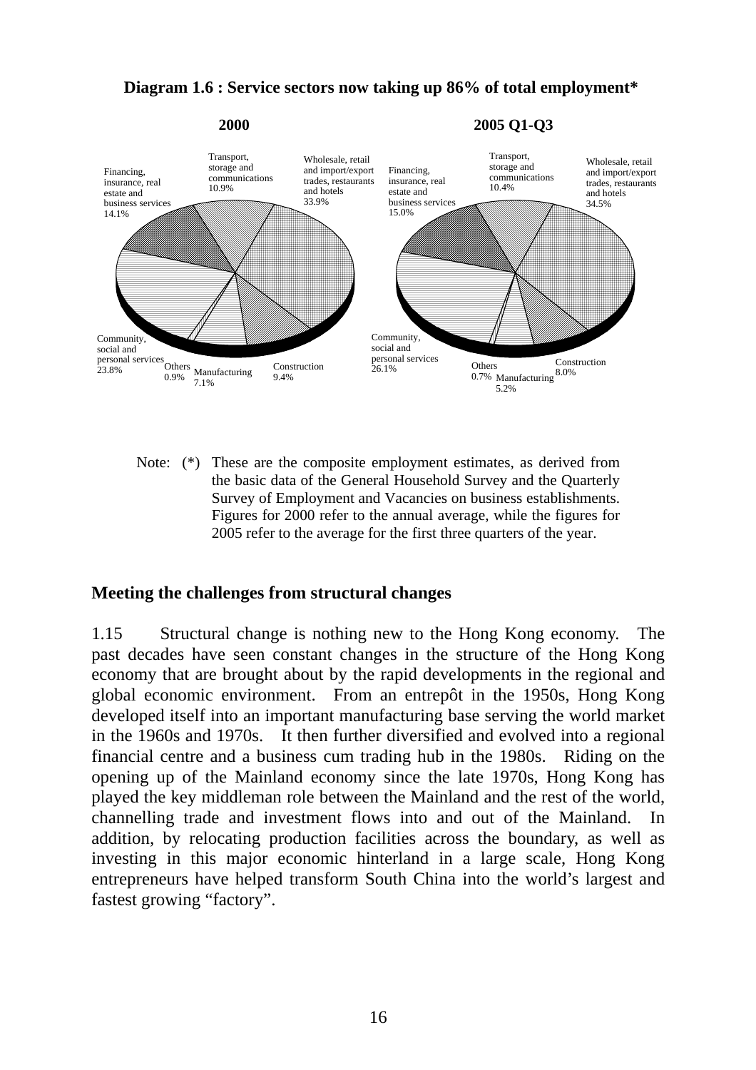**Diagram 1.6 : Service sectors now taking up 86% of total employment***

**2000**

Transport, storage and communications 10.9%

Wholesale, retail and import/export trades, restaurants and hotels 33.9%

Financing, insurance, real estate and business services 14.1%

Community, social and personal services 23.8%

Others 0.9%

Manufacturing 7.1%

Construction 9.4%

**2005 Q1-Q3**

Transport, storage and communications 10.4%

Wholesale, retail and import/export trades, restaurants and hotels 34.5%

Financing, insurance, real estate and business services 15.0%

Community, social and personal services 26.1%

Others 0.7%

Manufacturing 5.2%

Construction 8.0%

Note: (*) These are the composite employment estimates, as derived from the basic data of the General Household Survey and the Quarterly Survey of Employment and Vacancies on business establishments. Figures for 2000 refer to the annual average, while the figures for 2005 refer to the average for the first three quarters of the year.

## Meeting the challenges from structural changes

1.15 Structural change is nothing new to the Hong Kong economy. The past decades have seen constant changes in the structure of the Hong Kong economy that are brought about by the rapid developments in the regional and global economic environment. From an entrepôt in the 1950s, Hong Kong developed itself into an important manufacturing base serving the world market in the 1960s and 1970s. It then further diversified and evolved into a regional financial centre and a business cum trading hub in the 1980s. Riding on the opening up of the Mainland economy since the late 1970s, Hong Kong has played the key middleman role between the Mainland and the rest of the world, channelling trade and investment flows into and out of the Mainland. In addition, by relocating production facilities across the boundary, as well as investing in this major economic hinterland in a large scale, Hong Kong entrepreneurs have helped transform South China into the world's largest and fastest growing "factory".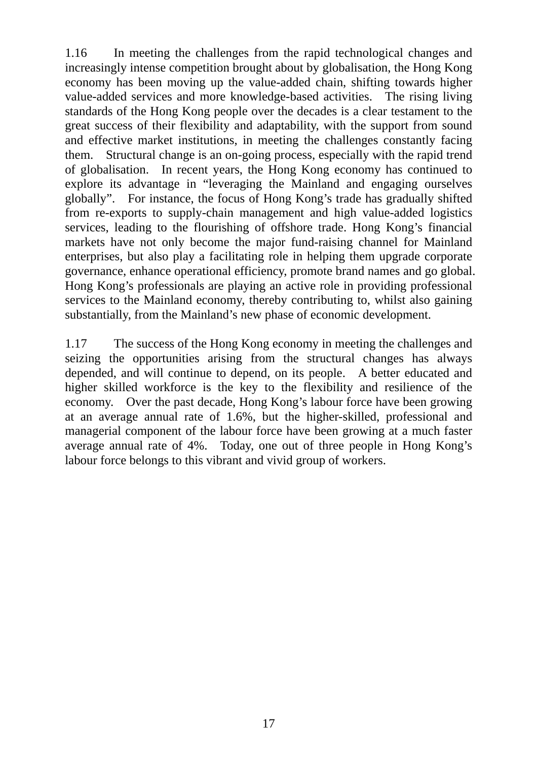1.16 In meeting the challenges from the rapid technological changes and increasingly intense competition brought about by globalisation, the Hong Kong economy has been moving up the value-added chain, shifting towards higher value-added services and more knowledge-based activities. The rising living standards of the Hong Kong people over the decades is a clear testament to the great success of their flexibility and adaptability, with the support from sound and effective market institutions, in meeting the challenges constantly facing them. Structural change is an on-going process, especially with the rapid trend of globalisation. In recent years, the Hong Kong economy has continued to explore its advantage in "leveraging the Mainland and engaging ourselves globally". For instance, the focus of Hong Kong's trade has gradually shifted from re-exports to supply-chain management and high value-added logistics services, leading to the flourishing of offshore trade. Hong Kong's financial markets have not only become the major fund-raising channel for Mainland enterprises, but also play a facilitating role in helping them upgrade corporate governance, enhance operational efficiency, promote brand names and go global. Hong Kong's professionals are playing an active role in providing professional services to the Mainland economy, thereby contributing to, whilst also gaining substantially, from the Mainland's new phase of economic development.

1.17 The success of the Hong Kong economy in meeting the challenges and seizing the opportunities arising from the structural changes has always depended, and will continue to depend, on its people. A better educated and higher skilled workforce is the key to the flexibility and resilience of the economy. Over the past decade, Hong Kong's labour force have been growing at an average annual rate of 1.6%, but the higher-skilled, professional and managerial component of the labour force have been growing at a much faster average annual rate of 4%. Today, one out of three people in Hong Kong's labour force belongs to this vibrant and vivid group of workers.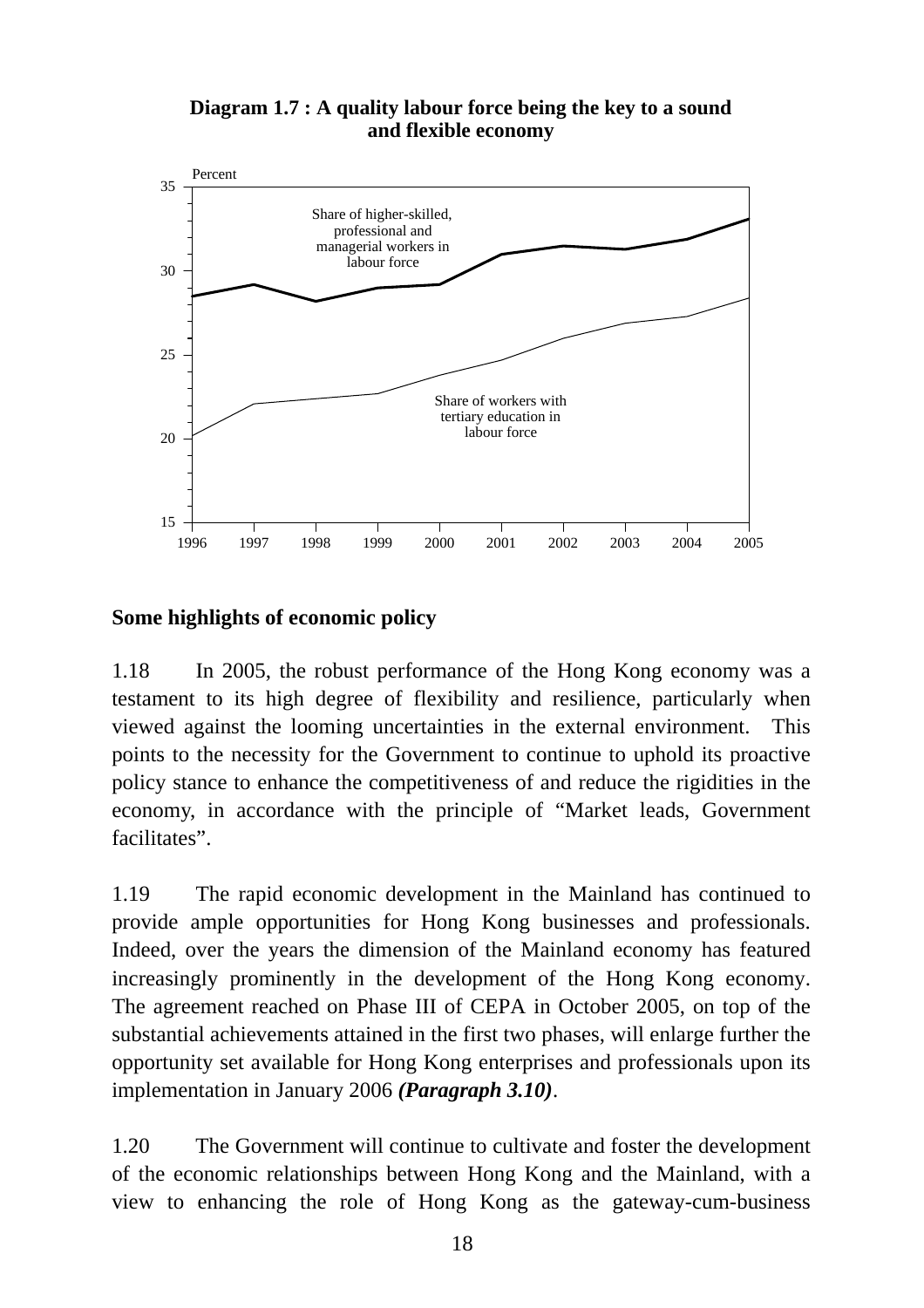**Diagram 1.7 : A quality labour force being the key to a sound and flexible economy**

## Some highlights of economic policy

1.18 In 2005, the robust performance of the Hong Kong economy was a testament to its high degree of flexibility and resilience, particularly when viewed against the looming uncertainties in the external environment. This points to the necessity for the Government to continue to uphold its proactive policy stance to enhance the competitiveness of and reduce the rigidities in the economy, in accordance with the principle of "Market leads, Government facilitates".

1.19 The rapid economic development in the Mainland has continued to provide ample opportunities for Hong Kong businesses and professionals. Indeed, over the years the dimension of the Mainland economy has featured increasingly prominently in the development of the Hong Kong economy. The agreement reached on Phase III of CEPA in October 2005, on top of the substantial achievements attained in the first two phases, will enlarge further the opportunity set available for Hong Kong enterprises and professionals upon its implementation in January 2006 ***(Paragraph 3.10)***.

1.20 The Government will continue to cultivate and foster the development of the economic relationships between Hong Kong and the Mainland, with a view to enhancing the role of Hong Kong as the gateway-cum-business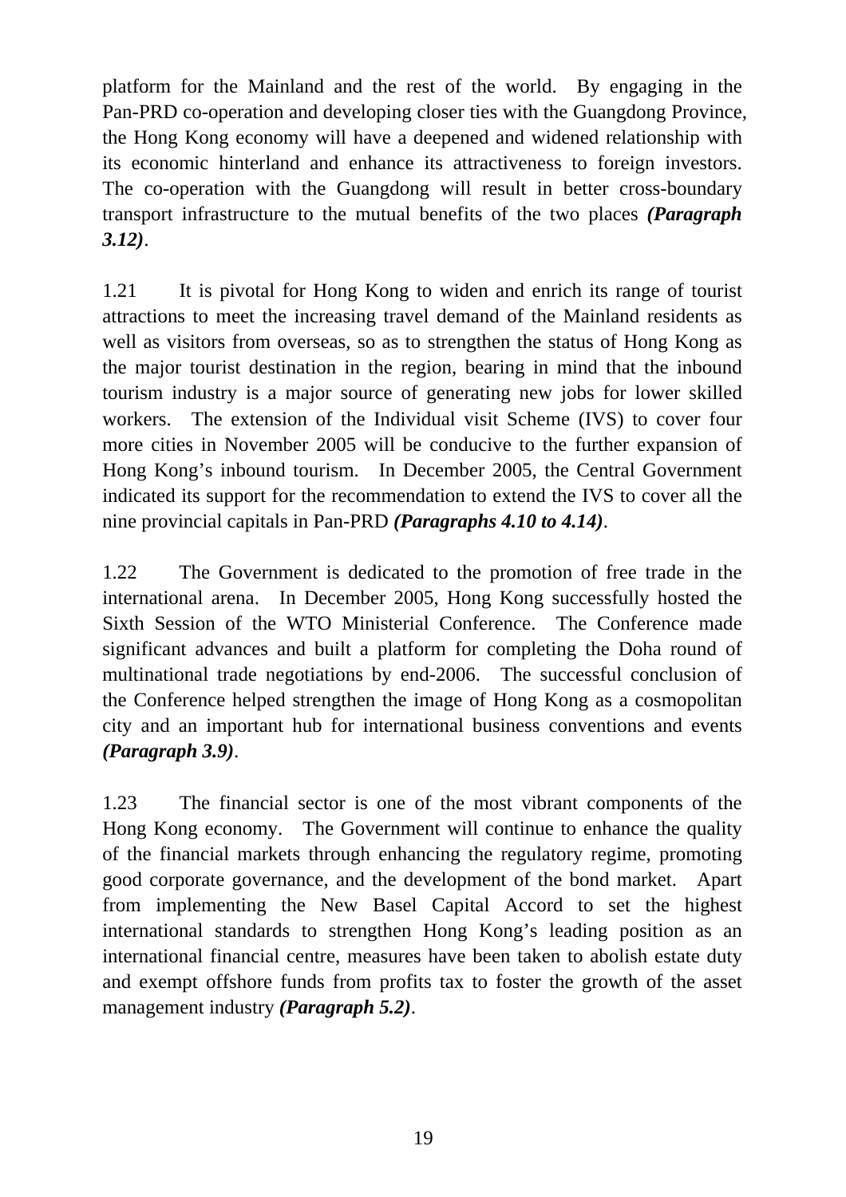platform for the Mainland and the rest of the world. By engaging in the Pan-PRD co-operation and developing closer ties with the Guangdong Province, the Hong Kong economy will have a deepened and widened relationship with its economic hinterland and enhance its attractiveness to foreign investors. The co-operation with the Guangdong will result in better cross-boundary transport infrastructure to the mutual benefits of the two places ***(Paragraph 3.12)***.

1.21 It is pivotal for Hong Kong to widen and enrich its range of tourist attractions to meet the increasing travel demand of the Mainland residents as well as visitors from overseas, so as to strengthen the status of Hong Kong as the major tourist destination in the region, bearing in mind that the inbound tourism industry is a major source of generating new jobs for lower skilled workers. The extension of the Individual visit Scheme (IVS) to cover four more cities in November 2005 will be conducive to the further expansion of Hong Kong's inbound tourism. In December 2005, the Central Government indicated its support for the recommendation to extend the IVS to cover all the nine provincial capitals in Pan-PRD ***(Paragraphs 4.10 to 4.14)***.

1.22 The Government is dedicated to the promotion of free trade in the international arena. In December 2005, Hong Kong successfully hosted the Sixth Session of the WTO Ministerial Conference. The Conference made significant advances and built a platform for completing the Doha round of multinational trade negotiations by end-2006. The successful conclusion of the Conference helped strengthen the image of Hong Kong as a cosmopolitan city and an important hub for international business conventions and events ***(Paragraph 3.9)***.

1.23 The financial sector is one of the most vibrant components of the Hong Kong economy. The Government will continue to enhance the quality of the financial markets through enhancing the regulatory regime, promoting good corporate governance, and the development of the bond market. Apart from implementing the New Basel Capital Accord to set the highest international standards to strengthen Hong Kong's leading position as an international financial centre, measures have been taken to abolish estate duty and exempt offshore funds from profits tax to foster the growth of the asset management industry ***(Paragraph 5.2)***.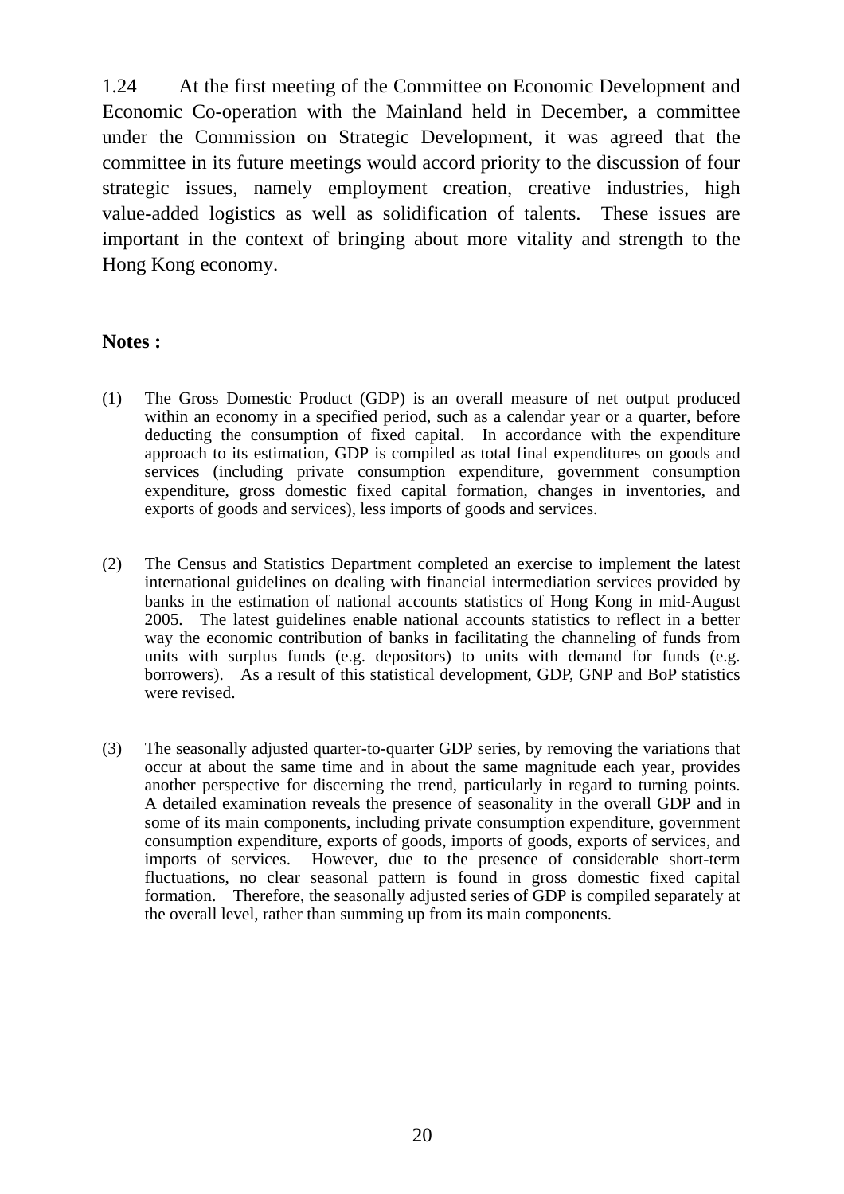1.24 At the first meeting of the Committee on Economic Development and Economic Co-operation with the Mainland held in December, a committee under the Commission on Strategic Development, it was agreed that the committee in its future meetings would accord priority to the discussion of four strategic issues, namely employment creation, creative industries, high value-added logistics as well as solidification of talents. These issues are important in the context of bringing about more vitality and strength to the Hong Kong economy.

**Notes :**

(1) The Gross Domestic Product (GDP) is an overall measure of net output produced within an economy in a specified period, such as a calendar year or a quarter, before deducting the consumption of fixed capital. In accordance with the expenditure approach to its estimation, GDP is compiled as total final expenditures on goods and services (including private consumption expenditure, government consumption expenditure, gross domestic fixed capital formation, changes in inventories, and exports of goods and services), less imports of goods and services.

(2) The Census and Statistics Department completed an exercise to implement the latest international guidelines on dealing with financial intermediation services provided by banks in the estimation of national accounts statistics of Hong Kong in mid-August 2005. The latest guidelines enable national accounts statistics to reflect in a better way the economic contribution of banks in facilitating the channeling of funds from units with surplus funds (e.g. depositors) to units with demand for funds (e.g. borrowers). As a result of this statistical development, GDP, GNP and BoP statistics were revised.

(3) The seasonally adjusted quarter-to-quarter GDP series, by removing the variations that occur at about the same time and in about the same magnitude each year, provides another perspective for discerning the trend, particularly in regard to turning points. A detailed examination reveals the presence of seasonality in the overall GDP and in some of its main components, including private consumption expenditure, government consumption expenditure, exports of goods, imports of goods, exports of services, and imports of services. However, due to the presence of considerable short-term fluctuations, no clear seasonal pattern is found in gross domestic fixed capital formation. Therefore, the seasonally adjusted series of GDP is compiled separately at the overall level, rather than summing up from its main components.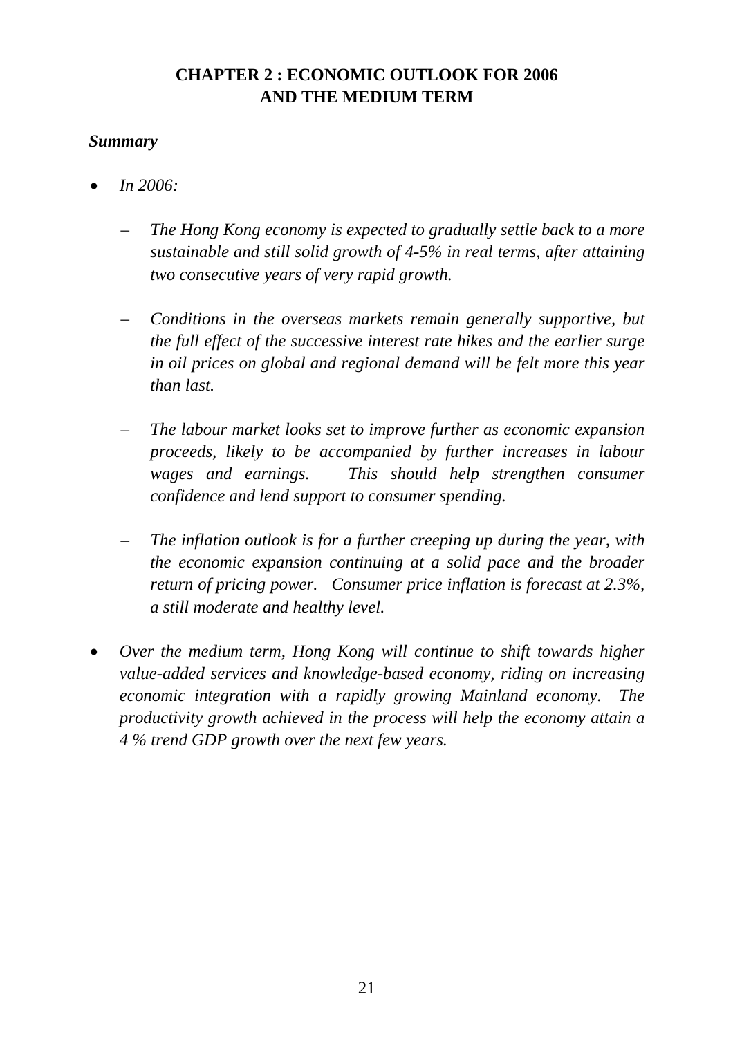# CHAPTER 2 : ECONOMIC OUTLOOK FOR 2006 AND THE MEDIUM TERM

***Summary***

- *In 2006:*

  - *The Hong Kong economy is expected to gradually settle back to a more sustainable and still solid growth of 4-5% in real terms, after attaining two consecutive years of very rapid growth.*

  - *Conditions in the overseas markets remain generally supportive, but the full effect of the successive interest rate hikes and the earlier surge in oil prices on global and regional demand will be felt more this year than last.*

  - *The labour market looks set to improve further as economic expansion proceeds, likely to be accompanied by further increases in labour wages and earnings. This should help strengthen consumer confidence and lend support to consumer spending.*

  - *The inflation outlook is for a further creeping up during the year, with the economic expansion continuing at a solid pace and the broader return of pricing power. Consumer price inflation is forecast at 2.3%, a still moderate and healthy level.*

- *Over the medium term, Hong Kong will continue to shift towards higher value-added services and knowledge-based economy, riding on increasing economic integration with a rapidly growing Mainland economy. The productivity growth achieved in the process will help the economy attain a 4 % trend GDP growth over the next few years.*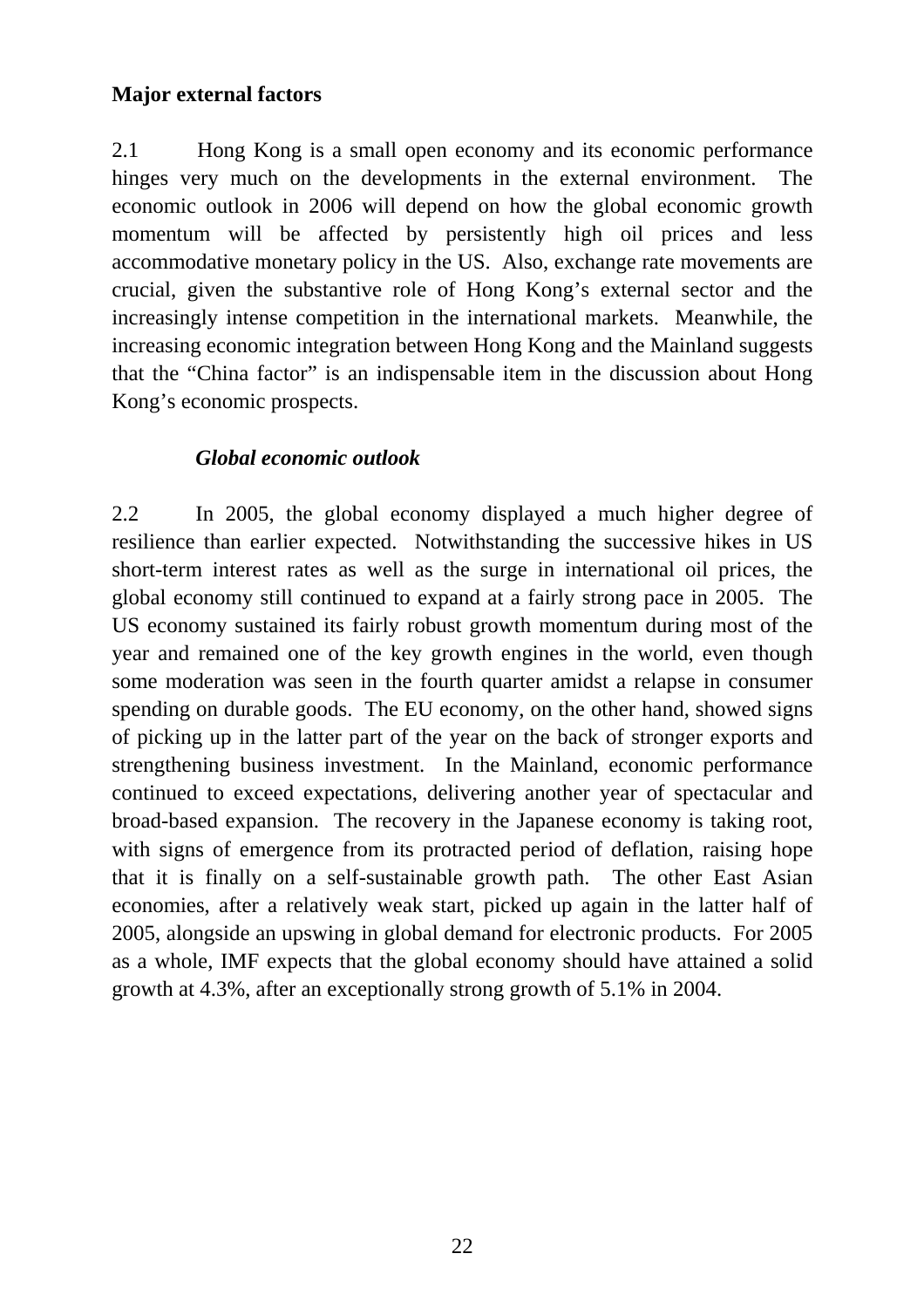**Major external factors**

2.1 Hong Kong is a small open economy and its economic performance hinges very much on the developments in the external environment. The economic outlook in 2006 will depend on how the global economic growth momentum will be affected by persistently high oil prices and less accommodative monetary policy in the US. Also, exchange rate movements are crucial, given the substantive role of Hong Kong's external sector and the increasingly intense competition in the international markets. Meanwhile, the increasing economic integration between Hong Kong and the Mainland suggests that the "China factor" is an indispensable item in the discussion about Hong Kong's economic prospects.

***Global economic outlook***

2.2 In 2005, the global economy displayed a much higher degree of resilience than earlier expected. Notwithstanding the successive hikes in US short-term interest rates as well as the surge in international oil prices, the global economy still continued to expand at a fairly strong pace in 2005. The US economy sustained its fairly robust growth momentum during most of the year and remained one of the key growth engines in the world, even though some moderation was seen in the fourth quarter amidst a relapse in consumer spending on durable goods. The EU economy, on the other hand, showed signs of picking up in the latter part of the year on the back of stronger exports and strengthening business investment. In the Mainland, economic performance continued to exceed expectations, delivering another year of spectacular and broad-based expansion. The recovery in the Japanese economy is taking root, with signs of emergence from its protracted period of deflation, raising hope that it is finally on a self-sustainable growth path. The other East Asian economies, after a relatively weak start, picked up again in the latter half of 2005, alongside an upswing in global demand for electronic products. For 2005 as a whole, IMF expects that the global economy should have attained a solid growth at 4.3%, after an exceptionally strong growth of 5.1% in 2004.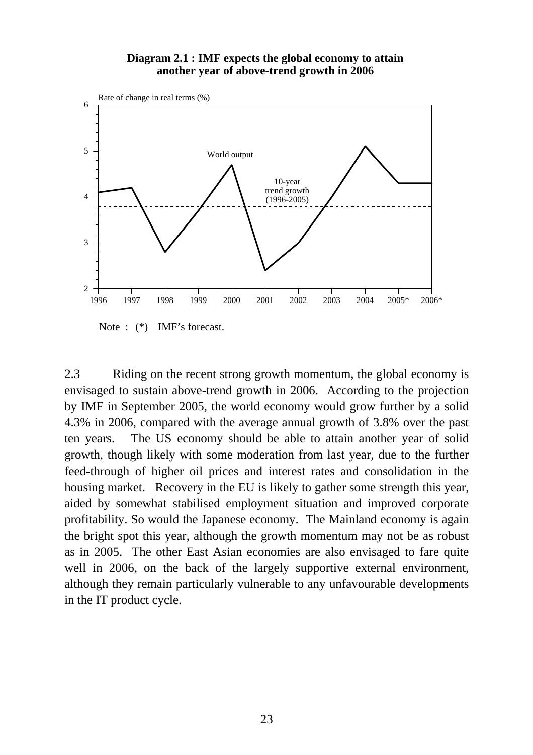**Diagram 2.1 : IMF expects the global economy to attain another year of above-trend growth in 2006**

Note : (*) IMF's forecast.

2.3 Riding on the recent strong growth momentum, the global economy is envisaged to sustain above-trend growth in 2006. According to the projection by IMF in September 2005, the world economy would grow further by a solid 4.3% in 2006, compared with the average annual growth of 3.8% over the past ten years. The US economy should be able to attain another year of solid growth, though likely with some moderation from last year, due to the further feed-through of higher oil prices and interest rates and consolidation in the housing market. Recovery in the EU is likely to gather some strength this year, aided by somewhat stabilised employment situation and improved corporate profitability. So would the Japanese economy. The Mainland economy is again the bright spot this year, although the growth momentum may not be as robust as in 2005. The other East Asian economies are also envisaged to fare quite well in 2006, on the back of the largely supportive external environment, although they remain particularly vulnerable to any unfavourable developments in the IT product cycle.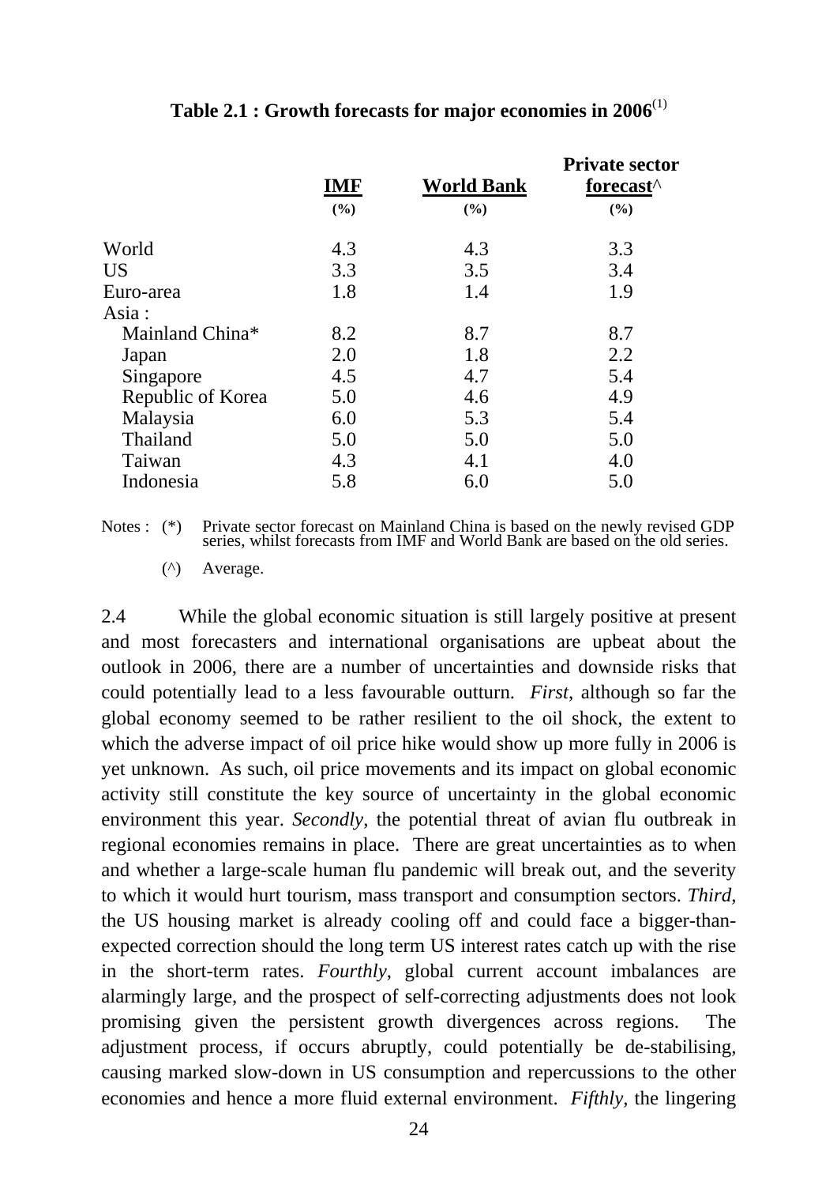**Table 2.1 : Growth forecasts for major economies in 2006**[1]

| | IMF (%) | World Bank (%) | Private sector forecast^ (%) |
|---|---|---|---|
| World | 4.3 | 4.3 | 3.3 |
| US | 3.3 | 3.5 | 3.4 |
| Euro-area | 1.8 | 1.4 | 1.9 |
| Asia : | | | |
| Mainland China* | 8.2 | 8.7 | 8.7 |
| Japan | 2.0 | 1.8 | 2.2 |
| Singapore | 4.5 | 4.7 | 5.4 |
| Republic of Korea | 5.0 | 4.6 | 4.9 |
| Malaysia | 6.0 | 5.3 | 5.4 |
| Thailand | 5.0 | 5.0 | 5.0 |
| Taiwan | 4.3 | 4.1 | 4.0 |
| Indonesia | 5.8 | 6.0 | 5.0 |

Notes : (*) Private sector forecast on Mainland China is based on the newly revised GDP series, whilst forecasts from IMF and World Bank are based on the old series.

(^) Average.

2.4 While the global economic situation is still largely positive at present and most forecasters and international organisations are upbeat about the outlook in 2006, there are a number of uncertainties and downside risks that could potentially lead to a less favourable outturn. *First*, although so far the global economy seemed to be rather resilient to the oil shock, the extent to which the adverse impact of oil price hike would show up more fully in 2006 is yet unknown. As such, oil price movements and its impact on global economic activity still constitute the key source of uncertainty in the global economic environment this year. *Secondly*, the potential threat of avian flu outbreak in regional economies remains in place. There are great uncertainties as to when and whether a large-scale human flu pandemic will break out, and the severity to which it would hurt tourism, mass transport and consumption sectors. *Third*, the US housing market is already cooling off and could face a bigger-than-expected correction should the long term US interest rates catch up with the rise in the short-term rates. *Fourthly*, global current account imbalances are alarmingly large, and the prospect of self-correcting adjustments does not look promising given the persistent growth divergences across regions. The adjustment process, if occurs abruptly, could potentially be de-stabilising, causing marked slow-down in US consumption and repercussions to the other economies and hence a more fluid external environment. *Fifthly*, the lingering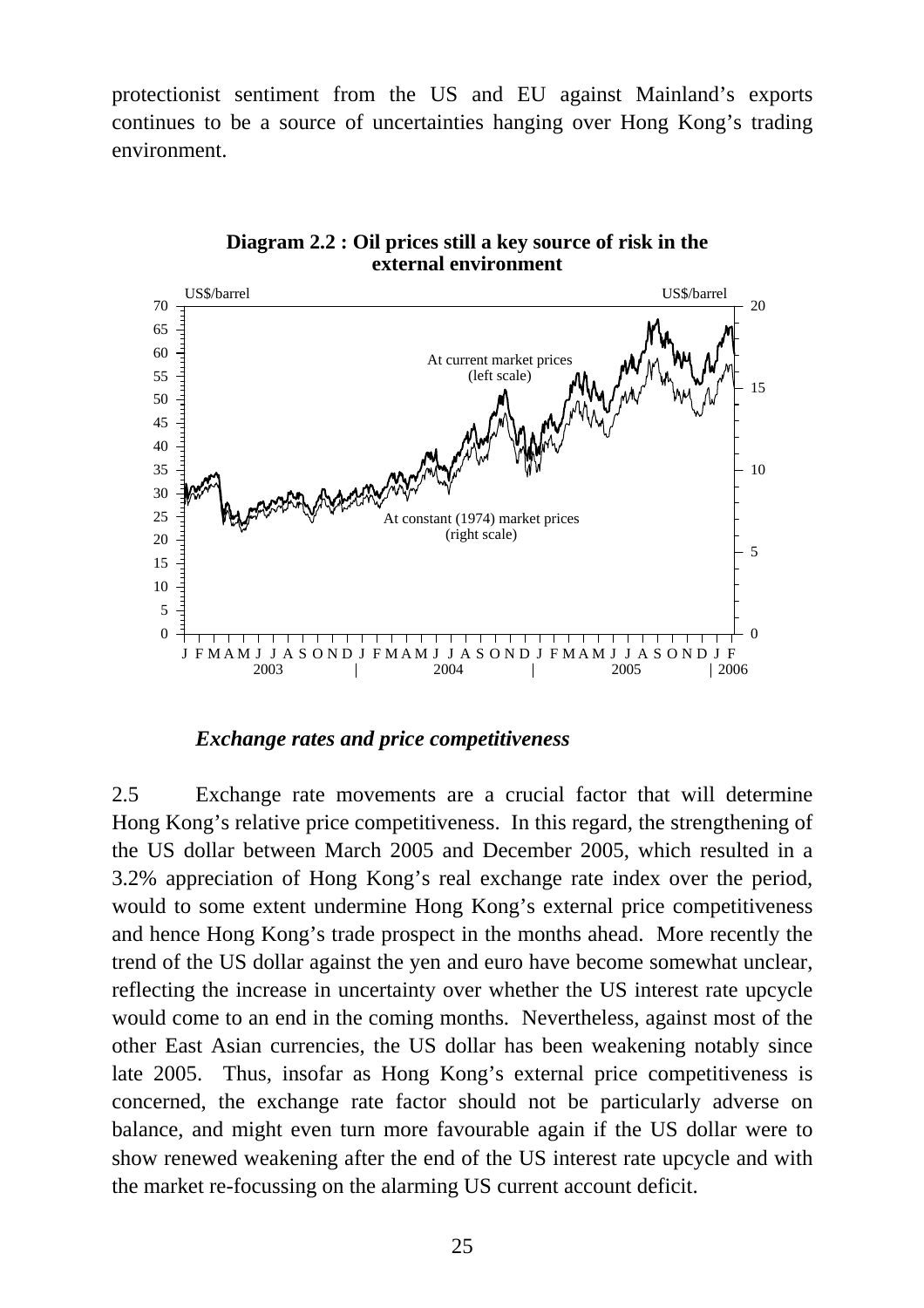protectionist sentiment from the US and EU against Mainland's exports continues to be a source of uncertainties hanging over Hong Kong's trading environment.

**Diagram 2.2 : Oil prices still a key source of risk in the external environment**

### *Exchange rates and price competitiveness*

2.5 Exchange rate movements are a crucial factor that will determine Hong Kong's relative price competitiveness. In this regard, the strengthening of the US dollar between March 2005 and December 2005, which resulted in a 3.2% appreciation of Hong Kong's real exchange rate index over the period, would to some extent undermine Hong Kong's external price competitiveness and hence Hong Kong's trade prospect in the months ahead. More recently the trend of the US dollar against the yen and euro have become somewhat unclear, reflecting the increase in uncertainty over whether the US interest rate upcycle would come to an end in the coming months. Nevertheless, against most of the other East Asian currencies, the US dollar has been weakening notably since late 2005. Thus, insofar as Hong Kong's external price competitiveness is concerned, the exchange rate factor should not be particularly adverse on balance, and might even turn more favourable again if the US dollar were to show renewed weakening after the end of the US interest rate upcycle and with the market re-focussing on the alarming US current account deficit.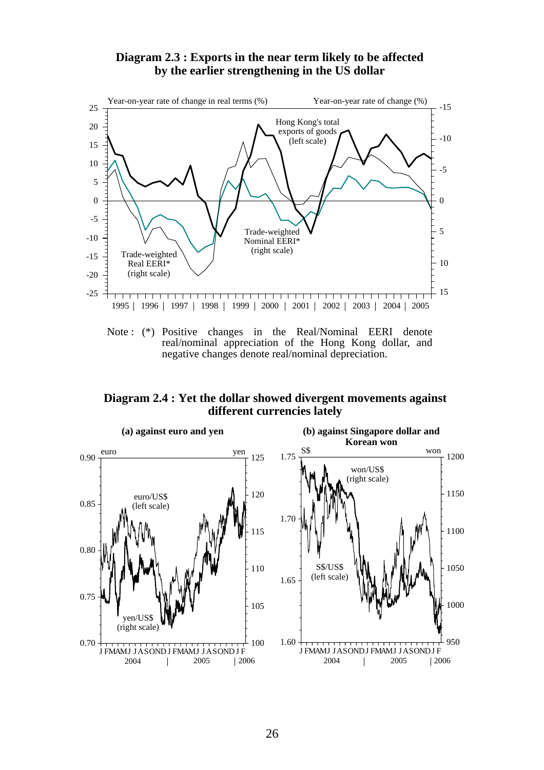**Diagram 2.3 : Exports in the near term likely to be affected by the earlier strengthening in the US dollar**

Note : (*) Positive changes in the Real/Nominal EERI denote real/nominal appreciation of the Hong Kong dollar, and negative changes denote real/nominal depreciation.

**Diagram 2.4 : Yet the dollar showed divergent movements against different currencies lately**

**(a) against euro and yen**

**(b) against Singapore dollar and Korean won**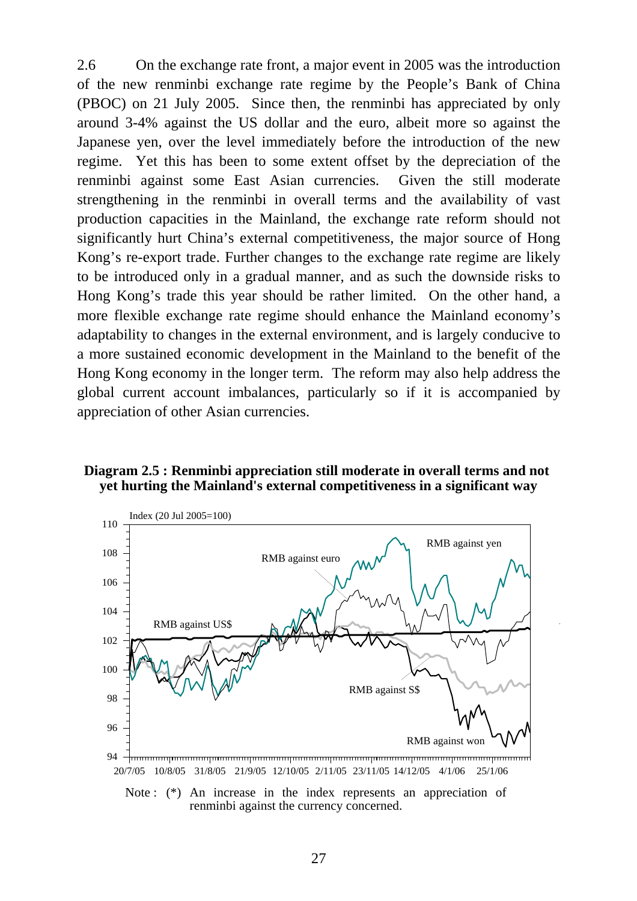2.6 On the exchange rate front, a major event in 2005 was the introduction of the new renminbi exchange rate regime by the People's Bank of China (PBOC) on 21 July 2005. Since then, the renminbi has appreciated by only around 3-4% against the US dollar and the euro, albeit more so against the Japanese yen, over the level immediately before the introduction of the new regime. Yet this has been to some extent offset by the depreciation of the renminbi against some East Asian currencies. Given the still moderate strengthening in the renminbi in overall terms and the availability of vast production capacities in the Mainland, the exchange rate reform should not significantly hurt China's external competitiveness, the major source of Hong Kong's re-export trade. Further changes to the exchange rate regime are likely to be introduced only in a gradual manner, and as such the downside risks to Hong Kong's trade this year should be rather limited. On the other hand, a more flexible exchange rate regime should enhance the Mainland economy's adaptability to changes in the external environment, and is largely conducive to a more sustained economic development in the Mainland to the benefit of the Hong Kong economy in the longer term. The reform may also help address the global current account imbalances, particularly so if it is accompanied by appreciation of other Asian currencies.

**Diagram 2.5 : Renminbi appreciation still moderate in overall terms and not yet hurting the Mainland's external competitiveness in a significant way**

Index (20 Jul 2005=100)

RMB against yen, RMB against euro, RMB against US$, RMB against S$, RMB against won

20/7/05 10/8/05 31/8/05 21/9/05 12/10/05 2/11/05 23/11/05 14/12/05 4/1/06 25/1/06

Note : (*) An increase in the index represents an appreciation of renminbi against the currency concerned.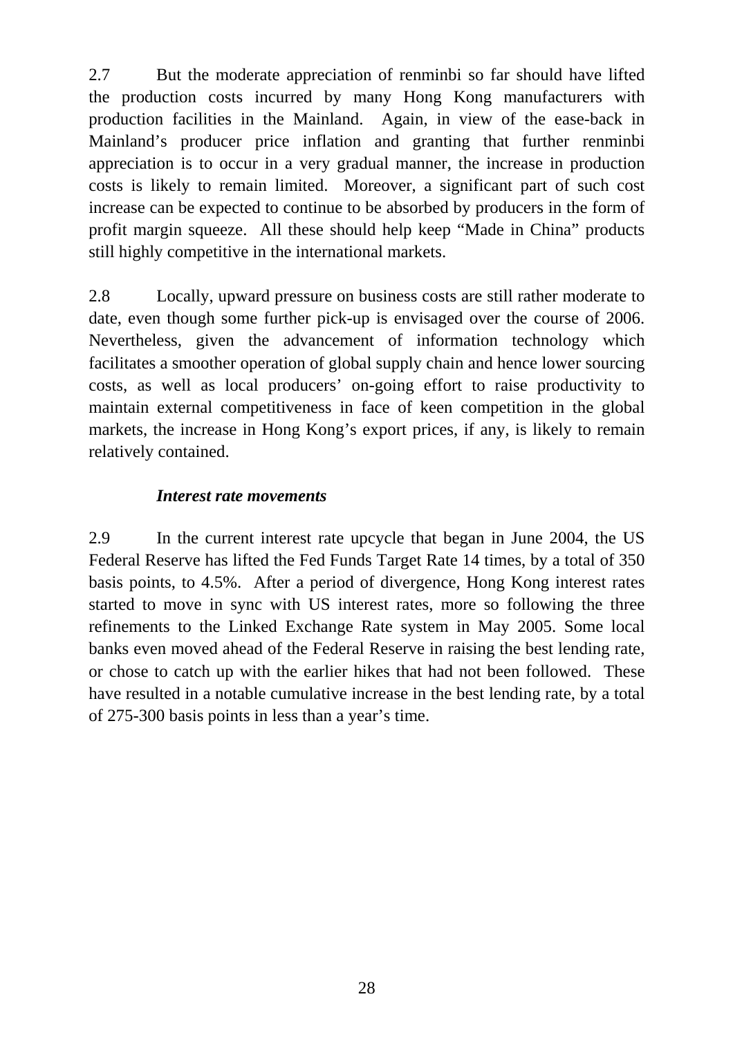2.7 But the moderate appreciation of renminbi so far should have lifted the production costs incurred by many Hong Kong manufacturers with production facilities in the Mainland. Again, in view of the ease-back in Mainland's producer price inflation and granting that further renminbi appreciation is to occur in a very gradual manner, the increase in production costs is likely to remain limited. Moreover, a significant part of such cost increase can be expected to continue to be absorbed by producers in the form of profit margin squeeze. All these should help keep "Made in China" products still highly competitive in the international markets.

2.8 Locally, upward pressure on business costs are still rather moderate to date, even though some further pick-up is envisaged over the course of 2006. Nevertheless, given the advancement of information technology which facilitates a smoother operation of global supply chain and hence lower sourcing costs, as well as local producers' on-going effort to raise productivity to maintain external competitiveness in face of keen competition in the global markets, the increase in Hong Kong's export prices, if any, is likely to remain relatively contained.

***Interest rate movements***

2.9 In the current interest rate upcycle that began in June 2004, the US Federal Reserve has lifted the Fed Funds Target Rate 14 times, by a total of 350 basis points, to 4.5%. After a period of divergence, Hong Kong interest rates started to move in sync with US interest rates, more so following the three refinements to the Linked Exchange Rate system in May 2005. Some local banks even moved ahead of the Federal Reserve in raising the best lending rate, or chose to catch up with the earlier hikes that had not been followed. These have resulted in a notable cumulative increase in the best lending rate, by a total of 275-300 basis points in less than a year's time.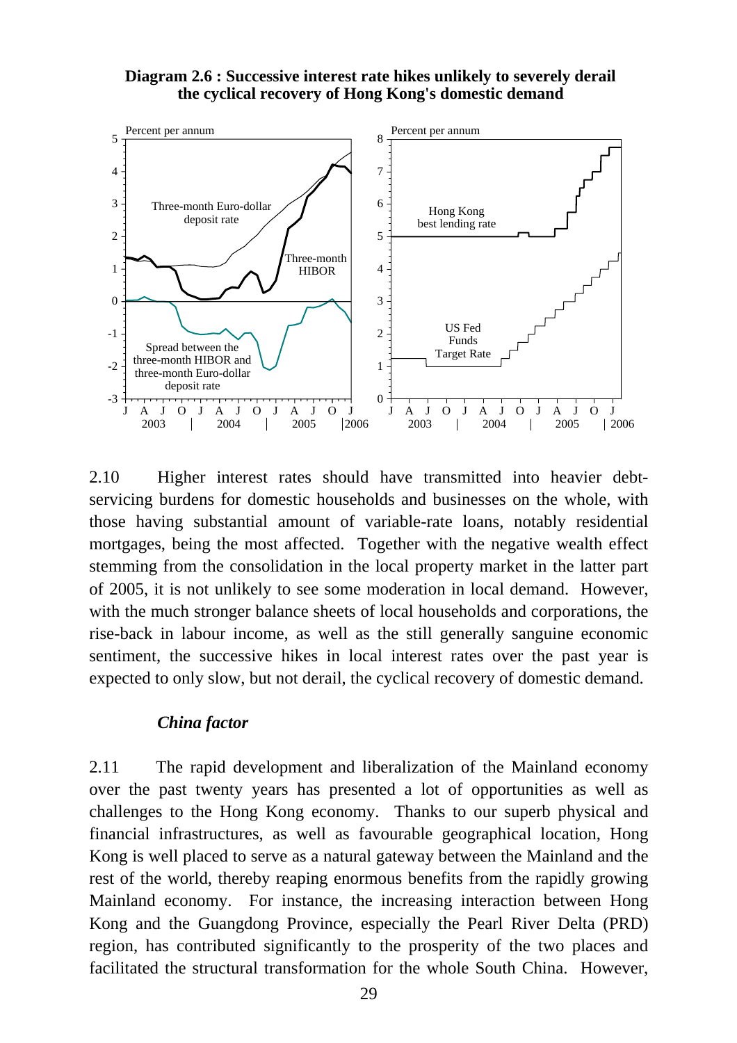**Diagram 2.6 : Successive interest rate hikes unlikely to severely derail the cyclical recovery of Hong Kong's domestic demand**

2.10 Higher interest rates should have transmitted into heavier debt-servicing burdens for domestic households and businesses on the whole, with those having substantial amount of variable-rate loans, notably residential mortgages, being the most affected. Together with the negative wealth effect stemming from the consolidation in the local property market in the latter part of 2005, it is not unlikely to see some moderation in local demand. However, with the much stronger balance sheets of local households and corporations, the rise-back in labour income, as well as the still generally sanguine economic sentiment, the successive hikes in local interest rates over the past year is expected to only slow, but not derail, the cyclical recovery of domestic demand.

### *China factor*

2.11 The rapid development and liberalization of the Mainland economy over the past twenty years has presented a lot of opportunities as well as challenges to the Hong Kong economy. Thanks to our superb physical and financial infrastructures, as well as favourable geographical location, Hong Kong is well placed to serve as a natural gateway between the Mainland and the rest of the world, thereby reaping enormous benefits from the rapidly growing Mainland economy. For instance, the increasing interaction between Hong Kong and the Guangdong Province, especially the Pearl River Delta (PRD) region, has contributed significantly to the prosperity of the two places and facilitated the structural transformation for the whole South China. However,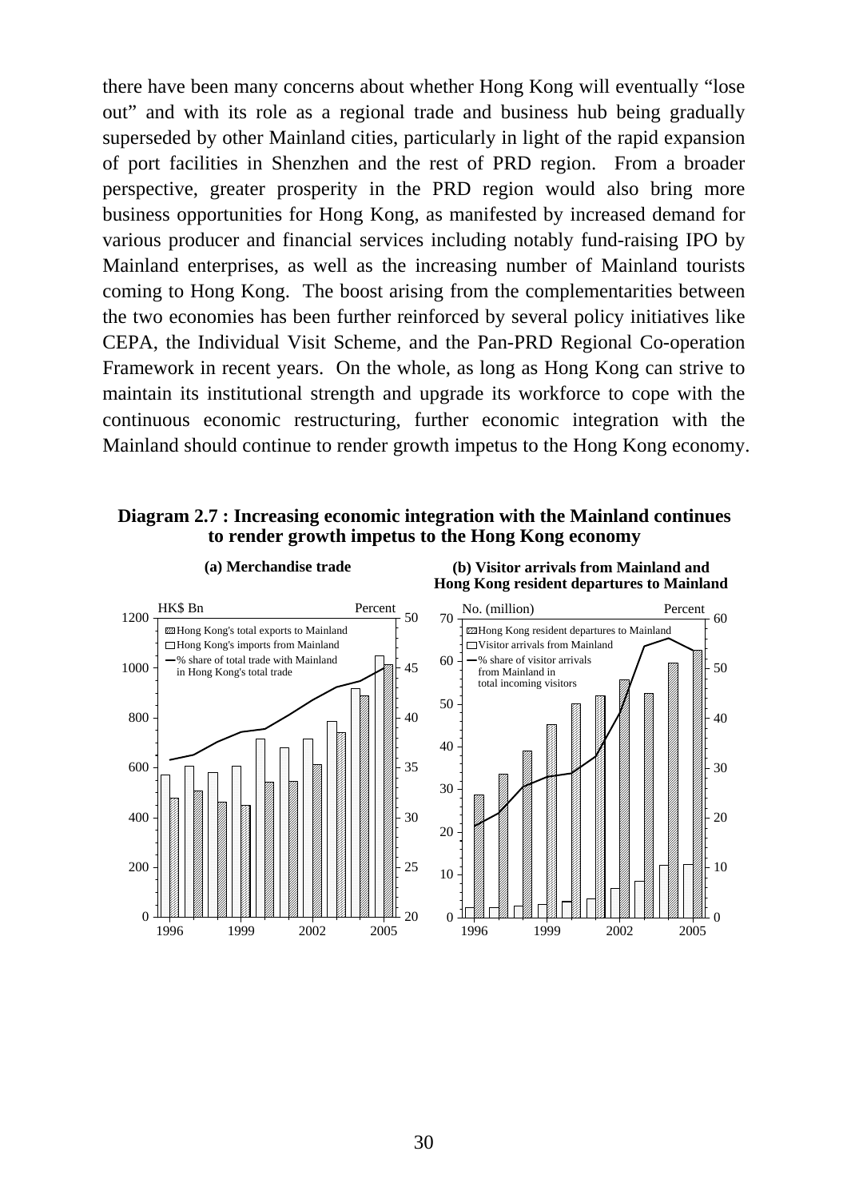there have been many concerns about whether Hong Kong will eventually "lose out" and with its role as a regional trade and business hub being gradually superseded by other Mainland cities, particularly in light of the rapid expansion of port facilities in Shenzhen and the rest of PRD region. From a broader perspective, greater prosperity in the PRD region would also bring more business opportunities for Hong Kong, as manifested by increased demand for various producer and financial services including notably fund-raising IPO by Mainland enterprises, as well as the increasing number of Mainland tourists coming to Hong Kong. The boost arising from the complementarities between the two economies has been further reinforced by several policy initiatives like CEPA, the Individual Visit Scheme, and the Pan-PRD Regional Co-operation Framework in recent years. On the whole, as long as Hong Kong can strive to maintain its institutional strength and upgrade its workforce to cope with the continuous economic restructuring, further economic integration with the Mainland should continue to render growth impetus to the Hong Kong economy.

**Diagram 2.7 : Increasing economic integration with the Mainland continues to render growth impetus to the Hong Kong economy**

**(a) Merchandise trade**

HK$ Bn | Percent

- Hong Kong's total exports to Mainland
- Hong Kong's imports from Mainland
- % share of total trade with Mainland in Hong Kong's total trade

**(b) Visitor arrivals from Mainland and Hong Kong resident departures to Mainland**

No. (million) | Percent

- Hong Kong resident departures to Mainland
- Visitor arrivals from Mainland
- % share of visitor arrivals from Mainland in total incoming visitors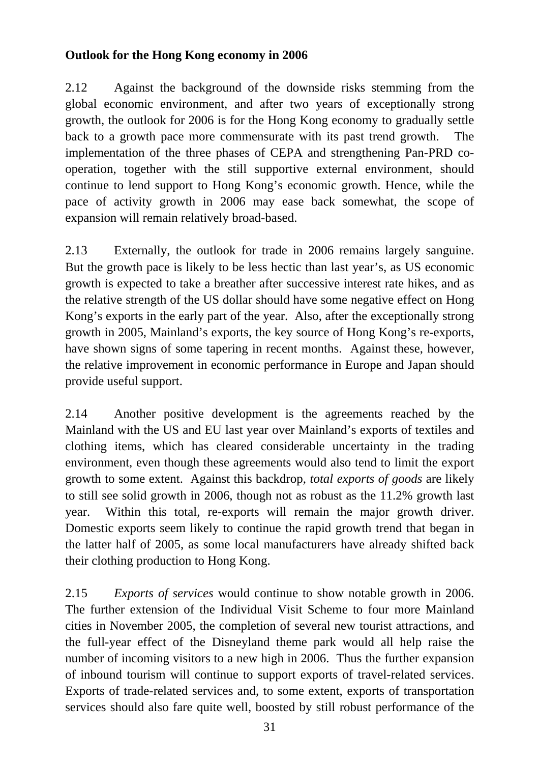**Outlook for the Hong Kong economy in 2006**

2.12 Against the background of the downside risks stemming from the global economic environment, and after two years of exceptionally strong growth, the outlook for 2006 is for the Hong Kong economy to gradually settle back to a growth pace more commensurate with its past trend growth. The implementation of the three phases of CEPA and strengthening Pan-PRD co-operation, together with the still supportive external environment, should continue to lend support to Hong Kong's economic growth. Hence, while the pace of activity growth in 2006 may ease back somewhat, the scope of expansion will remain relatively broad-based.

2.13 Externally, the outlook for trade in 2006 remains largely sanguine. But the growth pace is likely to be less hectic than last year's, as US economic growth is expected to take a breather after successive interest rate hikes, and as the relative strength of the US dollar should have some negative effect on Hong Kong's exports in the early part of the year. Also, after the exceptionally strong growth in 2005, Mainland's exports, the key source of Hong Kong's re-exports, have shown signs of some tapering in recent months. Against these, however, the relative improvement in economic performance in Europe and Japan should provide useful support.

2.14 Another positive development is the agreements reached by the Mainland with the US and EU last year over Mainland's exports of textiles and clothing items, which has cleared considerable uncertainty in the trading environment, even though these agreements would also tend to limit the export growth to some extent. Against this backdrop, *total exports of goods* are likely to still see solid growth in 2006, though not as robust as the 11.2% growth last year. Within this total, re-exports will remain the major growth driver. Domestic exports seem likely to continue the rapid growth trend that began in the latter half of 2005, as some local manufacturers have already shifted back their clothing production to Hong Kong.

2.15 *Exports of services* would continue to show notable growth in 2006. The further extension of the Individual Visit Scheme to four more Mainland cities in November 2005, the completion of several new tourist attractions, and the full-year effect of the Disneyland theme park would all help raise the number of incoming visitors to a new high in 2006. Thus the further expansion of inbound tourism will continue to support exports of travel-related services. Exports of trade-related services and, to some extent, exports of transportation services should also fare quite well, boosted by still robust performance of the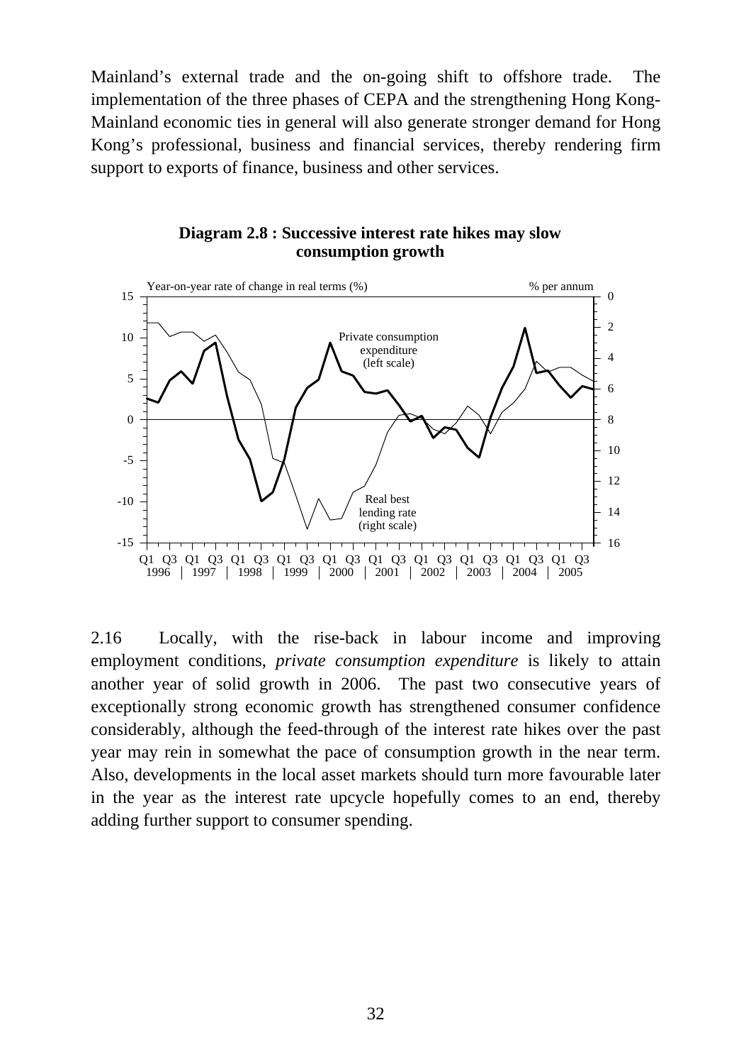Mainland's external trade and the on-going shift to offshore trade. The implementation of the three phases of CEPA and the strengthening Hong Kong-Mainland economic ties in general will also generate stronger demand for Hong Kong's professional, business and financial services, thereby rendering firm support to exports of finance, business and other services.

**Diagram 2.8 : Successive interest rate hikes may slow consumption growth**

2.16 Locally, with the rise-back in labour income and improving employment conditions, *private consumption expenditure* is likely to attain another year of solid growth in 2006. The past two consecutive years of exceptionally strong economic growth has strengthened consumer confidence considerably, although the feed-through of the interest rate hikes over the past year may rein in somewhat the pace of consumption growth in the near term. Also, developments in the local asset markets should turn more favourable later in the year as the interest rate upcycle hopefully comes to an end, thereby adding further support to consumer spending.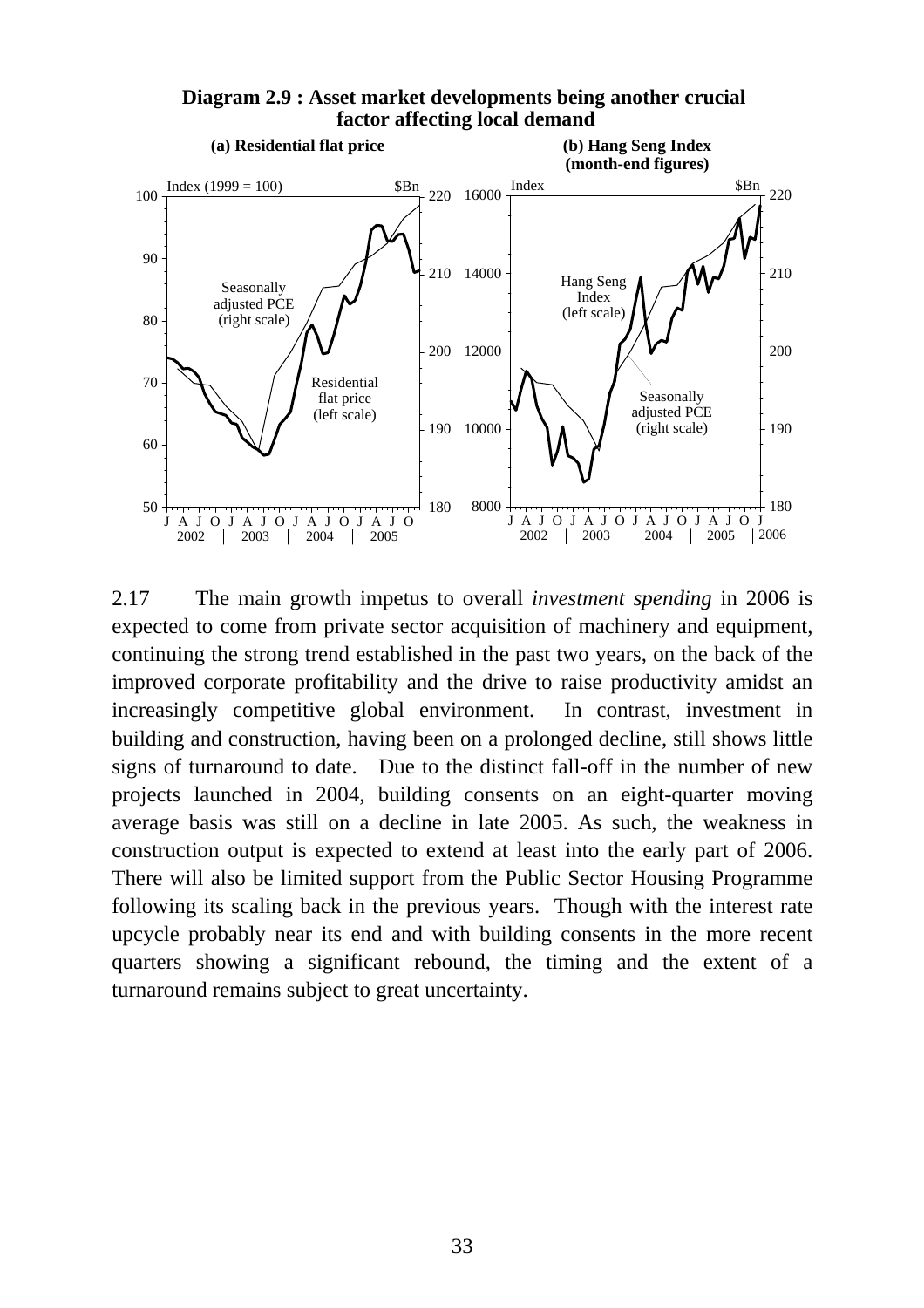**Diagram 2.9 : Asset market developments being another crucial factor affecting local demand**

**(a) Residential flat price**

**(b) Hang Seng Index (month-end figures)**

2.17 The main growth impetus to overall *investment spending* in 2006 is expected to come from private sector acquisition of machinery and equipment, continuing the strong trend established in the past two years, on the back of the improved corporate profitability and the drive to raise productivity amidst an increasingly competitive global environment. In contrast, investment in building and construction, having been on a prolonged decline, still shows little signs of turnaround to date. Due to the distinct fall-off in the number of new projects launched in 2004, building consents on an eight-quarter moving average basis was still on a decline in late 2005. As such, the weakness in construction output is expected to extend at least into the early part of 2006. There will also be limited support from the Public Sector Housing Programme following its scaling back in the previous years. Though with the interest rate upcycle probably near its end and with building consents in the more recent quarters showing a significant rebound, the timing and the extent of a turnaround remains subject to great uncertainty.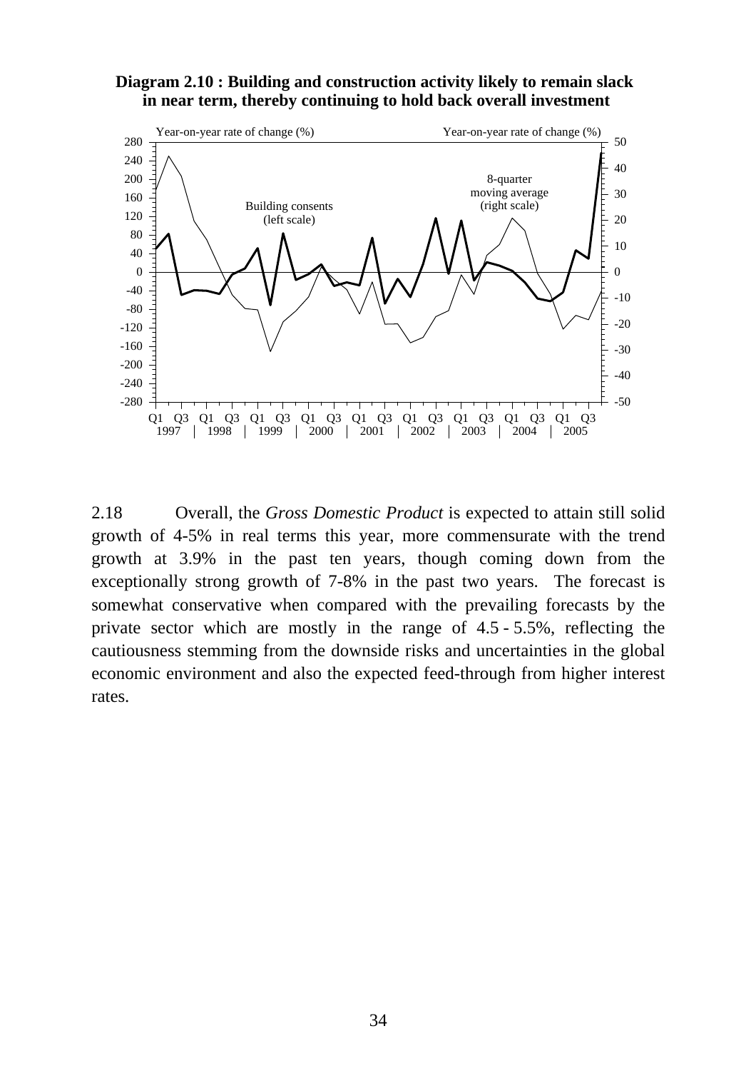**Diagram 2.10 : Building and construction activity likely to remain slack in near term, thereby continuing to hold back overall investment**

2.18 Overall, the *Gross Domestic Product* is expected to attain still solid growth of 4-5% in real terms this year, more commensurate with the trend growth at 3.9% in the past ten years, though coming down from the exceptionally strong growth of 7-8% in the past two years. The forecast is somewhat conservative when compared with the prevailing forecasts by the private sector which are mostly in the range of 4.5 - 5.5%, reflecting the cautiousness stemming from the downside risks and uncertainties in the global economic environment and also the expected feed-through from higher interest rates.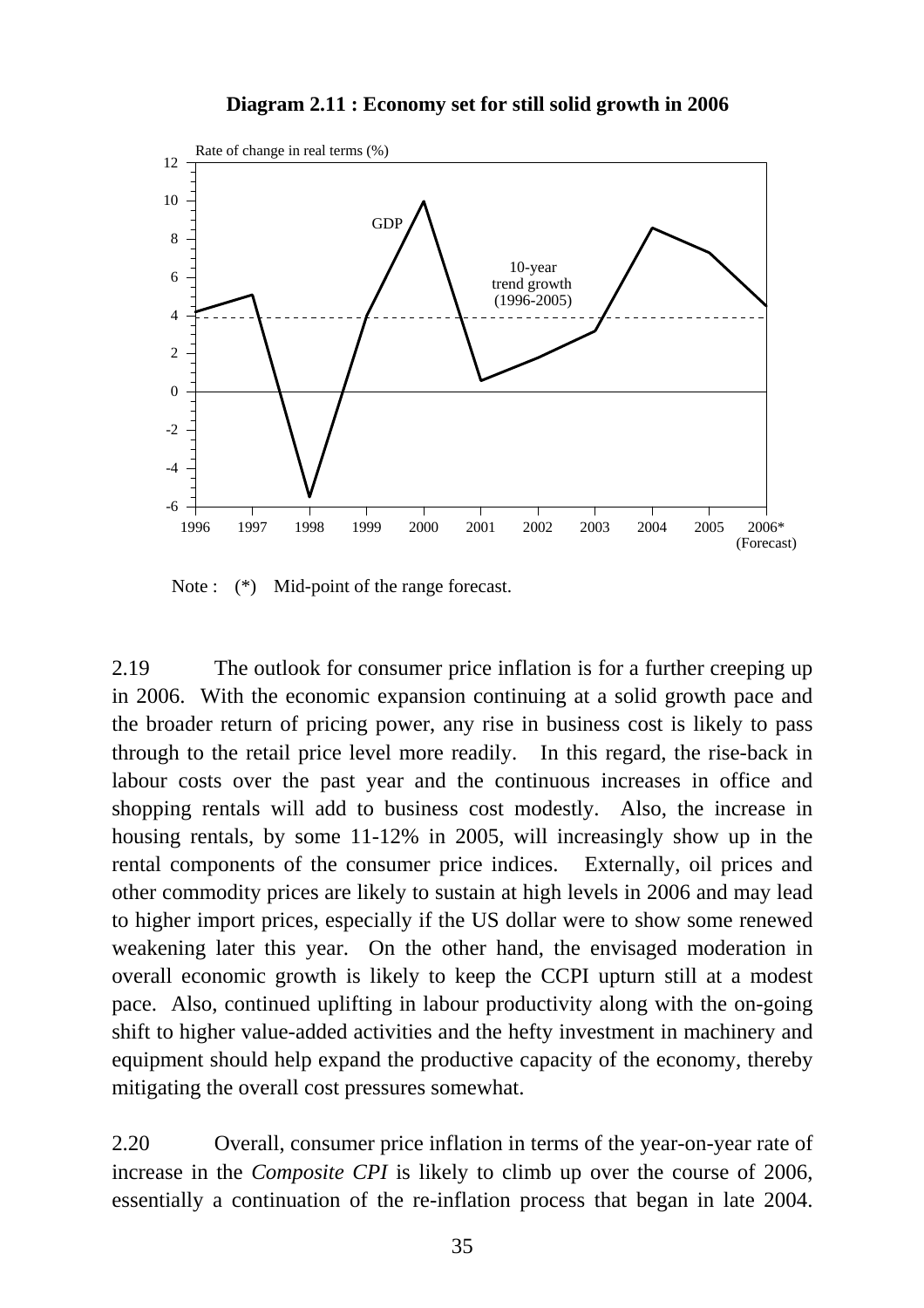**Diagram 2.11 : Economy set for still solid growth in 2006**

Note : (*) Mid-point of the range forecast.

2.19 The outlook for consumer price inflation is for a further creeping up in 2006. With the economic expansion continuing at a solid growth pace and the broader return of pricing power, any rise in business cost is likely to pass through to the retail price level more readily. In this regard, the rise-back in labour costs over the past year and the continuous increases in office and shopping rentals will add to business cost modestly. Also, the increase in housing rentals, by some 11-12% in 2005, will increasingly show up in the rental components of the consumer price indices. Externally, oil prices and other commodity prices are likely to sustain at high levels in 2006 and may lead to higher import prices, especially if the US dollar were to show some renewed weakening later this year. On the other hand, the envisaged moderation in overall economic growth is likely to keep the CCPI upturn still at a modest pace. Also, continued uplifting in labour productivity along with the on-going shift to higher value-added activities and the hefty investment in machinery and equipment should help expand the productive capacity of the economy, thereby mitigating the overall cost pressures somewhat.

2.20 Overall, consumer price inflation in terms of the year-on-year rate of increase in the *Composite CPI* is likely to climb up over the course of 2006, essentially a continuation of the re-inflation process that began in late 2004.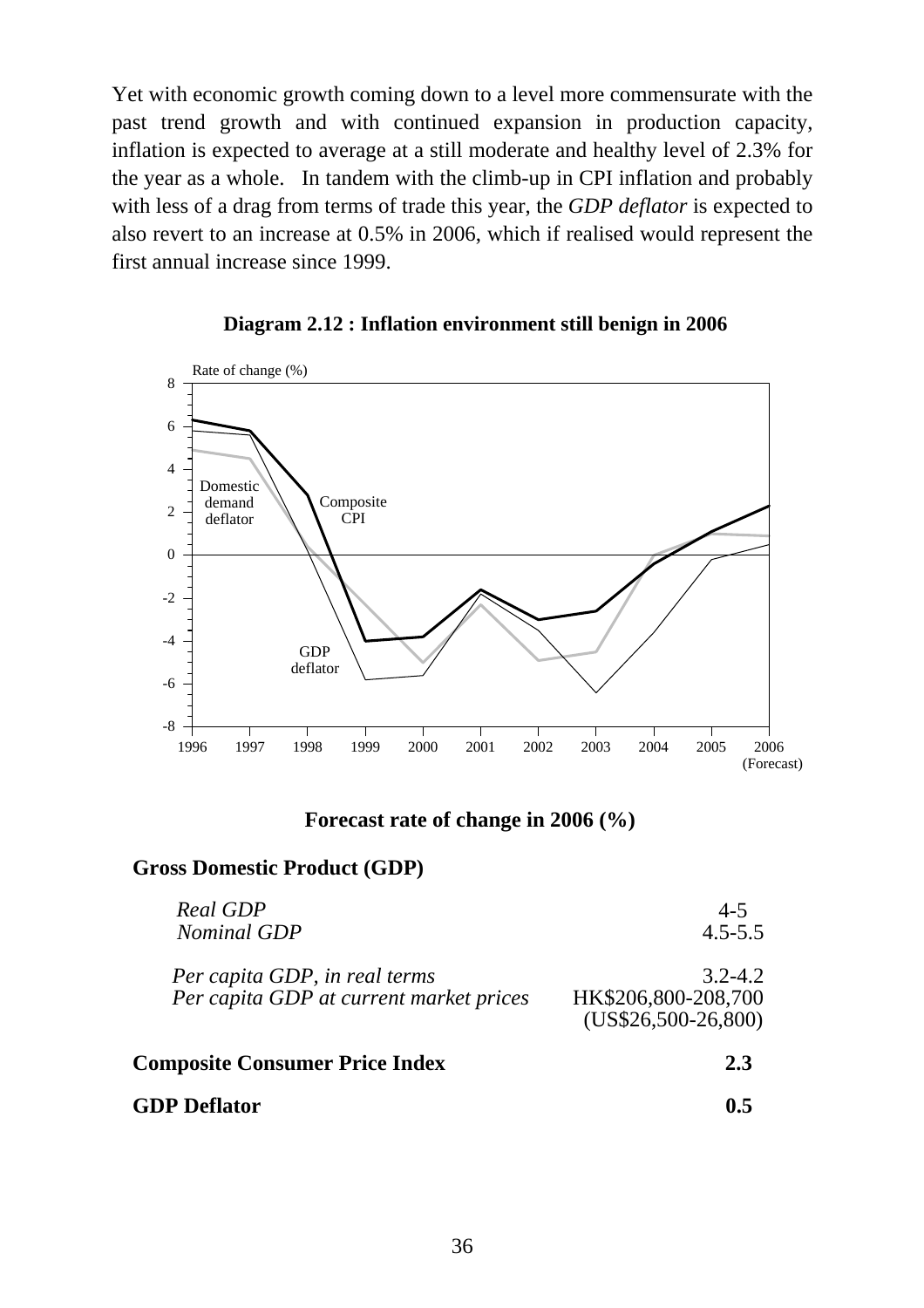Yet with economic growth coming down to a level more commensurate with the past trend growth and with continued expansion in production capacity, inflation is expected to average at a still moderate and healthy level of 2.3% for the year as a whole. In tandem with the climb-up in CPI inflation and probably with less of a drag from terms of trade this year, the *GDP deflator* is expected to also revert to an increase at 0.5% in 2006, which if realised would represent the first annual increase since 1999.

**Diagram 2.12 : Inflation environment still benign in 2006**

**Forecast rate of change in 2006 (%)**

**Gross Domestic Product (GDP)**

| | |
|---|---|
| *Real GDP* | 4-5 |
| *Nominal GDP* | 4.5-5.5 |
| *Per capita GDP, in real terms* | 3.2-4.2 |
| *Per capita GDP at current market prices* | HK$206,800-208,700 (US$26,500-26,800) |
| **Composite Consumer Price Index** | **2.3** |
| **GDP Deflator** | **0.5** |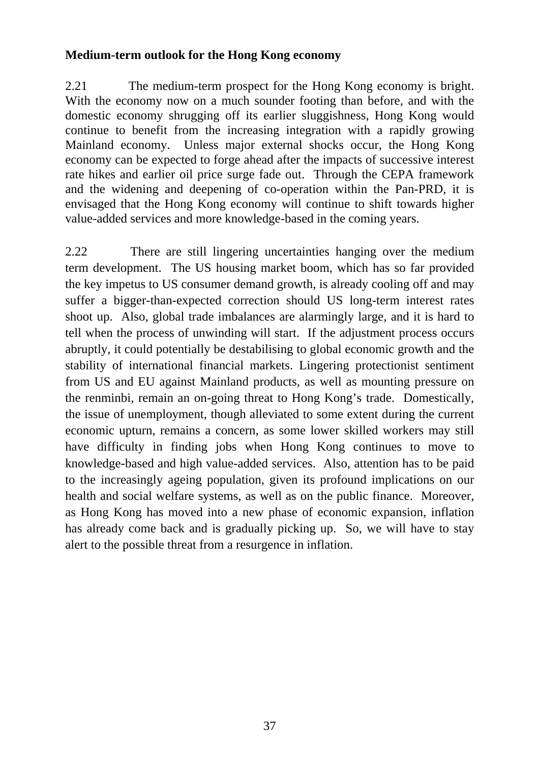**Medium-term outlook for the Hong Kong economy**

2.21 The medium-term prospect for the Hong Kong economy is bright. With the economy now on a much sounder footing than before, and with the domestic economy shrugging off its earlier sluggishness, Hong Kong would continue to benefit from the increasing integration with a rapidly growing Mainland economy. Unless major external shocks occur, the Hong Kong economy can be expected to forge ahead after the impacts of successive interest rate hikes and earlier oil price surge fade out. Through the CEPA framework and the widening and deepening of co-operation within the Pan-PRD, it is envisaged that the Hong Kong economy will continue to shift towards higher value-added services and more knowledge-based in the coming years.

2.22 There are still lingering uncertainties hanging over the medium term development. The US housing market boom, which has so far provided the key impetus to US consumer demand growth, is already cooling off and may suffer a bigger-than-expected correction should US long-term interest rates shoot up. Also, global trade imbalances are alarmingly large, and it is hard to tell when the process of unwinding will start. If the adjustment process occurs abruptly, it could potentially be destabilising to global economic growth and the stability of international financial markets. Lingering protectionist sentiment from US and EU against Mainland products, as well as mounting pressure on the renminbi, remain an on-going threat to Hong Kong's trade. Domestically, the issue of unemployment, though alleviated to some extent during the current economic upturn, remains a concern, as some lower skilled workers may still have difficulty in finding jobs when Hong Kong continues to move to knowledge-based and high value-added services. Also, attention has to be paid to the increasingly ageing population, given its profound implications on our health and social welfare systems, as well as on the public finance. Moreover, as Hong Kong has moved into a new phase of economic expansion, inflation has already come back and is gradually picking up. So, we will have to stay alert to the possible threat from a resurgence in inflation.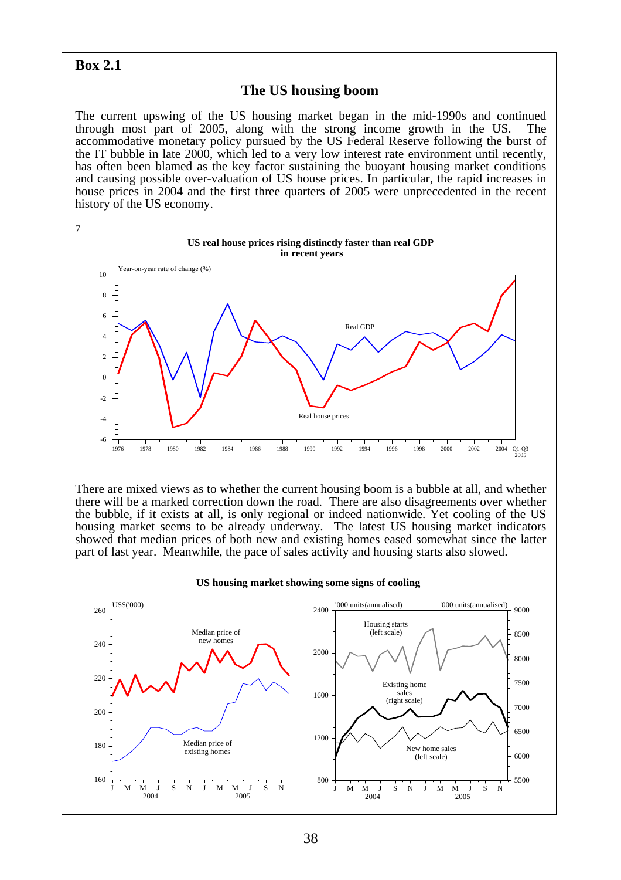## Box 2.1

### The US housing boom

The current upswing of the US housing market began in the mid-1990s and continued through most part of 2005, along with the strong income growth in the US. The accommodative monetary policy pursued by the US Federal Reserve following the burst of the IT bubble in late 2000, which led to a very low interest rate environment until recently, has often been blamed as the key factor sustaining the buoyant housing market conditions and causing possible over-valuation of US house prices. In particular, the rapid increases in house prices in 2004 and the first three quarters of 2005 were unprecedented in the recent history of the US economy.

**US real house prices rising distinctly faster than real GDP in recent years**

There are mixed views as to whether the current housing boom is a bubble at all, and whether there will be a marked correction down the road. There are also disagreements over whether the bubble, if it exists at all, is only regional or indeed nationwide. Yet cooling of the US housing market seems to be already underway. The latest US housing market indicators showed that median prices of both new and existing homes eased somewhat since the latter part of last year. Meanwhile, the pace of sales activity and housing starts also slowed.

**US housing market showing some signs of cooling**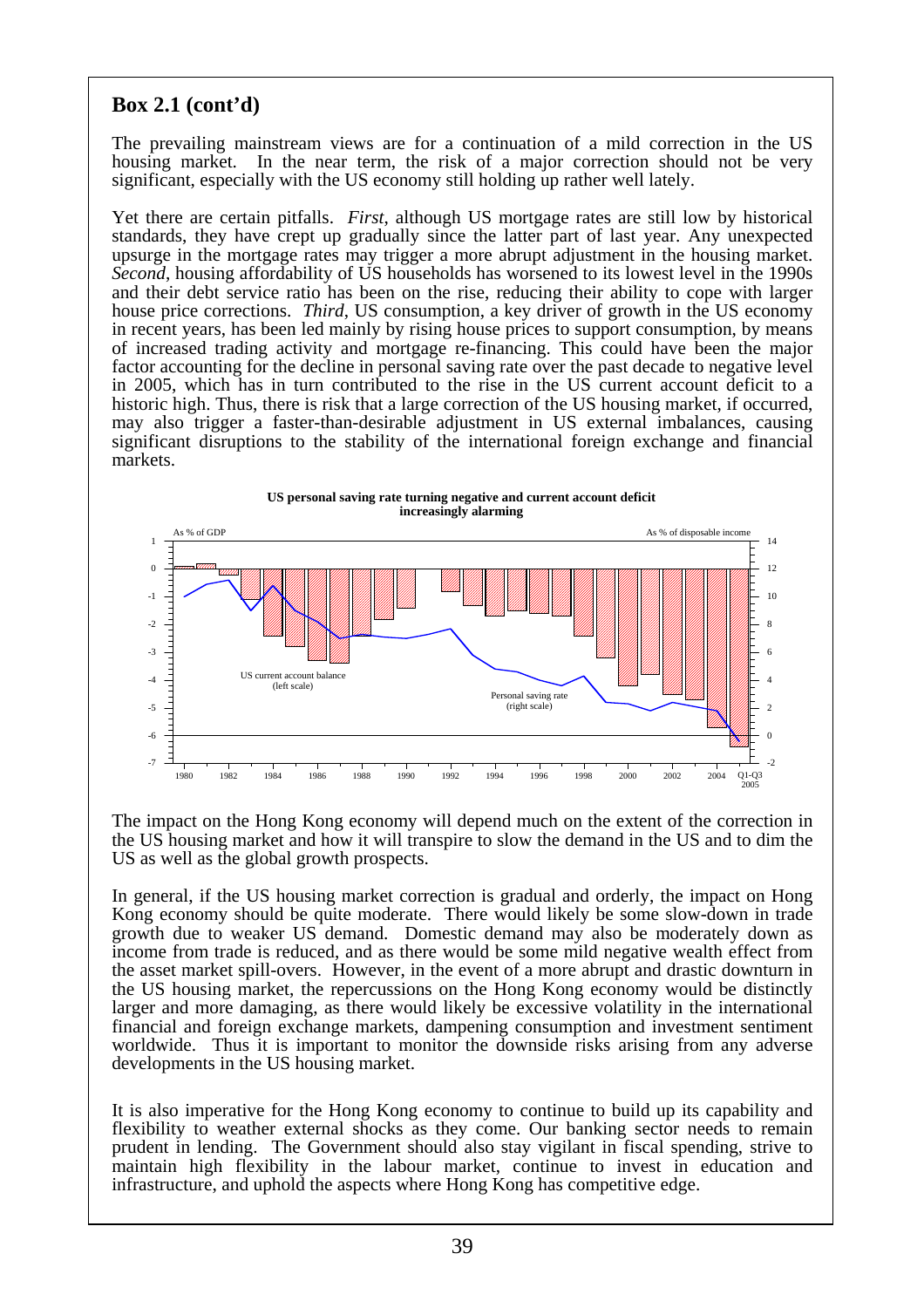## Box 2.1 (cont'd)

The prevailing mainstream views are for a continuation of a mild correction in the US housing market. In the near term, the risk of a major correction should not be very significant, especially with the US economy still holding up rather well lately.

Yet there are certain pitfalls. *First*, although US mortgage rates are still low by historical standards, they have crept up gradually since the latter part of last year. Any unexpected upsurge in the mortgage rates may trigger a more abrupt adjustment in the housing market. *Second*, housing affordability of US households has worsened to its lowest level in the 1990s and their debt service ratio has been on the rise, reducing their ability to cope with larger house price corrections. *Third*, US consumption, a key driver of growth in the US economy in recent years, has been led mainly by rising house prices to support consumption, by means of increased trading activity and mortgage re-financing. This could have been the major factor accounting for the decline in personal saving rate over the past decade to negative level in 2005, which has in turn contributed to the rise in the US current account deficit to a historic high. Thus, there is risk that a large correction of the US housing market, if occurred, may also trigger a faster-than-desirable adjustment in US external imbalances, causing significant disruptions to the stability of the international foreign exchange and financial markets.

**US personal saving rate turning negative and current account deficit increasingly alarming**

The impact on the Hong Kong economy will depend much on the extent of the correction in the US housing market and how it will transpire to slow the demand in the US and to dim the US as well as the global growth prospects.

In general, if the US housing market correction is gradual and orderly, the impact on Hong Kong economy should be quite moderate. There would likely be some slow-down in trade growth due to weaker US demand. Domestic demand may also be moderately down as income from trade is reduced, and as there would be some mild negative wealth effect from the asset market spill-overs. However, in the event of a more abrupt and drastic downturn in the US housing market, the repercussions on the Hong Kong economy would be distinctly larger and more damaging, as there would likely be excessive volatility in the international financial and foreign exchange markets, dampening consumption and investment sentiment worldwide. Thus it is important to monitor the downside risks arising from any adverse developments in the US housing market.

It is also imperative for the Hong Kong economy to continue to build up its capability and flexibility to weather external shocks as they come. Our banking sector needs to remain prudent in lending. The Government should also stay vigilant in fiscal spending, strive to maintain high flexibility in the labour market, continue to invest in education and infrastructure, and uphold the aspects where Hong Kong has competitive edge.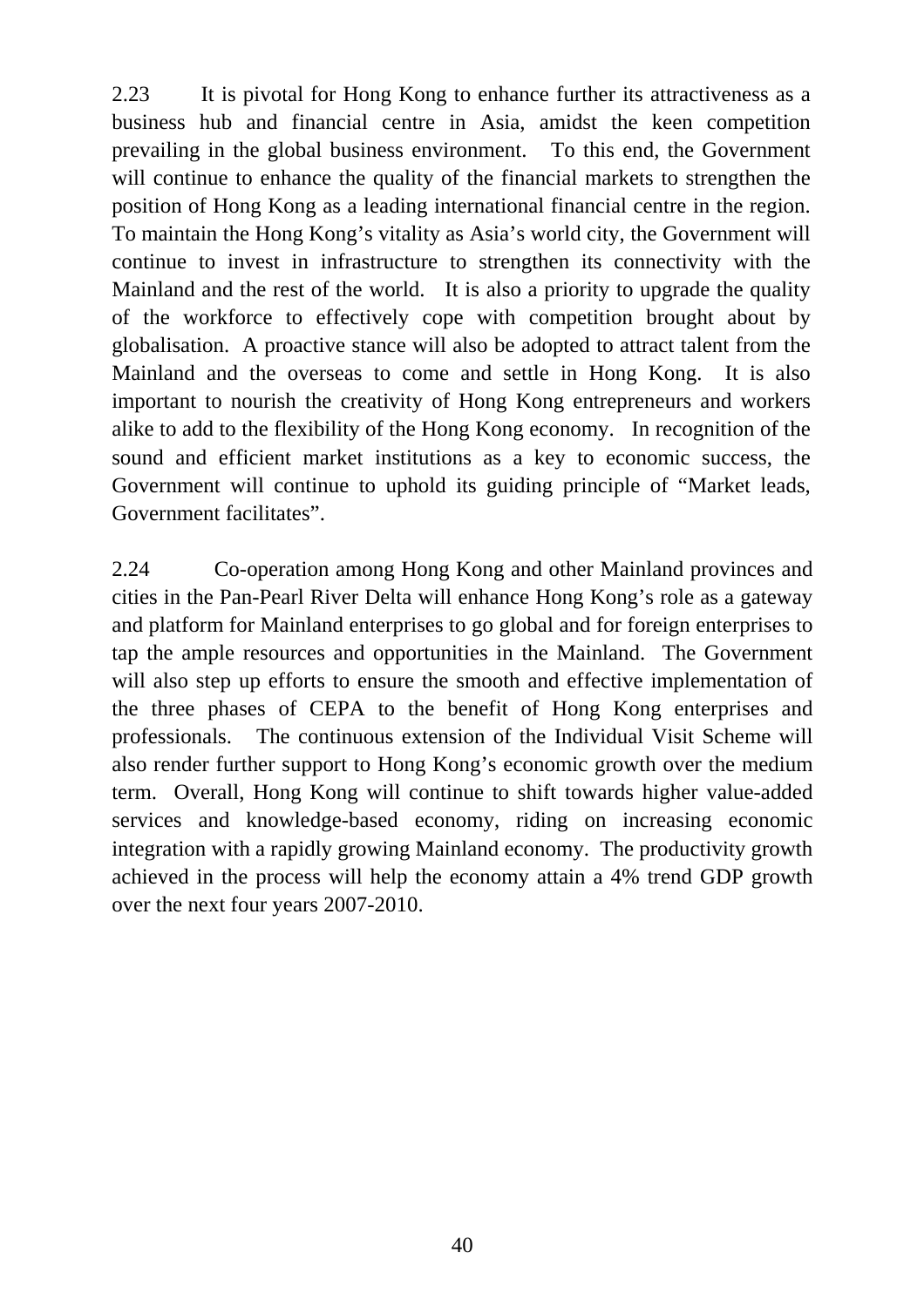2.23 It is pivotal for Hong Kong to enhance further its attractiveness as a business hub and financial centre in Asia, amidst the keen competition prevailing in the global business environment. To this end, the Government will continue to enhance the quality of the financial markets to strengthen the position of Hong Kong as a leading international financial centre in the region. To maintain the Hong Kong's vitality as Asia's world city, the Government will continue to invest in infrastructure to strengthen its connectivity with the Mainland and the rest of the world. It is also a priority to upgrade the quality of the workforce to effectively cope with competition brought about by globalisation. A proactive stance will also be adopted to attract talent from the Mainland and the overseas to come and settle in Hong Kong. It is also important to nourish the creativity of Hong Kong entrepreneurs and workers alike to add to the flexibility of the Hong Kong economy. In recognition of the sound and efficient market institutions as a key to economic success, the Government will continue to uphold its guiding principle of "Market leads, Government facilitates".

2.24 Co-operation among Hong Kong and other Mainland provinces and cities in the Pan-Pearl River Delta will enhance Hong Kong's role as a gateway and platform for Mainland enterprises to go global and for foreign enterprises to tap the ample resources and opportunities in the Mainland. The Government will also step up efforts to ensure the smooth and effective implementation of the three phases of CEPA to the benefit of Hong Kong enterprises and professionals. The continuous extension of the Individual Visit Scheme will also render further support to Hong Kong's economic growth over the medium term. Overall, Hong Kong will continue to shift towards higher value-added services and knowledge-based economy, riding on increasing economic integration with a rapidly growing Mainland economy. The productivity growth achieved in the process will help the economy attain a 4% trend GDP growth over the next four years 2007-2010.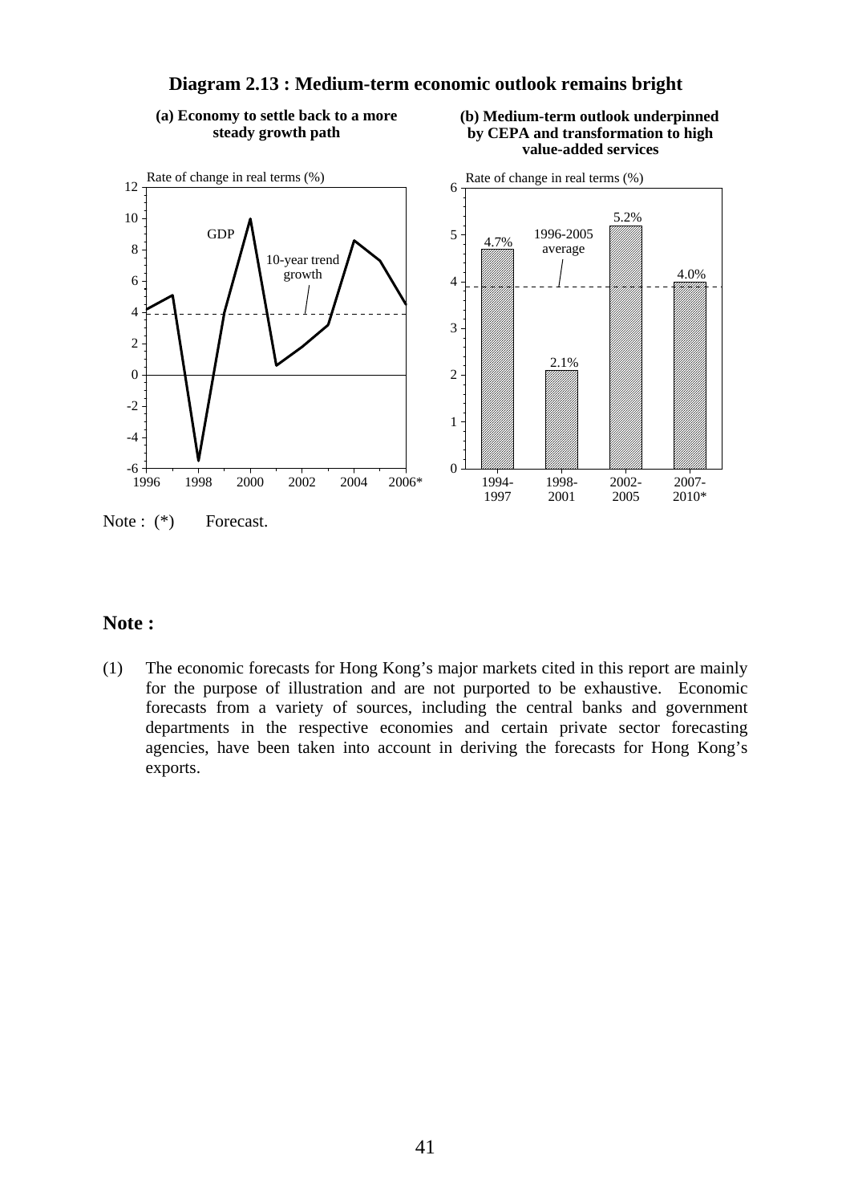**Diagram 2.13 : Medium-term economic outlook remains bright**

**(a) Economy to settle back to a more steady growth path**

**(b) Medium-term outlook underpinned by CEPA and transformation to high value-added services**

| Period | Rate of change in real terms (%) |
|---|---|
| 1994-1997 | 4.7% |
| 1998-2001 | 2.1% |
| 2002-2005 | 5.2% |
| 2007-2010* | 4.0% |

Note : (*) Forecast.

## Note :

(1) The economic forecasts for Hong Kong's major markets cited in this report are mainly for the purpose of illustration and are not purported to be exhaustive. Economic forecasts from a variety of sources, including the central banks and government departments in the respective economies and certain private sector forecasting agencies, have been taken into account in deriving the forecasts for Hong Kong's exports.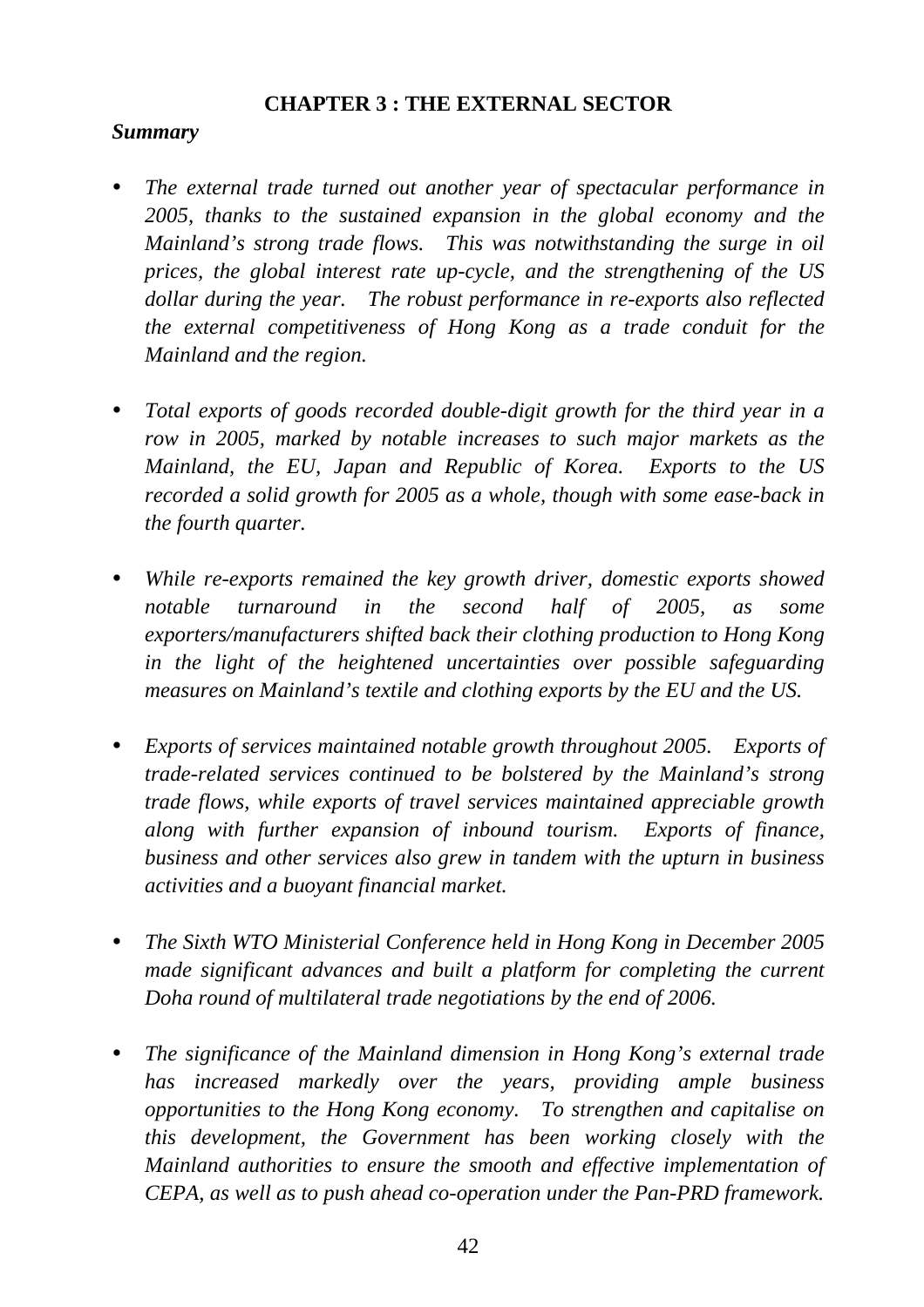# CHAPTER 3 : THE EXTERNAL SECTOR

***Summary***

- *The external trade turned out another year of spectacular performance in 2005, thanks to the sustained expansion in the global economy and the Mainland's strong trade flows. This was notwithstanding the surge in oil prices, the global interest rate up-cycle, and the strengthening of the US dollar during the year. The robust performance in re-exports also reflected the external competitiveness of Hong Kong as a trade conduit for the Mainland and the region.*

- *Total exports of goods recorded double-digit growth for the third year in a row in 2005, marked by notable increases to such major markets as the Mainland, the EU, Japan and Republic of Korea. Exports to the US recorded a solid growth for 2005 as a whole, though with some ease-back in the fourth quarter.*

- *While re-exports remained the key growth driver, domestic exports showed notable turnaround in the second half of 2005, as some exporters/manufacturers shifted back their clothing production to Hong Kong in the light of the heightened uncertainties over possible safeguarding measures on Mainland's textile and clothing exports by the EU and the US.*

- *Exports of services maintained notable growth throughout 2005. Exports of trade-related services continued to be bolstered by the Mainland's strong trade flows, while exports of travel services maintained appreciable growth along with further expansion of inbound tourism. Exports of finance, business and other services also grew in tandem with the upturn in business activities and a buoyant financial market.*

- *The Sixth WTO Ministerial Conference held in Hong Kong in December 2005 made significant advances and built a platform for completing the current Doha round of multilateral trade negotiations by the end of 2006.*

- *The significance of the Mainland dimension in Hong Kong's external trade has increased markedly over the years, providing ample business opportunities to the Hong Kong economy. To strengthen and capitalise on this development, the Government has been working closely with the Mainland authorities to ensure the smooth and effective implementation of CEPA, as well as to push ahead co-operation under the Pan-PRD framework.*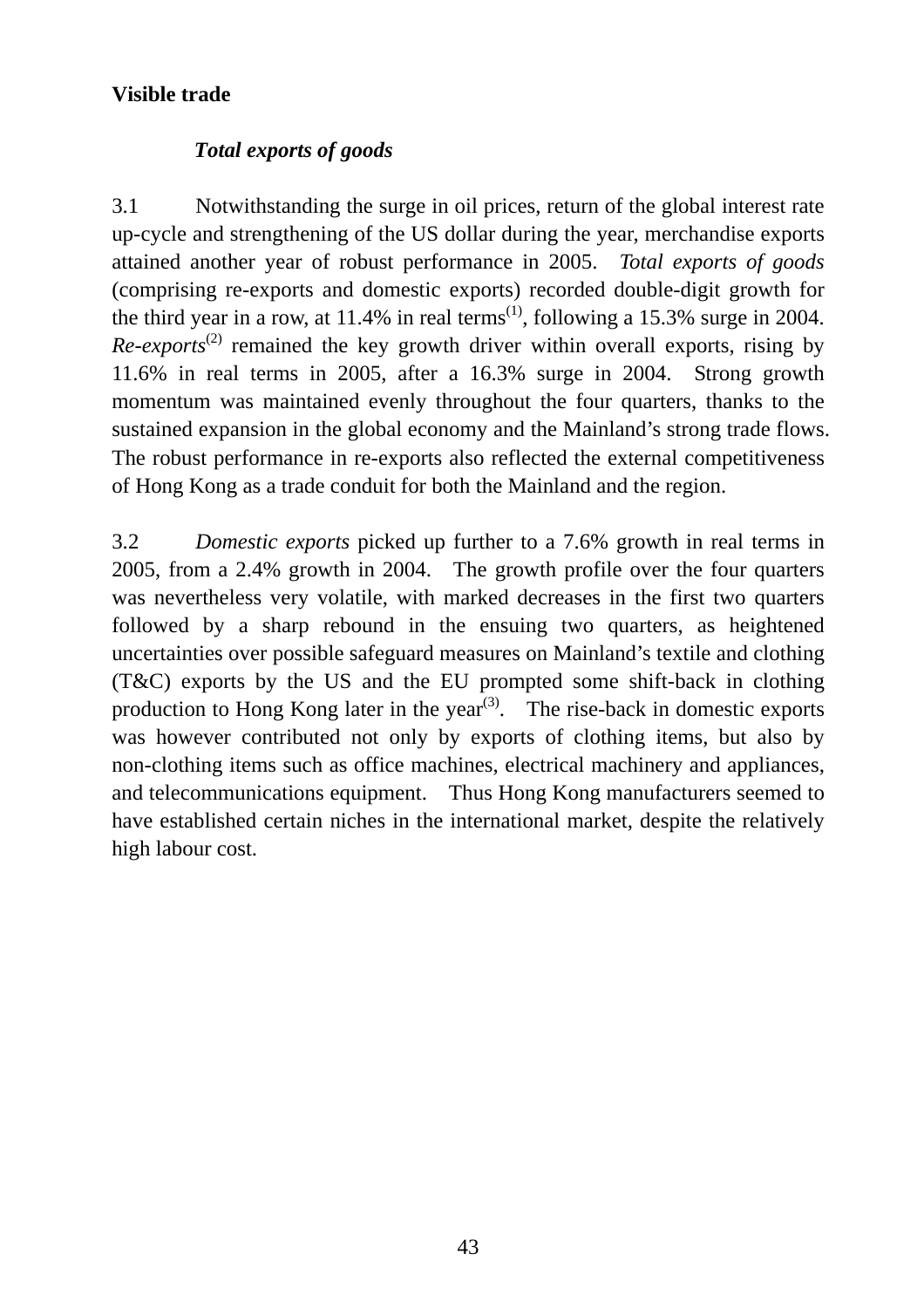**Visible trade**

***Total exports of goods***

3.1 Notwithstanding the surge in oil prices, return of the global interest rate up-cycle and strengthening of the US dollar during the year, merchandise exports attained another year of robust performance in 2005. *Total exports of goods* (comprising re-exports and domestic exports) recorded double-digit growth for the third year in a row, at 11.4% in real terms(1), following a 15.3% surge in 2004. *Re-exports*(2) remained the key growth driver within overall exports, rising by 11.6% in real terms in 2005, after a 16.3% surge in 2004. Strong growth momentum was maintained evenly throughout the four quarters, thanks to the sustained expansion in the global economy and the Mainland's strong trade flows. The robust performance in re-exports also reflected the external competitiveness of Hong Kong as a trade conduit for both the Mainland and the region.

3.2 *Domestic exports* picked up further to a 7.6% growth in real terms in 2005, from a 2.4% growth in 2004. The growth profile over the four quarters was nevertheless very volatile, with marked decreases in the first two quarters followed by a sharp rebound in the ensuing two quarters, as heightened uncertainties over possible safeguard measures on Mainland's textile and clothing (T&C) exports by the US and the EU prompted some shift-back in clothing production to Hong Kong later in the year(3). The rise-back in domestic exports was however contributed not only by exports of clothing items, but also by non-clothing items such as office machines, electrical machinery and appliances, and telecommunications equipment. Thus Hong Kong manufacturers seemed to have established certain niches in the international market, despite the relatively high labour cost.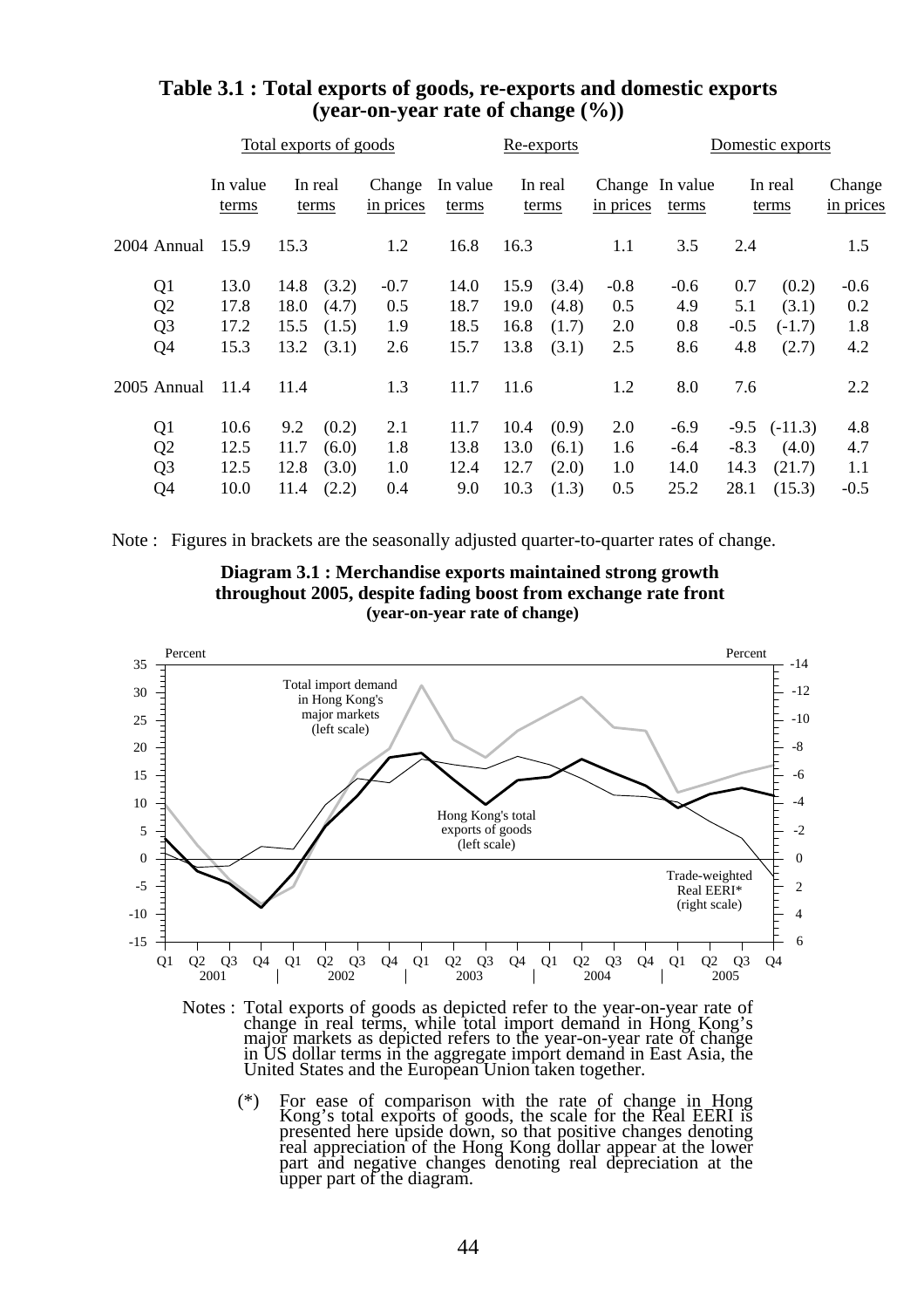**Table 3.1 : Total exports of goods, re-exports and domestic exports (year-on-year rate of change (%))**

| | Total exports of goods | | | | Re-exports | | | | Domestic exports | | | |
|---|---|---|---|---|---|---|---|---|---|---|---|---|
| | In value terms | In real terms | | Change in prices | In value terms | In real terms | | Change in prices | In value terms | In real terms | | Change in prices |
| 2004 Annual | 15.9 | 15.3 | | 1.2 | 16.8 | 16.3 | | 1.1 | 3.5 | 2.4 | | 1.5 |
| Q1 | 13.0 | 14.8 | (3.2) | -0.7 | 14.0 | 15.9 | (3.4) | -0.8 | -0.6 | 0.7 | (0.2) | -0.6 |
| Q2 | 17.8 | 18.0 | (4.7) | 0.5 | 18.7 | 19.0 | (4.8) | 0.5 | 4.9 | 5.1 | (3.1) | 0.2 |
| Q3 | 17.2 | 15.5 | (1.5) | 1.9 | 18.5 | 16.8 | (1.7) | 2.0 | 0.8 | -0.5 | (-1.7) | 1.8 |
| Q4 | 15.3 | 13.2 | (3.1) | 2.6 | 15.7 | 13.8 | (3.1) | 2.5 | 8.6 | 4.8 | (2.7) | 4.2 |
| 2005 Annual | 11.4 | 11.4 | | 1.3 | 11.7 | 11.6 | | 1.2 | 8.0 | 7.6 | | 2.2 |
| Q1 | 10.6 | 9.2 | (0.2) | 2.1 | 11.7 | 10.4 | (0.9) | 2.0 | -6.9 | -9.5 | (-11.3) | 4.8 |
| Q2 | 12.5 | 11.7 | (6.0) | 1.8 | 13.8 | 13.0 | (6.1) | 1.6 | -6.4 | -8.3 | (4.0) | 4.7 |
| Q3 | 12.5 | 12.8 | (3.0) | 1.0 | 12.4 | 12.7 | (2.0) | 1.0 | 14.0 | 14.3 | (21.7) | 1.1 |
| Q4 | 10.0 | 11.4 | (2.2) | 0.4 | 9.0 | 10.3 | (1.3) | 0.5 | 25.2 | 28.1 | (15.3) | -0.5 |

Note : Figures in brackets are the seasonally adjusted quarter-to-quarter rates of change.

**Diagram 3.1 : Merchandise exports maintained strong growth throughout 2005, despite fading boost from exchange rate front (year-on-year rate of change)**

Notes : Total exports of goods as depicted refer to the year-on-year rate of change in real terms, while total import demand in Hong Kong's major markets as depicted refers to the year-on-year rate of change in US dollar terms in the aggregate import demand in East Asia, the United States and the European Union taken together.

(*) For ease of comparison with the rate of change in Hong Kong's total exports of goods, the scale for the Real EERI is presented here upside down, so that positive changes denoting real appreciation of the Hong Kong dollar appear at the lower part and negative changes denoting real depreciation at the upper part of the diagram.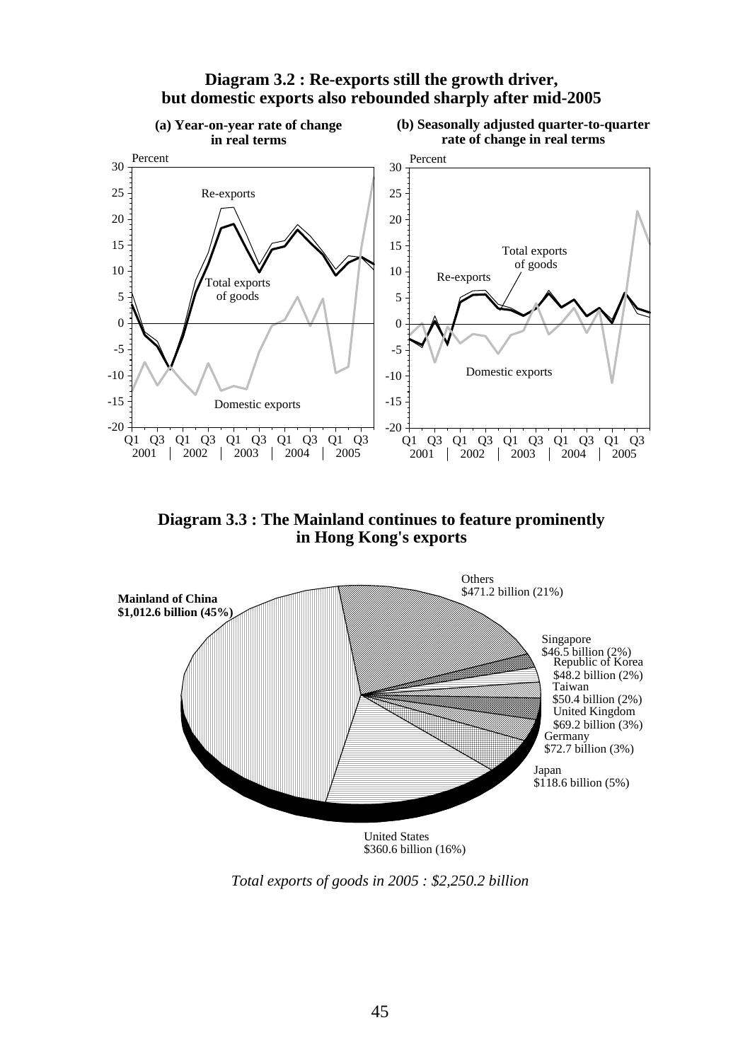**Diagram 3.2 : Re-exports still the growth driver, but domestic exports also rebounded sharply after mid-2005**

(a) Year-on-year rate of change in real terms

(b) Seasonally adjusted quarter-to-quarter rate of change in real terms

Percent

Re-exports

Total exports of goods

Domestic exports

Q1 Q3 Q1 Q3 Q1 Q3 Q1 Q3 Q1 Q3
2001 | 2002 | 2003 | 2004 | 2005

**Diagram 3.3 : The Mainland continues to feature prominently in Hong Kong's exports**

**Mainland of China $1,012.6 billion (45%)**

Others $471.2 billion (21%)

Singapore $46.5 billion (2%)

Republic of Korea $48.2 billion (2%)

Taiwan $50.4 billion (2%)

United Kingdom $69.2 billion (3%)

Germany $72.7 billion (3%)

Japan $118.6 billion (5%)

United States $360.6 billion (16%)

*Total exports of goods in 2005 : $2,250.2 billion*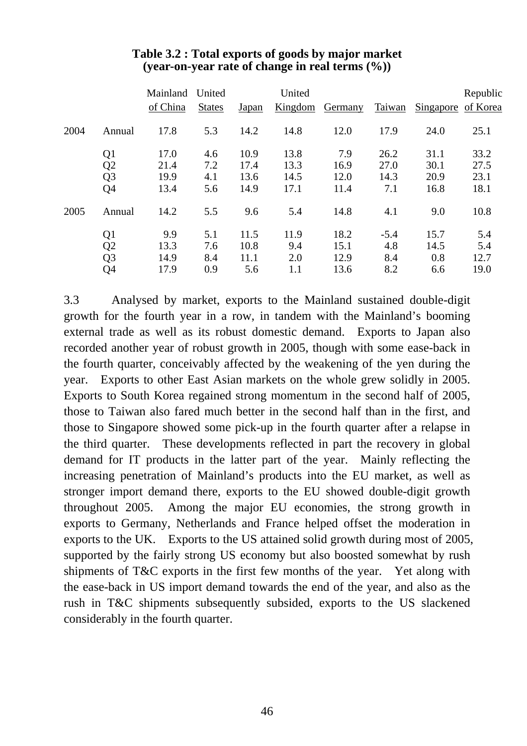**Table 3.2 : Total exports of goods by major market (year-on-year rate of change in real terms (%))**

| | | Mainland of China | United States | Japan | United Kingdom | Germany | Taiwan | Singapore | Republic of Korea |
|---|---|---|---|---|---|---|---|---|---|
| 2004 | Annual | 17.8 | 5.3 | 14.2 | 14.8 | 12.0 | 17.9 | 24.0 | 25.1 |
| | Q1 | 17.0 | 4.6 | 10.9 | 13.8 | 7.9 | 26.2 | 31.1 | 33.2 |
| | Q2 | 21.4 | 7.2 | 17.4 | 13.3 | 16.9 | 27.0 | 30.1 | 27.5 |
| | Q3 | 19.9 | 4.1 | 13.6 | 14.5 | 12.0 | 14.3 | 20.9 | 23.1 |
| | Q4 | 13.4 | 5.6 | 14.9 | 17.1 | 11.4 | 7.1 | 16.8 | 18.1 |
| 2005 | Annual | 14.2 | 5.5 | 9.6 | 5.4 | 14.8 | 4.1 | 9.0 | 10.8 |
| | Q1 | 9.9 | 5.1 | 11.5 | 11.9 | 18.2 | -5.4 | 15.7 | 5.4 |
| | Q2 | 13.3 | 7.6 | 10.8 | 9.4 | 15.1 | 4.8 | 14.5 | 5.4 |
| | Q3 | 14.9 | 8.4 | 11.1 | 2.0 | 12.9 | 8.4 | 0.8 | 12.7 |
| | Q4 | 17.9 | 0.9 | 5.6 | 1.1 | 13.6 | 8.2 | 6.6 | 19.0 |

3.3 Analysed by market, exports to the Mainland sustained double-digit growth for the fourth year in a row, in tandem with the Mainland's booming external trade as well as its robust domestic demand. Exports to Japan also recorded another year of robust growth in 2005, though with some ease-back in the fourth quarter, conceivably affected by the weakening of the yen during the year. Exports to other East Asian markets on the whole grew solidly in 2005. Exports to South Korea regained strong momentum in the second half of 2005, those to Taiwan also fared much better in the second half than in the first, and those to Singapore showed some pick-up in the fourth quarter after a relapse in the third quarter. These developments reflected in part the recovery in global demand for IT products in the latter part of the year. Mainly reflecting the increasing penetration of Mainland's products into the EU market, as well as stronger import demand there, exports to the EU showed double-digit growth throughout 2005. Among the major EU economies, the strong growth in exports to Germany, Netherlands and France helped offset the moderation in exports to the UK. Exports to the US attained solid growth during most of 2005, supported by the fairly strong US economy but also boosted somewhat by rush shipments of T&C exports in the first few months of the year. Yet along with the ease-back in US import demand towards the end of the year, and also as the rush in T&C shipments subsequently subsided, exports to the US slackened considerably in the fourth quarter.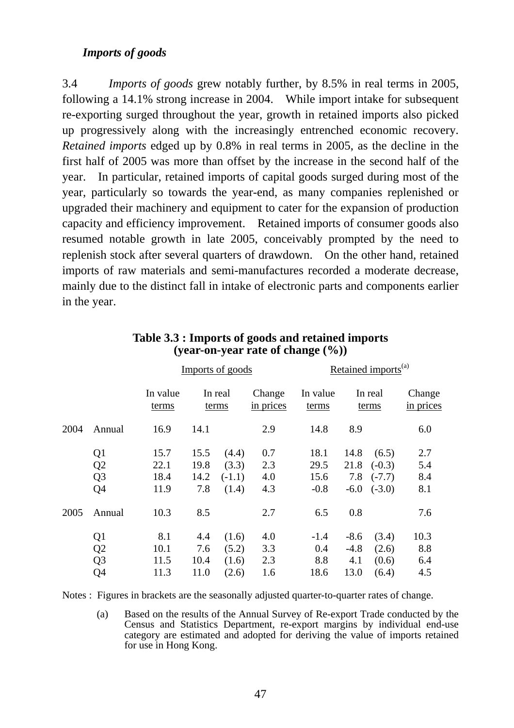### *Imports of goods*

3.4 *Imports of goods* grew notably further, by 8.5% in real terms in 2005, following a 14.1% strong increase in 2004. While import intake for subsequent re-exporting surged throughout the year, growth in retained imports also picked up progressively along with the increasingly entrenched economic recovery. *Retained imports* edged up by 0.8% in real terms in 2005, as the decline in the first half of 2005 was more than offset by the increase in the second half of the year. In particular, retained imports of capital goods surged during most of the year, particularly so towards the year-end, as many companies replenished or upgraded their machinery and equipment to cater for the expansion of production capacity and efficiency improvement. Retained imports of consumer goods also resumed notable growth in late 2005, conceivably prompted by the need to replenish stock after several quarters of drawdown. On the other hand, retained imports of raw materials and semi-manufactures recorded a moderate decrease, mainly due to the distinct fall in intake of electronic parts and components earlier in the year.

**Table 3.3 : Imports of goods and retained imports (year-on-year rate of change (%))**

| | | Imports of goods | | | | Retained imports[(a)] | | | |
|---|---|---|---|---|---|---|---|---|---|
| | | In value terms | In real terms | | Change in prices | In value terms | In real terms | | Change in prices |
| 2004 | Annual | 16.9 | 14.1 | | 2.9 | 14.8 | 8.9 | | 6.0 |
| | Q1 | 15.7 | 15.5 | (4.4) | 0.7 | 18.1 | 14.8 | (6.5) | 2.7 |
| | Q2 | 22.1 | 19.8 | (3.3) | 2.3 | 29.5 | 21.8 | (-0.3) | 5.4 |
| | Q3 | 18.4 | 14.2 | (-1.1) | 4.0 | 15.6 | 7.8 | (-7.7) | 8.4 |
| | Q4 | 11.9 | 7.8 | (1.4) | 4.3 | -0.8 | -6.0 | (-3.0) | 8.1 |
| 2005 | Annual | 10.3 | 8.5 | | 2.7 | 6.5 | 0.8 | | 7.6 |
| | Q1 | 8.1 | 4.4 | (1.6) | 4.0 | -1.4 | -8.6 | (3.4) | 10.3 |
| | Q2 | 10.1 | 7.6 | (5.2) | 3.3 | 0.4 | -4.8 | (2.6) | 8.8 |
| | Q3 | 11.5 | 10.4 | (1.6) | 2.3 | 8.8 | 4.1 | (0.6) | 6.4 |
| | Q4 | 11.3 | 11.0 | (2.6) | 1.6 | 18.6 | 13.0 | (6.4) | 4.5 |

Notes : Figures in brackets are the seasonally adjusted quarter-to-quarter rates of change.

(a) Based on the results of the Annual Survey of Re-export Trade conducted by the Census and Statistics Department, re-export margins by individual end-use category are estimated and adopted for deriving the value of imports retained for use in Hong Kong.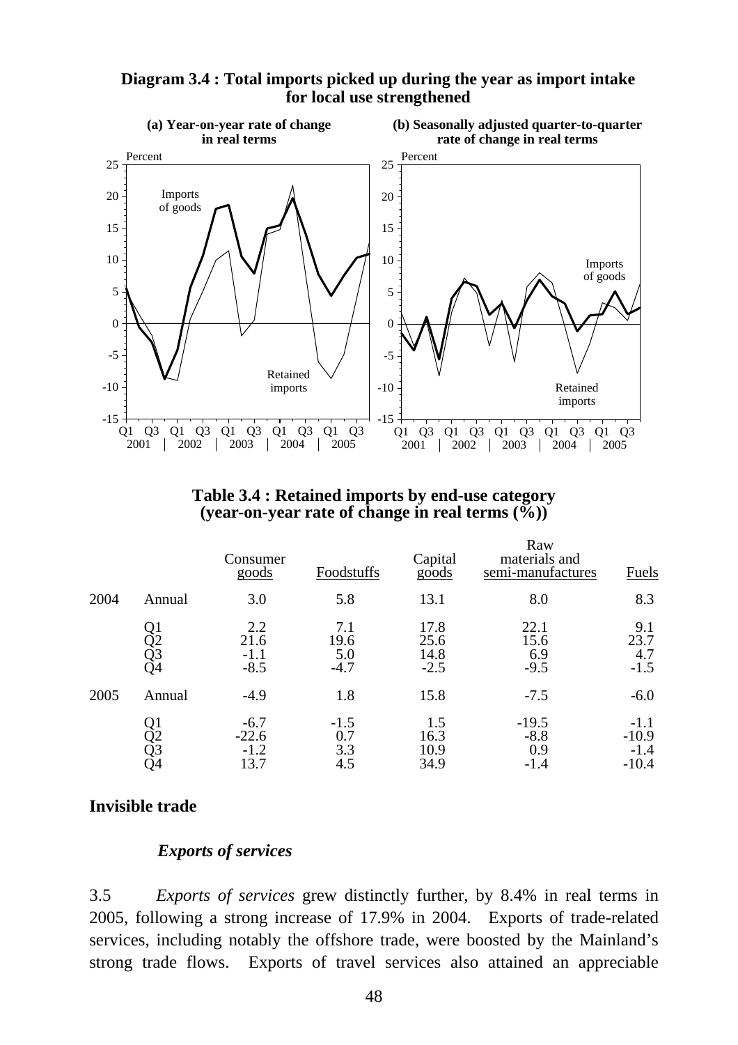**Diagram 3.4 : Total imports picked up during the year as import intake for local use strengthened**

(a) Year-on-year rate of change in real terms

(b) Seasonally adjusted quarter-to-quarter rate of change in real terms

**Table 3.4 : Retained imports by end-use category (year-on-year rate of change in real terms (%))**

| | | Consumer goods | Foodstuffs | Capital goods | Raw materials and semi-manufactures | Fuels |
|---|---|---|---|---|---|---|
| 2004 | Annual | 3.0 | 5.8 | 13.1 | 8.0 | 8.3 |
| | Q1 | 2.2 | 7.1 | 17.8 | 22.1 | 9.1 |
| | Q2 | 21.6 | 19.6 | 25.6 | 15.6 | 23.7 |
| | Q3 | -1.1 | 5.0 | 14.8 | 6.9 | 4.7 |
| | Q4 | -8.5 | -4.7 | -2.5 | -9.5 | -1.5 |
| 2005 | Annual | -4.9 | 1.8 | 15.8 | -7.5 | -6.0 |
| | Q1 | -6.7 | -1.5 | 1.5 | -19.5 | -1.1 |
| | Q2 | -22.6 | 0.7 | 16.3 | -8.8 | -10.9 |
| | Q3 | -1.2 | 3.3 | 10.9 | 0.9 | -1.4 |
| | Q4 | 13.7 | 4.5 | 34.9 | -1.4 | -10.4 |

## Invisible trade

### *Exports of services*

3.5 *Exports of services* grew distinctly further, by 8.4% in real terms in 2005, following a strong increase of 17.9% in 2004. Exports of trade-related services, including notably the offshore trade, were boosted by the Mainland's strong trade flows. Exports of travel services also attained an appreciable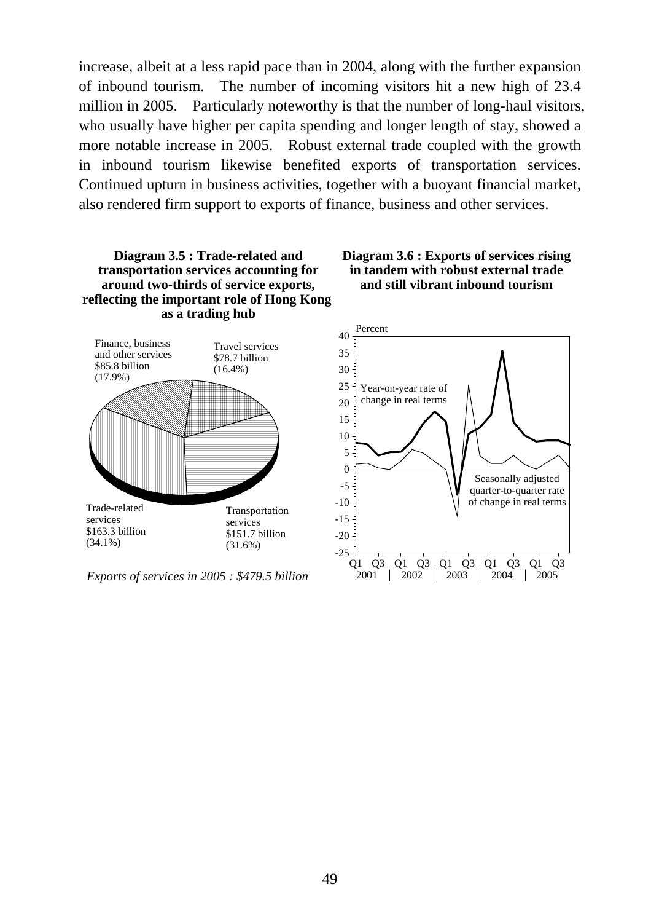increase, albeit at a less rapid pace than in 2004, along with the further expansion of inbound tourism. The number of incoming visitors hit a new high of 23.4 million in 2005. Particularly noteworthy is that the number of long-haul visitors, who usually have higher per capita spending and longer length of stay, showed a more notable increase in 2005. Robust external trade coupled with the growth in inbound tourism likewise benefited exports of transportation services. Continued upturn in business activities, together with a buoyant financial market, also rendered firm support to exports of finance, business and other services.

**Diagram 3.5 : Trade-related and transportation services accounting for around two-thirds of service exports, reflecting the important role of Hong Kong as a trading hub**

Finance, business and other services $85.8 billion (17.9%)

Travel services $78.7 billion (16.4%)

Trade-related services $163.3 billion (34.1%)

Transportation services $151.7 billion (31.6%)

*Exports of services in 2005 : $479.5 billion*

**Diagram 3.6 : Exports of services rising in tandem with robust external trade and still vibrant inbound tourism**

Percent

Year-on-year rate of change in real terms

Seasonally adjusted quarter-to-quarter rate of change in real terms

Q1 Q3 Q1 Q3 Q1 Q3 Q1 Q3 Q1 Q3
2001 | 2002 | 2003 | 2004 | 2005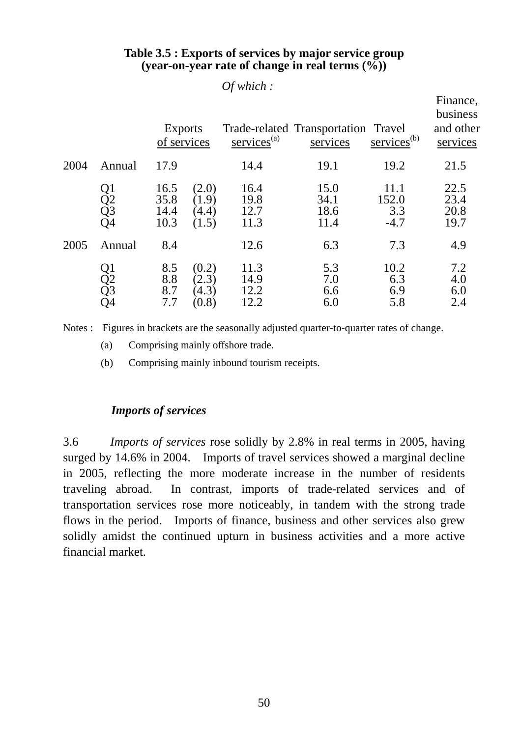**Table 3.5 : Exports of services by major service group (year-on-year rate of change in real terms (%))**

| | | Exports of services | | *Of which :* Trade-related services[(a)] | Transportation services | Travel services[(b)] | Finance, business and other services |
|---|---|---|---|---|---|---|---|
| 2004 | Annual | 17.9 | | 14.4 | 19.1 | 19.2 | 21.5 |
| | Q1 | 16.5 | (2.0) | 16.4 | 15.0 | 11.1 | 22.5 |
| | Q2 | 35.8 | (1.9) | 19.8 | 34.1 | 152.0 | 23.4 |
| | Q3 | 14.4 | (4.4) | 12.7 | 18.6 | 3.3 | 20.8 |
| | Q4 | 10.3 | (1.5) | 11.3 | 11.4 | -4.7 | 19.7 |
| 2005 | Annual | 8.4 | | 12.6 | 6.3 | 7.3 | 4.9 |
| | Q1 | 8.5 | (0.2) | 11.3 | 5.3 | 10.2 | 7.2 |
| | Q2 | 8.8 | (2.3) | 14.9 | 7.0 | 6.3 | 4.0 |
| | Q3 | 8.7 | (4.3) | 12.2 | 6.6 | 6.9 | 6.0 |
| | Q4 | 7.7 | (0.8) | 12.2 | 6.0 | 5.8 | 2.4 |

Notes : Figures in brackets are the seasonally adjusted quarter-to-quarter rates of change.

(a) Comprising mainly offshore trade.

(b) Comprising mainly inbound tourism receipts.

***Imports of services***

3.6 *Imports of services* rose solidly by 2.8% in real terms in 2005, having surged by 14.6% in 2004. Imports of travel services showed a marginal decline in 2005, reflecting the more moderate increase in the number of residents traveling abroad. In contrast, imports of trade-related services and of transportation services rose more noticeably, in tandem with the strong trade flows in the period. Imports of finance, business and other services also grew solidly amidst the continued upturn in business activities and a more active financial market.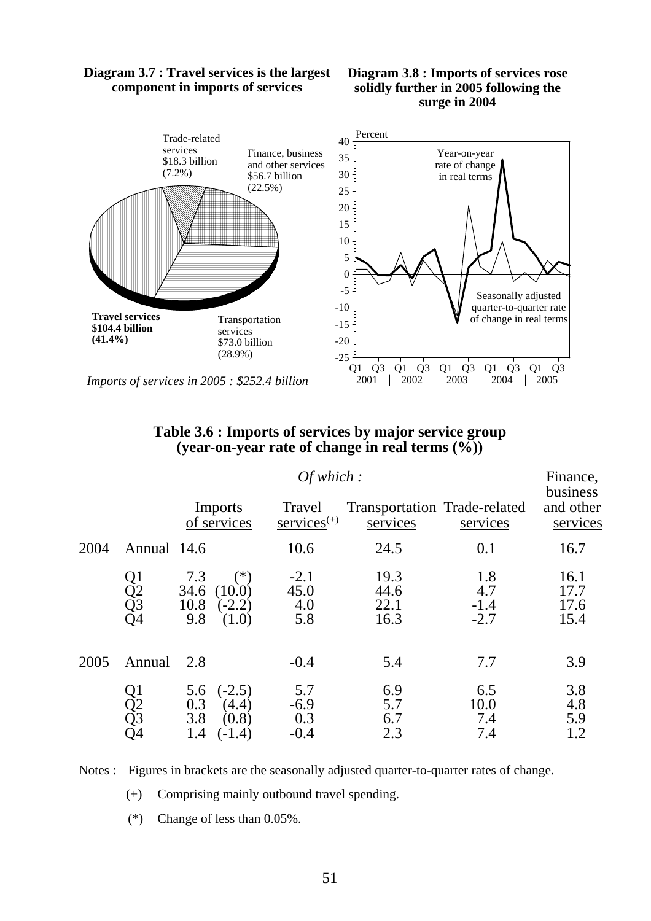**Diagram 3.7 : Travel services is the largest component in imports of services**

Trade-related services $18.3 billion (7.2%)

Finance, business and other services $56.7 billion (22.5%)

**Travel services $104.4 billion (41.4%)**

Transportation services $73.0 billion (28.9%)

*Imports of services in 2005 : $252.4 billion*

**Diagram 3.8 : Imports of services rose solidly further in 2005 following the surge in 2004**

Percent

Year-on-year rate of change in real terms

Seasonally adjusted quarter-to-quarter rate of change in real terms

Q1 Q3 Q1 Q3 Q1 Q3 Q1 Q3 Q1 Q3
2001 | 2002 | 2003 | 2004 | 2005

## Table 3.6 : Imports of services by major service group (year-on-year rate of change in real terms (%))

| | | Imports of services | | *Of which :* Travel services(+) | Transportation services | Trade-related services | Finance, business and other services |
|---|---|---|---|---|---|---|---|
| 2004 | Annual | 14.6 | | 10.6 | 24.5 | 0.1 | 16.7 |
| | Q1 | 7.3 | (*) | -2.1 | 19.3 | 1.8 | 16.1 |
| | Q2 | 34.6 | (10.0) | 45.0 | 44.6 | 4.7 | 17.7 |
| | Q3 | 10.8 | (-2.2) | 4.0 | 22.1 | -1.4 | 17.6 |
| | Q4 | 9.8 | (1.0) | 5.8 | 16.3 | -2.7 | 15.4 |
| 2005 | Annual | 2.8 | | -0.4 | 5.4 | 7.7 | 3.9 |
| | Q1 | 5.6 | (-2.5) | 5.7 | 6.9 | 6.5 | 3.8 |
| | Q2 | 0.3 | (4.4) | -6.9 | 5.7 | 10.0 | 4.8 |
| | Q3 | 3.8 | (0.8) | 0.3 | 6.7 | 7.4 | 5.9 |
| | Q4 | 1.4 | (-1.4) | -0.4 | 2.3 | 7.4 | 1.2 |

Notes : Figures in brackets are the seasonally adjusted quarter-to-quarter rates of change.

(+) Comprising mainly outbound travel spending.

(*) Change of less than 0.05%.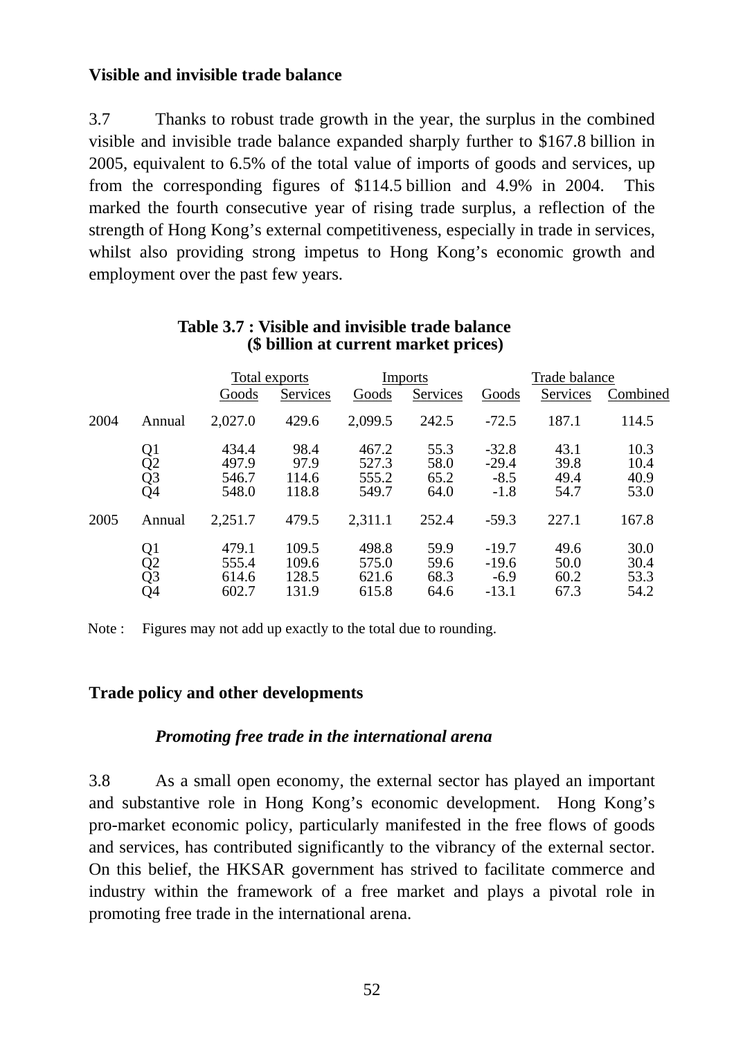**Visible and invisible trade balance**

3.7 Thanks to robust trade growth in the year, the surplus in the combined visible and invisible trade balance expanded sharply further to $167.8 billion in 2005, equivalent to 6.5% of the total value of imports of goods and services, up from the corresponding figures of $114.5 billion and 4.9% in 2004. This marked the fourth consecutive year of rising trade surplus, a reflection of the strength of Hong Kong's external competitiveness, especially in trade in services, whilst also providing strong impetus to Hong Kong's economic growth and employment over the past few years.

**Table 3.7 : Visible and invisible trade balance ($ billion at current market prices)**

| | | Total exports | | Imports | | Trade balance | | |
|---|---|---|---|---|---|---|---|---|
| | | Goods | Services | Goods | Services | Goods | Services | Combined |
| 2004 | Annual | 2,027.0 | 429.6 | 2,099.5 | 242.5 | -72.5 | 187.1 | 114.5 |
| | Q1 | 434.4 | 98.4 | 467.2 | 55.3 | -32.8 | 43.1 | 10.3 |
| | Q2 | 497.9 | 97.9 | 527.3 | 58.0 | -29.4 | 39.8 | 10.4 |
| | Q3 | 546.7 | 114.6 | 555.2 | 65.2 | -8.5 | 49.4 | 40.9 |
| | Q4 | 548.0 | 118.8 | 549.7 | 64.0 | -1.8 | 54.7 | 53.0 |
| 2005 | Annual | 2,251.7 | 479.5 | 2,311.1 | 252.4 | -59.3 | 227.1 | 167.8 |
| | Q1 | 479.1 | 109.5 | 498.8 | 59.9 | -19.7 | 49.6 | 30.0 |
| | Q2 | 555.4 | 109.6 | 575.0 | 59.6 | -19.6 | 50.0 | 30.4 |
| | Q3 | 614.6 | 128.5 | 621.6 | 68.3 | -6.9 | 60.2 | 53.3 |
| | Q4 | 602.7 | 131.9 | 615.8 | 64.6 | -13.1 | 67.3 | 54.2 |

Note : Figures may not add up exactly to the total due to rounding.

**Trade policy and other developments**

***Promoting free trade in the international arena***

3.8 As a small open economy, the external sector has played an important and substantive role in Hong Kong's economic development. Hong Kong's pro-market economic policy, particularly manifested in the free flows of goods and services, has contributed significantly to the vibrancy of the external sector. On this belief, the HKSAR government has strived to facilitate commerce and industry within the framework of a free market and plays a pivotal role in promoting free trade in the international arena.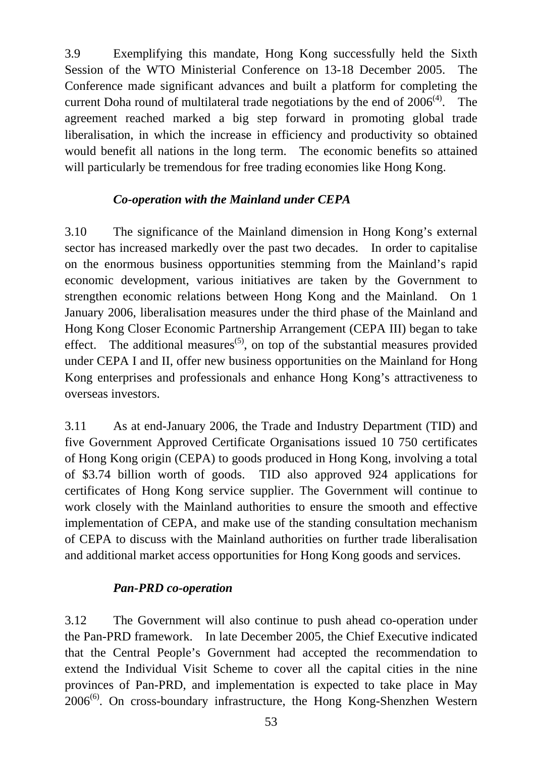3.9 Exemplifying this mandate, Hong Kong successfully held the Sixth Session of the WTO Ministerial Conference on 13-18 December 2005. The Conference made significant advances and built a platform for completing the current Doha round of multilateral trade negotiations by the end of 2006[(4)]. The agreement reached marked a big step forward in promoting global trade liberalisation, in which the increase in efficiency and productivity so obtained would benefit all nations in the long term. The economic benefits so attained will particularly be tremendous for free trading economies like Hong Kong.

***Co-operation with the Mainland under CEPA***

3.10 The significance of the Mainland dimension in Hong Kong's external sector has increased markedly over the past two decades. In order to capitalise on the enormous business opportunities stemming from the Mainland's rapid economic development, various initiatives are taken by the Government to strengthen economic relations between Hong Kong and the Mainland. On 1 January 2006, liberalisation measures under the third phase of the Mainland and Hong Kong Closer Economic Partnership Arrangement (CEPA III) began to take effect. The additional measures[(5)], on top of the substantial measures provided under CEPA I and II, offer new business opportunities on the Mainland for Hong Kong enterprises and professionals and enhance Hong Kong's attractiveness to overseas investors.

3.11 As at end-January 2006, the Trade and Industry Department (TID) and five Government Approved Certificate Organisations issued 10 750 certificates of Hong Kong origin (CEPA) to goods produced in Hong Kong, involving a total of $3.74 billion worth of goods. TID also approved 924 applications for certificates of Hong Kong service supplier. The Government will continue to work closely with the Mainland authorities to ensure the smooth and effective implementation of CEPA, and make use of the standing consultation mechanism of CEPA to discuss with the Mainland authorities on further trade liberalisation and additional market access opportunities for Hong Kong goods and services.

***Pan-PRD co-operation***

3.12 The Government will also continue to push ahead co-operation under the Pan-PRD framework. In late December 2005, the Chief Executive indicated that the Central People's Government had accepted the recommendation to extend the Individual Visit Scheme to cover all the capital cities in the nine provinces of Pan-PRD, and implementation is expected to take place in May 2006[(6)]. On cross-boundary infrastructure, the Hong Kong-Shenzhen Western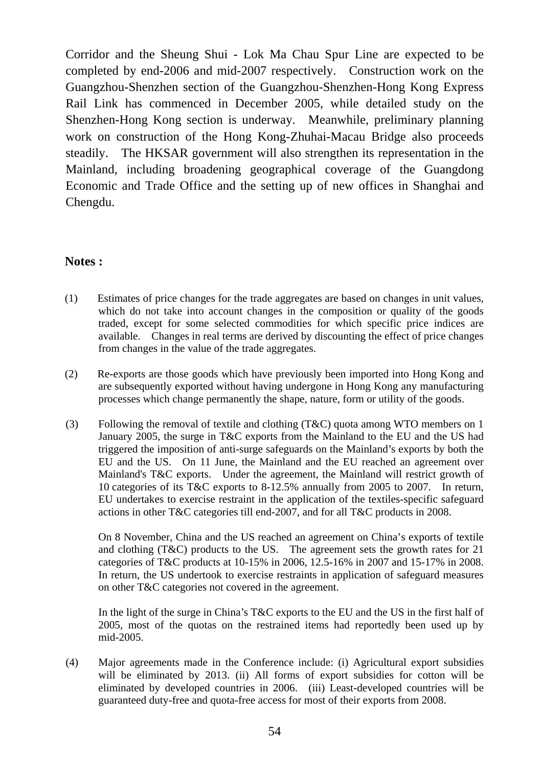Corridor and the Sheung Shui - Lok Ma Chau Spur Line are expected to be completed by end-2006 and mid-2007 respectively. Construction work on the Guangzhou-Shenzhen section of the Guangzhou-Shenzhen-Hong Kong Express Rail Link has commenced in December 2005, while detailed study on the Shenzhen-Hong Kong section is underway. Meanwhile, preliminary planning work on construction of the Hong Kong-Zhuhai-Macau Bridge also proceeds steadily. The HKSAR government will also strengthen its representation in the Mainland, including broadening geographical coverage of the Guangdong Economic and Trade Office and the setting up of new offices in Shanghai and Chengdu.

**Notes :**

(1) Estimates of price changes for the trade aggregates are based on changes in unit values, which do not take into account changes in the composition or quality of the goods traded, except for some selected commodities for which specific price indices are available. Changes in real terms are derived by discounting the effect of price changes from changes in the value of the trade aggregates.

(2) Re-exports are those goods which have previously been imported into Hong Kong and are subsequently exported without having undergone in Hong Kong any manufacturing processes which change permanently the shape, nature, form or utility of the goods.

(3) Following the removal of textile and clothing (T&C) quota among WTO members on 1 January 2005, the surge in T&C exports from the Mainland to the EU and the US had triggered the imposition of anti-surge safeguards on the Mainland's exports by both the EU and the US. On 11 June, the Mainland and the EU reached an agreement over Mainland's T&C exports. Under the agreement, the Mainland will restrict growth of 10 categories of its T&C exports to 8-12.5% annually from 2005 to 2007. In return, EU undertakes to exercise restraint in the application of the textiles-specific safeguard actions in other T&C categories till end-2007, and for all T&C products in 2008.

On 8 November, China and the US reached an agreement on China's exports of textile and clothing (T&C) products to the US. The agreement sets the growth rates for 21 categories of T&C products at 10-15% in 2006, 12.5-16% in 2007 and 15-17% in 2008. In return, the US undertook to exercise restraints in application of safeguard measures on other T&C categories not covered in the agreement.

In the light of the surge in China's T&C exports to the EU and the US in the first half of 2005, most of the quotas on the restrained items had reportedly been used up by mid-2005.

(4) Major agreements made in the Conference include: (i) Agricultural export subsidies will be eliminated by 2013. (ii) All forms of export subsidies for cotton will be eliminated by developed countries in 2006. (iii) Least-developed countries will be guaranteed duty-free and quota-free access for most of their exports from 2008.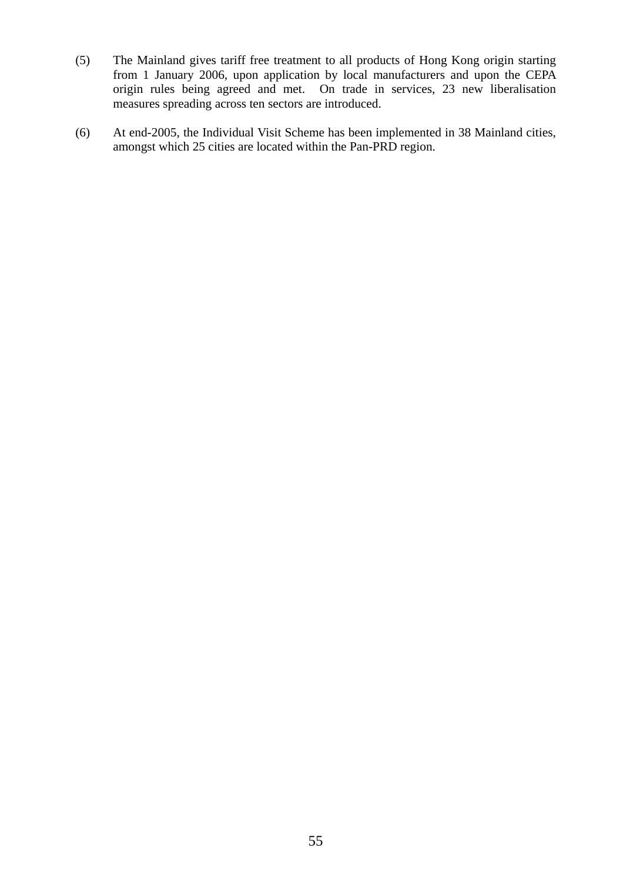(5) The Mainland gives tariff free treatment to all products of Hong Kong origin starting from 1 January 2006, upon application by local manufacturers and upon the CEPA origin rules being agreed and met. On trade in services, 23 new liberalisation measures spreading across ten sectors are introduced.

(6) At end-2005, the Individual Visit Scheme has been implemented in 38 Mainland cities, amongst which 25 cities are located within the Pan-PRD region.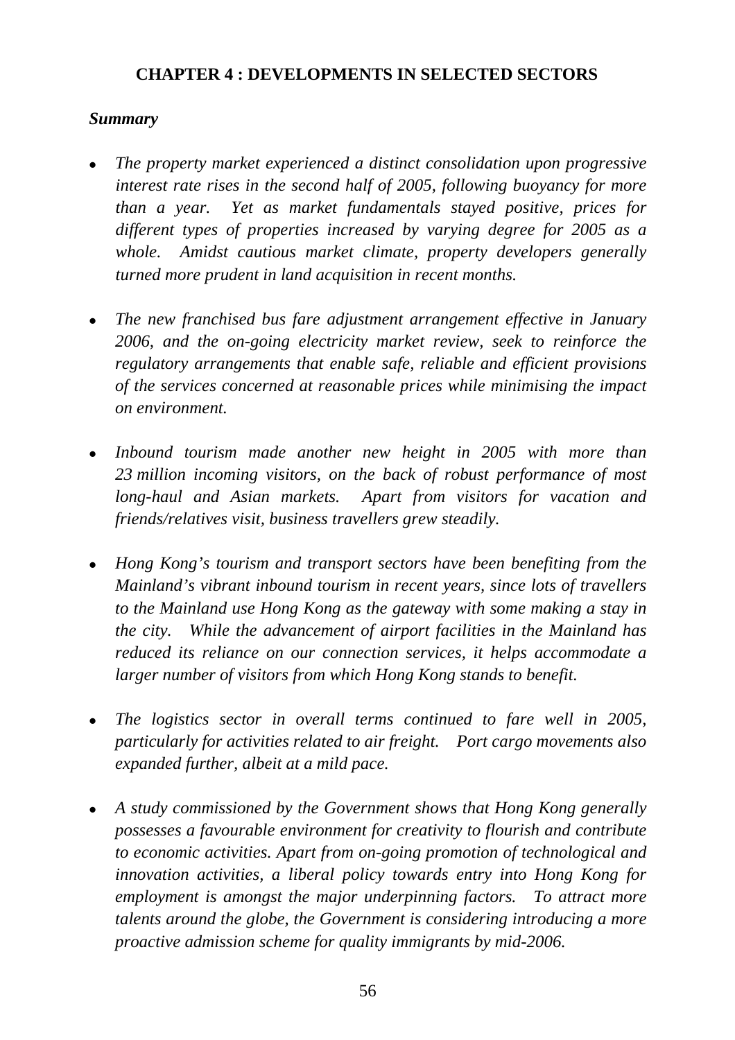# CHAPTER 4 : DEVELOPMENTS IN SELECTED SECTORS

***Summary***

- *The property market experienced a distinct consolidation upon progressive interest rate rises in the second half of 2005, following buoyancy for more than a year. Yet as market fundamentals stayed positive, prices for different types of properties increased by varying degree for 2005 as a whole. Amidst cautious market climate, property developers generally turned more prudent in land acquisition in recent months.*

- *The new franchised bus fare adjustment arrangement effective in January 2006, and the on-going electricity market review, seek to reinforce the regulatory arrangements that enable safe, reliable and efficient provisions of the services concerned at reasonable prices while minimising the impact on environment.*

- *Inbound tourism made another new height in 2005 with more than 23 million incoming visitors, on the back of robust performance of most long-haul and Asian markets. Apart from visitors for vacation and friends/relatives visit, business travellers grew steadily.*

- *Hong Kong's tourism and transport sectors have been benefiting from the Mainland's vibrant inbound tourism in recent years, since lots of travellers to the Mainland use Hong Kong as the gateway with some making a stay in the city. While the advancement of airport facilities in the Mainland has reduced its reliance on our connection services, it helps accommodate a larger number of visitors from which Hong Kong stands to benefit.*

- *The logistics sector in overall terms continued to fare well in 2005, particularly for activities related to air freight. Port cargo movements also expanded further, albeit at a mild pace.*

- *A study commissioned by the Government shows that Hong Kong generally possesses a favourable environment for creativity to flourish and contribute to economic activities. Apart from on-going promotion of technological and innovation activities, a liberal policy towards entry into Hong Kong for employment is amongst the major underpinning factors. To attract more talents around the globe, the Government is considering introducing a more proactive admission scheme for quality immigrants by mid-2006.*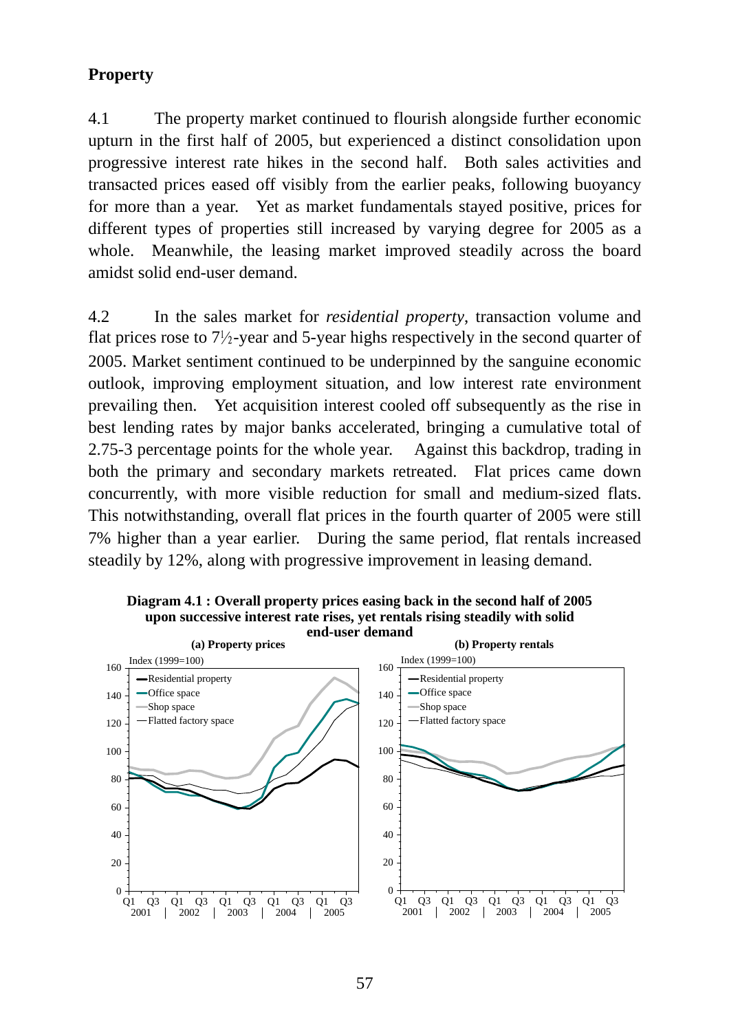**Property**

4.1 The property market continued to flourish alongside further economic upturn in the first half of 2005, but experienced a distinct consolidation upon progressive interest rate hikes in the second half. Both sales activities and transacted prices eased off visibly from the earlier peaks, following buoyancy for more than a year. Yet as market fundamentals stayed positive, prices for different types of properties still increased by varying degree for 2005 as a whole. Meanwhile, the leasing market improved steadily across the board amidst solid end-user demand.

4.2 In the sales market for *residential property*, transaction volume and flat prices rose to 7½-year and 5-year highs respectively in the second quarter of 2005. Market sentiment continued to be underpinned by the sanguine economic outlook, improving employment situation, and low interest rate environment prevailing then. Yet acquisition interest cooled off subsequently as the rise in best lending rates by major banks accelerated, bringing a cumulative total of 2.75-3 percentage points for the whole year. Against this backdrop, trading in both the primary and secondary markets retreated. Flat prices came down concurrently, with more visible reduction for small and medium-sized flats. This notwithstanding, overall flat prices in the fourth quarter of 2005 were still 7% higher than a year earlier. During the same period, flat rentals increased steadily by 12%, along with progressive improvement in leasing demand.

**Diagram 4.1 : Overall property prices easing back in the second half of 2005 upon successive interest rate rises, yet rentals rising steadily with solid end-user demand**

**(a) Property prices** — Index (1999=100); Residential property, Office space, Shop space, Flatted factory space; Q1 2001 – Q4 2005

**(b) Property rentals** — Index (1999=100); Residential property, Office space, Shop space, Flatted factory space; Q1 2001 – Q4 2005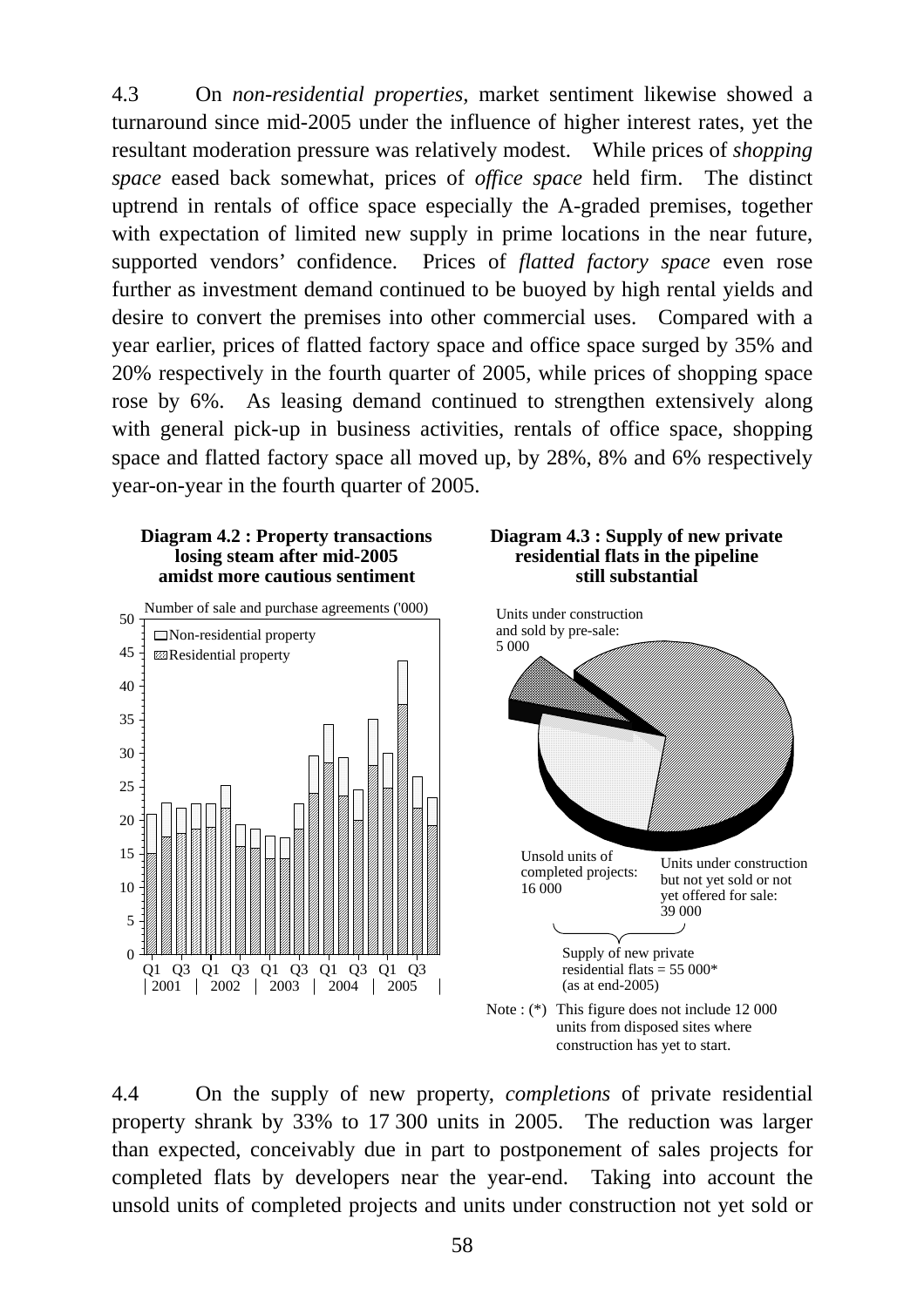4.3 On *non-residential properties*, market sentiment likewise showed a turnaround since mid-2005 under the influence of higher interest rates, yet the resultant moderation pressure was relatively modest. While prices of *shopping space* eased back somewhat, prices of *office space* held firm. The distinct uptrend in rentals of office space especially the A-graded premises, together with expectation of limited new supply in prime locations in the near future, supported vendors' confidence. Prices of *flatted factory space* even rose further as investment demand continued to be buoyed by high rental yields and desire to convert the premises into other commercial uses. Compared with a year earlier, prices of flatted factory space and office space surged by 35% and 20% respectively in the fourth quarter of 2005, while prices of shopping space rose by 6%. As leasing demand continued to strengthen extensively along with general pick-up in business activities, rentals of office space, shopping space and flatted factory space all moved up, by 28%, 8% and 6% respectively year-on-year in the fourth quarter of 2005.

**Diagram 4.2 : Property transactions losing steam after mid-2005 amidst more cautious sentiment**

Number of sale and purchase agreements ('000)

Non-residential property / Residential property

Q1 Q3 Q1 Q3 Q1 Q3 Q1 Q3 Q1 Q3
2001 2002 2003 2004 2005

**Diagram 4.3 : Supply of new private residential flats in the pipeline still substantial**

Units under construction and sold by pre-sale: 5 000

Unsold units of completed projects: 16 000

Units under construction but not yet sold or not yet offered for sale: 39 000

Supply of new private residential flats = 55 000* (as at end-2005)

Note : (*) This figure does not include 12 000 units from disposed sites where construction has yet to start.

4.4 On the supply of new property, *completions* of private residential property shrank by 33% to 17 300 units in 2005. The reduction was larger than expected, conceivably due in part to postponement of sales projects for completed flats by developers near the year-end. Taking into account the unsold units of completed projects and units under construction not yet sold or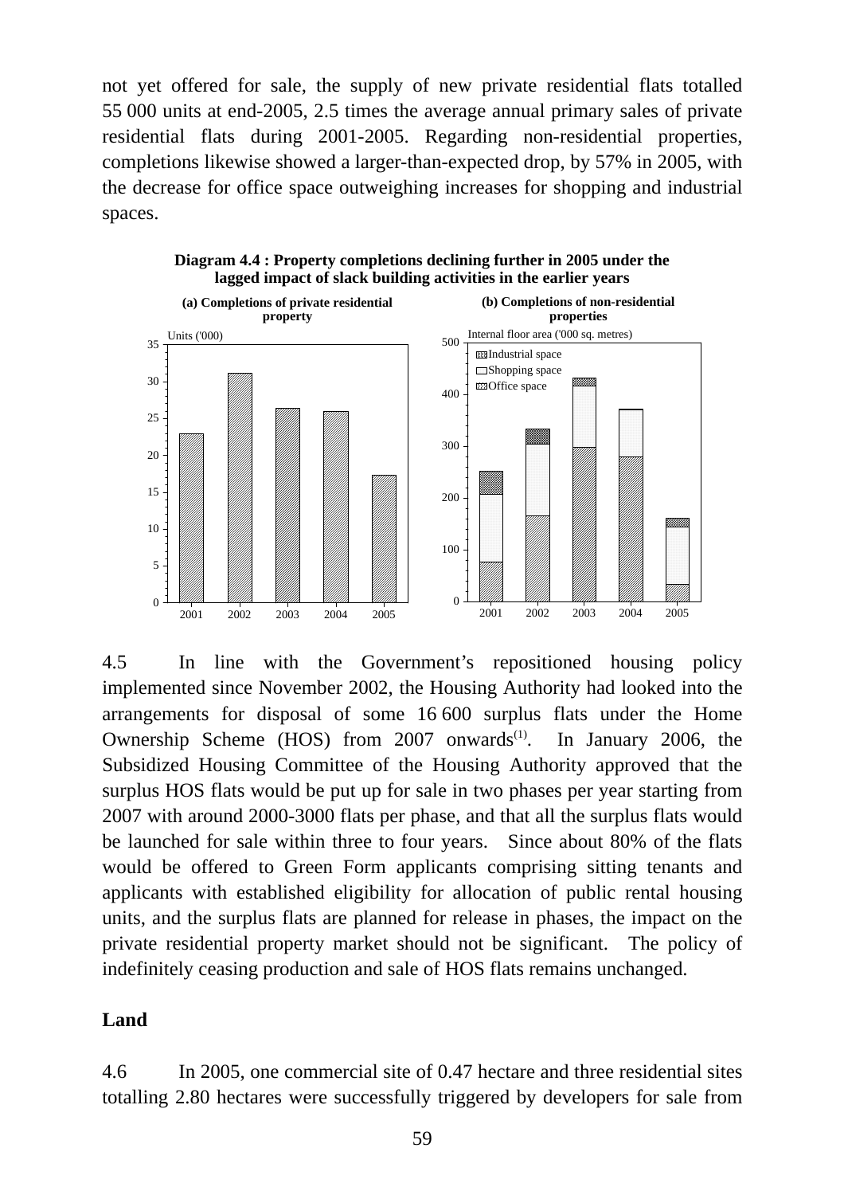not yet offered for sale, the supply of new private residential flats totalled 55 000 units at end-2005, 2.5 times the average annual primary sales of private residential flats during 2001-2005. Regarding non-residential properties, completions likewise showed a larger-than-expected drop, by 57% in 2005, with the decrease for office space outweighing increases for shopping and industrial spaces.

**Diagram 4.4 : Property completions declining further in 2005 under the lagged impact of slack building activities in the earlier years**

**(a) Completions of private residential property**

**(b) Completions of non-residential properties**

4.5 In line with the Government's repositioned housing policy implemented since November 2002, the Housing Authority had looked into the arrangements for disposal of some 16 600 surplus flats under the Home Ownership Scheme (HOS) from 2007 onwards(1). In January 2006, the Subsidized Housing Committee of the Housing Authority approved that the surplus HOS flats would be put up for sale in two phases per year starting from 2007 with around 2000-3000 flats per phase, and that all the surplus flats would be launched for sale within three to four years. Since about 80% of the flats would be offered to Green Form applicants comprising sitting tenants and applicants with established eligibility for allocation of public rental housing units, and the surplus flats are planned for release in phases, the impact on the private residential property market should not be significant. The policy of indefinitely ceasing production and sale of HOS flats remains unchanged.

## Land

4.6 In 2005, one commercial site of 0.47 hectare and three residential sites totalling 2.80 hectares were successfully triggered by developers for sale from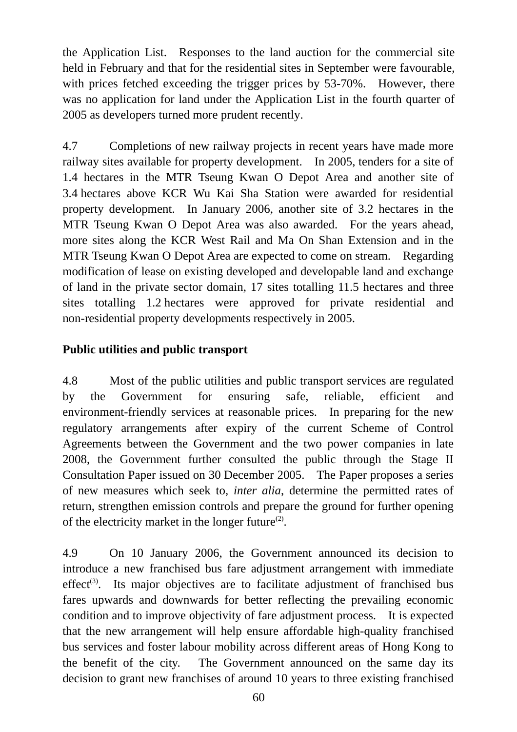the Application List. Responses to the land auction for the commercial site held in February and that for the residential sites in September were favourable, with prices fetched exceeding the trigger prices by 53-70%. However, there was no application for land under the Application List in the fourth quarter of 2005 as developers turned more prudent recently.

4.7 Completions of new railway projects in recent years have made more railway sites available for property development. In 2005, tenders for a site of 1.4 hectares in the MTR Tseung Kwan O Depot Area and another site of 3.4 hectares above KCR Wu Kai Sha Station were awarded for residential property development. In January 2006, another site of 3.2 hectares in the MTR Tseung Kwan O Depot Area was also awarded. For the years ahead, more sites along the KCR West Rail and Ma On Shan Extension and in the MTR Tseung Kwan O Depot Area are expected to come on stream. Regarding modification of lease on existing developed and developable land and exchange of land in the private sector domain, 17 sites totalling 11.5 hectares and three sites totalling 1.2 hectares were approved for private residential and non-residential property developments respectively in 2005.

**Public utilities and public transport**

4.8 Most of the public utilities and public transport services are regulated by the Government for ensuring safe, reliable, efficient and environment-friendly services at reasonable prices. In preparing for the new regulatory arrangements after expiry of the current Scheme of Control Agreements between the Government and the two power companies in late 2008, the Government further consulted the public through the Stage II Consultation Paper issued on 30 December 2005. The Paper proposes a series of new measures which seek to, *inter alia*, determine the permitted rates of return, strengthen emission controls and prepare the ground for further opening of the electricity market in the longer future[(2)].

4.9 On 10 January 2006, the Government announced its decision to introduce a new franchised bus fare adjustment arrangement with immediate effect[(3)]. Its major objectives are to facilitate adjustment of franchised bus fares upwards and downwards for better reflecting the prevailing economic condition and to improve objectivity of fare adjustment process. It is expected that the new arrangement will help ensure affordable high-quality franchised bus services and foster labour mobility across different areas of Hong Kong to the benefit of the city. The Government announced on the same day its decision to grant new franchises of around 10 years to three existing franchised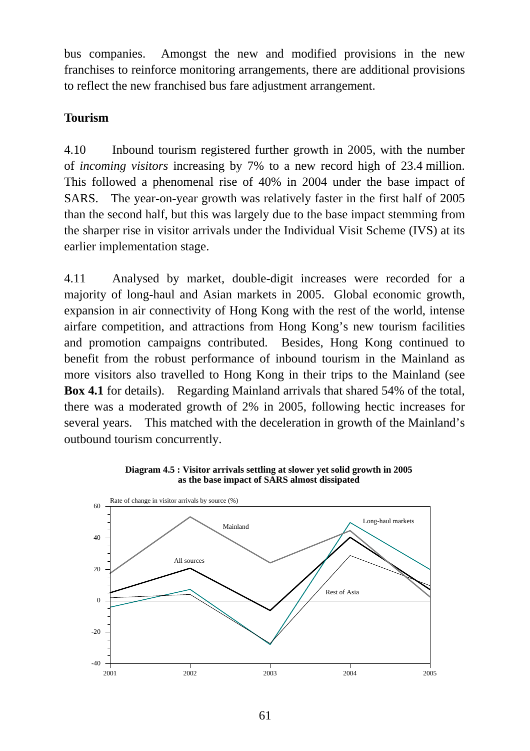bus companies. Amongst the new and modified provisions in the new franchises to reinforce monitoring arrangements, there are additional provisions to reflect the new franchised bus fare adjustment arrangement.

**Tourism**

4.10 Inbound tourism registered further growth in 2005, with the number of *incoming visitors* increasing by 7% to a new record high of 23.4 million. This followed a phenomenal rise of 40% in 2004 under the base impact of SARS. The year-on-year growth was relatively faster in the first half of 2005 than the second half, but this was largely due to the base impact stemming from the sharper rise in visitor arrivals under the Individual Visit Scheme (IVS) at its earlier implementation stage.

4.11 Analysed by market, double-digit increases were recorded for a majority of long-haul and Asian markets in 2005. Global economic growth, expansion in air connectivity of Hong Kong with the rest of the world, intense airfare competition, and attractions from Hong Kong's new tourism facilities and promotion campaigns contributed. Besides, Hong Kong continued to benefit from the robust performance of inbound tourism in the Mainland as more visitors also travelled to Hong Kong in their trips to the Mainland (see **Box 4.1** for details). Regarding Mainland arrivals that shared 54% of the total, there was a moderated growth of 2% in 2005, following hectic increases for several years. This matched with the deceleration in growth of the Mainland's outbound tourism concurrently.

**Diagram 4.5 : Visitor arrivals settling at slower yet solid growth in 2005 as the base impact of SARS almost dissipated**

Rate of change in visitor arrivals by source (%)

Mainland
All sources
Long-haul markets
Rest of Asia

2001 2002 2003 2004 2005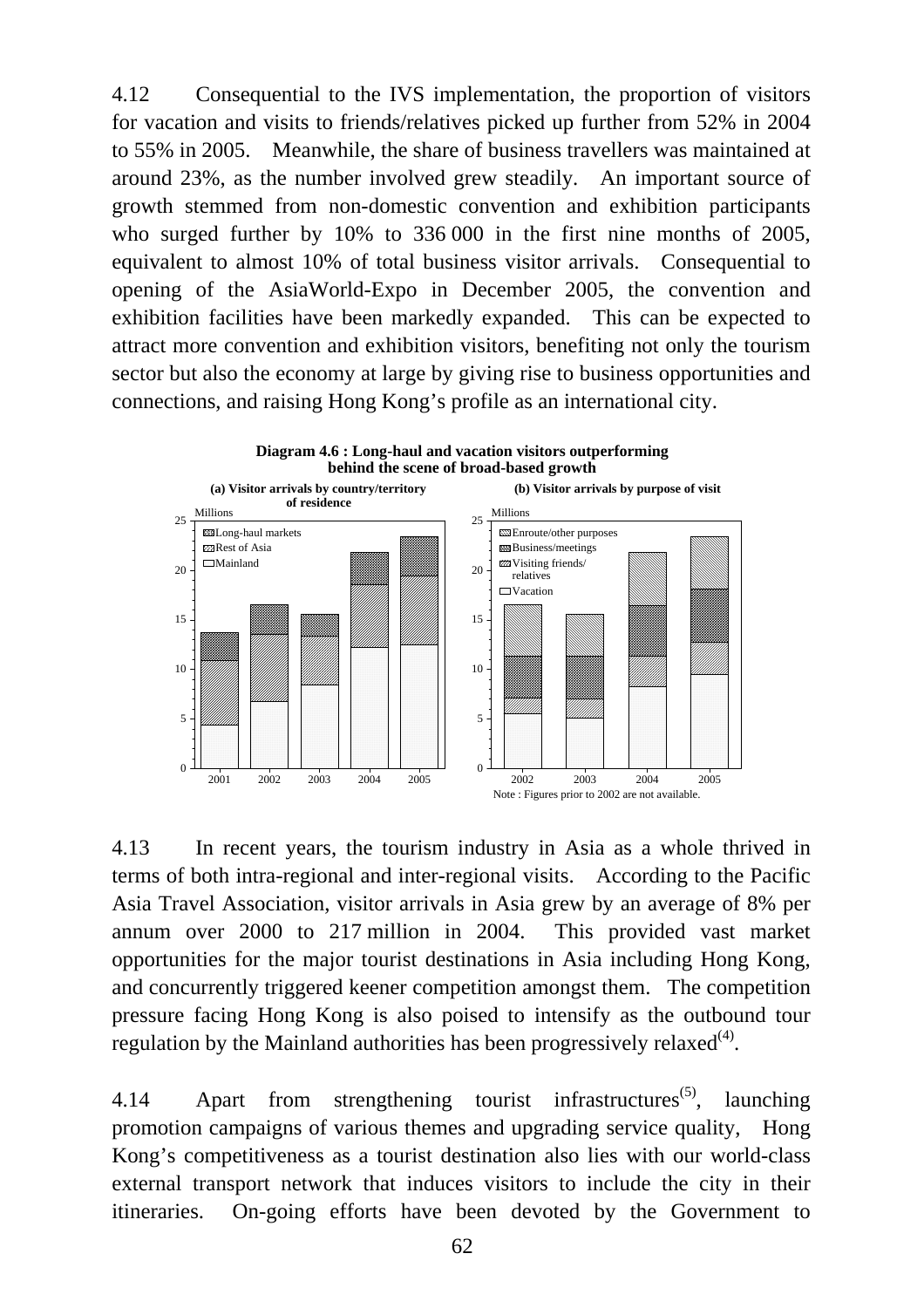4.12 Consequential to the IVS implementation, the proportion of visitors for vacation and visits to friends/relatives picked up further from 52% in 2004 to 55% in 2005. Meanwhile, the share of business travellers was maintained at around 23%, as the number involved grew steadily. An important source of growth stemmed from non-domestic convention and exhibition participants who surged further by 10% to 336 000 in the first nine months of 2005, equivalent to almost 10% of total business visitor arrivals. Consequential to opening of the AsiaWorld-Expo in December 2005, the convention and exhibition facilities have been markedly expanded. This can be expected to attract more convention and exhibition visitors, benefiting not only the tourism sector but also the economy at large by giving rise to business opportunities and connections, and raising Hong Kong's profile as an international city.

**Diagram 4.6 : Long-haul and vacation visitors outperforming behind the scene of broad-based growth**

**(a) Visitor arrivals by country/territory of residence**

**(b) Visitor arrivals by purpose of visit**

Note : Figures prior to 2002 are not available.

4.13 In recent years, the tourism industry in Asia as a whole thrived in terms of both intra-regional and inter-regional visits. According to the Pacific Asia Travel Association, visitor arrivals in Asia grew by an average of 8% per annum over 2000 to 217 million in 2004. This provided vast market opportunities for the major tourist destinations in Asia including Hong Kong, and concurrently triggered keener competition amongst them. The competition pressure facing Hong Kong is also poised to intensify as the outbound tour regulation by the Mainland authorities has been progressively relaxed[(4)].

4.14 Apart from strengthening tourist infrastructures[(5)], launching promotion campaigns of various themes and upgrading service quality, Hong Kong's competitiveness as a tourist destination also lies with our world-class external transport network that induces visitors to include the city in their itineraries. On-going efforts have been devoted by the Government to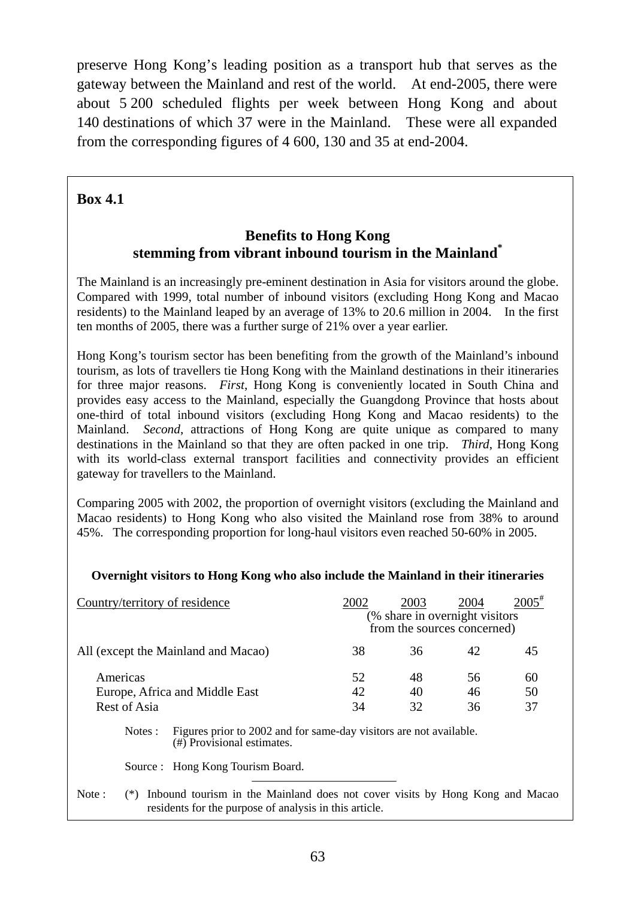preserve Hong Kong's leading position as a transport hub that serves as the gateway between the Mainland and rest of the world. At end-2005, there were about 5 200 scheduled flights per week between Hong Kong and about 140 destinations of which 37 were in the Mainland. These were all expanded from the corresponding figures of 4 600, 130 and 35 at end-2004.

**Box 4.1**

### Benefits to Hong Kong stemming from vibrant inbound tourism in the Mainland[*]

The Mainland is an increasingly pre-eminent destination in Asia for visitors around the globe. Compared with 1999, total number of inbound visitors (excluding Hong Kong and Macao residents) to the Mainland leaped by an average of 13% to 20.6 million in 2004. In the first ten months of 2005, there was a further surge of 21% over a year earlier.

Hong Kong's tourism sector has been benefiting from the growth of the Mainland's inbound tourism, as lots of travellers tie Hong Kong with the Mainland destinations in their itineraries for three major reasons. *First*, Hong Kong is conveniently located in South China and provides easy access to the Mainland, especially the Guangdong Province that hosts about one-third of total inbound visitors (excluding Hong Kong and Macao residents) to the Mainland. *Second*, attractions of Hong Kong are quite unique as compared to many destinations in the Mainland so that they are often packed in one trip. *Third*, Hong Kong with its world-class external transport facilities and connectivity provides an efficient gateway for travellers to the Mainland.

Comparing 2005 with 2002, the proportion of overnight visitors (excluding the Mainland and Macao residents) to Hong Kong who also visited the Mainland rose from 38% to around 45%. The corresponding proportion for long-haul visitors even reached 50-60% in 2005.

**Overnight visitors to Hong Kong who also include the Mainland in their itineraries**

| Country/territory of residence | 2002 | 2003 | 2004 | 2005[#] |
|---|---|---|---|---|
| | (% share in overnight visitors from the sources concerned) | | | |
| All (except the Mainland and Macao) | 38 | 36 | 42 | 45 |
| Americas | 52 | 48 | 56 | 60 |
| Europe, Africa and Middle East | 42 | 40 | 46 | 50 |
| Rest of Asia | 34 | 32 | 36 | 37 |

Notes : Figures prior to 2002 and for same-day visitors are not available.
(#) Provisional estimates.

Source : Hong Kong Tourism Board.

Note : (*) Inbound tourism in the Mainland does not cover visits by Hong Kong and Macao residents for the purpose of analysis in this article.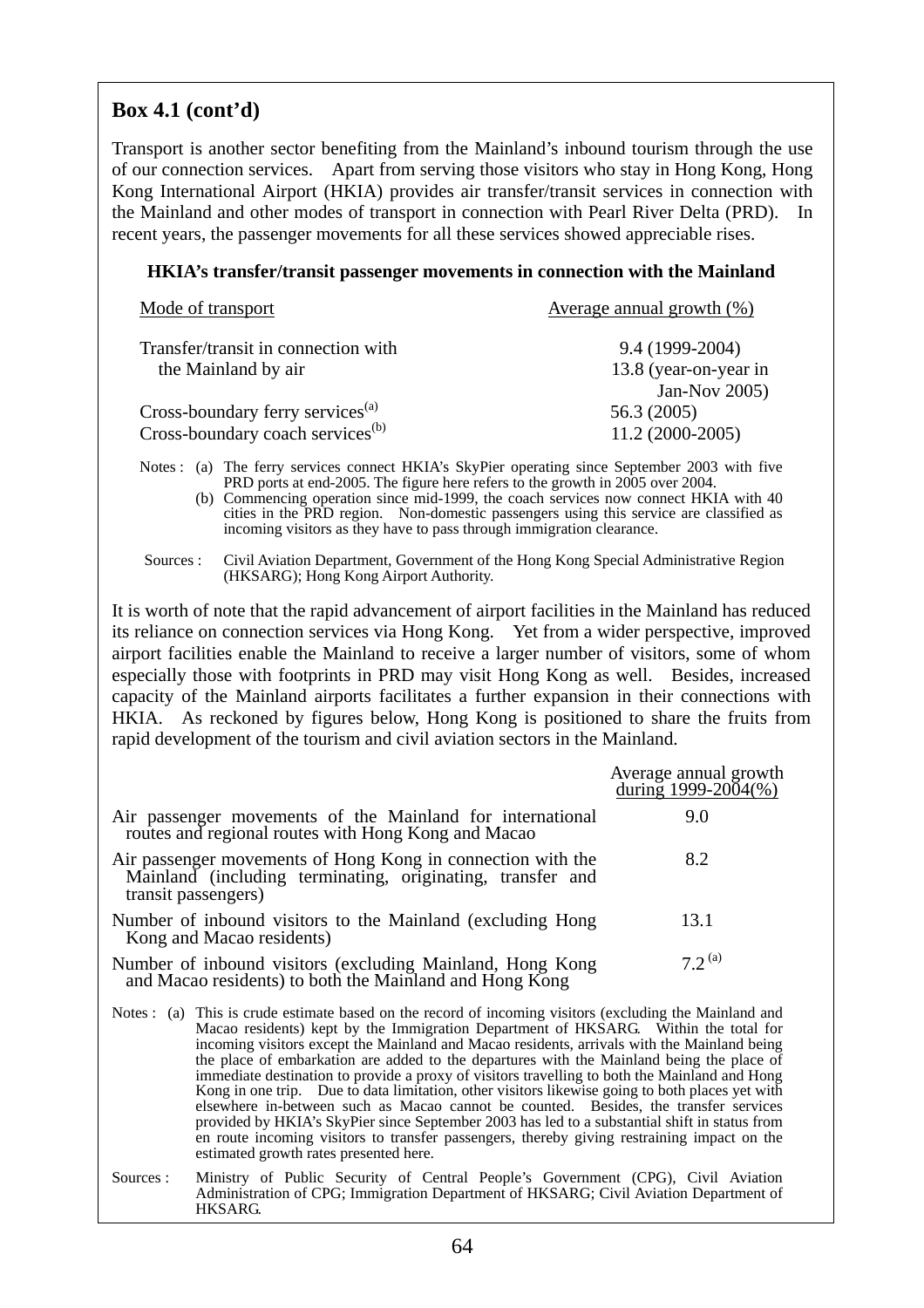## Box 4.1 (cont'd)

Transport is another sector benefiting from the Mainland's inbound tourism through the use of our connection services. Apart from serving those visitors who stay in Hong Kong, Hong Kong International Airport (HKIA) provides air transfer/transit services in connection with the Mainland and other modes of transport in connection with Pearl River Delta (PRD). In recent years, the passenger movements for all these services showed appreciable rises.

**HKIA's transfer/transit passenger movements in connection with the Mainland**

| Mode of transport | Average annual growth (%) |
|---|---|
| Transfer/transit in connection with the Mainland by air | 9.4 (1999-2004)<br>13.8 (year-on-year in Jan-Nov 2005) |
| Cross-boundary ferry services[a] | 56.3 (2005) |
| Cross-boundary coach services[b] | 11.2 (2000-2005) |

Notes : (a) The ferry services connect HKIA's SkyPier operating since September 2003 with five PRD ports at end-2005. The figure here refers to the growth in 2005 over 2004.

(b) Commencing operation since mid-1999, the coach services now connect HKIA with 40 cities in the PRD region. Non-domestic passengers using this service are classified as incoming visitors as they have to pass through immigration clearance.

Sources : Civil Aviation Department, Government of the Hong Kong Special Administrative Region (HKSARG); Hong Kong Airport Authority.

It is worth of note that the rapid advancement of airport facilities in the Mainland has reduced its reliance on connection services via Hong Kong. Yet from a wider perspective, improved airport facilities enable the Mainland to receive a larger number of visitors, some of whom especially those with footprints in PRD may visit Hong Kong as well. Besides, increased capacity of the Mainland airports facilitates a further expansion in their connections with HKIA. As reckoned by figures below, Hong Kong is positioned to share the fruits from rapid development of the tourism and civil aviation sectors in the Mainland.

| | Average annual growth during 1999-2004(%) |
|---|---|
| Air passenger movements of the Mainland for international routes and regional routes with Hong Kong and Macao | 9.0 |
| Air passenger movements of Hong Kong in connection with the Mainland (including terminating, originating, transfer and transit passengers) | 8.2 |
| Number of inbound visitors to the Mainland (excluding Hong Kong and Macao residents) | 13.1 |
| Number of inbound visitors (excluding Mainland, Hong Kong and Macao residents) to both the Mainland and Hong Kong | 7.2 [a] |

Notes : (a) This is crude estimate based on the record of incoming visitors (excluding the Mainland and Macao residents) kept by the Immigration Department of HKSARG. Within the total for incoming visitors except the Mainland and Macao residents, arrivals with the Mainland being the place of embarkation are added to the departures with the Mainland being the place of immediate destination to provide a proxy of visitors travelling to both the Mainland and Hong Kong in one trip. Due to data limitation, other visitors likewise going to both places yet with elsewhere in-between such as Macao cannot be counted. Besides, the transfer services provided by HKIA's SkyPier since September 2003 has led to a substantial shift in status from en route incoming visitors to transfer passengers, thereby giving restraining impact on the estimated growth rates presented here.

Sources : Ministry of Public Security of Central People's Government (CPG), Civil Aviation Administration of CPG; Immigration Department of HKSARG; Civil Aviation Department of HKSARG.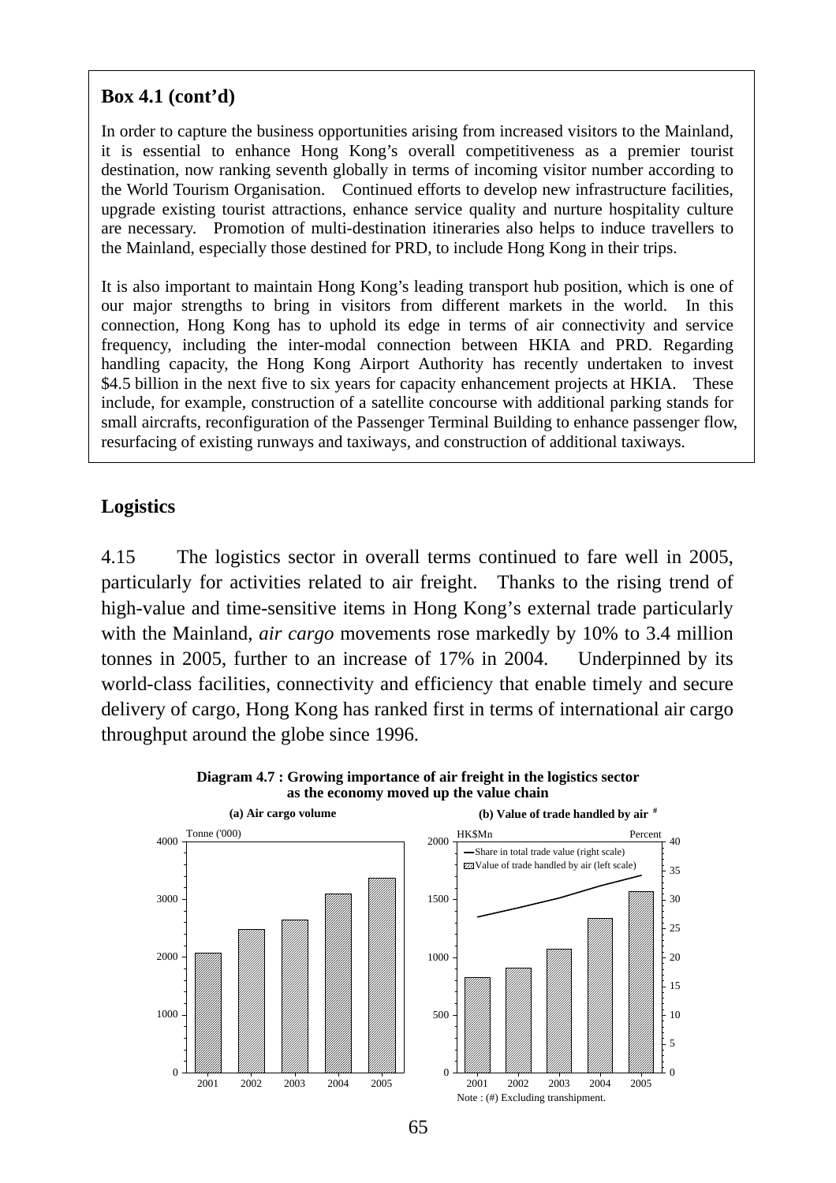**Box 4.1 (cont'd)**

In order to capture the business opportunities arising from increased visitors to the Mainland, it is essential to enhance Hong Kong's overall competitiveness as a premier tourist destination, now ranking seventh globally in terms of incoming visitor number according to the World Tourism Organisation. Continued efforts to develop new infrastructure facilities, upgrade existing tourist attractions, enhance service quality and nurture hospitality culture are necessary. Promotion of multi-destination itineraries also helps to induce travellers to the Mainland, especially those destined for PRD, to include Hong Kong in their trips.

It is also important to maintain Hong Kong's leading transport hub position, which is one of our major strengths to bring in visitors from different markets in the world. In this connection, Hong Kong has to uphold its edge in terms of air connectivity and service frequency, including the inter-modal connection between HKIA and PRD. Regarding handling capacity, the Hong Kong Airport Authority has recently undertaken to invest $4.5 billion in the next five to six years for capacity enhancement projects at HKIA. These include, for example, construction of a satellite concourse with additional parking stands for small aircrafts, reconfiguration of the Passenger Terminal Building to enhance passenger flow, resurfacing of existing runways and taxiways, and construction of additional taxiways.

## Logistics

4.15 The logistics sector in overall terms continued to fare well in 2005, particularly for activities related to air freight. Thanks to the rising trend of high-value and time-sensitive items in Hong Kong's external trade particularly with the Mainland, *air cargo* movements rose markedly by 10% to 3.4 million tonnes in 2005, further to an increase of 17% in 2004. Underpinned by its world-class facilities, connectivity and efficiency that enable timely and secure delivery of cargo, Hong Kong has ranked first in terms of international air cargo throughput around the globe since 1996.

**Diagram 4.7 : Growing importance of air freight in the logistics sector as the economy moved up the value chain**

**(a) Air cargo volume**

**(b) Value of trade handled by air #**

Note : (#) Excluding transhipment.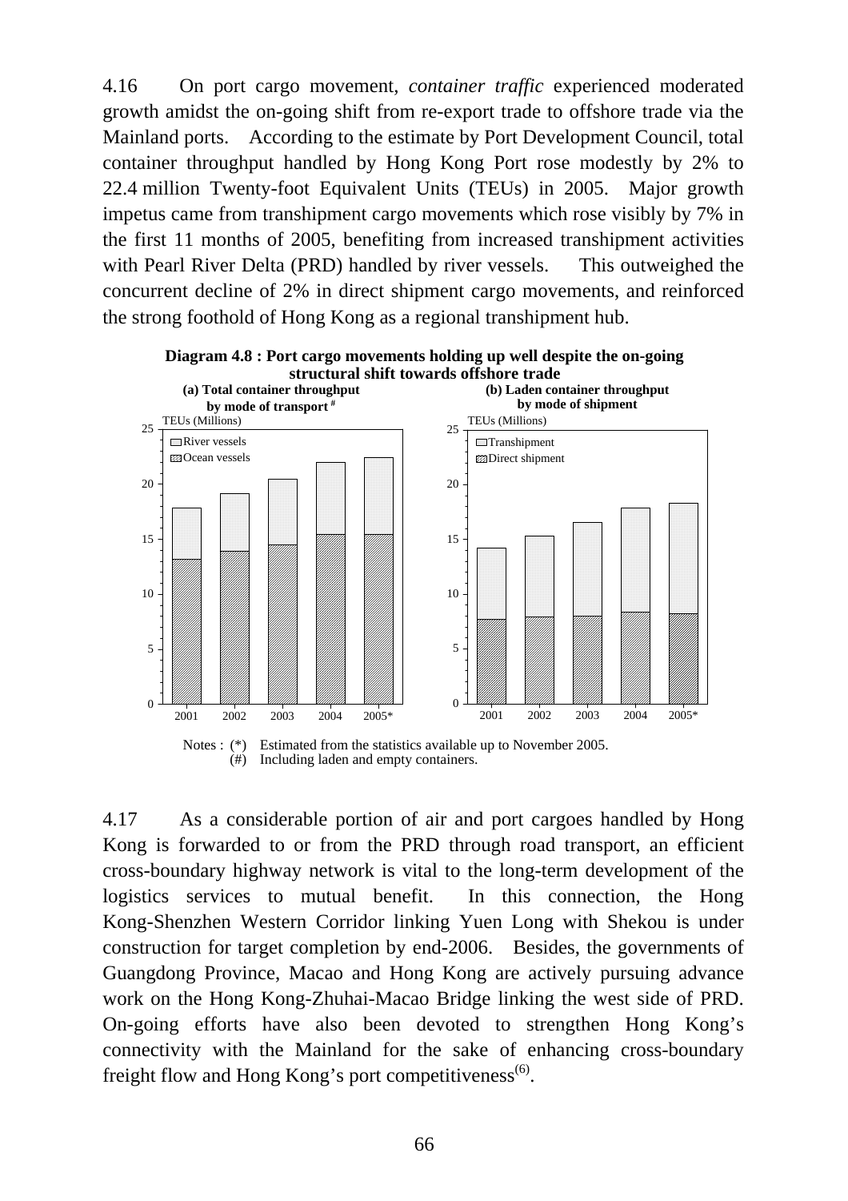4.16 On port cargo movement, *container traffic* experienced moderated growth amidst the on-going shift from re-export trade to offshore trade via the Mainland ports. According to the estimate by Port Development Council, total container throughput handled by Hong Kong Port rose modestly by 2% to 22.4 million Twenty-foot Equivalent Units (TEUs) in 2005. Major growth impetus came from transhipment cargo movements which rose visibly by 7% in the first 11 months of 2005, benefiting from increased transhipment activities with Pearl River Delta (PRD) handled by river vessels. This outweighed the concurrent decline of 2% in direct shipment cargo movements, and reinforced the strong foothold of Hong Kong as a regional transhipment hub.

**Diagram 4.8 : Port cargo movements holding up well despite the on-going structural shift towards offshore trade**

**(a) Total container throughput by mode of transport #**

**(b) Laden container throughput by mode of shipment**

Notes : (*) Estimated from the statistics available up to November 2005.
(#) Including laden and empty containers.

4.17 As a considerable portion of air and port cargoes handled by Hong Kong is forwarded to or from the PRD through road transport, an efficient cross-boundary highway network is vital to the long-term development of the logistics services to mutual benefit. In this connection, the Hong Kong-Shenzhen Western Corridor linking Yuen Long with Shekou is under construction for target completion by end-2006. Besides, the governments of Guangdong Province, Macao and Hong Kong are actively pursuing advance work on the Hong Kong-Zhuhai-Macao Bridge linking the west side of PRD. On-going efforts have also been devoted to strengthen Hong Kong's connectivity with the Mainland for the sake of enhancing cross-boundary freight flow and Hong Kong's port competitiveness(6).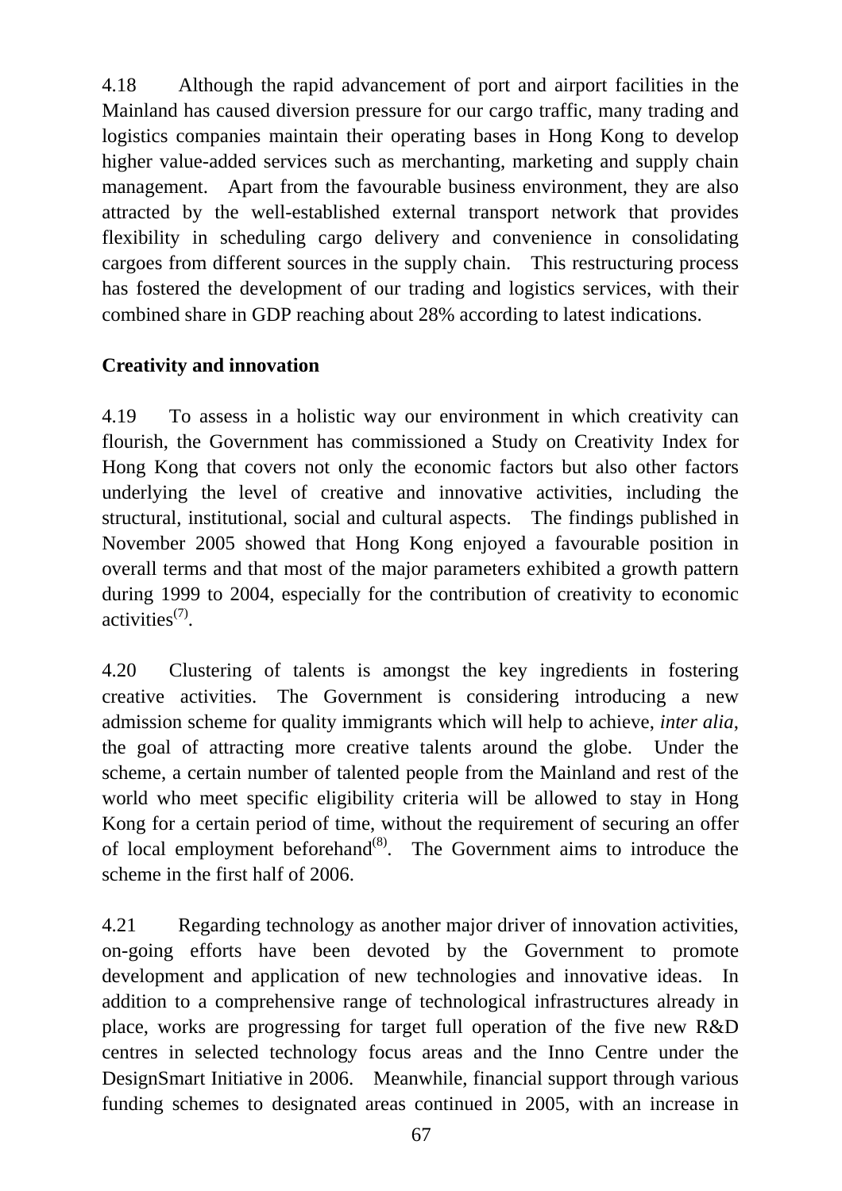4.18 Although the rapid advancement of port and airport facilities in the Mainland has caused diversion pressure for our cargo traffic, many trading and logistics companies maintain their operating bases in Hong Kong to develop higher value-added services such as merchanting, marketing and supply chain management. Apart from the favourable business environment, they are also attracted by the well-established external transport network that provides flexibility in scheduling cargo delivery and convenience in consolidating cargoes from different sources in the supply chain. This restructuring process has fostered the development of our trading and logistics services, with their combined share in GDP reaching about 28% according to latest indications.

**Creativity and innovation**

4.19 To assess in a holistic way our environment in which creativity can flourish, the Government has commissioned a Study on Creativity Index for Hong Kong that covers not only the economic factors but also other factors underlying the level of creative and innovative activities, including the structural, institutional, social and cultural aspects. The findings published in November 2005 showed that Hong Kong enjoyed a favourable position in overall terms and that most of the major parameters exhibited a growth pattern during 1999 to 2004, especially for the contribution of creativity to economic activities(7).

4.20 Clustering of talents is amongst the key ingredients in fostering creative activities. The Government is considering introducing a new admission scheme for quality immigrants which will help to achieve, *inter alia*, the goal of attracting more creative talents around the globe. Under the scheme, a certain number of talented people from the Mainland and rest of the world who meet specific eligibility criteria will be allowed to stay in Hong Kong for a certain period of time, without the requirement of securing an offer of local employment beforehand(8). The Government aims to introduce the scheme in the first half of 2006.

4.21 Regarding technology as another major driver of innovation activities, on-going efforts have been devoted by the Government to promote development and application of new technologies and innovative ideas. In addition to a comprehensive range of technological infrastructures already in place, works are progressing for target full operation of the five new R&D centres in selected technology focus areas and the Inno Centre under the DesignSmart Initiative in 2006. Meanwhile, financial support through various funding schemes to designated areas continued in 2005, with an increase in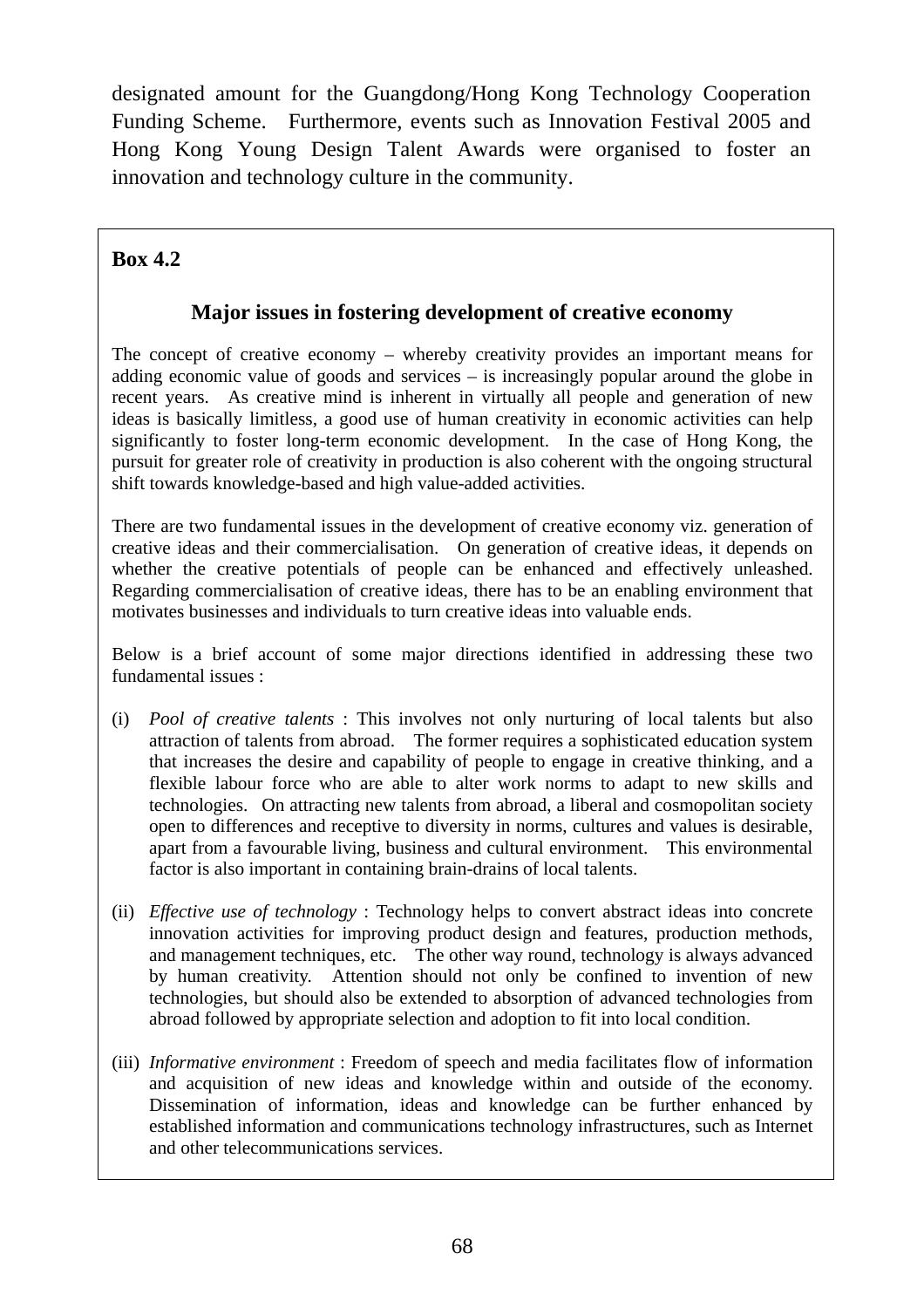designated amount for the Guangdong/Hong Kong Technology Cooperation Funding Scheme. Furthermore, events such as Innovation Festival 2005 and Hong Kong Young Design Talent Awards were organised to foster an innovation and technology culture in the community.

**Box 4.2**

### Major issues in fostering development of creative economy

The concept of creative economy – whereby creativity provides an important means for adding economic value of goods and services – is increasingly popular around the globe in recent years. As creative mind is inherent in virtually all people and generation of new ideas is basically limitless, a good use of human creativity in economic activities can help significantly to foster long-term economic development. In the case of Hong Kong, the pursuit for greater role of creativity in production is also coherent with the ongoing structural shift towards knowledge-based and high value-added activities.

There are two fundamental issues in the development of creative economy viz. generation of creative ideas and their commercialisation. On generation of creative ideas, it depends on whether the creative potentials of people can be enhanced and effectively unleashed. Regarding commercialisation of creative ideas, there has to be an enabling environment that motivates businesses and individuals to turn creative ideas into valuable ends.

Below is a brief account of some major directions identified in addressing these two fundamental issues :

(i) *Pool of creative talents* : This involves not only nurturing of local talents but also attraction of talents from abroad. The former requires a sophisticated education system that increases the desire and capability of people to engage in creative thinking, and a flexible labour force who are able to alter work norms to adapt to new skills and technologies. On attracting new talents from abroad, a liberal and cosmopolitan society open to differences and receptive to diversity in norms, cultures and values is desirable, apart from a favourable living, business and cultural environment. This environmental factor is also important in containing brain-drains of local talents.

(ii) *Effective use of technology* : Technology helps to convert abstract ideas into concrete innovation activities for improving product design and features, production methods, and management techniques, etc. The other way round, technology is always advanced by human creativity. Attention should not only be confined to invention of new technologies, but should also be extended to absorption of advanced technologies from abroad followed by appropriate selection and adoption to fit into local condition.

(iii) *Informative environment* : Freedom of speech and media facilitates flow of information and acquisition of new ideas and knowledge within and outside of the economy. Dissemination of information, ideas and knowledge can be further enhanced by established information and communications technology infrastructures, such as Internet and other telecommunications services.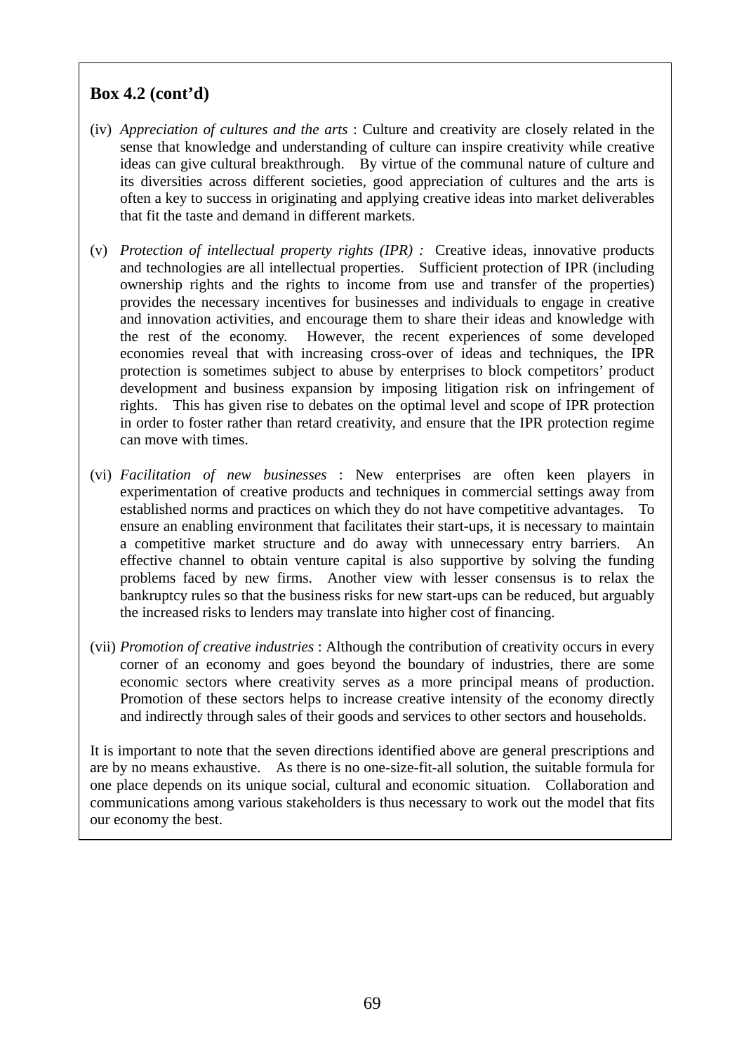**Box 4.2 (cont'd)**

(iv) *Appreciation of cultures and the arts* : Culture and creativity are closely related in the sense that knowledge and understanding of culture can inspire creativity while creative ideas can give cultural breakthrough. By virtue of the communal nature of culture and its diversities across different societies, good appreciation of cultures and the arts is often a key to success in originating and applying creative ideas into market deliverables that fit the taste and demand in different markets.

(v) *Protection of intellectual property rights (IPR) :* Creative ideas, innovative products and technologies are all intellectual properties. Sufficient protection of IPR (including ownership rights and the rights to income from use and transfer of the properties) provides the necessary incentives for businesses and individuals to engage in creative and innovation activities, and encourage them to share their ideas and knowledge with the rest of the economy. However, the recent experiences of some developed economies reveal that with increasing cross-over of ideas and techniques, the IPR protection is sometimes subject to abuse by enterprises to block competitors' product development and business expansion by imposing litigation risk on infringement of rights. This has given rise to debates on the optimal level and scope of IPR protection in order to foster rather than retard creativity, and ensure that the IPR protection regime can move with times.

(vi) *Facilitation of new businesses* : New enterprises are often keen players in experimentation of creative products and techniques in commercial settings away from established norms and practices on which they do not have competitive advantages. To ensure an enabling environment that facilitates their start-ups, it is necessary to maintain a competitive market structure and do away with unnecessary entry barriers. An effective channel to obtain venture capital is also supportive by solving the funding problems faced by new firms. Another view with lesser consensus is to relax the bankruptcy rules so that the business risks for new start-ups can be reduced, but arguably the increased risks to lenders may translate into higher cost of financing.

(vii) *Promotion of creative industries* : Although the contribution of creativity occurs in every corner of an economy and goes beyond the boundary of industries, there are some economic sectors where creativity serves as a more principal means of production. Promotion of these sectors helps to increase creative intensity of the economy directly and indirectly through sales of their goods and services to other sectors and households.

It is important to note that the seven directions identified above are general prescriptions and are by no means exhaustive. As there is no one-size-fit-all solution, the suitable formula for one place depends on its unique social, cultural and economic situation. Collaboration and communications among various stakeholders is thus necessary to work out the model that fits our economy the best.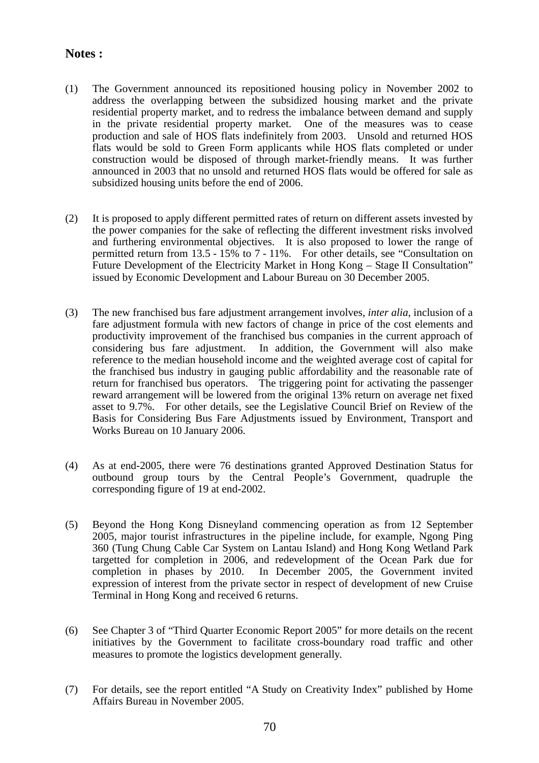**Notes :**

(1) The Government announced its repositioned housing policy in November 2002 to address the overlapping between the subsidized housing market and the private residential property market, and to redress the imbalance between demand and supply in the private residential property market. One of the measures was to cease production and sale of HOS flats indefinitely from 2003. Unsold and returned HOS flats would be sold to Green Form applicants while HOS flats completed or under construction would be disposed of through market-friendly means. It was further announced in 2003 that no unsold and returned HOS flats would be offered for sale as subsidized housing units before the end of 2006.

(2) It is proposed to apply different permitted rates of return on different assets invested by the power companies for the sake of reflecting the different investment risks involved and furthering environmental objectives. It is also proposed to lower the range of permitted return from 13.5 - 15% to 7 - 11%. For other details, see "Consultation on Future Development of the Electricity Market in Hong Kong – Stage II Consultation" issued by Economic Development and Labour Bureau on 30 December 2005.

(3) The new franchised bus fare adjustment arrangement involves, *inter alia*, inclusion of a fare adjustment formula with new factors of change in price of the cost elements and productivity improvement of the franchised bus companies in the current approach of considering bus fare adjustment. In addition, the Government will also make reference to the median household income and the weighted average cost of capital for the franchised bus industry in gauging public affordability and the reasonable rate of return for franchised bus operators. The triggering point for activating the passenger reward arrangement will be lowered from the original 13% return on average net fixed asset to 9.7%. For other details, see the Legislative Council Brief on Review of the Basis for Considering Bus Fare Adjustments issued by Environment, Transport and Works Bureau on 10 January 2006.

(4) As at end-2005, there were 76 destinations granted Approved Destination Status for outbound group tours by the Central People's Government, quadruple the corresponding figure of 19 at end-2002.

(5) Beyond the Hong Kong Disneyland commencing operation as from 12 September 2005, major tourist infrastructures in the pipeline include, for example, Ngong Ping 360 (Tung Chung Cable Car System on Lantau Island) and Hong Kong Wetland Park targetted for completion in 2006, and redevelopment of the Ocean Park due for completion in phases by 2010. In December 2005, the Government invited expression of interest from the private sector in respect of development of new Cruise Terminal in Hong Kong and received 6 returns.

(6) See Chapter 3 of "Third Quarter Economic Report 2005" for more details on the recent initiatives by the Government to facilitate cross-boundary road traffic and other measures to promote the logistics development generally.

(7) For details, see the report entitled "A Study on Creativity Index" published by Home Affairs Bureau in November 2005.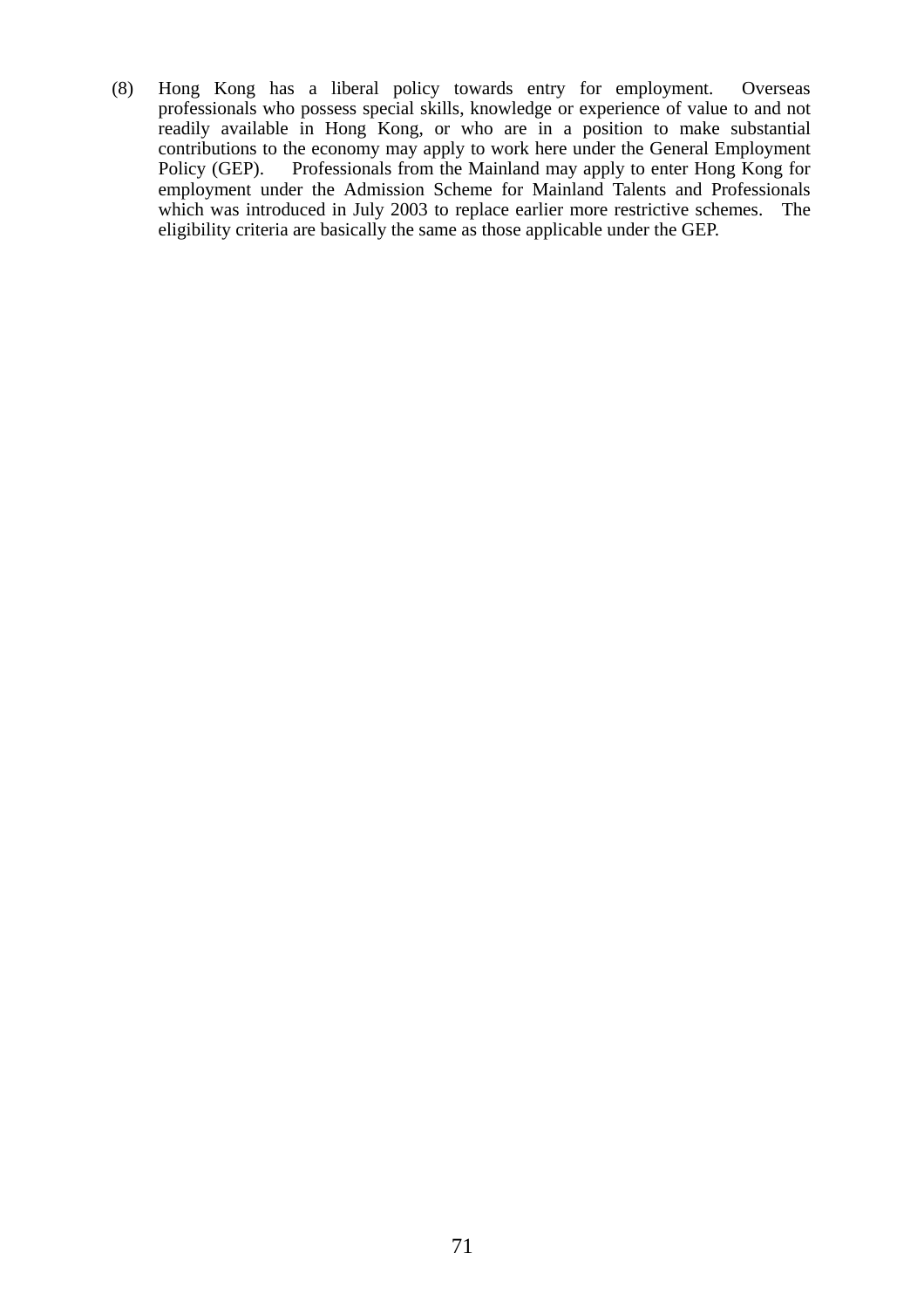(8) Hong Kong has a liberal policy towards entry for employment. Overseas professionals who possess special skills, knowledge or experience of value to and not readily available in Hong Kong, or who are in a position to make substantial contributions to the economy may apply to work here under the General Employment Policy (GEP). Professionals from the Mainland may apply to enter Hong Kong for employment under the Admission Scheme for Mainland Talents and Professionals which was introduced in July 2003 to replace earlier more restrictive schemes. The eligibility criteria are basically the same as those applicable under the GEP.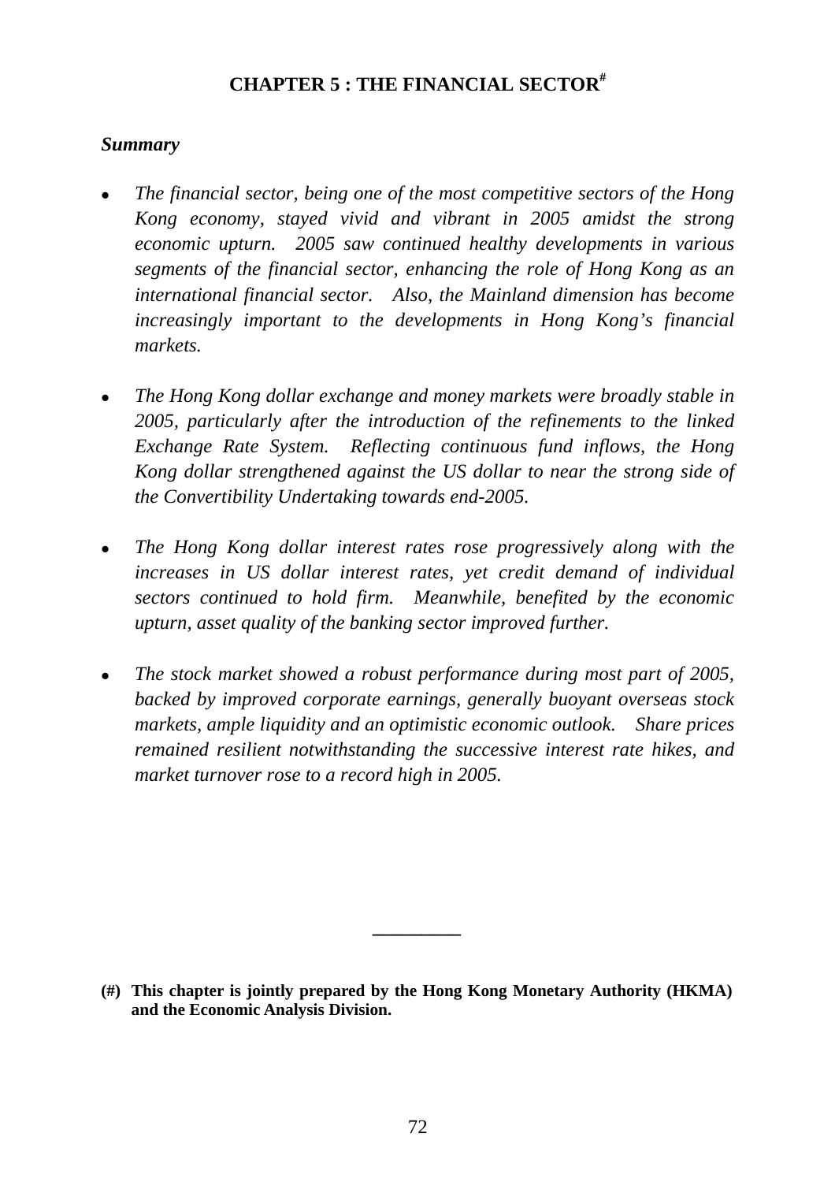# CHAPTER 5 : THE FINANCIAL SECTOR[#]

## *Summary*

- *The financial sector, being one of the most competitive sectors of the Hong Kong economy, stayed vivid and vibrant in 2005 amidst the strong economic upturn. 2005 saw continued healthy developments in various segments of the financial sector, enhancing the role of Hong Kong as an international financial sector. Also, the Mainland dimension has become increasingly important to the developments in Hong Kong's financial markets.*

- *The Hong Kong dollar exchange and money markets were broadly stable in 2005, particularly after the introduction of the refinements to the linked Exchange Rate System. Reflecting continuous fund inflows, the Hong Kong dollar strengthened against the US dollar to near the strong side of the Convertibility Undertaking towards end-2005.*

- *The Hong Kong dollar interest rates rose progressively along with the increases in US dollar interest rates, yet credit demand of individual sectors continued to hold firm. Meanwhile, benefited by the economic upturn, asset quality of the banking sector improved further.*

- *The stock market showed a robust performance during most part of 2005, backed by improved corporate earnings, generally buoyant overseas stock markets, ample liquidity and an optimistic economic outlook. Share prices remained resilient notwithstanding the successive interest rate hikes, and market turnover rose to a record high in 2005.*

---

**(#) This chapter is jointly prepared by the Hong Kong Monetary Authority (HKMA) and the Economic Analysis Division.**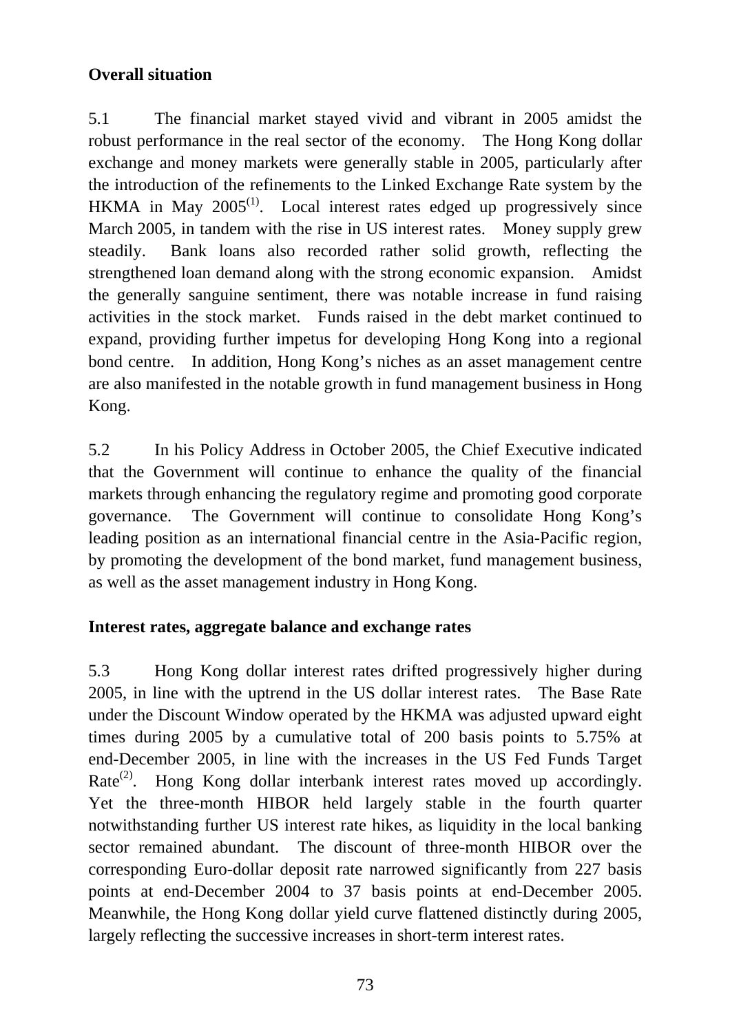## Overall situation

5.1 The financial market stayed vivid and vibrant in 2005 amidst the robust performance in the real sector of the economy. The Hong Kong dollar exchange and money markets were generally stable in 2005, particularly after the introduction of the refinements to the Linked Exchange Rate system by the HKMA in May 2005[(1)]. Local interest rates edged up progressively since March 2005, in tandem with the rise in US interest rates. Money supply grew steadily. Bank loans also recorded rather solid growth, reflecting the strengthened loan demand along with the strong economic expansion. Amidst the generally sanguine sentiment, there was notable increase in fund raising activities in the stock market. Funds raised in the debt market continued to expand, providing further impetus for developing Hong Kong into a regional bond centre. In addition, Hong Kong's niches as an asset management centre are also manifested in the notable growth in fund management business in Hong Kong.

5.2 In his Policy Address in October 2005, the Chief Executive indicated that the Government will continue to enhance the quality of the financial markets through enhancing the regulatory regime and promoting good corporate governance. The Government will continue to consolidate Hong Kong's leading position as an international financial centre in the Asia-Pacific region, by promoting the development of the bond market, fund management business, as well as the asset management industry in Hong Kong.

## Interest rates, aggregate balance and exchange rates

5.3 Hong Kong dollar interest rates drifted progressively higher during 2005, in line with the uptrend in the US dollar interest rates. The Base Rate under the Discount Window operated by the HKMA was adjusted upward eight times during 2005 by a cumulative total of 200 basis points to 5.75% at end-December 2005, in line with the increases in the US Fed Funds Target Rate[(2)]. Hong Kong dollar interbank interest rates moved up accordingly. Yet the three-month HIBOR held largely stable in the fourth quarter notwithstanding further US interest rate hikes, as liquidity in the local banking sector remained abundant. The discount of three-month HIBOR over the corresponding Euro-dollar deposit rate narrowed significantly from 227 basis points at end-December 2004 to 37 basis points at end-December 2005. Meanwhile, the Hong Kong dollar yield curve flattened distinctly during 2005, largely reflecting the successive increases in short-term interest rates.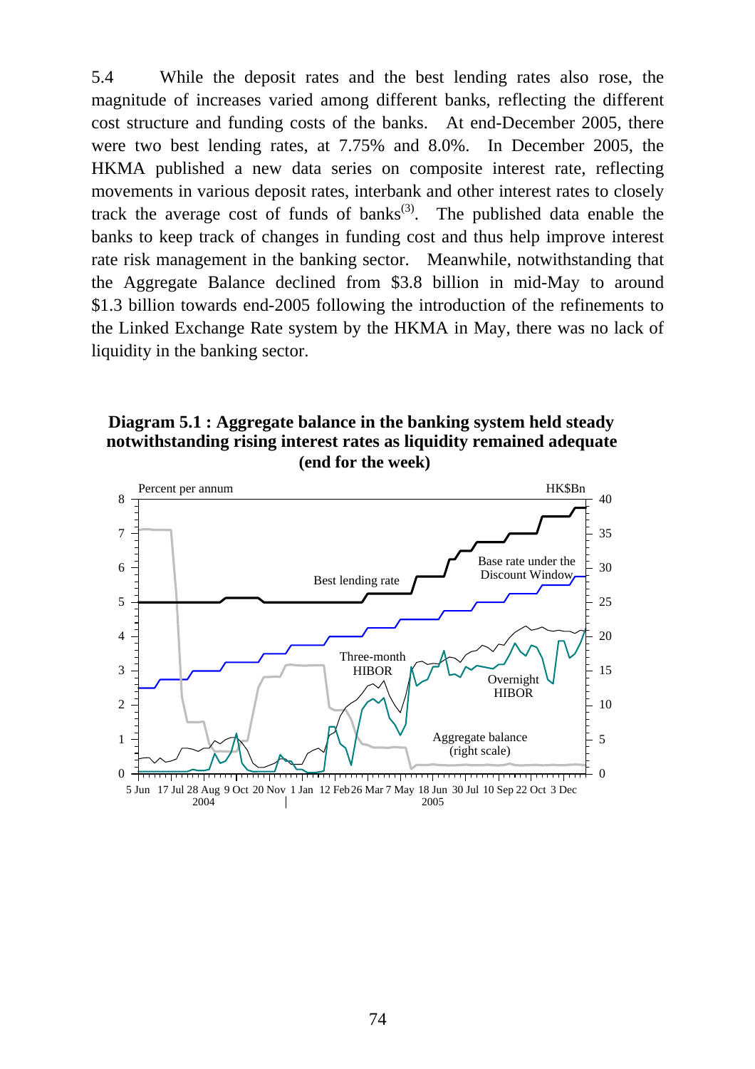5.4 While the deposit rates and the best lending rates also rose, the magnitude of increases varied among different banks, reflecting the different cost structure and funding costs of the banks. At end-December 2005, there were two best lending rates, at 7.75% and 8.0%. In December 2005, the HKMA published a new data series on composite interest rate, reflecting movements in various deposit rates, interbank and other interest rates to closely track the average cost of funds of banks[3]. The published data enable the banks to keep track of changes in funding cost and thus help improve interest rate risk management in the banking sector. Meanwhile, notwithstanding that the Aggregate Balance declined from $3.8 billion in mid-May to around $1.3 billion towards end-2005 following the introduction of the refinements to the Linked Exchange Rate system by the HKMA in May, there was no lack of liquidity in the banking sector.

**Diagram 5.1 : Aggregate balance in the banking system held steady notwithstanding rising interest rates as liquidity remained adequate (end for the week)**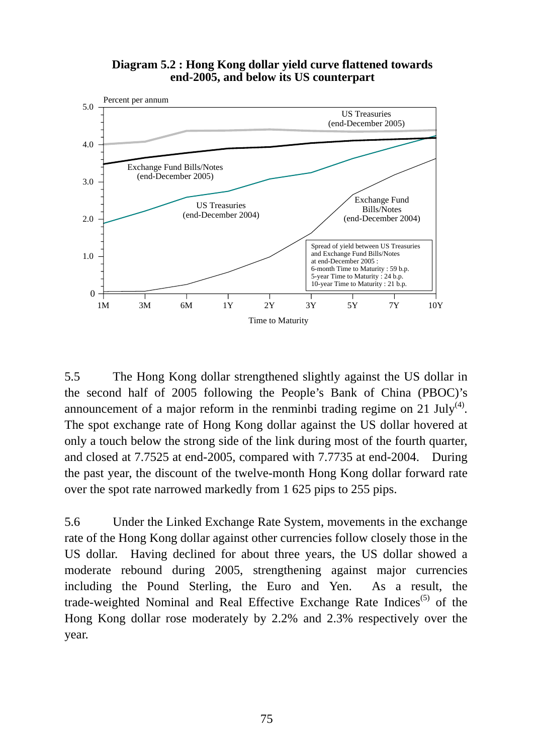**Diagram 5.2 : Hong Kong dollar yield curve flattened towards end-2005, and below its US counterpart**

Percent per annum

US Treasuries (end-December 2005)

Exchange Fund Bills/Notes (end-December 2005)

US Treasuries (end-December 2004)

Exchange Fund Bills/Notes (end-December 2004)

Spread of yield between US Treasuries and Exchange Fund Bills/Notes at end-December 2005 :
6-month Time to Maturity : 59 b.p.
5-year Time to Maturity : 24 b.p.
10-year Time to Maturity : 21 b.p.

Time to Maturity

5.5 The Hong Kong dollar strengthened slightly against the US dollar in the second half of 2005 following the People's Bank of China (PBOC)'s announcement of a major reform in the renminbi trading regime on 21 July[4]. The spot exchange rate of Hong Kong dollar against the US dollar hovered at only a touch below the strong side of the link during most of the fourth quarter, and closed at 7.7525 at end-2005, compared with 7.7735 at end-2004. During the past year, the discount of the twelve-month Hong Kong dollar forward rate over the spot rate narrowed markedly from 1 625 pips to 255 pips.

5.6 Under the Linked Exchange Rate System, movements in the exchange rate of the Hong Kong dollar against other currencies follow closely those in the US dollar. Having declined for about three years, the US dollar showed a moderate rebound during 2005, strengthening against major currencies including the Pound Sterling, the Euro and Yen. As a result, the trade-weighted Nominal and Real Effective Exchange Rate Indices[5] of the Hong Kong dollar rose moderately by 2.2% and 2.3% respectively over the year.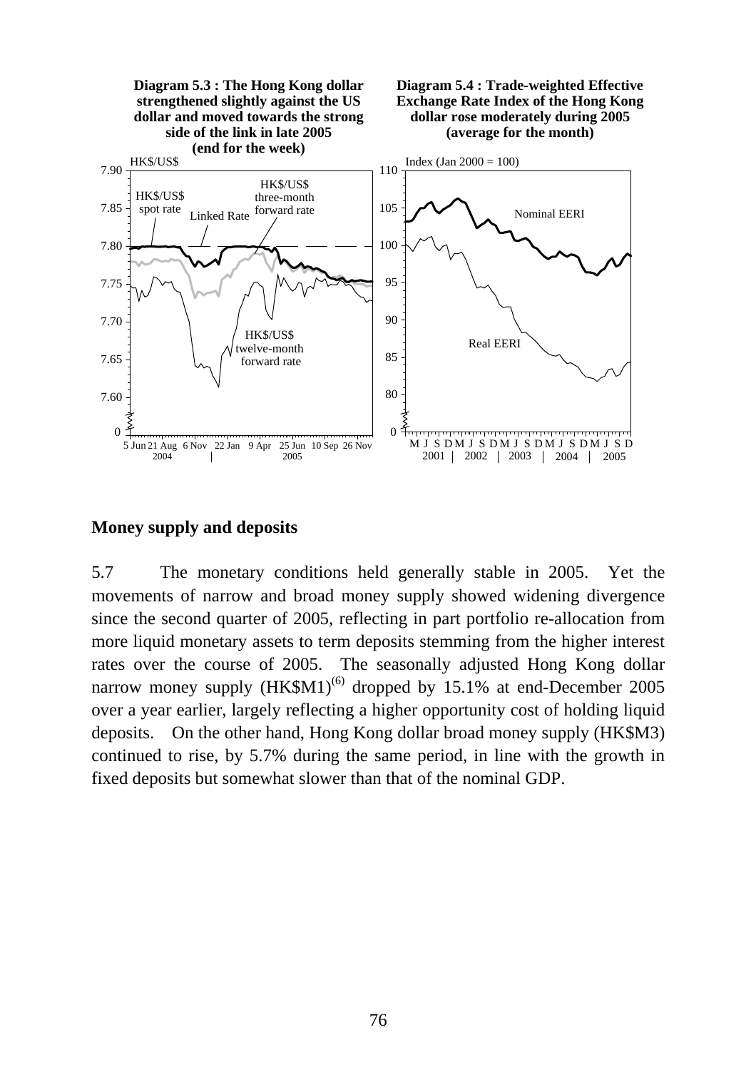**Diagram 5.3 : The Hong Kong dollar strengthened slightly against the US dollar and moved towards the strong side of the link in late 2005 (end for the week)**

**Diagram 5.4 : Trade-weighted Effective Exchange Rate Index of the Hong Kong dollar rose moderately during 2005 (average for the month)**

## Money supply and deposits

5.7 The monetary conditions held generally stable in 2005. Yet the movements of narrow and broad money supply showed widening divergence since the second quarter of 2005, reflecting in part portfolio re-allocation from more liquid monetary assets to term deposits stemming from the higher interest rates over the course of 2005. The seasonally adjusted Hong Kong dollar narrow money supply (HK$M1)(6) dropped by 15.1% at end-December 2005 over a year earlier, largely reflecting a higher opportunity cost of holding liquid deposits. On the other hand, Hong Kong dollar broad money supply (HK$M3) continued to rise, by 5.7% during the same period, in line with the growth in fixed deposits but somewhat slower than that of the nominal GDP.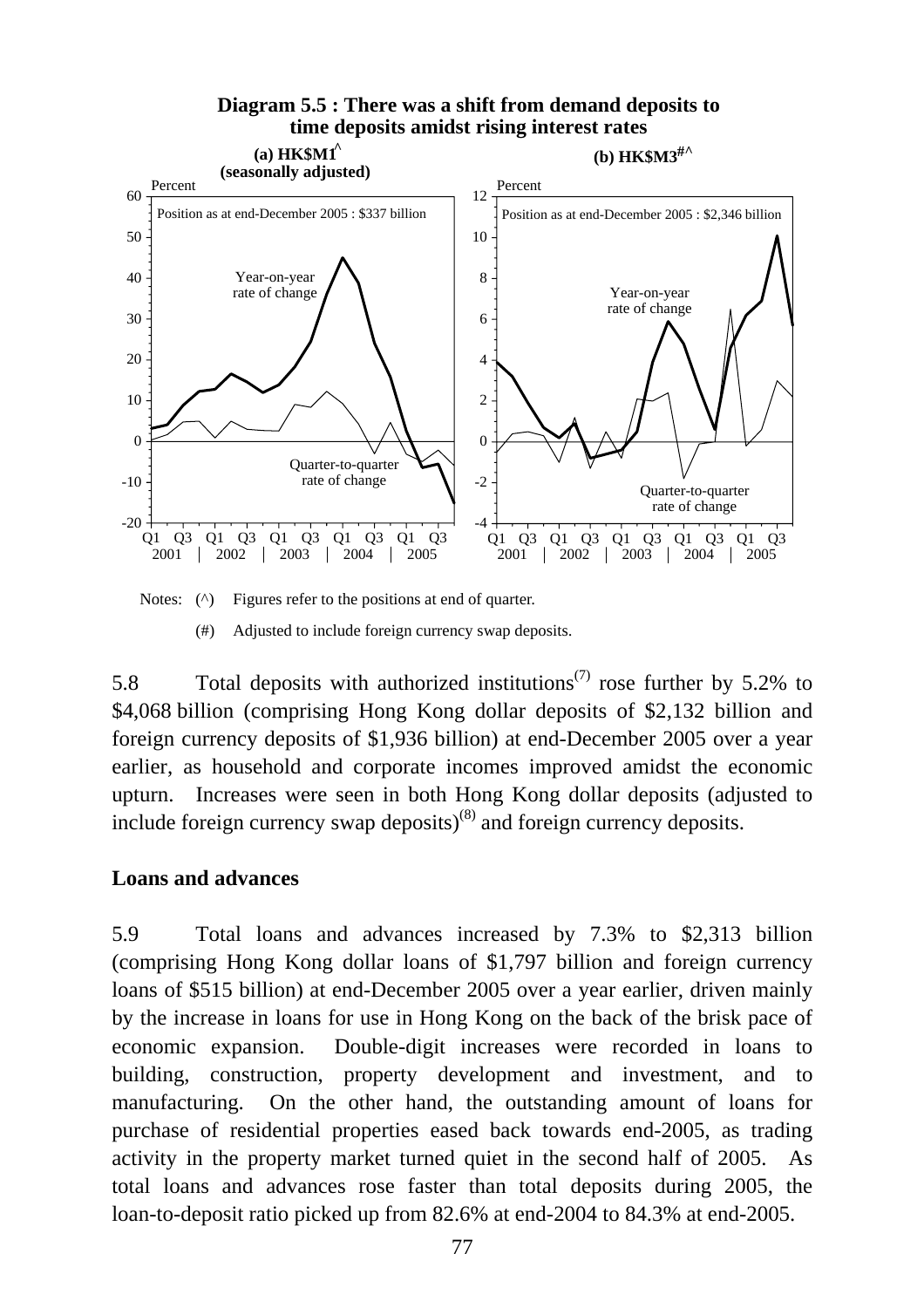**Diagram 5.5 : There was a shift from demand deposits to time deposits amidst rising interest rates**

(a) HK$M1^ (seasonally adjusted)

Position as at end-December 2005 : $337 billion

(b) HK$M3#^

Position as at end-December 2005 : $2,346 billion

Notes: (^) Figures refer to the positions at end of quarter.

(#) Adjusted to include foreign currency swap deposits.

5.8 Total deposits with authorized institutions[7] rose further by 5.2% to $4,068 billion (comprising Hong Kong dollar deposits of $2,132 billion and foreign currency deposits of $1,936 billion) at end-December 2005 over a year earlier, as household and corporate incomes improved amidst the economic upturn. Increases were seen in both Hong Kong dollar deposits (adjusted to include foreign currency swap deposits)[8] and foreign currency deposits.

**Loans and advances**

5.9 Total loans and advances increased by 7.3% to $2,313 billion (comprising Hong Kong dollar loans of $1,797 billion and foreign currency loans of $515 billion) at end-December 2005 over a year earlier, driven mainly by the increase in loans for use in Hong Kong on the back of the brisk pace of economic expansion. Double-digit increases were recorded in loans to building, construction, property development and investment, and to manufacturing. On the other hand, the outstanding amount of loans for purchase of residential properties eased back towards end-2005, as trading activity in the property market turned quiet in the second half of 2005. As total loans and advances rose faster than total deposits during 2005, the loan-to-deposit ratio picked up from 82.6% at end-2004 to 84.3% at end-2005.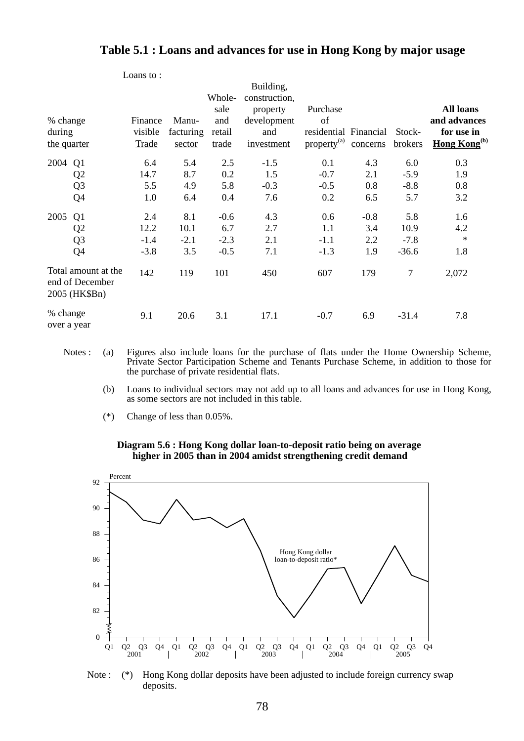## Table 5.1 : Loans and advances for use in Hong Kong by major usage

| % change during the quarter | Loans to : Finance visible Trade | Manu-facturing sector | Whole-sale and retail trade | Building, construction, property development and investment | Purchase of residential property[(a)] | Financial concerns | Stock-brokers | **All loans and advances for use in Hong Kong[(b)]** |
|---|---|---|---|---|---|---|---|---|
| 2004 Q1 | 6.4 | 5.4 | 2.5 | -1.5 | 0.1 | 4.3 | 6.0 | 0.3 |
| Q2 | 14.7 | 8.7 | 0.2 | 1.5 | -0.7 | 2.1 | -5.9 | 1.9 |
| Q3 | 5.5 | 4.9 | 5.8 | -0.3 | -0.5 | 0.8 | -8.8 | 0.8 |
| Q4 | 1.0 | 6.4 | 0.4 | 7.6 | 0.2 | 6.5 | 5.7 | 3.2 |
| 2005 Q1 | 2.4 | 8.1 | -0.6 | 4.3 | 0.6 | -0.8 | 5.8 | 1.6 |
| Q2 | 12.2 | 10.1 | 6.7 | 2.7 | 1.1 | 3.4 | 10.9 | 4.2 |
| Q3 | -1.4 | -2.1 | -2.3 | 2.1 | -1.1 | 2.2 | -7.8 | * |
| Q4 | -3.8 | 3.5 | -0.5 | 7.1 | -1.3 | 1.9 | -36.6 | 1.8 |
| Total amount at the end of December 2005 (HK$Bn) | 142 | 119 | 101 | 450 | 607 | 179 | 7 | 2,072 |
| % change over a year | 9.1 | 20.6 | 3.1 | 17.1 | -0.7 | 6.9 | -31.4 | 7.8 |

Notes :
(a) Figures also include loans for the purchase of flats under the Home Ownership Scheme, Private Sector Participation Scheme and Tenants Purchase Scheme, in addition to those for the purchase of private residential flats.

(b) Loans to individual sectors may not add up to all loans and advances for use in Hong Kong, as some sectors are not included in this table.

(*) Change of less than 0.05%.

**Diagram 5.6 : Hong Kong dollar loan-to-deposit ratio being on average higher in 2005 than in 2004 amidst strengthening credit demand**

Note : (*) Hong Kong dollar deposits have been adjusted to include foreign currency swap deposits.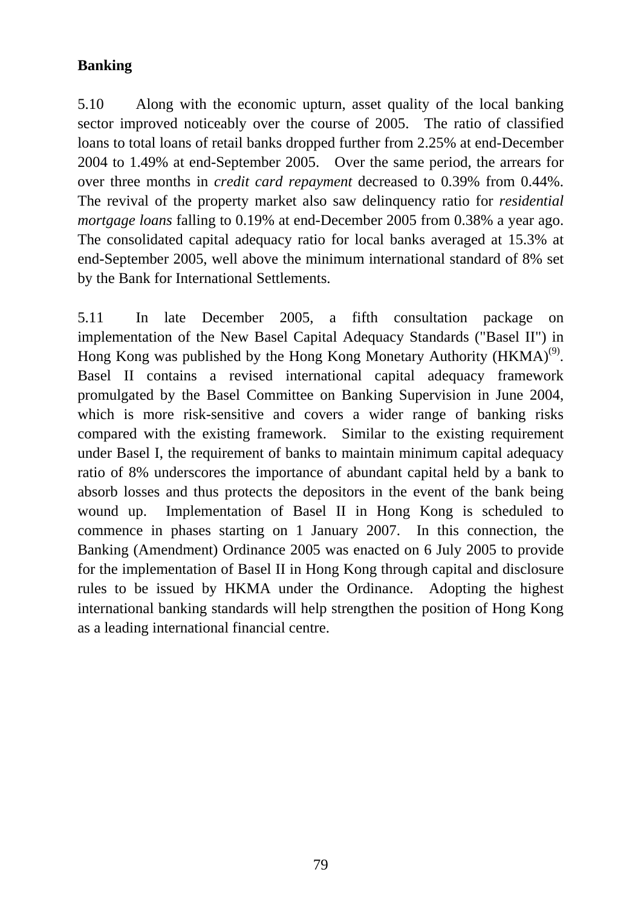**Banking**

5.10 Along with the economic upturn, asset quality of the local banking sector improved noticeably over the course of 2005. The ratio of classified loans to total loans of retail banks dropped further from 2.25% at end-December 2004 to 1.49% at end-September 2005. Over the same period, the arrears for over three months in *credit card repayment* decreased to 0.39% from 0.44%. The revival of the property market also saw delinquency ratio for *residential mortgage loans* falling to 0.19% at end-December 2005 from 0.38% a year ago. The consolidated capital adequacy ratio for local banks averaged at 15.3% at end-September 2005, well above the minimum international standard of 8% set by the Bank for International Settlements.

5.11 In late December 2005, a fifth consultation package on implementation of the New Basel Capital Adequacy Standards ("Basel II") in Hong Kong was published by the Hong Kong Monetary Authority (HKMA)[(9)]. Basel II contains a revised international capital adequacy framework promulgated by the Basel Committee on Banking Supervision in June 2004, which is more risk-sensitive and covers a wider range of banking risks compared with the existing framework. Similar to the existing requirement under Basel I, the requirement of banks to maintain minimum capital adequacy ratio of 8% underscores the importance of abundant capital held by a bank to absorb losses and thus protects the depositors in the event of the bank being wound up. Implementation of Basel II in Hong Kong is scheduled to commence in phases starting on 1 January 2007. In this connection, the Banking (Amendment) Ordinance 2005 was enacted on 6 July 2005 to provide for the implementation of Basel II in Hong Kong through capital and disclosure rules to be issued by HKMA under the Ordinance. Adopting the highest international banking standards will help strengthen the position of Hong Kong as a leading international financial centre.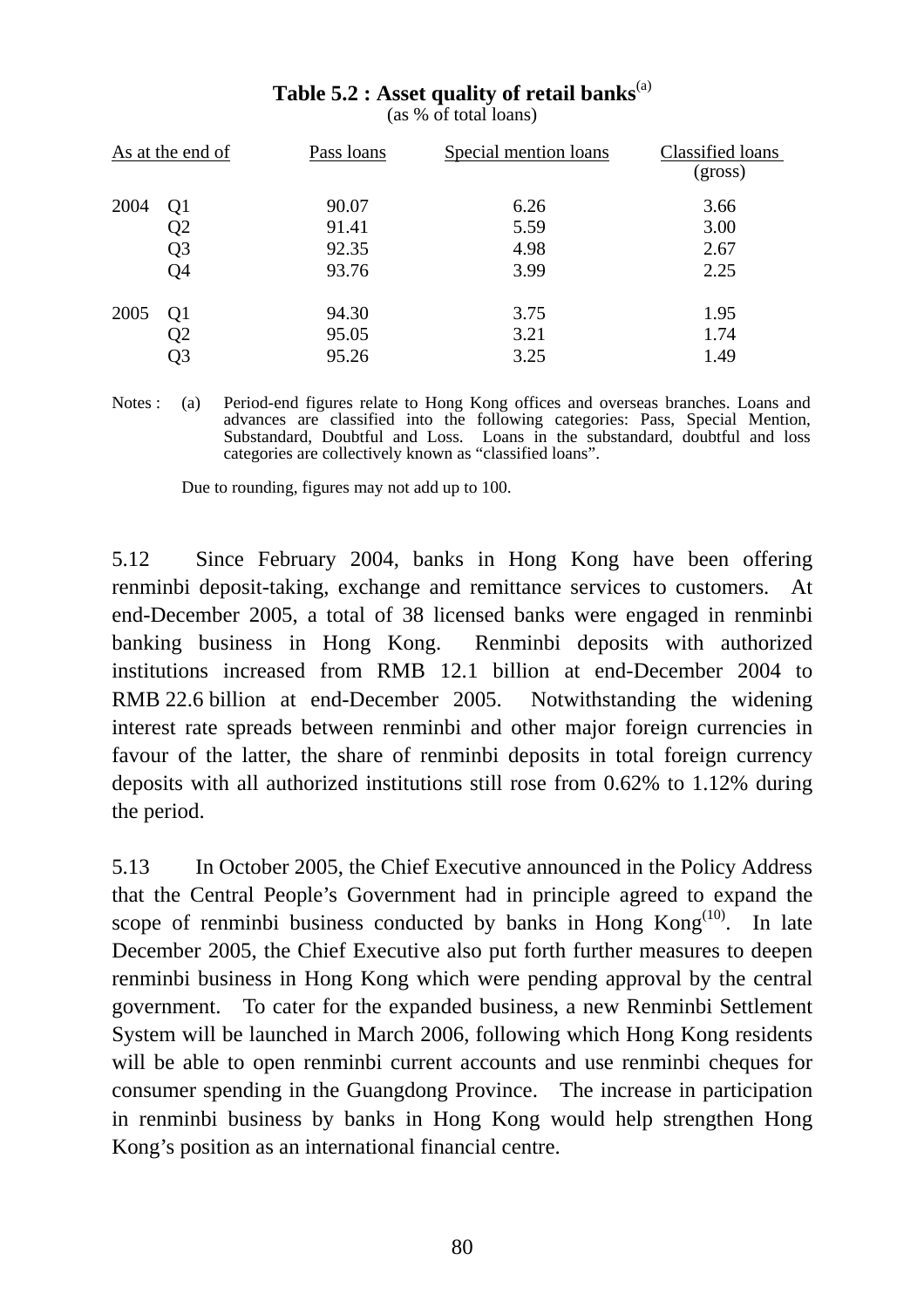**Table 5.2 : Asset quality of retail banks**[(a)]

(as % of total loans)

| As at the end of | | Pass loans | Special mention loans | Classified loans (gross) |
|---|---|---|---|---|
| 2004 | Q1 | 90.07 | 6.26 | 3.66 |
| | Q2 | 91.41 | 5.59 | 3.00 |
| | Q3 | 92.35 | 4.98 | 2.67 |
| | Q4 | 93.76 | 3.99 | 2.25 |
| 2005 | Q1 | 94.30 | 3.75 | 1.95 |
| | Q2 | 95.05 | 3.21 | 1.74 |
| | Q3 | 95.26 | 3.25 | 1.49 |

Notes : (a) Period-end figures relate to Hong Kong offices and overseas branches. Loans and advances are classified into the following categories: Pass, Special Mention, Substandard, Doubtful and Loss. Loans in the substandard, doubtful and loss categories are collectively known as "classified loans".

Due to rounding, figures may not add up to 100.

5.12 Since February 2004, banks in Hong Kong have been offering renminbi deposit-taking, exchange and remittance services to customers. At end-December 2005, a total of 38 licensed banks were engaged in renminbi banking business in Hong Kong. Renminbi deposits with authorized institutions increased from RMB 12.1 billion at end-December 2004 to RMB 22.6 billion at end-December 2005. Notwithstanding the widening interest rate spreads between renminbi and other major foreign currencies in favour of the latter, the share of renminbi deposits in total foreign currency deposits with all authorized institutions still rose from 0.62% to 1.12% during the period.

5.13 In October 2005, the Chief Executive announced in the Policy Address that the Central People's Government had in principle agreed to expand the scope of renminbi business conducted by banks in Hong Kong[(10)]. In late December 2005, the Chief Executive also put forth further measures to deepen renminbi business in Hong Kong which were pending approval by the central government. To cater for the expanded business, a new Renminbi Settlement System will be launched in March 2006, following which Hong Kong residents will be able to open renminbi current accounts and use renminbi cheques for consumer spending in the Guangdong Province. The increase in participation in renminbi business by banks in Hong Kong would help strengthen Hong Kong's position as an international financial centre.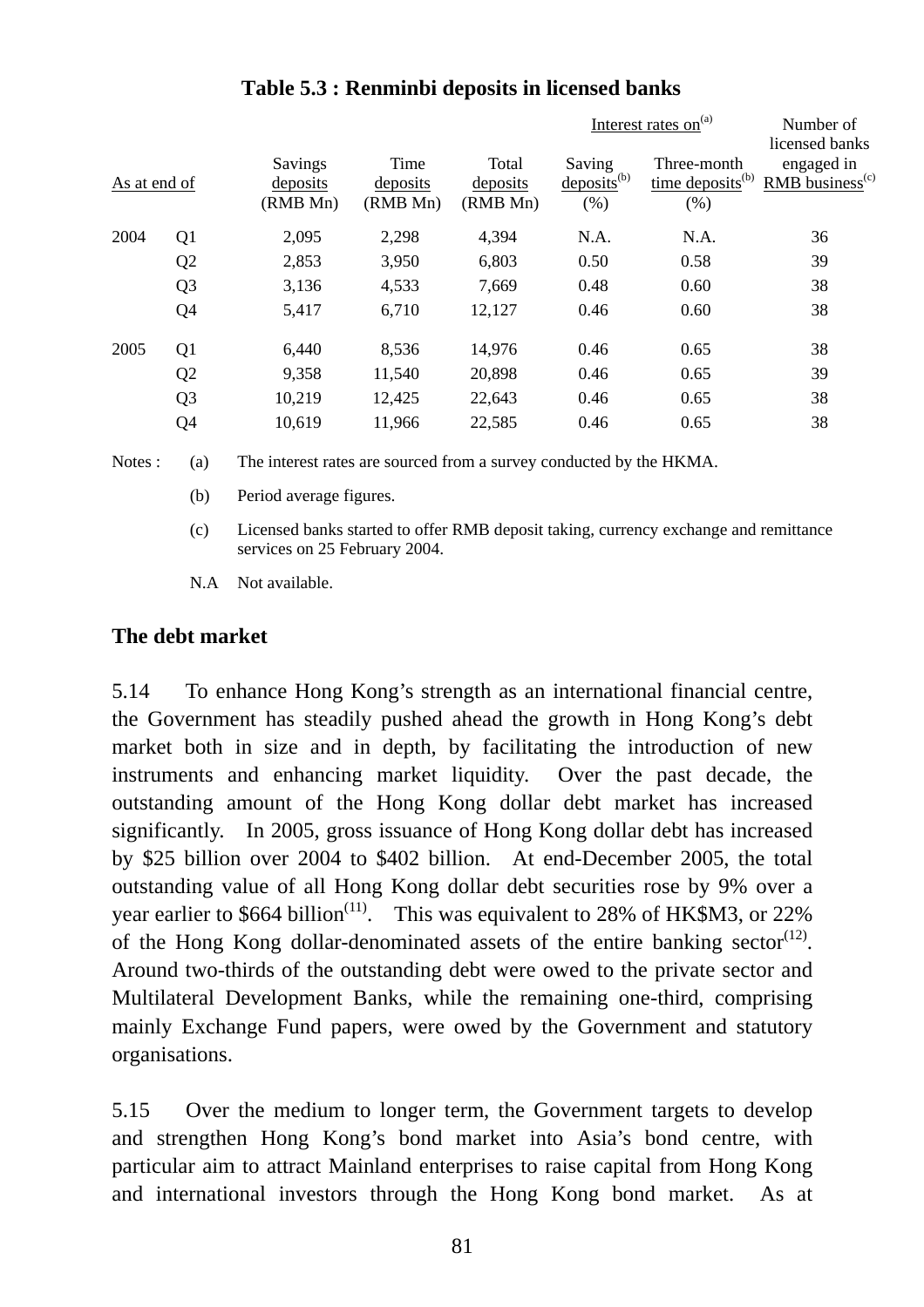**Table 5.3 : Renminbi deposits in licensed banks**

| As at end of | | Savings deposits (RMB Mn) | Time deposits (RMB Mn) | Total deposits (RMB Mn) | Interest rates on[a] Saving deposits[b] (%) | Three-month time deposits[b] (%) | Number of licensed banks engaged in RMB business[c] |
|---|---|---|---|---|---|---|---|
| 2004 | Q1 | 2,095 | 2,298 | 4,394 | N.A. | N.A. | 36 |
| | Q2 | 2,853 | 3,950 | 6,803 | 0.50 | 0.58 | 39 |
| | Q3 | 3,136 | 4,533 | 7,669 | 0.48 | 0.60 | 38 |
| | Q4 | 5,417 | 6,710 | 12,127 | 0.46 | 0.60 | 38 |
| 2005 | Q1 | 6,440 | 8,536 | 14,976 | 0.46 | 0.65 | 38 |
| | Q2 | 9,358 | 11,540 | 20,898 | 0.46 | 0.65 | 39 |
| | Q3 | 10,219 | 12,425 | 22,643 | 0.46 | 0.65 | 38 |
| | Q4 | 10,619 | 11,966 | 22,585 | 0.46 | 0.65 | 38 |

Notes :
(a) The interest rates are sourced from a survey conducted by the HKMA.
(b) Period average figures.
(c) Licensed banks started to offer RMB deposit taking, currency exchange and remittance services on 25 February 2004.
N.A Not available.

## The debt market

5.14 To enhance Hong Kong's strength as an international financial centre, the Government has steadily pushed ahead the growth in Hong Kong's debt market both in size and in depth, by facilitating the introduction of new instruments and enhancing market liquidity. Over the past decade, the outstanding amount of the Hong Kong dollar debt market has increased significantly. In 2005, gross issuance of Hong Kong dollar debt has increased by $25 billion over 2004 to $402 billion. At end-December 2005, the total outstanding value of all Hong Kong dollar debt securities rose by 9% over a year earlier to $664 billion[11]. This was equivalent to 28% of HK$M3, or 22% of the Hong Kong dollar-denominated assets of the entire banking sector[12]. Around two-thirds of the outstanding debt were owed to the private sector and Multilateral Development Banks, while the remaining one-third, comprising mainly Exchange Fund papers, were owed by the Government and statutory organisations.

5.15 Over the medium to longer term, the Government targets to develop and strengthen Hong Kong's bond market into Asia's bond centre, with particular aim to attract Mainland enterprises to raise capital from Hong Kong and international investors through the Hong Kong bond market. As at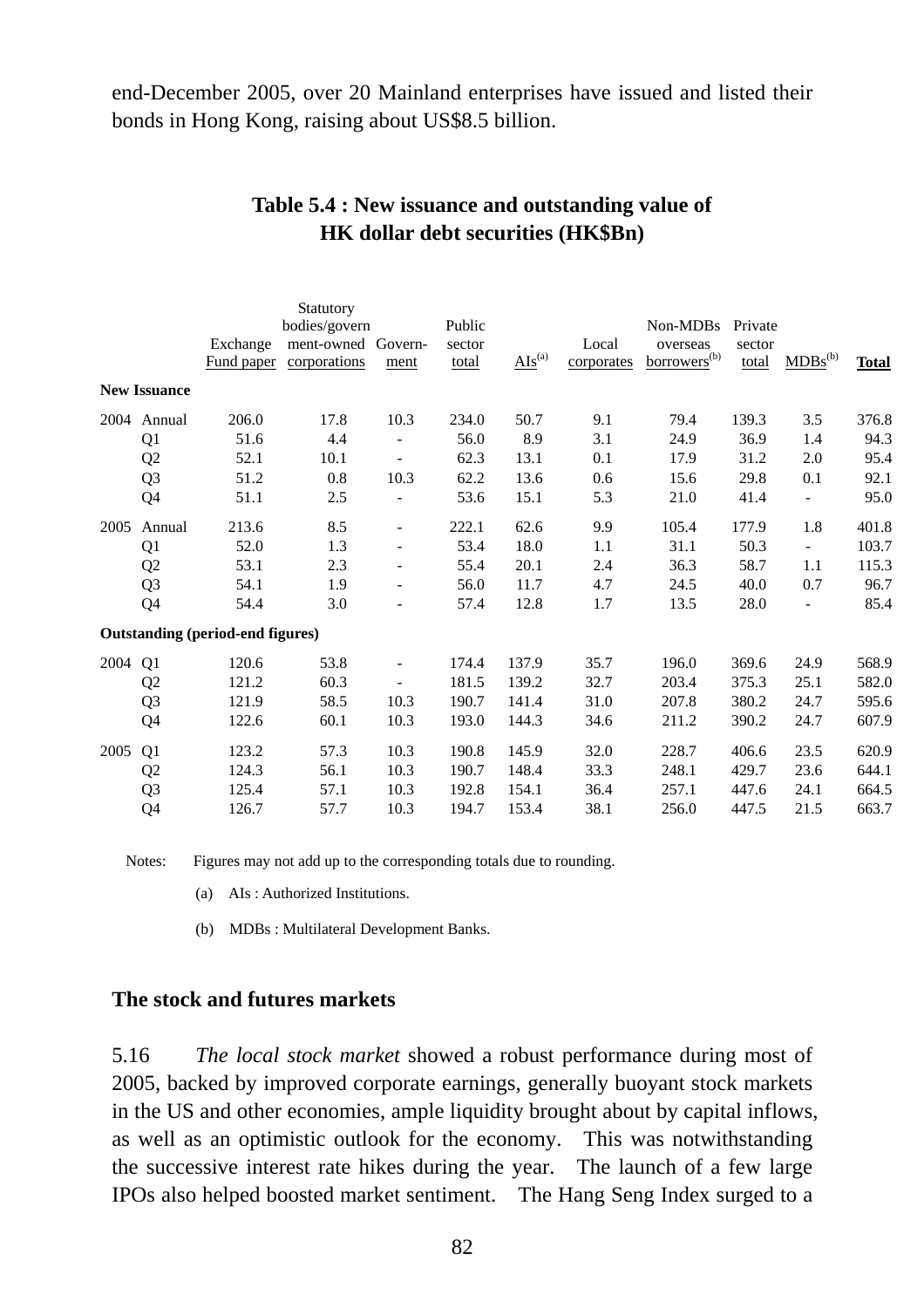end-December 2005, over 20 Mainland enterprises have issued and listed their bonds in Hong Kong, raising about US$8.5 billion.

**Table 5.4 : New issuance and outstanding value of HK dollar debt securities (HK$Bn)**

| | | Exchange Fund paper | Statutory bodies/government-owned corporations | Government | Public sector total | AIs[(a)] | Local corporates | Non-MDBs overseas borrowers[(b)] | Private sector total | MDBs[(b)] | **Total** |
|---|---|---|---|---|---|---|---|---|---|---|---|
| **New Issuance** | | | | | | | | | | | |
| 2004 | Annual | 206.0 | 17.8 | 10.3 | 234.0 | 50.7 | 9.1 | 79.4 | 139.3 | 3.5 | 376.8 |
| | Q1 | 51.6 | 4.4 | - | 56.0 | 8.9 | 3.1 | 24.9 | 36.9 | 1.4 | 94.3 |
| | Q2 | 52.1 | 10.1 | - | 62.3 | 13.1 | 0.1 | 17.9 | 31.2 | 2.0 | 95.4 |
| | Q3 | 51.2 | 0.8 | 10.3 | 62.2 | 13.6 | 0.6 | 15.6 | 29.8 | 0.1 | 92.1 |
| | Q4 | 51.1 | 2.5 | - | 53.6 | 15.1 | 5.3 | 21.0 | 41.4 | - | 95.0 |
| 2005 | Annual | 213.6 | 8.5 | - | 222.1 | 62.6 | 9.9 | 105.4 | 177.9 | 1.8 | 401.8 |
| | Q1 | 52.0 | 1.3 | - | 53.4 | 18.0 | 1.1 | 31.1 | 50.3 | - | 103.7 |
| | Q2 | 53.1 | 2.3 | - | 55.4 | 20.1 | 2.4 | 36.3 | 58.7 | 1.1 | 115.3 |
| | Q3 | 54.1 | 1.9 | - | 56.0 | 11.7 | 4.7 | 24.5 | 40.0 | 0.7 | 96.7 |
| | Q4 | 54.4 | 3.0 | - | 57.4 | 12.8 | 1.7 | 13.5 | 28.0 | - | 85.4 |
| **Outstanding (period-end figures)** | | | | | | | | | | | |
| 2004 | Q1 | 120.6 | 53.8 | - | 174.4 | 137.9 | 35.7 | 196.0 | 369.6 | 24.9 | 568.9 |
| | Q2 | 121.2 | 60.3 | - | 181.5 | 139.2 | 32.7 | 203.4 | 375.3 | 25.1 | 582.0 |
| | Q3 | 121.9 | 58.5 | 10.3 | 190.7 | 141.4 | 31.0 | 207.8 | 380.2 | 24.7 | 595.6 |
| | Q4 | 122.6 | 60.1 | 10.3 | 193.0 | 144.3 | 34.6 | 211.2 | 390.2 | 24.7 | 607.9 |
| 2005 | Q1 | 123.2 | 57.3 | 10.3 | 190.8 | 145.9 | 32.0 | 228.7 | 406.6 | 23.5 | 620.9 |
| | Q2 | 124.3 | 56.1 | 10.3 | 190.7 | 148.4 | 33.3 | 248.1 | 429.7 | 23.6 | 644.1 |
| | Q3 | 125.4 | 57.1 | 10.3 | 192.8 | 154.1 | 36.4 | 257.1 | 447.6 | 24.1 | 664.5 |
| | Q4 | 126.7 | 57.7 | 10.3 | 194.7 | 153.4 | 38.1 | 256.0 | 447.5 | 21.5 | 663.7 |

Notes: Figures may not add up to the corresponding totals due to rounding.

(a) AIs : Authorized Institutions.

(b) MDBs : Multilateral Development Banks.

## The stock and futures markets

5.16 *The local stock market* showed a robust performance during most of 2005, backed by improved corporate earnings, generally buoyant stock markets in the US and other economies, ample liquidity brought about by capital inflows, as well as an optimistic outlook for the economy. This was notwithstanding the successive interest rate hikes during the year. The launch of a few large IPOs also helped boosted market sentiment. The Hang Seng Index surged to a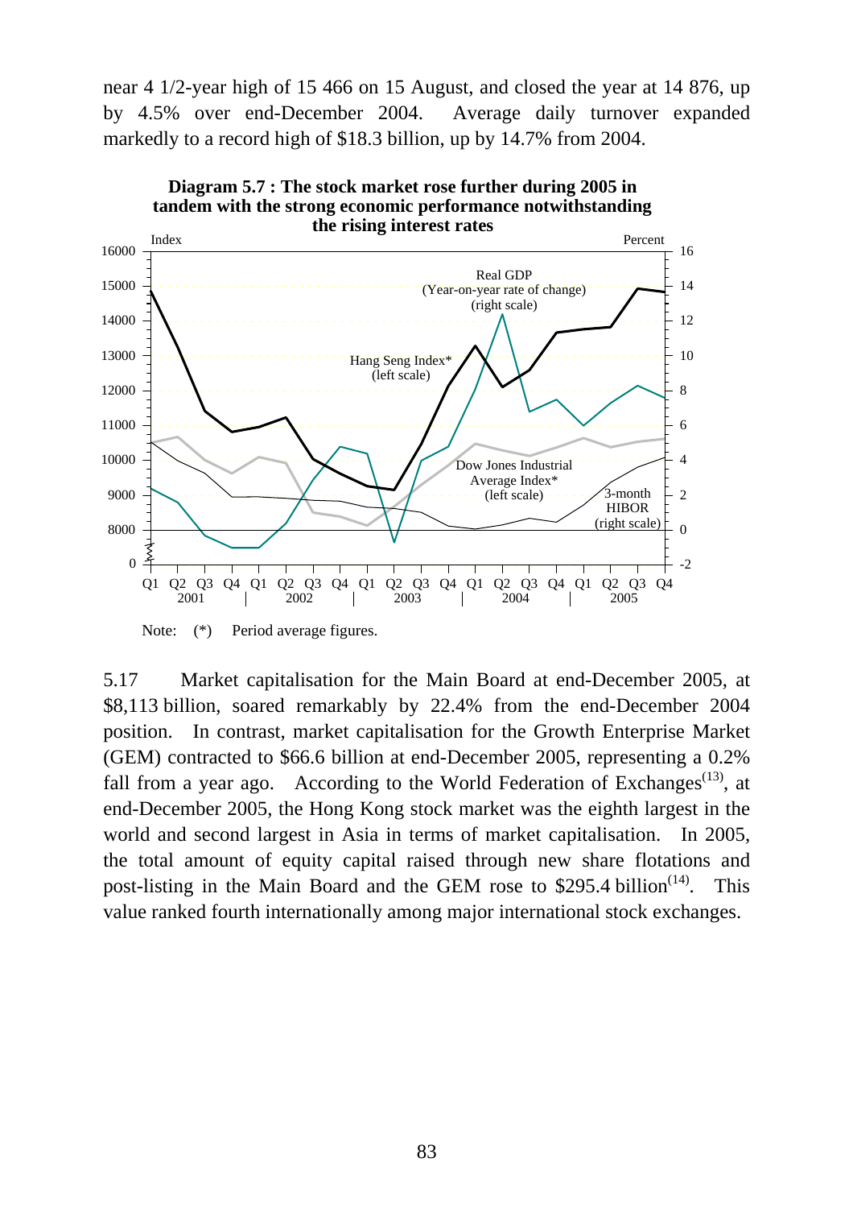near 4 1/2-year high of 15 466 on 15 August, and closed the year at 14 876, up by 4.5% over end-December 2004. Average daily turnover expanded markedly to a record high of $18.3 billion, up by 14.7% from 2004.

**Diagram 5.7 : The stock market rose further during 2005 in tandem with the strong economic performance notwithstanding the rising interest rates**

Note: (*) Period average figures.

5.17 Market capitalisation for the Main Board at end-December 2005, at $8,113 billion, soared remarkably by 22.4% from the end-December 2004 position. In contrast, market capitalisation for the Growth Enterprise Market (GEM) contracted to $66.6 billion at end-December 2005, representing a 0.2% fall from a year ago. According to the World Federation of Exchanges[(13)], at end-December 2005, the Hong Kong stock market was the eighth largest in the world and second largest in Asia in terms of market capitalisation. In 2005, the total amount of equity capital raised through new share flotations and post-listing in the Main Board and the GEM rose to $295.4 billion[(14)]. This value ranked fourth internationally among major international stock exchanges.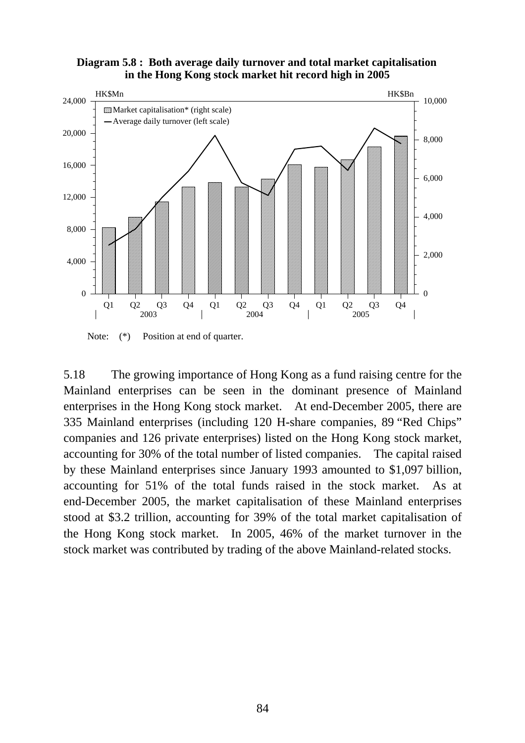**Diagram 5.8 : Both average daily turnover and total market capitalisation in the Hong Kong stock market hit record high in 2005**

Note: (*) Position at end of quarter.

5.18 The growing importance of Hong Kong as a fund raising centre for the Mainland enterprises can be seen in the dominant presence of Mainland enterprises in the Hong Kong stock market. At end-December 2005, there are 335 Mainland enterprises (including 120 H-share companies, 89 "Red Chips" companies and 126 private enterprises) listed on the Hong Kong stock market, accounting for 30% of the total number of listed companies. The capital raised by these Mainland enterprises since January 1993 amounted to $1,097 billion, accounting for 51% of the total funds raised in the stock market. As at end-December 2005, the market capitalisation of these Mainland enterprises stood at $3.2 trillion, accounting for 39% of the total market capitalisation of the Hong Kong stock market. In 2005, 46% of the market turnover in the stock market was contributed by trading of the above Mainland-related stocks.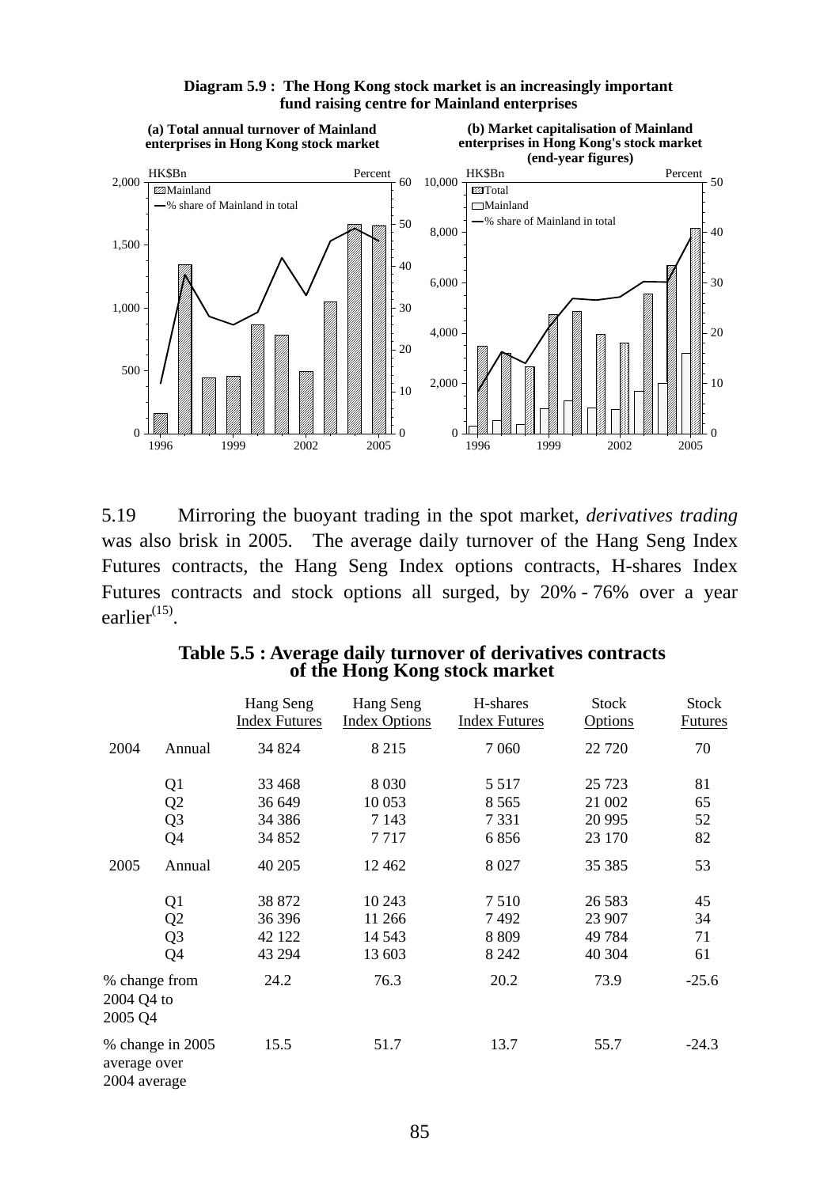**Diagram 5.9 : The Hong Kong stock market is an increasingly important fund raising centre for Mainland enterprises**

(a) Total annual turnover of Mainland enterprises in Hong Kong stock market

(b) Market capitalisation of Mainland enterprises in Hong Kong's stock market (end-year figures)

5.19 Mirroring the buoyant trading in the spot market, *derivatives trading* was also brisk in 2005. The average daily turnover of the Hang Seng Index Futures contracts, the Hang Seng Index options contracts, H-shares Index Futures contracts and stock options all surged, by 20% - 76% over a year earlier[(15)].

**Table 5.5 : Average daily turnover of derivatives contracts of the Hong Kong stock market**

| | | Hang Seng Index Futures | Hang Seng Index Options | H-shares Index Futures | Stock Options | Stock Futures |
|---|---|---|---|---|---|---|
| 2004 | Annual | 34 824 | 8 215 | 7 060 | 22 720 | 70 |
| | Q1 | 33 468 | 8 030 | 5 517 | 25 723 | 81 |
| | Q2 | 36 649 | 10 053 | 8 565 | 21 002 | 65 |
| | Q3 | 34 386 | 7 143 | 7 331 | 20 995 | 52 |
| | Q4 | 34 852 | 7 717 | 6 856 | 23 170 | 82 |
| 2005 | Annual | 40 205 | 12 462 | 8 027 | 35 385 | 53 |
| | Q1 | 38 872 | 10 243 | 7 510 | 26 583 | 45 |
| | Q2 | 36 396 | 11 266 | 7 492 | 23 907 | 34 |
| | Q3 | 42 122 | 14 543 | 8 809 | 49 784 | 71 |
| | Q4 | 43 294 | 13 603 | 8 242 | 40 304 | 61 |
| % change from 2004 Q4 to 2005 Q4 | | 24.2 | 76.3 | 20.2 | 73.9 | -25.6 |
| % change in 2005 average over 2004 average | | 15.5 | 51.7 | 13.7 | 55.7 | -24.3 |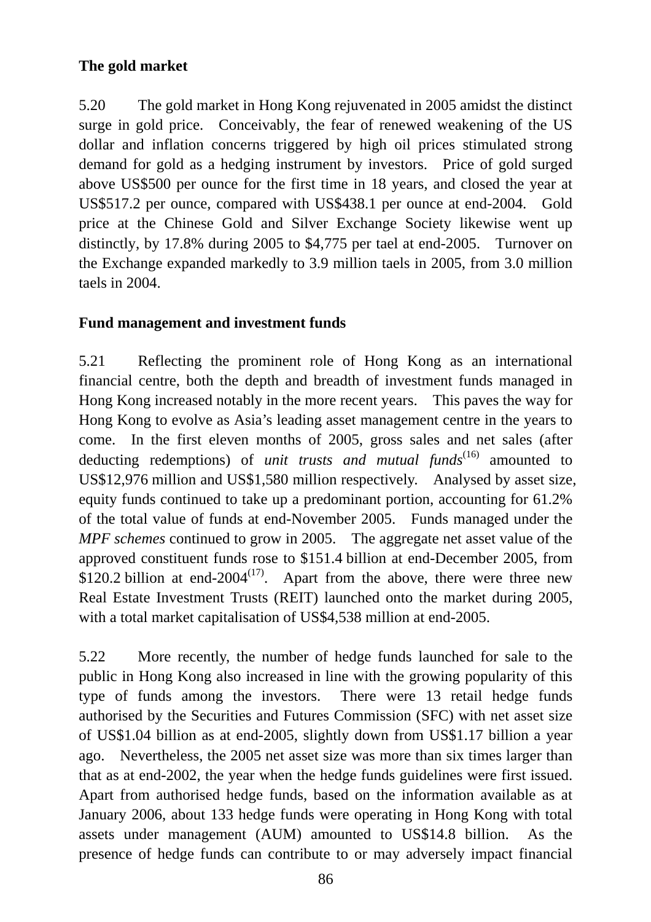**The gold market**

5.20 The gold market in Hong Kong rejuvenated in 2005 amidst the distinct surge in gold price. Conceivably, the fear of renewed weakening of the US dollar and inflation concerns triggered by high oil prices stimulated strong demand for gold as a hedging instrument by investors. Price of gold surged above US$500 per ounce for the first time in 18 years, and closed the year at US$517.2 per ounce, compared with US$438.1 per ounce at end-2004. Gold price at the Chinese Gold and Silver Exchange Society likewise went up distinctly, by 17.8% during 2005 to $4,775 per tael at end-2005. Turnover on the Exchange expanded markedly to 3.9 million taels in 2005, from 3.0 million taels in 2004.

**Fund management and investment funds**

5.21 Reflecting the prominent role of Hong Kong as an international financial centre, both the depth and breadth of investment funds managed in Hong Kong increased notably in the more recent years. This paves the way for Hong Kong to evolve as Asia's leading asset management centre in the years to come. In the first eleven months of 2005, gross sales and net sales (after deducting redemptions) of *unit trusts and mutual funds*(16) amounted to US$12,976 million and US$1,580 million respectively. Analysed by asset size, equity funds continued to take up a predominant portion, accounting for 61.2% of the total value of funds at end-November 2005. Funds managed under the *MPF schemes* continued to grow in 2005. The aggregate net asset value of the approved constituent funds rose to $151.4 billion at end-December 2005, from $120.2 billion at end-2004(17). Apart from the above, there were three new Real Estate Investment Trusts (REIT) launched onto the market during 2005, with a total market capitalisation of US$4,538 million at end-2005.

5.22 More recently, the number of hedge funds launched for sale to the public in Hong Kong also increased in line with the growing popularity of this type of funds among the investors. There were 13 retail hedge funds authorised by the Securities and Futures Commission (SFC) with net asset size of US$1.04 billion as at end-2005, slightly down from US$1.17 billion a year ago. Nevertheless, the 2005 net asset size was more than six times larger than that as at end-2002, the year when the hedge funds guidelines were first issued. Apart from authorised hedge funds, based on the information available as at January 2006, about 133 hedge funds were operating in Hong Kong with total assets under management (AUM) amounted to US$14.8 billion. As the presence of hedge funds can contribute to or may adversely impact financial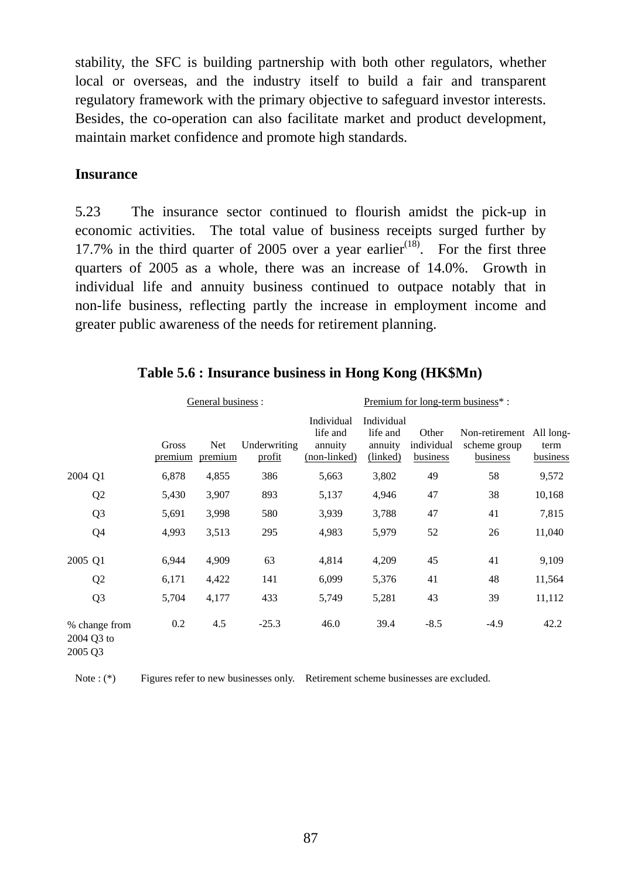stability, the SFC is building partnership with both other regulators, whether local or overseas, and the industry itself to build a fair and transparent regulatory framework with the primary objective to safeguard investor interests. Besides, the co-operation can also facilitate market and product development, maintain market confidence and promote high standards.

## Insurance

5.23 The insurance sector continued to flourish amidst the pick-up in economic activities. The total value of business receipts surged further by 17.7% in the third quarter of 2005 over a year earlier[18]. For the first three quarters of 2005 as a whole, there was an increase of 14.0%. Growth in individual life and annuity business continued to outpace notably that in non-life business, reflecting partly the increase in employment income and greater public awareness of the needs for retirement planning.

**Table 5.6 : Insurance business in Hong Kong (HK$Mn)**

| | General business : | | | Premium for long-term business* : | | | | |
|---|---|---|---|---|---|---|---|---|
| | Gross premium | Net premium | Underwriting profit | Individual life and annuity (non-linked) | Individual life and annuity (linked) | Other individual business | Non-retirement scheme group business | All long-term business |
| 2004 Q1 | 6,878 | 4,855 | 386 | 5,663 | 3,802 | 49 | 58 | 9,572 |
| Q2 | 5,430 | 3,907 | 893 | 5,137 | 4,946 | 47 | 38 | 10,168 |
| Q3 | 5,691 | 3,998 | 580 | 3,939 | 3,788 | 47 | 41 | 7,815 |
| Q4 | 4,993 | 3,513 | 295 | 4,983 | 5,979 | 52 | 26 | 11,040 |
| 2005 Q1 | 6,944 | 4,909 | 63 | 4,814 | 4,209 | 45 | 41 | 9,109 |
| Q2 | 6,171 | 4,422 | 141 | 6,099 | 5,376 | 41 | 48 | 11,564 |
| Q3 | 5,704 | 4,177 | 433 | 5,749 | 5,281 | 43 | 39 | 11,112 |
| % change from 2004 Q3 to 2005 Q3 | 0.2 | 4.5 | -25.3 | 46.0 | 39.4 | -8.5 | -4.9 | 42.2 |

Note : (*) Figures refer to new businesses only. Retirement scheme businesses are excluded.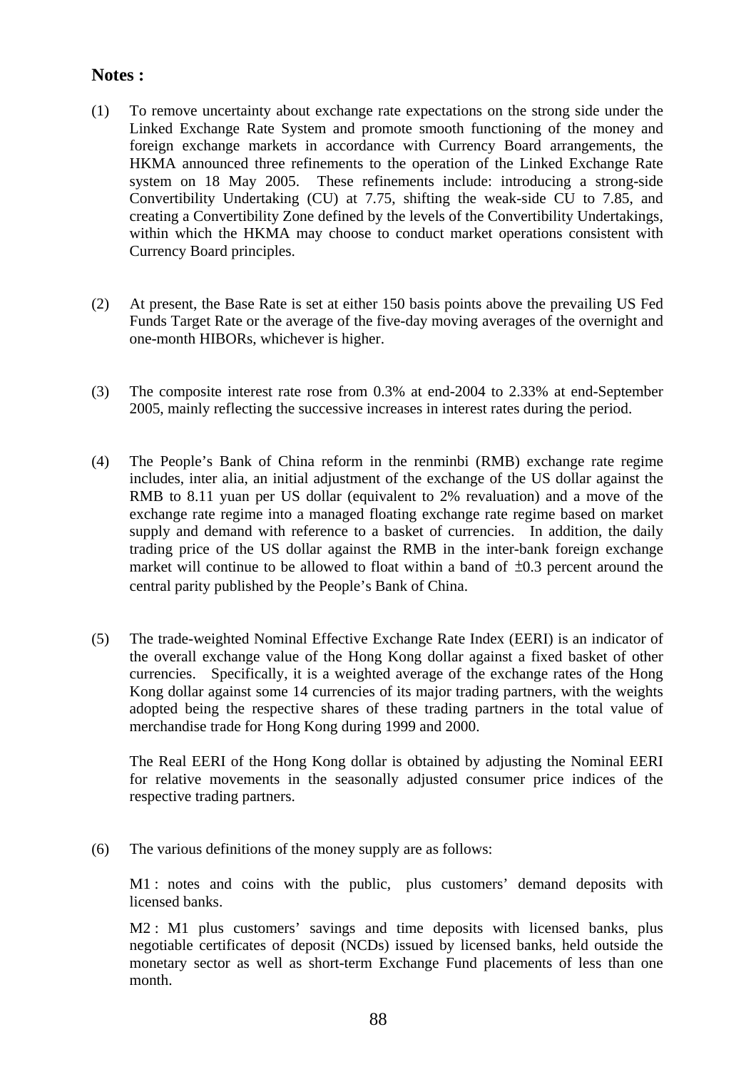## Notes :

(1) To remove uncertainty about exchange rate expectations on the strong side under the Linked Exchange Rate System and promote smooth functioning of the money and foreign exchange markets in accordance with Currency Board arrangements, the HKMA announced three refinements to the operation of the Linked Exchange Rate system on 18 May 2005. These refinements include: introducing a strong-side Convertibility Undertaking (CU) at 7.75, shifting the weak-side CU to 7.85, and creating a Convertibility Zone defined by the levels of the Convertibility Undertakings, within which the HKMA may choose to conduct market operations consistent with Currency Board principles.

(2) At present, the Base Rate is set at either 150 basis points above the prevailing US Fed Funds Target Rate or the average of the five-day moving averages of the overnight and one-month HIBORs, whichever is higher.

(3) The composite interest rate rose from 0.3% at end-2004 to 2.33% at end-September 2005, mainly reflecting the successive increases in interest rates during the period.

(4) The People's Bank of China reform in the renminbi (RMB) exchange rate regime includes, inter alia, an initial adjustment of the exchange of the US dollar against the RMB to 8.11 yuan per US dollar (equivalent to 2% revaluation) and a move of the exchange rate regime into a managed floating exchange rate regime based on market supply and demand with reference to a basket of currencies. In addition, the daily trading price of the US dollar against the RMB in the inter-bank foreign exchange market will continue to be allowed to float within a band of ±0.3 percent around the central parity published by the People's Bank of China.

(5) The trade-weighted Nominal Effective Exchange Rate Index (EERI) is an indicator of the overall exchange value of the Hong Kong dollar against a fixed basket of other currencies. Specifically, it is a weighted average of the exchange rates of the Hong Kong dollar against some 14 currencies of its major trading partners, with the weights adopted being the respective shares of these trading partners in the total value of merchandise trade for Hong Kong during 1999 and 2000.

The Real EERI of the Hong Kong dollar is obtained by adjusting the Nominal EERI for relative movements in the seasonally adjusted consumer price indices of the respective trading partners.

(6) The various definitions of the money supply are as follows:

M1 : notes and coins with the public, plus customers' demand deposits with licensed banks.

M2 : M1 plus customers' savings and time deposits with licensed banks, plus negotiable certificates of deposit (NCDs) issued by licensed banks, held outside the monetary sector as well as short-term Exchange Fund placements of less than one month.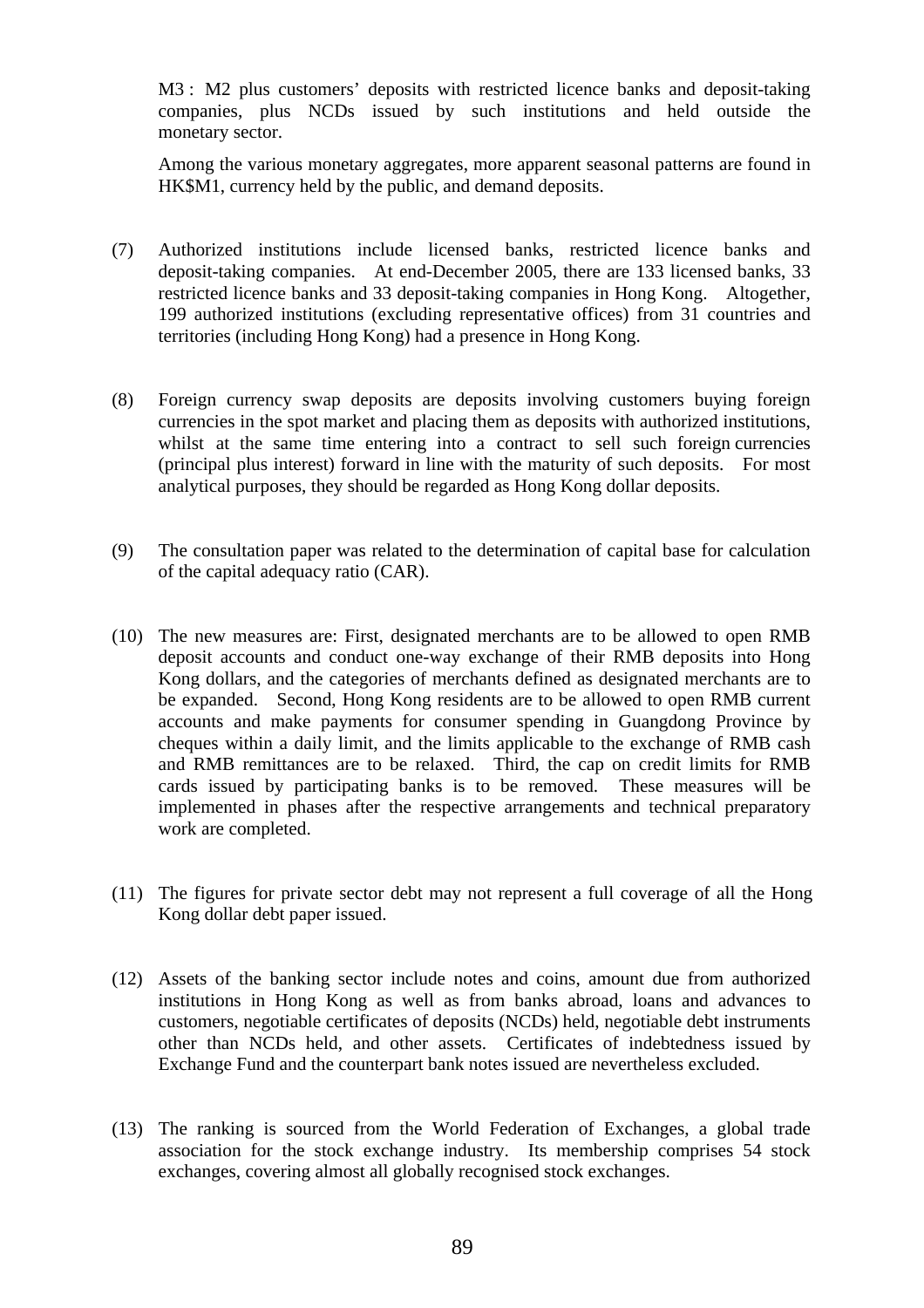M3 : M2 plus customers' deposits with restricted licence banks and deposit-taking companies, plus NCDs issued by such institutions and held outside the monetary sector.

Among the various monetary aggregates, more apparent seasonal patterns are found in HK$M1, currency held by the public, and demand deposits.

(7) Authorized institutions include licensed banks, restricted licence banks and deposit-taking companies. At end-December 2005, there are 133 licensed banks, 33 restricted licence banks and 33 deposit-taking companies in Hong Kong. Altogether, 199 authorized institutions (excluding representative offices) from 31 countries and territories (including Hong Kong) had a presence in Hong Kong.

(8) Foreign currency swap deposits are deposits involving customers buying foreign currencies in the spot market and placing them as deposits with authorized institutions, whilst at the same time entering into a contract to sell such foreign currencies (principal plus interest) forward in line with the maturity of such deposits. For most analytical purposes, they should be regarded as Hong Kong dollar deposits.

(9) The consultation paper was related to the determination of capital base for calculation of the capital adequacy ratio (CAR).

(10) The new measures are: First, designated merchants are to be allowed to open RMB deposit accounts and conduct one-way exchange of their RMB deposits into Hong Kong dollars, and the categories of merchants defined as designated merchants are to be expanded. Second, Hong Kong residents are to be allowed to open RMB current accounts and make payments for consumer spending in Guangdong Province by cheques within a daily limit, and the limits applicable to the exchange of RMB cash and RMB remittances are to be relaxed. Third, the cap on credit limits for RMB cards issued by participating banks is to be removed. These measures will be implemented in phases after the respective arrangements and technical preparatory work are completed.

(11) The figures for private sector debt may not represent a full coverage of all the Hong Kong dollar debt paper issued.

(12) Assets of the banking sector include notes and coins, amount due from authorized institutions in Hong Kong as well as from banks abroad, loans and advances to customers, negotiable certificates of deposits (NCDs) held, negotiable debt instruments other than NCDs held, and other assets. Certificates of indebtedness issued by Exchange Fund and the counterpart bank notes issued are nevertheless excluded.

(13) The ranking is sourced from the World Federation of Exchanges, a global trade association for the stock exchange industry. Its membership comprises 54 stock exchanges, covering almost all globally recognised stock exchanges.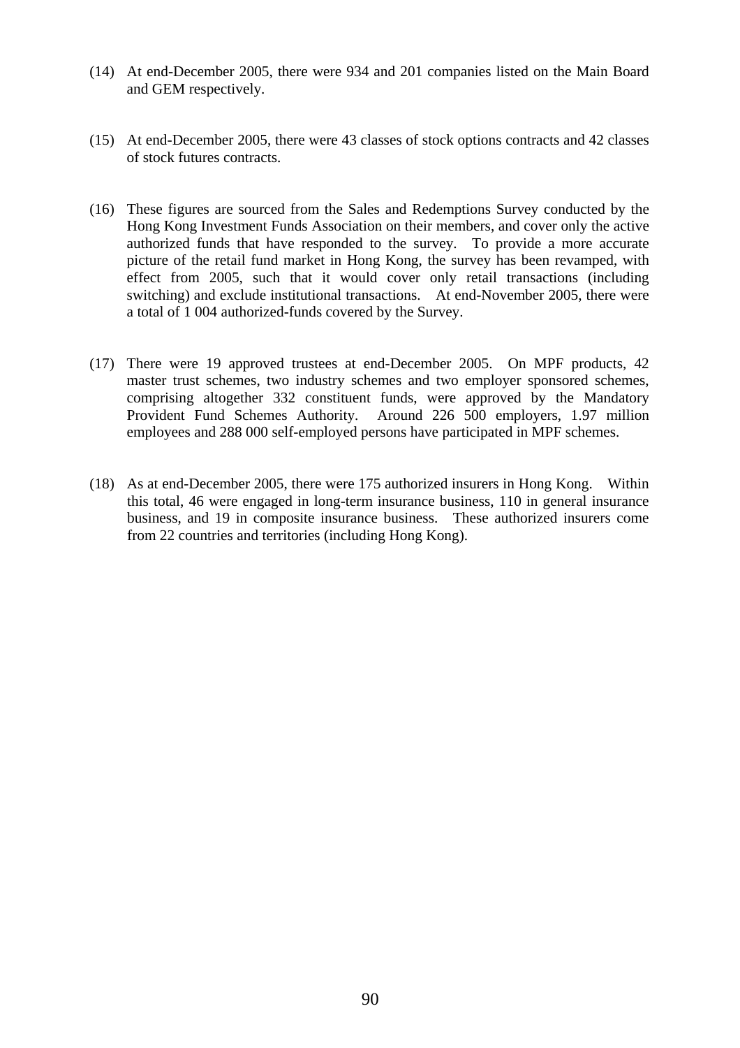(14) At end-December 2005, there were 934 and 201 companies listed on the Main Board and GEM respectively.

(15) At end-December 2005, there were 43 classes of stock options contracts and 42 classes of stock futures contracts.

(16) These figures are sourced from the Sales and Redemptions Survey conducted by the Hong Kong Investment Funds Association on their members, and cover only the active authorized funds that have responded to the survey. To provide a more accurate picture of the retail fund market in Hong Kong, the survey has been revamped, with effect from 2005, such that it would cover only retail transactions (including switching) and exclude institutional transactions. At end-November 2005, there were a total of 1 004 authorized-funds covered by the Survey.

(17) There were 19 approved trustees at end-December 2005. On MPF products, 42 master trust schemes, two industry schemes and two employer sponsored schemes, comprising altogether 332 constituent funds, were approved by the Mandatory Provident Fund Schemes Authority. Around 226 500 employers, 1.97 million employees and 288 000 self-employed persons have participated in MPF schemes.

(18) As at end-December 2005, there were 175 authorized insurers in Hong Kong. Within this total, 46 were engaged in long-term insurance business, 110 in general insurance business, and 19 in composite insurance business. These authorized insurers come from 22 countries and territories (including Hong Kong).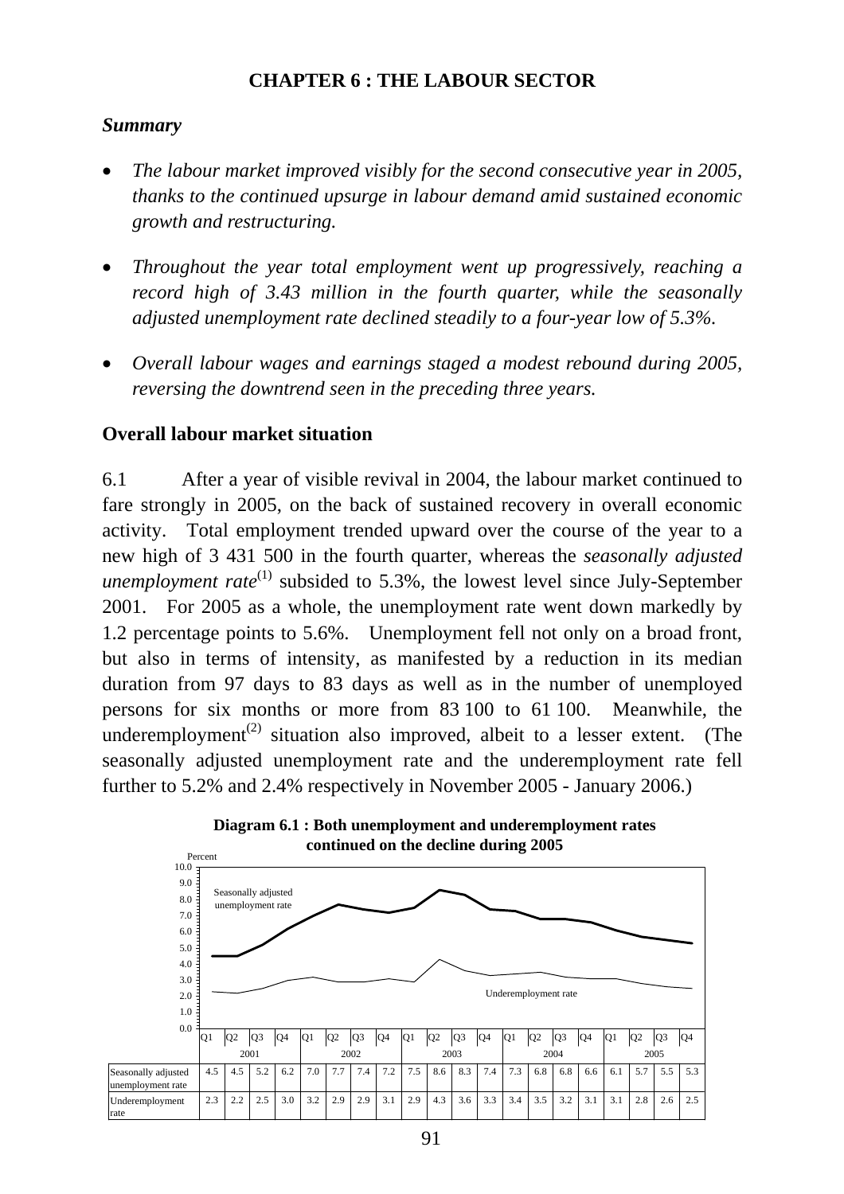# CHAPTER 6 : THE LABOUR SECTOR

***Summary***

- *The labour market improved visibly for the second consecutive year in 2005, thanks to the continued upsurge in labour demand amid sustained economic growth and restructuring.*
- *Throughout the year total employment went up progressively, reaching a record high of 3.43 million in the fourth quarter, while the seasonally adjusted unemployment rate declined steadily to a four-year low of 5.3%.*
- *Overall labour wages and earnings staged a modest rebound during 2005, reversing the downtrend seen in the preceding three years.*

## Overall labour market situation

6.1 After a year of visible revival in 2004, the labour market continued to fare strongly in 2005, on the back of sustained recovery in overall economic activity. Total employment trended upward over the course of the year to a new high of 3 431 500 in the fourth quarter, whereas the *seasonally adjusted unemployment rate*[1] subsided to 5.3%, the lowest level since July-September 2001. For 2005 as a whole, the unemployment rate went down markedly by 1.2 percentage points to 5.6%. Unemployment fell not only on a broad front, but also in terms of intensity, as manifested by a reduction in its median duration from 97 days to 83 days as well as in the number of unemployed persons for six months or more from 83 100 to 61 100. Meanwhile, the underemployment[2] situation also improved, albeit to a lesser extent. (The seasonally adjusted unemployment rate and the underemployment rate fell further to 5.2% and 2.4% respectively in November 2005 - January 2006.)

**Diagram 6.1 : Both unemployment and underemployment rates continued on the decline during 2005**

| | 2001 Q1 | Q2 | Q3 | Q4 | 2002 Q1 | Q2 | Q3 | Q4 | 2003 Q1 | Q2 | Q3 | Q4 | 2004 Q1 | Q2 | Q3 | Q4 | 2005 Q1 | Q2 | Q3 | Q4 |
|---|---|---|---|---|---|---|---|---|---|---|---|---|---|---|---|---|---|---|---|---|
| Seasonally adjusted unemployment rate | 4.5 | 4.5 | 5.2 | 6.2 | 7.0 | 7.7 | 7.4 | 7.2 | 7.5 | 8.6 | 8.3 | 7.4 | 7.3 | 6.8 | 6.8 | 6.6 | 6.1 | 5.7 | 5.5 | 5.3 |
| Underemployment rate | 2.3 | 2.2 | 2.5 | 3.0 | 3.2 | 2.9 | 2.9 | 3.1 | 2.9 | 4.3 | 3.6 | 3.3 | 3.4 | 3.5 | 3.2 | 3.1 | 3.1 | 2.8 | 2.6 | 2.5 |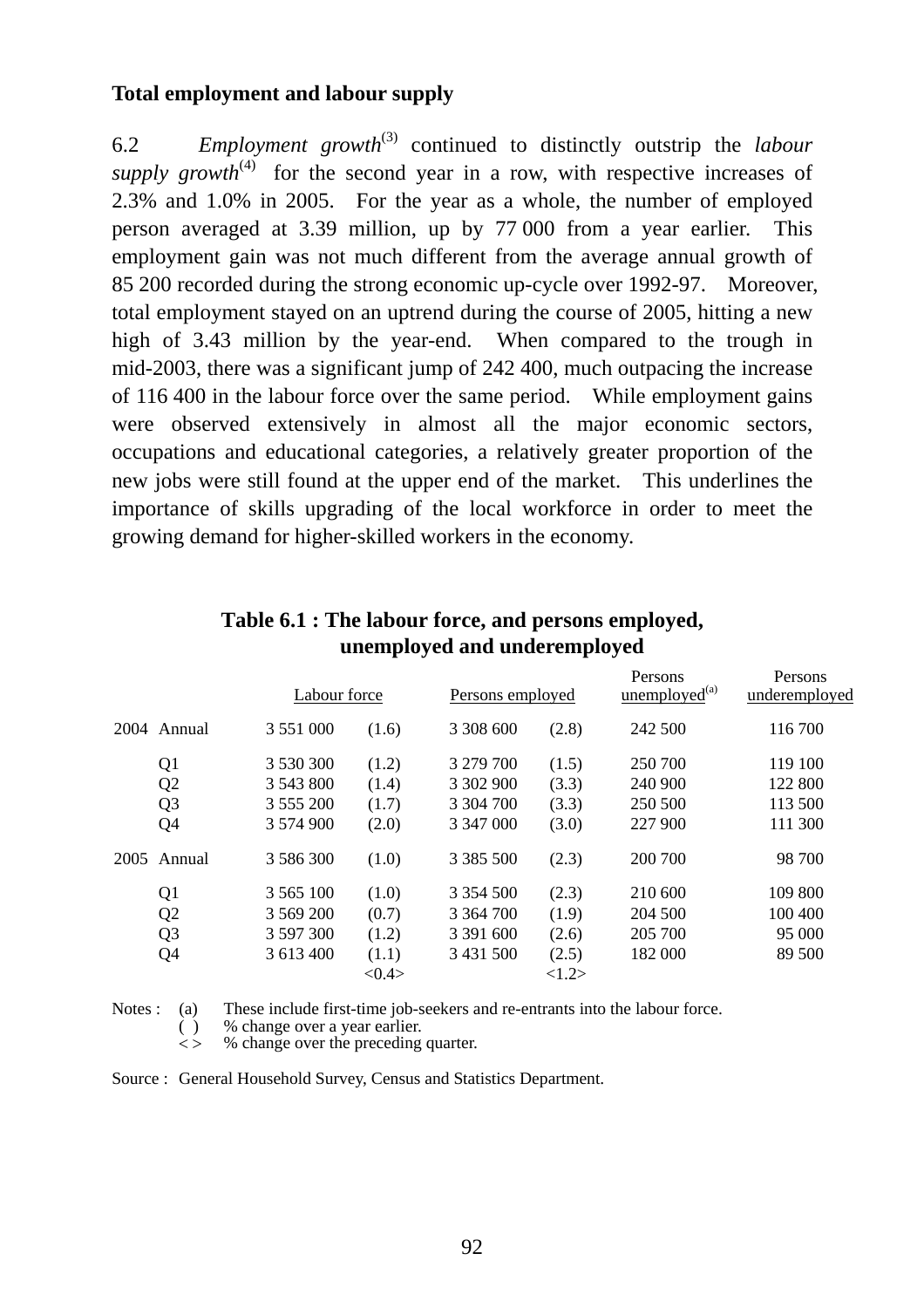**Total employment and labour supply**

6.2 *Employment growth*[3] continued to distinctly outstrip the *labour supply growth*[4] for the second year in a row, with respective increases of 2.3% and 1.0% in 2005. For the year as a whole, the number of employed person averaged at 3.39 million, up by 77 000 from a year earlier. This employment gain was not much different from the average annual growth of 85 200 recorded during the strong economic up-cycle over 1992-97. Moreover, total employment stayed on an uptrend during the course of 2005, hitting a new high of 3.43 million by the year-end. When compared to the trough in mid-2003, there was a significant jump of 242 400, much outpacing the increase of 116 400 in the labour force over the same period. While employment gains were observed extensively in almost all the major economic sectors, occupations and educational categories, a relatively greater proportion of the new jobs were still found at the upper end of the market. This underlines the importance of skills upgrading of the local workforce in order to meet the growing demand for higher-skilled workers in the economy.

**Table 6.1 : The labour force, and persons employed, unemployed and underemployed**

| | | Labour force | | Persons employed | | Persons unemployed[(a)] | Persons underemployed |
|---|---|---|---|---|---|---|---|
| 2004 | Annual | 3 551 000 | (1.6) | 3 308 600 | (2.8) | 242 500 | 116 700 |
| | Q1 | 3 530 300 | (1.2) | 3 279 700 | (1.5) | 250 700 | 119 100 |
| | Q2 | 3 543 800 | (1.4) | 3 302 900 | (3.3) | 240 900 | 122 800 |
| | Q3 | 3 555 200 | (1.7) | 3 304 700 | (3.3) | 250 500 | 113 500 |
| | Q4 | 3 574 900 | (2.0) | 3 347 000 | (3.0) | 227 900 | 111 300 |
| 2005 | Annual | 3 586 300 | (1.0) | 3 385 500 | (2.3) | 200 700 | 98 700 |
| | Q1 | 3 565 100 | (1.0) | 3 354 500 | (2.3) | 210 600 | 109 800 |
| | Q2 | 3 569 200 | (0.7) | 3 364 700 | (1.9) | 204 500 | 100 400 |
| | Q3 | 3 597 300 | (1.2) | 3 391 600 | (2.6) | 205 700 | 95 000 |
| | Q4 | 3 613 400 | (1.1) <0.4> | 3 431 500 | (2.5) <1.2> | 182 000 | 89 500 |

Notes : (a) These include first-time job-seekers and re-entrants into the labour force.
( ) % change over a year earlier.
< > % change over the preceding quarter.

Source : General Household Survey, Census and Statistics Department.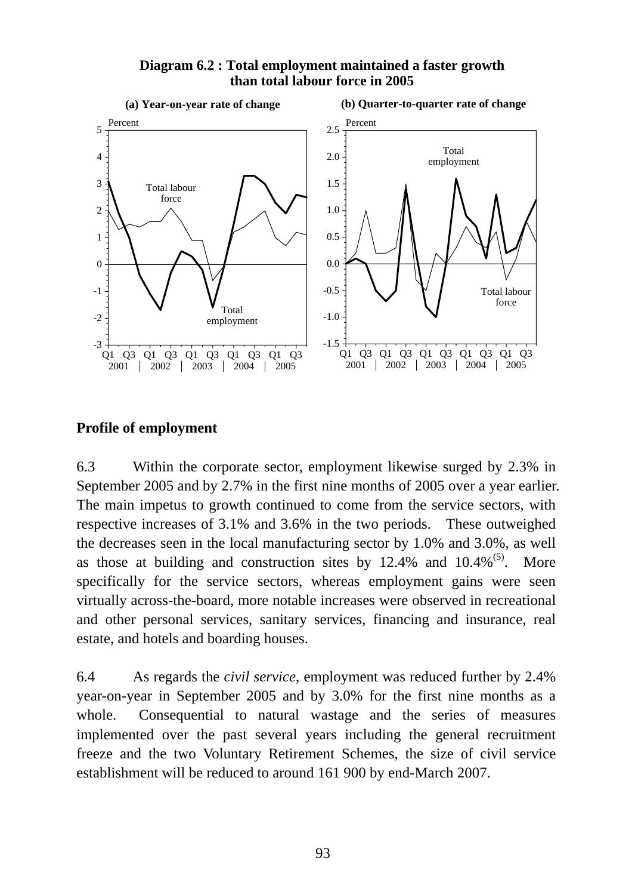**Diagram 6.2 : Total employment maintained a faster growth than total labour force in 2005**

**Profile of employment**

6.3 Within the corporate sector, employment likewise surged by 2.3% in September 2005 and by 2.7% in the first nine months of 2005 over a year earlier. The main impetus to growth continued to come from the service sectors, with respective increases of 3.1% and 3.6% in the two periods. These outweighed the decreases seen in the local manufacturing sector by 1.0% and 3.0%, as well as those at building and construction sites by 12.4% and 10.4%[5]. More specifically for the service sectors, whereas employment gains were seen virtually across-the-board, more notable increases were observed in recreational and other personal services, sanitary services, financing and insurance, real estate, and hotels and boarding houses.

6.4 As regards the *civil service*, employment was reduced further by 2.4% year-on-year in September 2005 and by 3.0% for the first nine months as a whole. Consequential to natural wastage and the series of measures implemented over the past several years including the general recruitment freeze and the two Voluntary Retirement Schemes, the size of civil service establishment will be reduced to around 161 900 by end-March 2007.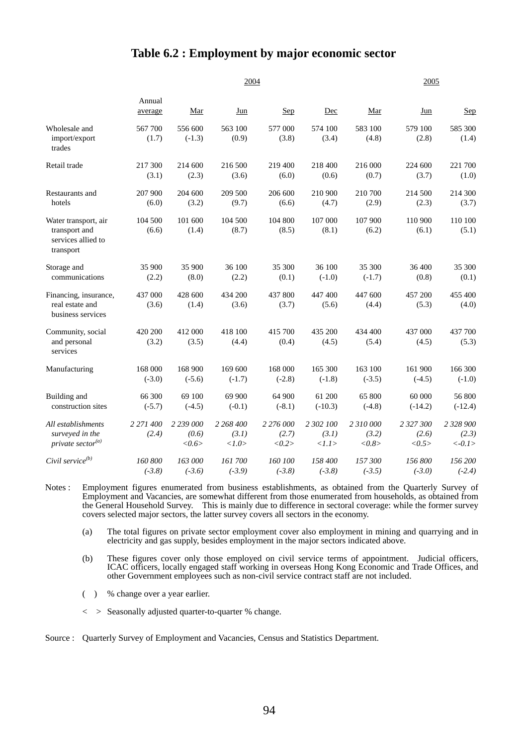# Table 6.2 : Employment by major economic sector

| | 2004 | | | | | 2005 | | |
|---|---|---|---|---|---|---|---|---|
| | Annual average | Mar | Jun | Sep | Dec | Mar | Jun | Sep |
| Wholesale and import/export trades | 567 700 (1.7) | 556 600 (-1.3) | 563 100 (0.9) | 577 000 (3.8) | 574 100 (3.4) | 583 100 (4.8) | 579 100 (2.8) | 585 300 (1.4) |
| Retail trade | 217 300 (3.1) | 214 600 (2.3) | 216 500 (3.6) | 219 400 (6.0) | 218 400 (0.6) | 216 000 (0.7) | 224 600 (3.7) | 221 700 (1.0) |
| Restaurants and hotels | 207 900 (6.0) | 204 600 (3.2) | 209 500 (9.7) | 206 600 (6.6) | 210 900 (4.7) | 210 700 (2.9) | 214 500 (2.3) | 214 300 (3.7) |
| Water transport, air transport and services allied to transport | 104 500 (6.6) | 101 600 (1.4) | 104 500 (8.7) | 104 800 (8.5) | 107 000 (8.1) | 107 900 (6.2) | 110 900 (6.1) | 110 100 (5.1) |
| Storage and communications | 35 900 (2.2) | 35 900 (8.0) | 36 100 (2.2) | 35 300 (0.1) | 36 100 (-1.0) | 35 300 (-1.7) | 36 400 (0.8) | 35 300 (0.1) |
| Financing, insurance, real estate and business services | 437 000 (3.6) | 428 600 (1.4) | 434 200 (3.6) | 437 800 (3.7) | 447 400 (5.6) | 447 600 (4.4) | 457 200 (5.3) | 455 400 (4.0) |
| Community, social and personal services | 420 200 (3.2) | 412 000 (3.5) | 418 100 (4.4) | 415 700 (0.4) | 435 200 (4.5) | 434 400 (5.4) | 437 000 (4.5) | 437 700 (5.3) |
| Manufacturing | 168 000 (-3.0) | 168 900 (-5.6) | 169 600 (-1.7) | 168 000 (-2.8) | 165 300 (-1.8) | 163 100 (-3.5) | 161 900 (-4.5) | 166 300 (-1.0) |
| Building and construction sites | 66 300 (-5.7) | 69 100 (-4.5) | 69 900 (-0.1) | 64 900 (-8.1) | 61 200 (-10.3) | 65 800 (-4.8) | 60 000 (-14.2) | 56 800 (-12.4) |
| *All establishments surveyed in the private sector*[(a)] | *2 271 400 (2.4)* | *2 239 000 (0.6) <0.6>* | *2 268 400 (3.1) <1.0>* | *2 276 000 (2.7) <0.2>* | *2 302 100 (3.1) <1.1>* | *2 310 000 (3.2) <0.8>* | *2 327 300 (2.6) <0.5>* | *2 328 900 (2.3) <-0.1>* |
| *Civil service*[(b)] | *160 800 (-3.8)* | *163 000 (-3.6)* | *161 700 (-3.9)* | *160 100 (-3.8)* | *158 400 (-3.8)* | *157 300 (-3.5)* | *156 800 (-3.0)* | *156 200 (-2.4)* |

Notes : Employment figures enumerated from business establishments, as obtained from the Quarterly Survey of Employment and Vacancies, are somewhat different from those enumerated from households, as obtained from the General Household Survey. This is mainly due to difference in sectoral coverage: while the former survey covers selected major sectors, the latter survey covers all sectors in the economy.

(a) The total figures on private sector employment cover also employment in mining and quarrying and in electricity and gas supply, besides employment in the major sectors indicated above.

(b) These figures cover only those employed on civil service terms of appointment. Judicial officers, ICAC officers, locally engaged staff working in overseas Hong Kong Economic and Trade Offices, and other Government employees such as non-civil service contract staff are not included.

( ) % change over a year earlier.

< > Seasonally adjusted quarter-to-quarter % change.

Source : Quarterly Survey of Employment and Vacancies, Census and Statistics Department.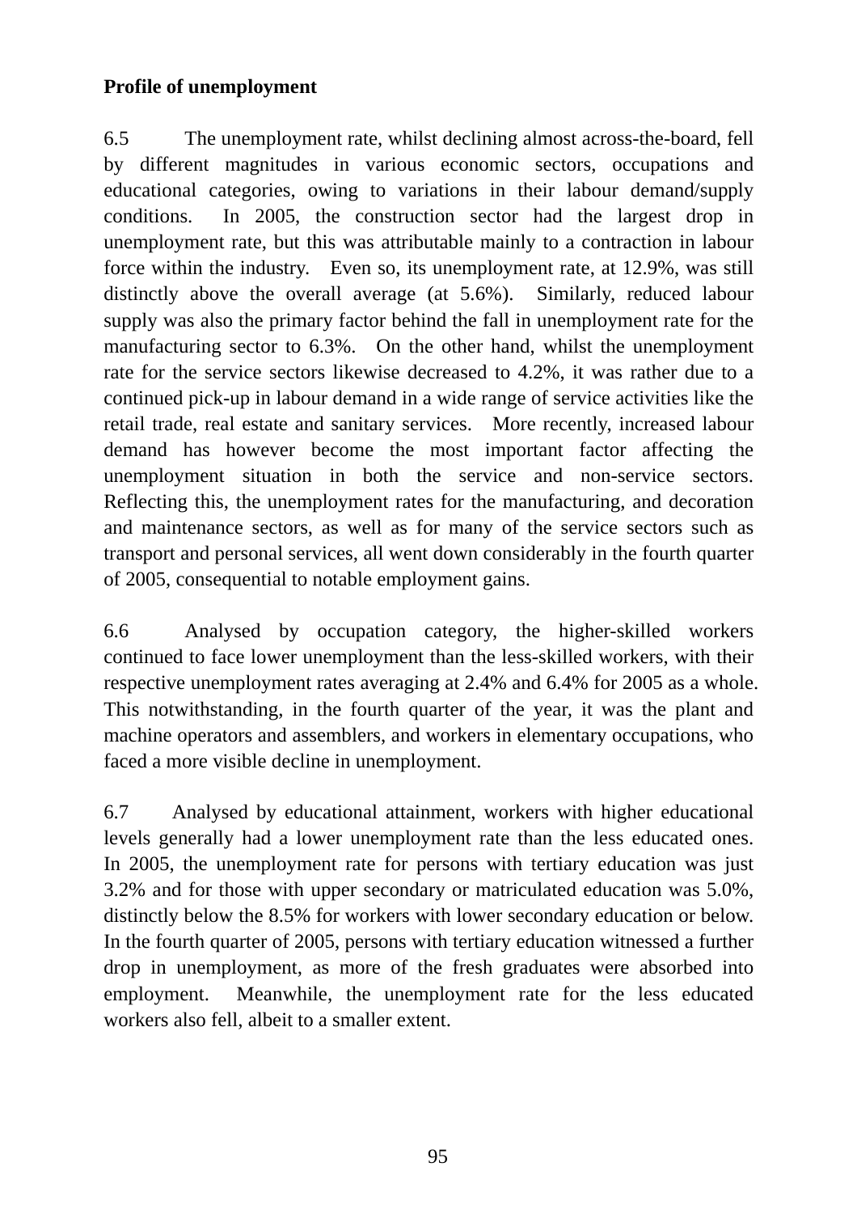**Profile of unemployment**

6.5 The unemployment rate, whilst declining almost across-the-board, fell by different magnitudes in various economic sectors, occupations and educational categories, owing to variations in their labour demand/supply conditions. In 2005, the construction sector had the largest drop in unemployment rate, but this was attributable mainly to a contraction in labour force within the industry. Even so, its unemployment rate, at 12.9%, was still distinctly above the overall average (at 5.6%). Similarly, reduced labour supply was also the primary factor behind the fall in unemployment rate for the manufacturing sector to 6.3%. On the other hand, whilst the unemployment rate for the service sectors likewise decreased to 4.2%, it was rather due to a continued pick-up in labour demand in a wide range of service activities like the retail trade, real estate and sanitary services. More recently, increased labour demand has however become the most important factor affecting the unemployment situation in both the service and non-service sectors. Reflecting this, the unemployment rates for the manufacturing, and decoration and maintenance sectors, as well as for many of the service sectors such as transport and personal services, all went down considerably in the fourth quarter of 2005, consequential to notable employment gains.

6.6 Analysed by occupation category, the higher-skilled workers continued to face lower unemployment than the less-skilled workers, with their respective unemployment rates averaging at 2.4% and 6.4% for 2005 as a whole. This notwithstanding, in the fourth quarter of the year, it was the plant and machine operators and assemblers, and workers in elementary occupations, who faced a more visible decline in unemployment.

6.7 Analysed by educational attainment, workers with higher educational levels generally had a lower unemployment rate than the less educated ones. In 2005, the unemployment rate for persons with tertiary education was just 3.2% and for those with upper secondary or matriculated education was 5.0%, distinctly below the 8.5% for workers with lower secondary education or below. In the fourth quarter of 2005, persons with tertiary education witnessed a further drop in unemployment, as more of the fresh graduates were absorbed into employment. Meanwhile, the unemployment rate for the less educated workers also fell, albeit to a smaller extent.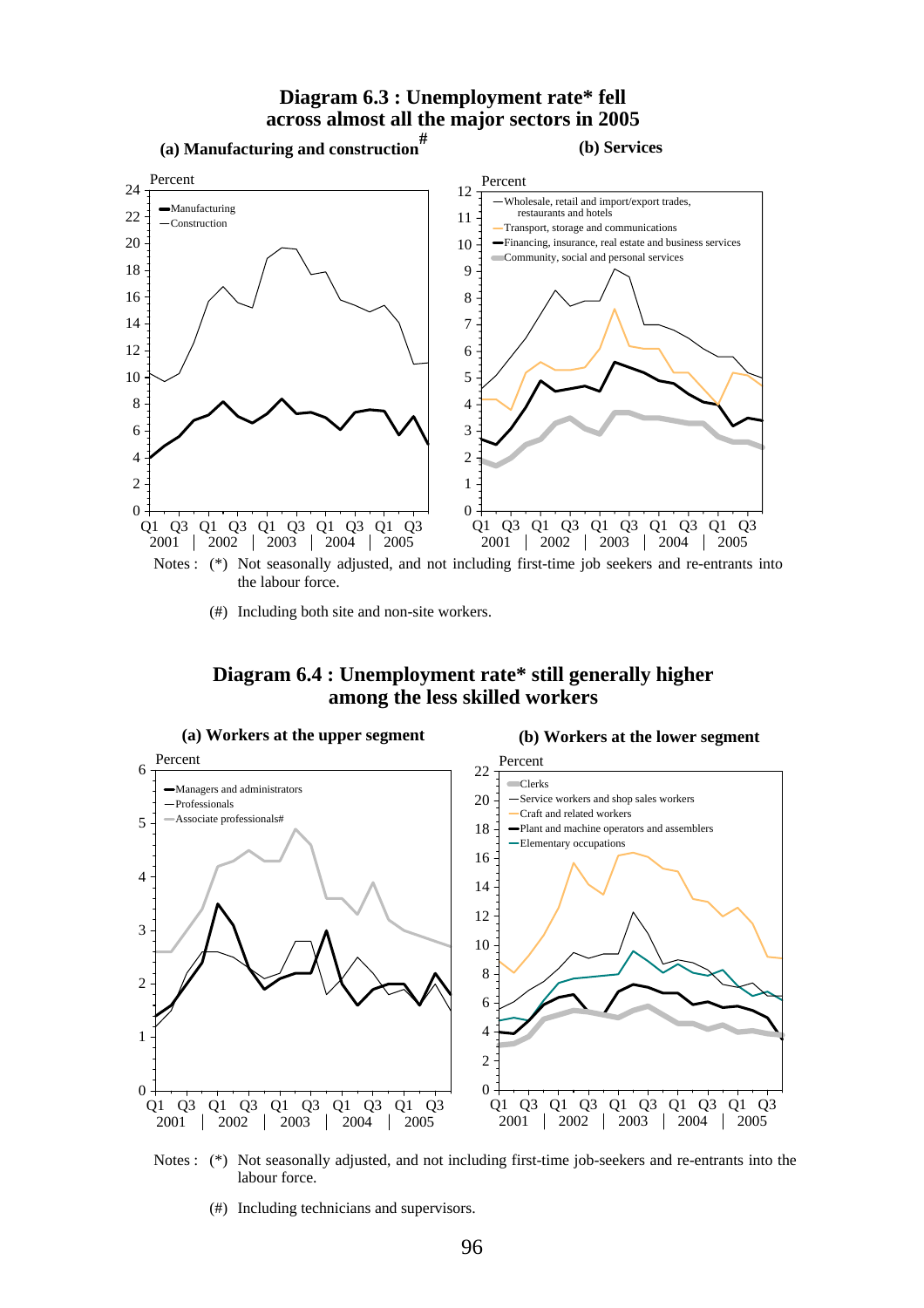## Diagram 6.3 : Unemployment rate* fell across almost all the major sectors in 2005

**(a) Manufacturing and construction#**

**(b) Services**

Notes : (*) Not seasonally adjusted, and not including first-time job seekers and re-entrants into the labour force.

(#) Including both site and non-site workers.

## Diagram 6.4 : Unemployment rate* still generally higher among the less skilled workers

**(a) Workers at the upper segment**

**(b) Workers at the lower segment**

Notes : (*) Not seasonally adjusted, and not including first-time job-seekers and re-entrants into the labour force.

(#) Including technicians and supervisors.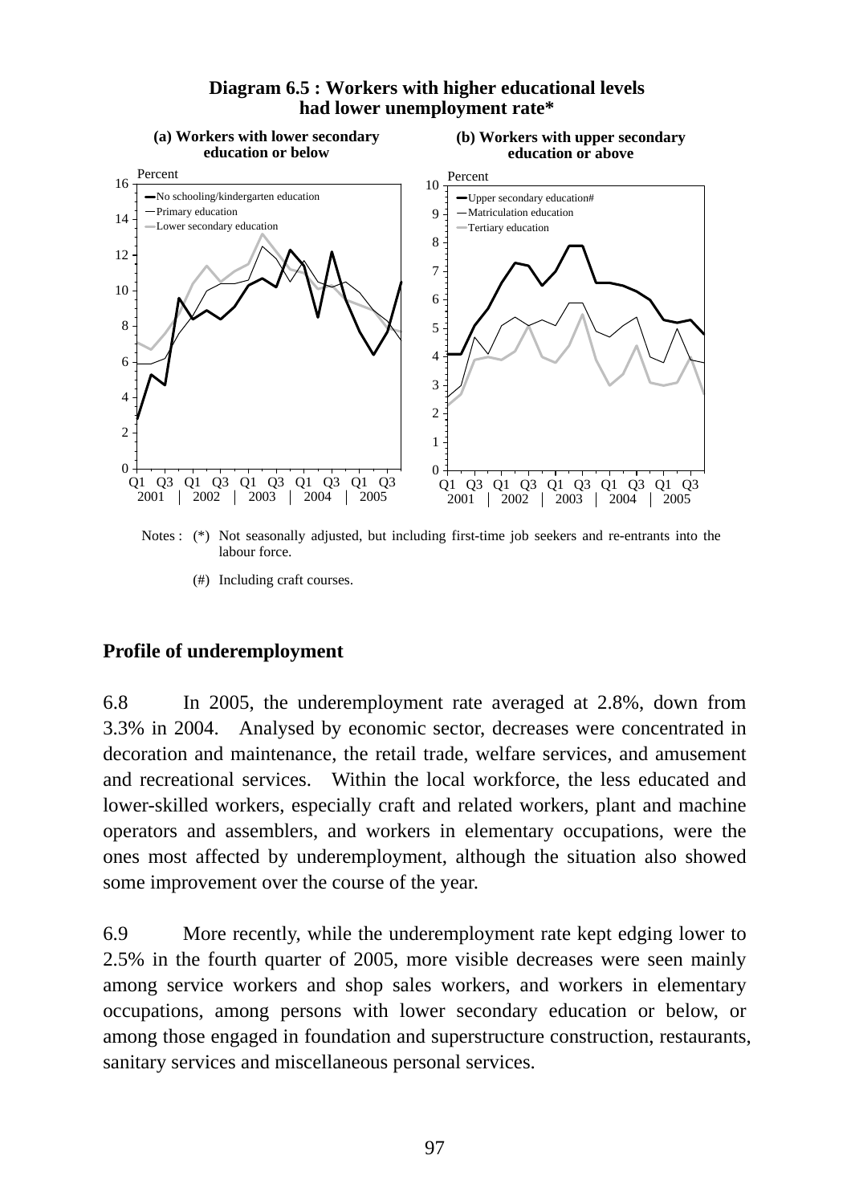**Diagram 6.5 : Workers with higher educational levels had lower unemployment rate***

**(a) Workers with lower secondary education or below**

**(b) Workers with upper secondary education or above**

Notes : (*) Not seasonally adjusted, but including first-time job seekers and re-entrants into the labour force.

(#) Including craft courses.

## Profile of underemployment

6.8 In 2005, the underemployment rate averaged at 2.8%, down from 3.3% in 2004. Analysed by economic sector, decreases were concentrated in decoration and maintenance, the retail trade, welfare services, and amusement and recreational services. Within the local workforce, the less educated and lower-skilled workers, especially craft and related workers, plant and machine operators and assemblers, and workers in elementary occupations, were the ones most affected by underemployment, although the situation also showed some improvement over the course of the year.

6.9 More recently, while the underemployment rate kept edging lower to 2.5% in the fourth quarter of 2005, more visible decreases were seen mainly among service workers and shop sales workers, and workers in elementary occupations, among persons with lower secondary education or below, or among those engaged in foundation and superstructure construction, restaurants, sanitary services and miscellaneous personal services.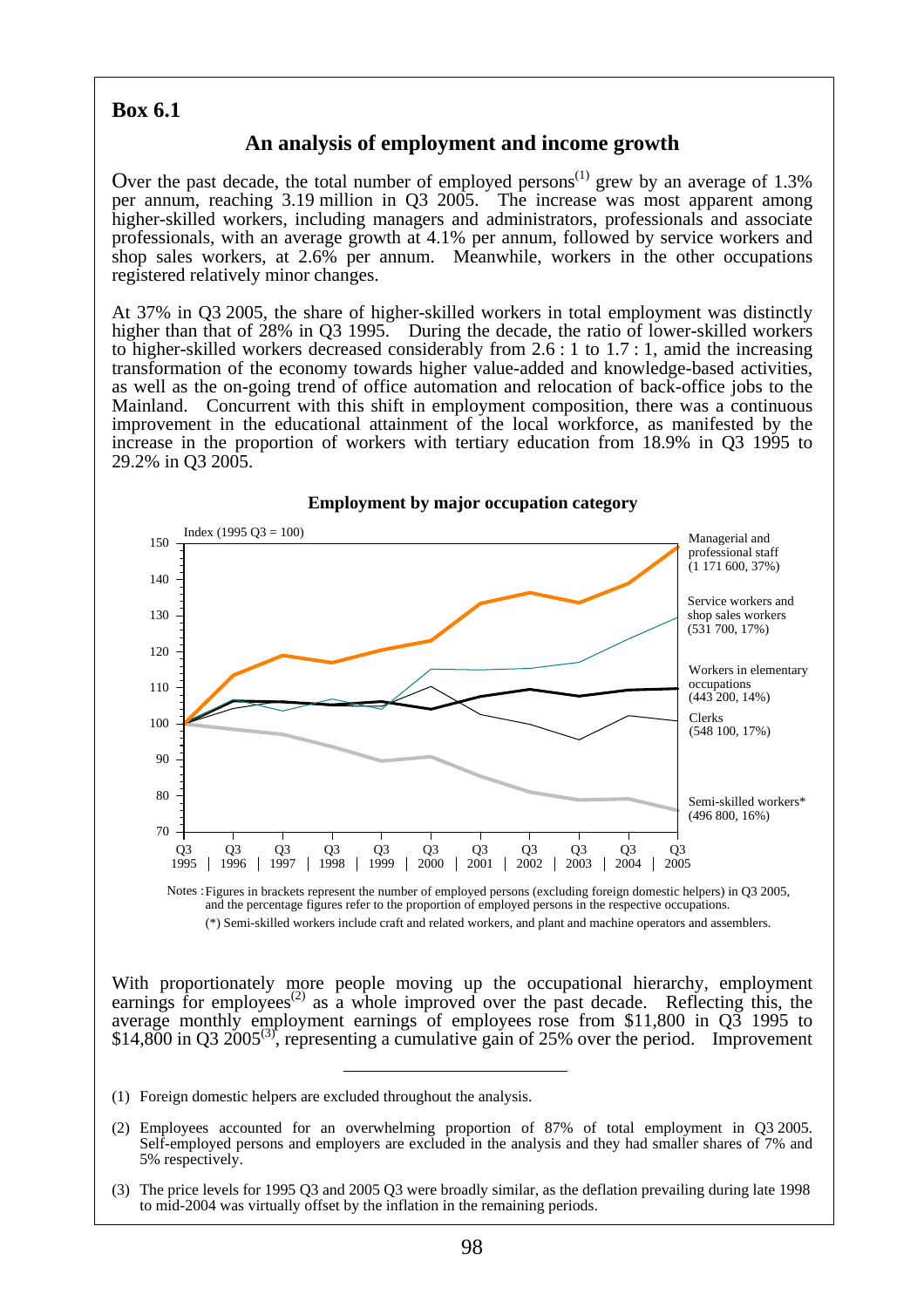**Box 6.1**

## An analysis of employment and income growth

Over the past decade, the total number of employed persons[(1)] grew by an average of 1.3% per annum, reaching 3.19 million in Q3 2005. The increase was most apparent among higher-skilled workers, including managers and administrators, professionals and associate professionals, with an average growth at 4.1% per annum, followed by service workers and shop sales workers, at 2.6% per annum. Meanwhile, workers in the other occupations registered relatively minor changes.

At 37% in Q3 2005, the share of higher-skilled workers in total employment was distinctly higher than that of 28% in Q3 1995. During the decade, the ratio of lower-skilled workers to higher-skilled workers decreased considerably from 2.6 : 1 to 1.7 : 1, amid the increasing transformation of the economy towards higher value-added and knowledge-based activities, as well as the on-going trend of office automation and relocation of back-office jobs to the Mainland. Concurrent with this shift in employment composition, there was a continuous improvement in the educational attainment of the local workforce, as manifested by the increase in the proportion of workers with tertiary education from 18.9% in Q3 1995 to 29.2% in Q3 2005.

**Employment by major occupation category**

Index (1995 Q3 = 100)

Managerial and professional staff (1 171 600, 37%)

Service workers and shop sales workers (531 700, 17%)

Workers in elementary occupations (443 200, 14%)

Clerks (548 100, 17%)

Semi-skilled workers* (496 800, 16%)

Notes : Figures in brackets represent the number of employed persons (excluding foreign domestic helpers) in Q3 2005, and the percentage figures refer to the proportion of employed persons in the respective occupations.

(*) Semi-skilled workers include craft and related workers, and plant and machine operators and assemblers.

With proportionately more people moving up the occupational hierarchy, employment earnings for employees[(2)] as a whole improved over the past decade. Reflecting this, the average monthly employment earnings of employees rose from $11,800 in Q3 1995 to $14,800 in Q3 2005[(3)], representing a cumulative gain of 25% over the period. Improvement

---

(1) Foreign domestic helpers are excluded throughout the analysis.

(2) Employees accounted for an overwhelming proportion of 87% of total employment in Q3 2005. Self-employed persons and employers are excluded in the analysis and they had smaller shares of 7% and 5% respectively.

(3) The price levels for 1995 Q3 and 2005 Q3 were broadly similar, as the deflation prevailing during late 1998 to mid-2004 was virtually offset by the inflation in the remaining periods.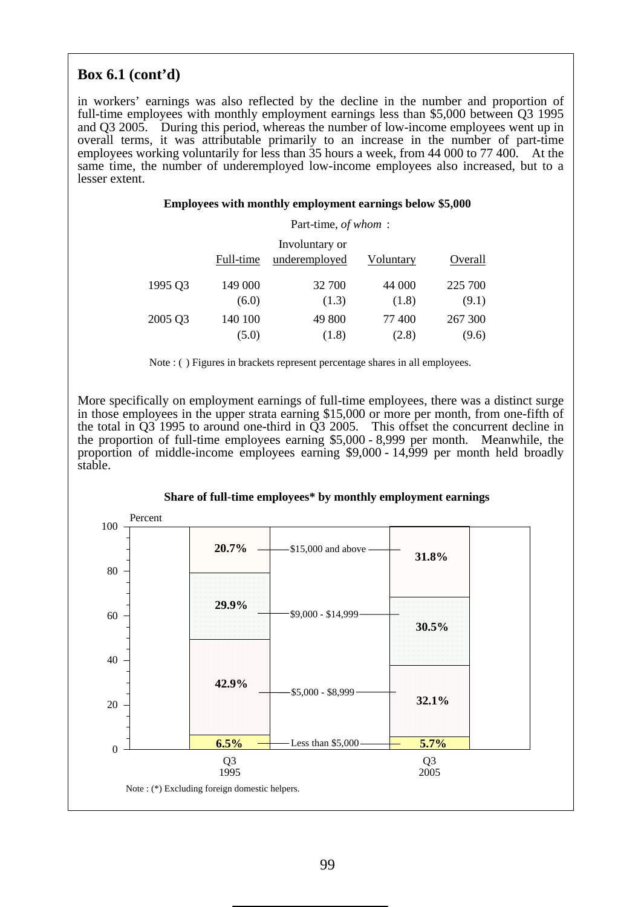## Box 6.1 (cont'd)

in workers' earnings was also reflected by the decline in the number and proportion of full-time employees with monthly employment earnings less than $5,000 between Q3 1995 and Q3 2005. During this period, whereas the number of low-income employees went up in overall terms, it was attributable primarily to an increase in the number of part-time employees working voluntarily for less than 35 hours a week, from 44 000 to 77 400. At the same time, the number of underemployed low-income employees also increased, but to a lesser extent.

**Employees with monthly employment earnings below $5,000**

| | Full-time | Part-time, *of whom* : Involuntary or underemployed | Voluntary | Overall |
|---|---|---|---|---|
| 1995 Q3 | 149 000 (6.0) | 32 700 (1.3) | 44 000 (1.8) | 225 700 (9.1) |
| 2005 Q3 | 140 100 (5.0) | 49 800 (1.8) | 77 400 (2.8) | 267 300 (9.6) |

Note : ( ) Figures in brackets represent percentage shares in all employees.

More specifically on employment earnings of full-time employees, there was a distinct surge in those employees in the upper strata earning $15,000 or more per month, from one-fifth of the total in Q3 1995 to around one-third in Q3 2005. This offset the concurrent decline in the proportion of full-time employees earning $5,000 - 8,999 per month. Meanwhile, the proportion of middle-income employees earning $9,000 - 14,999 per month held broadly stable.

**Share of full-time employees\* by monthly employment earnings**

| Monthly employment earnings | Q3 1995 | Q3 2005 |
|---|---|---|
| $15,000 and above | 20.7% | 31.8% |
| $9,000 - $14,999 | 29.9% | 30.5% |
| $5,000 - $8,999 | 42.9% | 32.1% |
| Less than $5,000 | 6.5% | 5.7% |

Note : (*) Excluding foreign domestic helpers.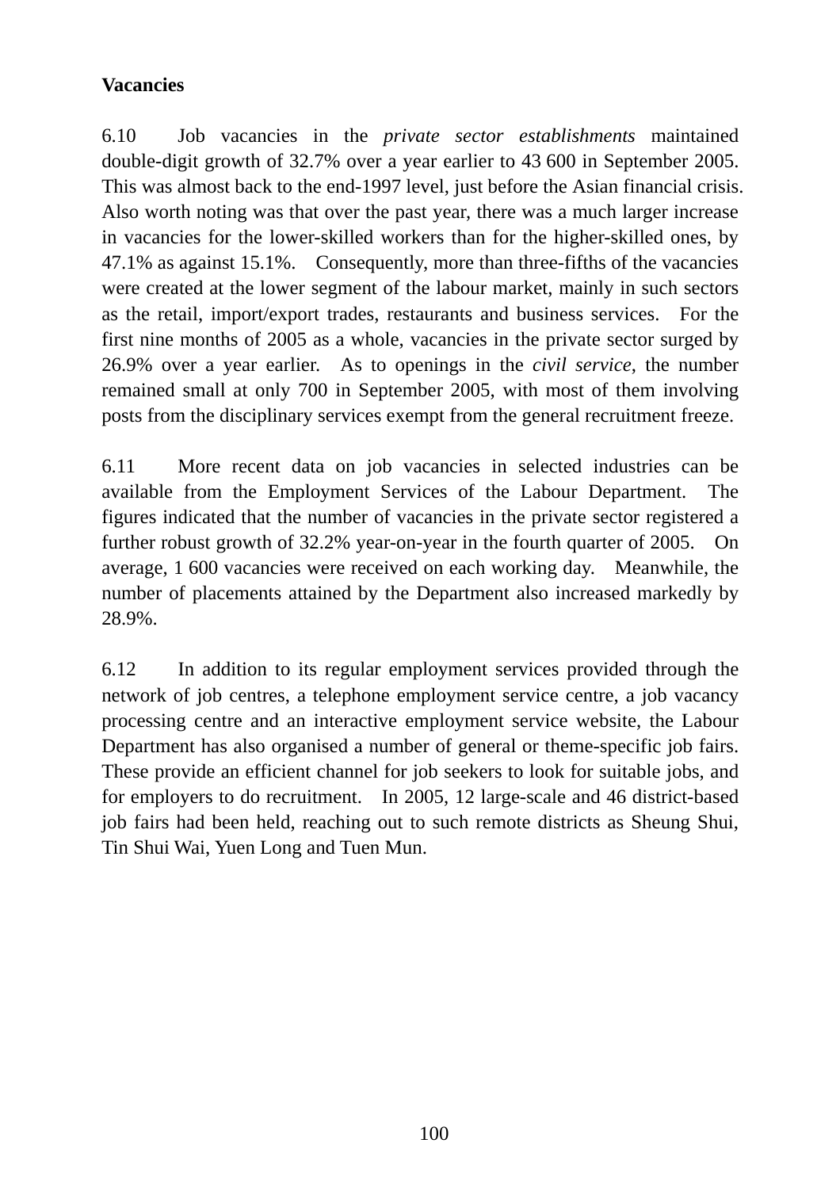**Vacancies**

6.10 Job vacancies in the *private sector establishments* maintained double-digit growth of 32.7% over a year earlier to 43 600 in September 2005. This was almost back to the end-1997 level, just before the Asian financial crisis. Also worth noting was that over the past year, there was a much larger increase in vacancies for the lower-skilled workers than for the higher-skilled ones, by 47.1% as against 15.1%. Consequently, more than three-fifths of the vacancies were created at the lower segment of the labour market, mainly in such sectors as the retail, import/export trades, restaurants and business services. For the first nine months of 2005 as a whole, vacancies in the private sector surged by 26.9% over a year earlier. As to openings in the *civil service*, the number remained small at only 700 in September 2005, with most of them involving posts from the disciplinary services exempt from the general recruitment freeze.

6.11 More recent data on job vacancies in selected industries can be available from the Employment Services of the Labour Department. The figures indicated that the number of vacancies in the private sector registered a further robust growth of 32.2% year-on-year in the fourth quarter of 2005. On average, 1 600 vacancies were received on each working day. Meanwhile, the number of placements attained by the Department also increased markedly by 28.9%.

6.12 In addition to its regular employment services provided through the network of job centres, a telephone employment service centre, a job vacancy processing centre and an interactive employment service website, the Labour Department has also organised a number of general or theme-specific job fairs. These provide an efficient channel for job seekers to look for suitable jobs, and for employers to do recruitment. In 2005, 12 large-scale and 46 district-based job fairs had been held, reaching out to such remote districts as Sheung Shui, Tin Shui Wai, Yuen Long and Tuen Mun.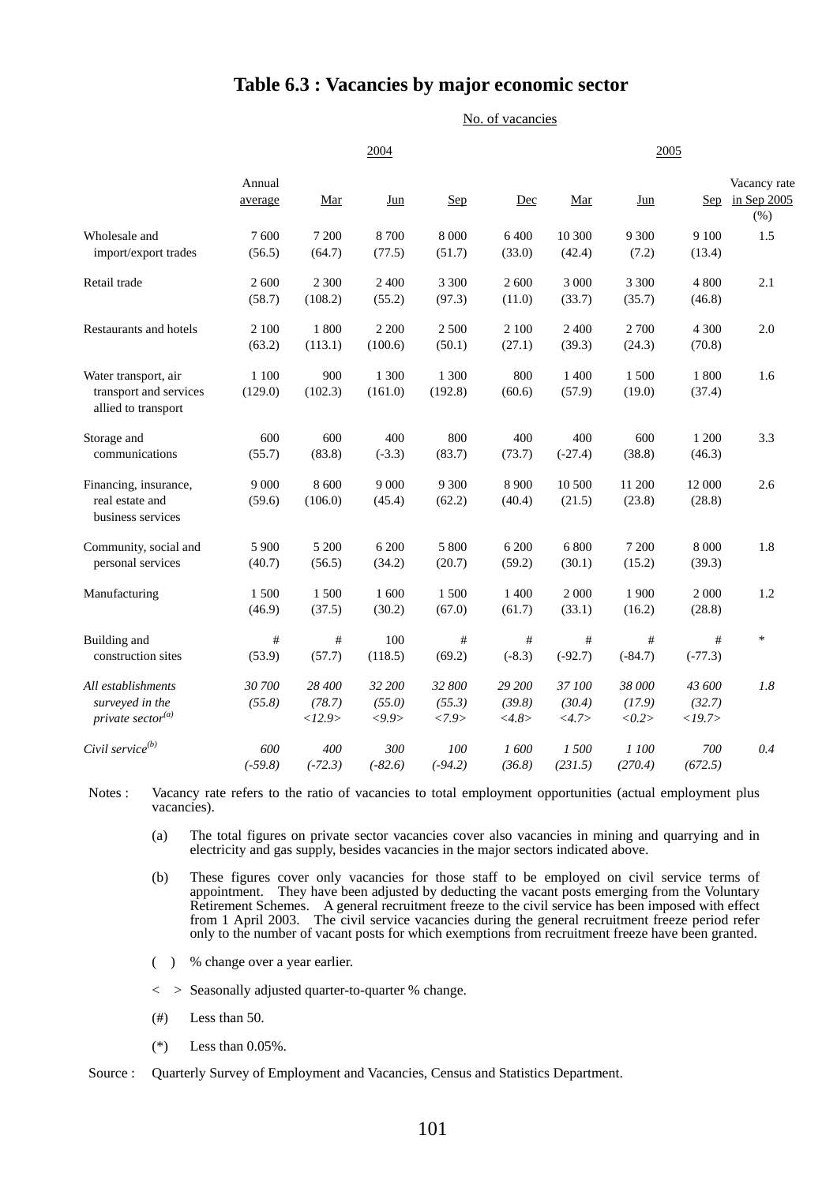# Table 6.3 : Vacancies by major economic sector

| | No. of vacancies | | | | | | | | |
|---|---|---|---|---|---|---|---|---|---|
| | 2004 | | | | | 2005 | | | |
| | Annual average | Mar | Jun | Sep | Dec | Mar | Jun | Sep | Vacancy rate in Sep 2005 (%) |
| Wholesale and import/export trades | 7 600<br>(56.5) | 7 200<br>(64.7) | 8 700<br>(77.5) | 8 000<br>(51.7) | 6 400<br>(33.0) | 10 300<br>(42.4) | 9 300<br>(7.2) | 9 100<br>(13.4) | 1.5 |
| Retail trade | 2 600<br>(58.7) | 2 300<br>(108.2) | 2 400<br>(55.2) | 3 300<br>(97.3) | 2 600<br>(11.0) | 3 000<br>(33.7) | 3 300<br>(35.7) | 4 800<br>(46.8) | 2.1 |
| Restaurants and hotels | 2 100<br>(63.2) | 1 800<br>(113.1) | 2 200<br>(100.6) | 2 500<br>(50.1) | 2 100<br>(27.1) | 2 400<br>(39.3) | 2 700<br>(24.3) | 4 300<br>(70.8) | 2.0 |
| Water transport, air transport and services allied to transport | 1 100<br>(129.0) | 900<br>(102.3) | 1 300<br>(161.0) | 1 300<br>(192.8) | 800<br>(60.6) | 1 400<br>(57.9) | 1 500<br>(19.0) | 1 800<br>(37.4) | 1.6 |
| Storage and communications | 600<br>(55.7) | 600<br>(83.8) | 400<br>(-3.3) | 800<br>(83.7) | 400<br>(73.7) | 400<br>(-27.4) | 600<br>(38.8) | 1 200<br>(46.3) | 3.3 |
| Financing, insurance, real estate and business services | 9 000<br>(59.6) | 8 600<br>(106.0) | 9 000<br>(45.4) | 9 300<br>(62.2) | 8 900<br>(40.4) | 10 500<br>(21.5) | 11 200<br>(23.8) | 12 000<br>(28.8) | 2.6 |
| Community, social and personal services | 5 900<br>(40.7) | 5 200<br>(56.5) | 6 200<br>(34.2) | 5 800<br>(20.7) | 6 200<br>(59.2) | 6 800<br>(30.1) | 7 200<br>(15.2) | 8 000<br>(39.3) | 1.8 |
| Manufacturing | 1 500<br>(46.9) | 1 500<br>(37.5) | 1 600<br>(30.2) | 1 500<br>(67.0) | 1 400<br>(61.7) | 2 000<br>(33.1) | 1 900<br>(16.2) | 2 000<br>(28.8) | 1.2 |
| Building and construction sites | #<br>(53.9) | #<br>(57.7) | 100<br>(118.5) | #<br>(69.2) | #<br>(-8.3) | #<br>(-92.7) | #<br>(-84.7) | #<br>(-77.3) | * |
| *All establishments surveyed in the private sector[(a)]* | *30 700*<br>*(55.8)* | *28 400*<br>*(78.7)*<br>*<12.9>* | *32 200*<br>*(55.0)*<br>*<9.9>* | *32 800*<br>*(55.3)*<br>*<7.9>* | *29 200*<br>*(39.8)*<br>*<4.8>* | *37 100*<br>*(30.4)*<br>*<4.7>* | *38 000*<br>*(17.9)*<br>*<0.2>* | *43 600*<br>*(32.7)*<br>*<19.7>* | *1.8* |
| *Civil service[(b)]* | *600*<br>*(-59.8)* | *400*<br>*(-72.3)* | *300*<br>*(-82.6)* | *100*<br>*(-94.2)* | *1 600*<br>*(36.8)* | *1 500*<br>*(231.5)* | *1 100*<br>*(270.4)* | *700*<br>*(672.5)* | *0.4* |

Notes : Vacancy rate refers to the ratio of vacancies to total employment opportunities (actual employment plus vacancies).

(a) The total figures on private sector vacancies cover also vacancies in mining and quarrying and in electricity and gas supply, besides vacancies in the major sectors indicated above.

(b) These figures cover only vacancies for those staff to be employed on civil service terms of appointment. They have been adjusted by deducting the vacant posts emerging from the Voluntary Retirement Schemes. A general recruitment freeze to the civil service has been imposed with effect from 1 April 2003. The civil service vacancies during the general recruitment freeze period refer only to the number of vacant posts for which exemptions from recruitment freeze have been granted.

( ) % change over a year earlier.

< > Seasonally adjusted quarter-to-quarter % change.

(#) Less than 50.

(*) Less than 0.05%.

Source : Quarterly Survey of Employment and Vacancies, Census and Statistics Department.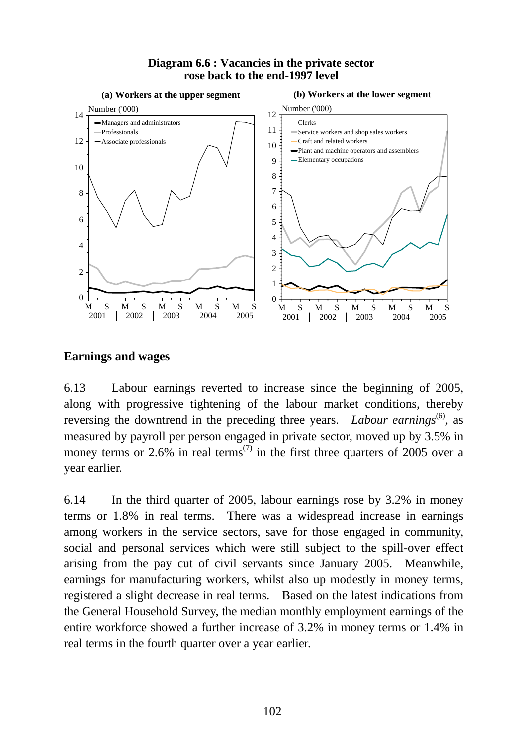**Diagram 6.6 : Vacancies in the private sector rose back to the end-1997 level**

**(a) Workers at the upper segment**

**(b) Workers at the lower segment**

## Earnings and wages

6.13 Labour earnings reverted to increase since the beginning of 2005, along with progressive tightening of the labour market conditions, thereby reversing the downtrend in the preceding three years. *Labour earnings*[6], as measured by payroll per person engaged in private sector, moved up by 3.5% in money terms or 2.6% in real terms[7] in the first three quarters of 2005 over a year earlier.

6.14 In the third quarter of 2005, labour earnings rose by 3.2% in money terms or 1.8% in real terms. There was a widespread increase in earnings among workers in the service sectors, save for those engaged in community, social and personal services which were still subject to the spill-over effect arising from the pay cut of civil servants since January 2005. Meanwhile, earnings for manufacturing workers, whilst also up modestly in money terms, registered a slight decrease in real terms. Based on the latest indications from the General Household Survey, the median monthly employment earnings of the entire workforce showed a further increase of 3.2% in money terms or 1.4% in real terms in the fourth quarter over a year earlier.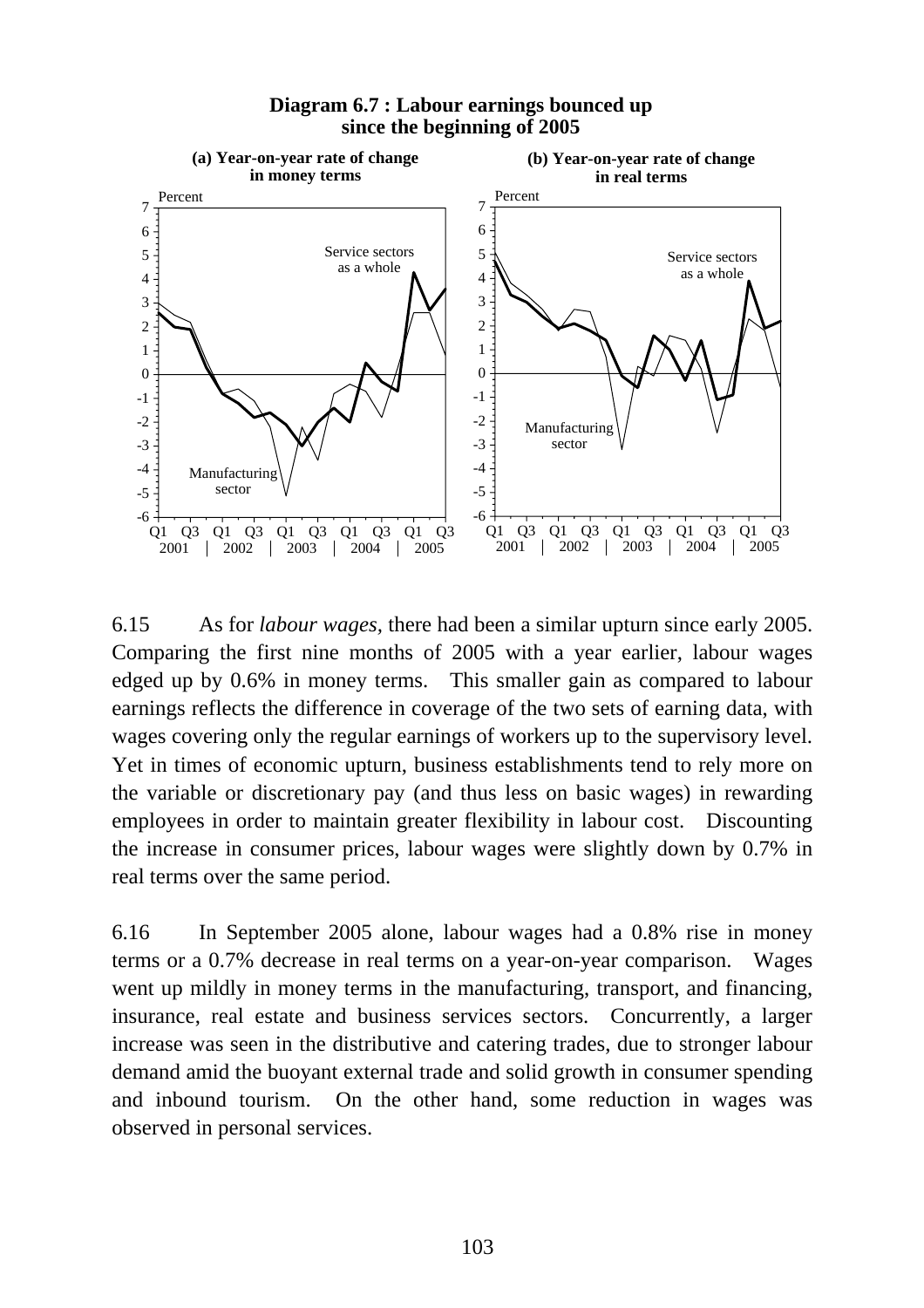**Diagram 6.7 : Labour earnings bounced up since the beginning of 2005**

6.15 As for *labour wages*, there had been a similar upturn since early 2005. Comparing the first nine months of 2005 with a year earlier, labour wages edged up by 0.6% in money terms. This smaller gain as compared to labour earnings reflects the difference in coverage of the two sets of earning data, with wages covering only the regular earnings of workers up to the supervisory level. Yet in times of economic upturn, business establishments tend to rely more on the variable or discretionary pay (and thus less on basic wages) in rewarding employees in order to maintain greater flexibility in labour cost. Discounting the increase in consumer prices, labour wages were slightly down by 0.7% in real terms over the same period.

6.16 In September 2005 alone, labour wages had a 0.8% rise in money terms or a 0.7% decrease in real terms on a year-on-year comparison. Wages went up mildly in money terms in the manufacturing, transport, and financing, insurance, real estate and business services sectors. Concurrently, a larger increase was seen in the distributive and catering trades, due to stronger labour demand amid the buoyant external trade and solid growth in consumer spending and inbound tourism. On the other hand, some reduction in wages was observed in personal services.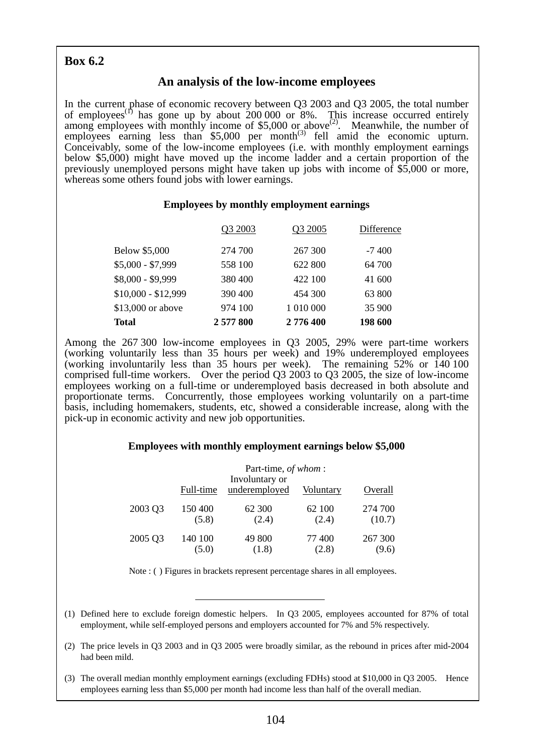**Box 6.2**

## An analysis of the low-income employees

In the current phase of economic recovery between Q3 2003 and Q3 2005, the total number of employees[(1)] has gone up by about 200 000 or 8%. This increase occurred entirely among employees with monthly income of $5,000 or above[(2)]. Meanwhile, the number of employees earning less than $5,000 per month[(3)] fell amid the economic upturn. Conceivably, some of the low-income employees (i.e. with monthly employment earnings below $5,000) might have moved up the income ladder and a certain proportion of the previously unemployed persons might have taken up jobs with income of $5,000 or more, whereas some others found jobs with lower earnings.

**Employees by monthly employment earnings**

| | Q3 2003 | Q3 2005 | Difference |
|---|---|---|---|
| Below $5,000 | 274 700 | 267 300 | -7 400 |
| $5,000 - $7,999 | 558 100 | 622 800 | 64 700 |
| $8,000 - $9,999 | 380 400 | 422 100 | 41 600 |
| $10,000 - $12,999 | 390 400 | 454 300 | 63 800 |
| $13,000 or above | 974 100 | 1 010 000 | 35 900 |
| **Total** | **2 577 800** | **2 776 400** | **198 600** |

Among the 267 300 low-income employees in Q3 2005, 29% were part-time workers (working voluntarily less than 35 hours per week) and 19% underemployed employees (working involuntarily less than 35 hours per week). The remaining 52% or 140 100 comprised full-time workers. Over the period Q3 2003 to Q3 2005, the size of low-income employees working on a full-time or underemployed basis decreased in both absolute and proportionate terms. Concurrently, those employees working voluntarily on a part-time basis, including homemakers, students, etc, showed a considerable increase, along with the pick-up in economic activity and new job opportunities.

**Employees with monthly employment earnings below $5,000**

| | | Part-time, *of whom* : | | |
|---|---|---|---|---|
| | Full-time | Involuntary or underemployed | Voluntary | Overall |
| 2003 Q3 | 150 400<br>(5.8) | 62 300<br>(2.4) | 62 100<br>(2.4) | 274 700<br>(10.7) |
| 2005 Q3 | 140 100<br>(5.0) | 49 800<br>(1.8) | 77 400<br>(2.8) | 267 300<br>(9.6) |

Note : ( ) Figures in brackets represent percentage shares in all employees.

---

(1) Defined here to exclude foreign domestic helpers. In Q3 2005, employees accounted for 87% of total employment, while self-employed persons and employers accounted for 7% and 5% respectively.

(2) The price levels in Q3 2003 and in Q3 2005 were broadly similar, as the rebound in prices after mid-2004 had been mild.

(3) The overall median monthly employment earnings (excluding FDHs) stood at $10,000 in Q3 2005. Hence employees earning less than $5,000 per month had income less than half of the overall median.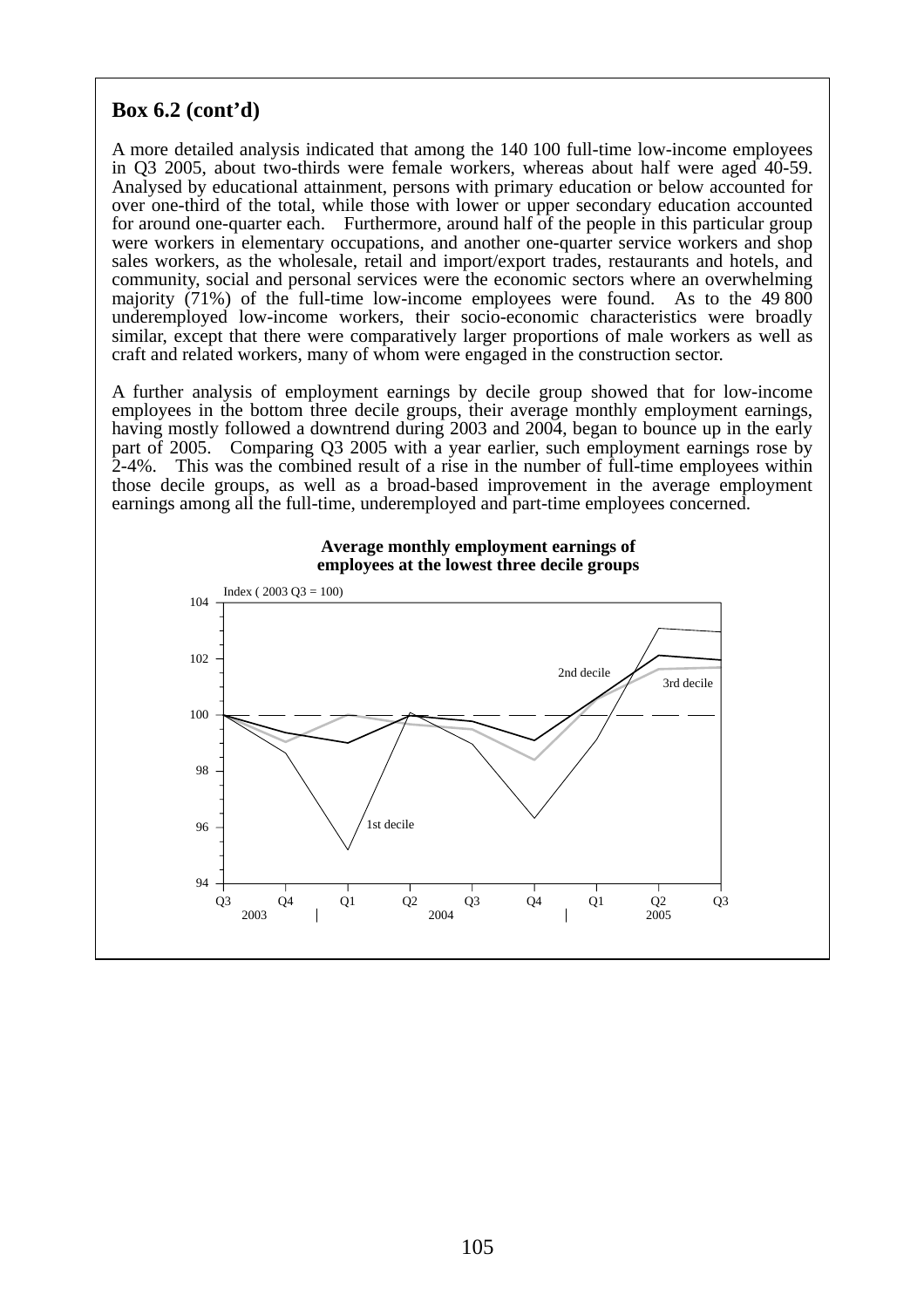**Box 6.2 (cont'd)**

A more detailed analysis indicated that among the 140 100 full-time low-income employees in Q3 2005, about two-thirds were female workers, whereas about half were aged 40-59. Analysed by educational attainment, persons with primary education or below accounted for over one-third of the total, while those with lower or upper secondary education accounted for around one-quarter each. Furthermore, around half of the people in this particular group were workers in elementary occupations, and another one-quarter service workers and shop sales workers, as the wholesale, retail and import/export trades, restaurants and hotels, and community, social and personal services were the economic sectors where an overwhelming majority (71%) of the full-time low-income employees were found. As to the 49 800 underemployed low-income workers, their socio-economic characteristics were broadly similar, except that there were comparatively larger proportions of male workers as well as craft and related workers, many of whom were engaged in the construction sector.

A further analysis of employment earnings by decile group showed that for low-income employees in the bottom three decile groups, their average monthly employment earnings, having mostly followed a downtrend during 2003 and 2004, began to bounce up in the early part of 2005. Comparing Q3 2005 with a year earlier, such employment earnings rose by 2-4%. This was the combined result of a rise in the number of full-time employees within those decile groups, as well as a broad-based improvement in the average employment earnings among all the full-time, underemployed and part-time employees concerned.

**Average monthly employment earnings of employees at the lowest three decile groups**

Index ( 2003 Q3 = 100)

2nd decile

3rd decile

1st decile

Q3 2003 | Q4 | Q1 2004 | Q2 | Q3 | Q4 | Q1 2005 | Q2 | Q3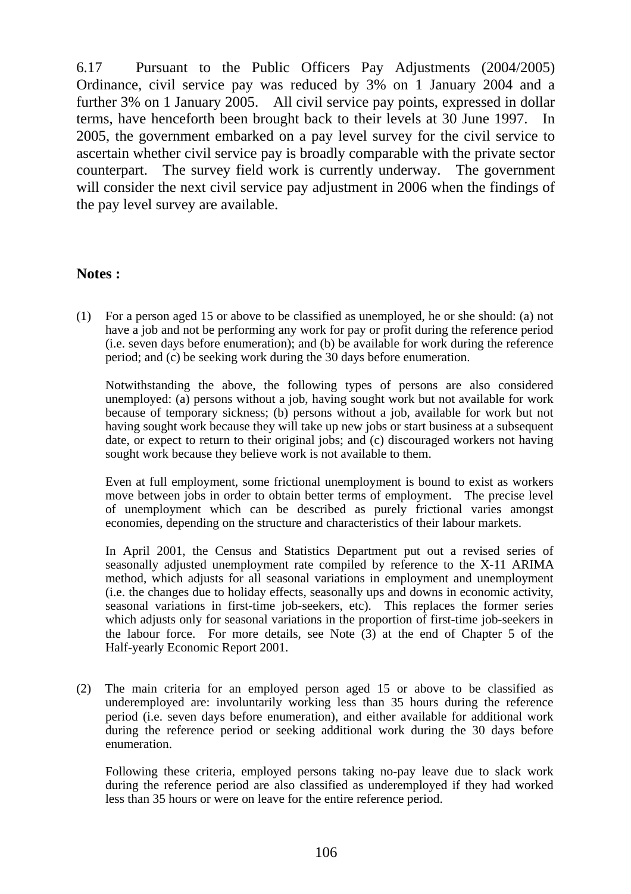6.17 Pursuant to the Public Officers Pay Adjustments (2004/2005) Ordinance, civil service pay was reduced by 3% on 1 January 2004 and a further 3% on 1 January 2005. All civil service pay points, expressed in dollar terms, have henceforth been brought back to their levels at 30 June 1997. In 2005, the government embarked on a pay level survey for the civil service to ascertain whether civil service pay is broadly comparable with the private sector counterpart. The survey field work is currently underway. The government will consider the next civil service pay adjustment in 2006 when the findings of the pay level survey are available.

**Notes :**

(1) For a person aged 15 or above to be classified as unemployed, he or she should: (a) not have a job and not be performing any work for pay or profit during the reference period (i.e. seven days before enumeration); and (b) be available for work during the reference period; and (c) be seeking work during the 30 days before enumeration.

Notwithstanding the above, the following types of persons are also considered unemployed: (a) persons without a job, having sought work but not available for work because of temporary sickness; (b) persons without a job, available for work but not having sought work because they will take up new jobs or start business at a subsequent date, or expect to return to their original jobs; and (c) discouraged workers not having sought work because they believe work is not available to them.

Even at full employment, some frictional unemployment is bound to exist as workers move between jobs in order to obtain better terms of employment. The precise level of unemployment which can be described as purely frictional varies amongst economies, depending on the structure and characteristics of their labour markets.

In April 2001, the Census and Statistics Department put out a revised series of seasonally adjusted unemployment rate compiled by reference to the X-11 ARIMA method, which adjusts for all seasonal variations in employment and unemployment (i.e. the changes due to holiday effects, seasonally ups and downs in economic activity, seasonal variations in first-time job-seekers, etc). This replaces the former series which adjusts only for seasonal variations in the proportion of first-time job-seekers in the labour force. For more details, see Note (3) at the end of Chapter 5 of the Half-yearly Economic Report 2001.

(2) The main criteria for an employed person aged 15 or above to be classified as underemployed are: involuntarily working less than 35 hours during the reference period (i.e. seven days before enumeration), and either available for additional work during the reference period or seeking additional work during the 30 days before enumeration.

Following these criteria, employed persons taking no-pay leave due to slack work during the reference period are also classified as underemployed if they had worked less than 35 hours or were on leave for the entire reference period.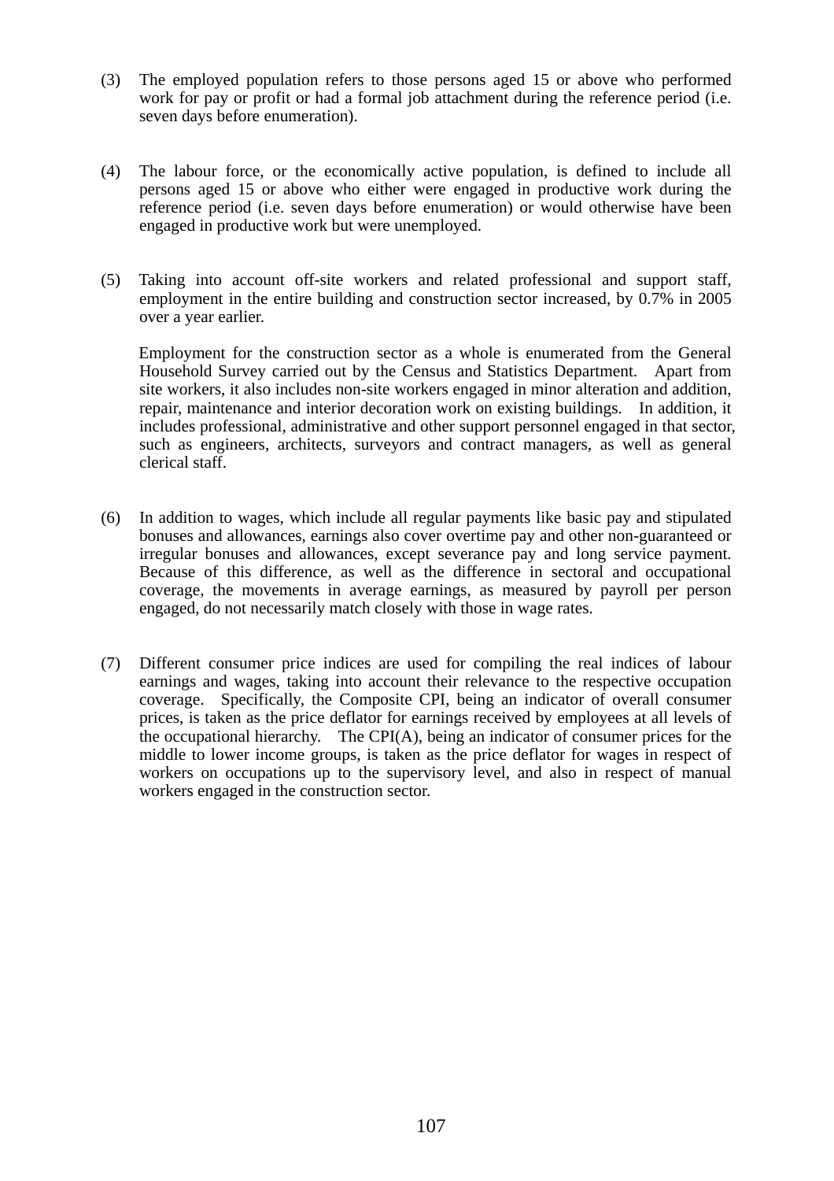(3) The employed population refers to those persons aged 15 or above who performed work for pay or profit or had a formal job attachment during the reference period (i.e. seven days before enumeration).

(4) The labour force, or the economically active population, is defined to include all persons aged 15 or above who either were engaged in productive work during the reference period (i.e. seven days before enumeration) or would otherwise have been engaged in productive work but were unemployed.

(5) Taking into account off-site workers and related professional and support staff, employment in the entire building and construction sector increased, by 0.7% in 2005 over a year earlier.

Employment for the construction sector as a whole is enumerated from the General Household Survey carried out by the Census and Statistics Department. Apart from site workers, it also includes non-site workers engaged in minor alteration and addition, repair, maintenance and interior decoration work on existing buildings. In addition, it includes professional, administrative and other support personnel engaged in that sector, such as engineers, architects, surveyors and contract managers, as well as general clerical staff.

(6) In addition to wages, which include all regular payments like basic pay and stipulated bonuses and allowances, earnings also cover overtime pay and other non-guaranteed or irregular bonuses and allowances, except severance pay and long service payment. Because of this difference, as well as the difference in sectoral and occupational coverage, the movements in average earnings, as measured by payroll per person engaged, do not necessarily match closely with those in wage rates.

(7) Different consumer price indices are used for compiling the real indices of labour earnings and wages, taking into account their relevance to the respective occupation coverage. Specifically, the Composite CPI, being an indicator of overall consumer prices, is taken as the price deflator for earnings received by employees at all levels of the occupational hierarchy. The CPI(A), being an indicator of consumer prices for the middle to lower income groups, is taken as the price deflator for wages in respect of workers on occupations up to the supervisory level, and also in respect of manual workers engaged in the construction sector.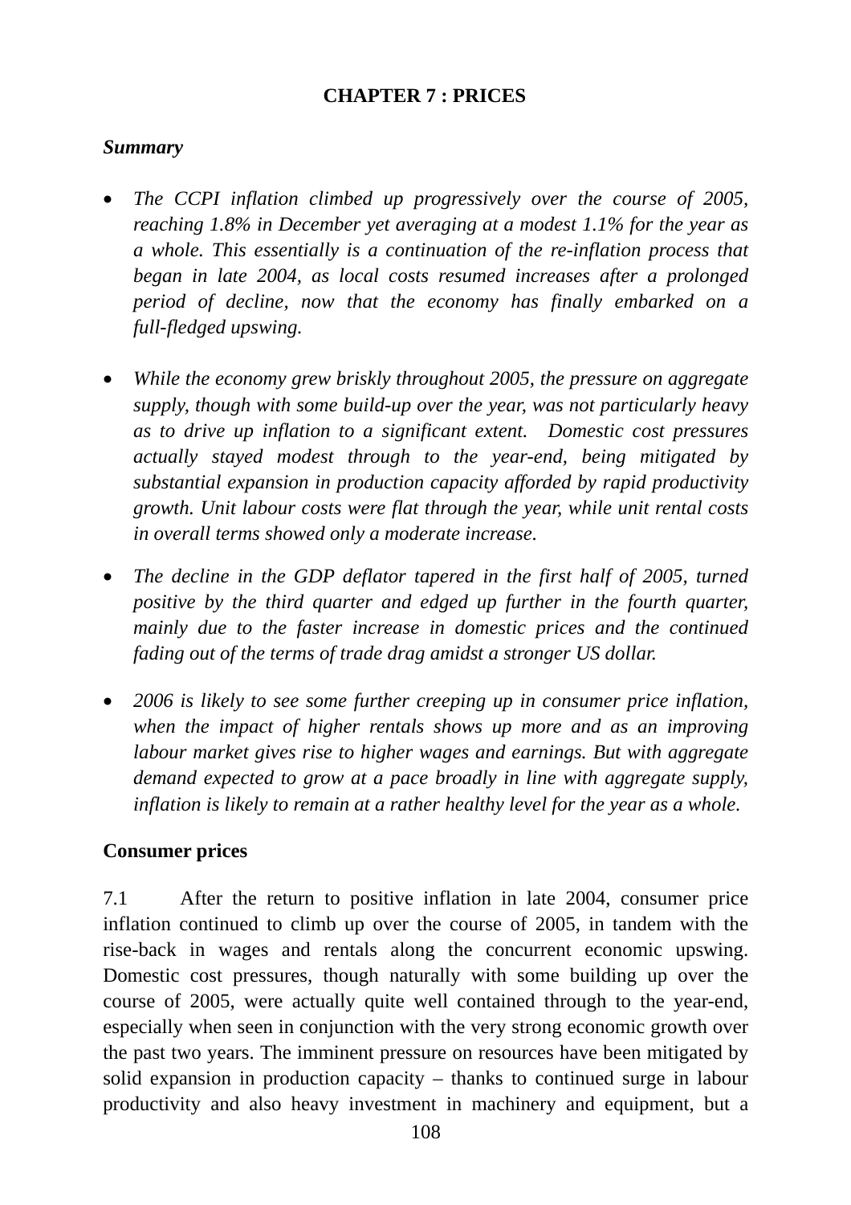## CHAPTER 7 : PRICES

***Summary***

- *The CCPI inflation climbed up progressively over the course of 2005, reaching 1.8% in December yet averaging at a modest 1.1% for the year as a whole. This essentially is a continuation of the re-inflation process that began in late 2004, as local costs resumed increases after a prolonged period of decline, now that the economy has finally embarked on a full-fledged upswing.*

- *While the economy grew briskly throughout 2005, the pressure on aggregate supply, though with some build-up over the year, was not particularly heavy as to drive up inflation to a significant extent. Domestic cost pressures actually stayed modest through to the year-end, being mitigated by substantial expansion in production capacity afforded by rapid productivity growth. Unit labour costs were flat through the year, while unit rental costs in overall terms showed only a moderate increase.*

- *The decline in the GDP deflator tapered in the first half of 2005, turned positive by the third quarter and edged up further in the fourth quarter, mainly due to the faster increase in domestic prices and the continued fading out of the terms of trade drag amidst a stronger US dollar.*

- *2006 is likely to see some further creeping up in consumer price inflation, when the impact of higher rentals shows up more and as an improving labour market gives rise to higher wages and earnings. But with aggregate demand expected to grow at a pace broadly in line with aggregate supply, inflation is likely to remain at a rather healthy level for the year as a whole.*

### Consumer prices

7.1 After the return to positive inflation in late 2004, consumer price inflation continued to climb up over the course of 2005, in tandem with the rise-back in wages and rentals along the concurrent economic upswing. Domestic cost pressures, though naturally with some building up over the course of 2005, were actually quite well contained through to the year-end, especially when seen in conjunction with the very strong economic growth over the past two years. The imminent pressure on resources have been mitigated by solid expansion in production capacity – thanks to continued surge in labour productivity and also heavy investment in machinery and equipment, but a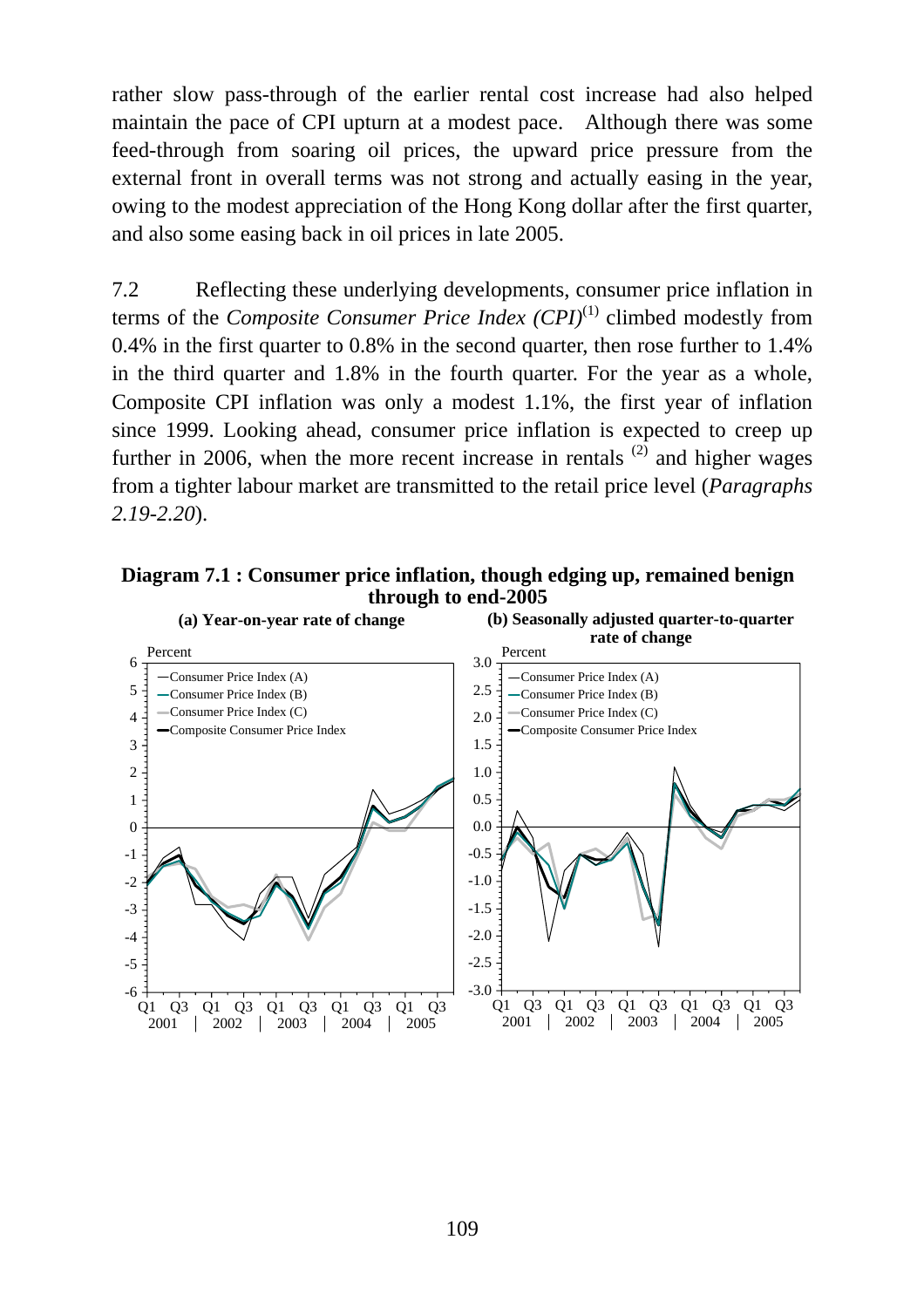rather slow pass-through of the earlier rental cost increase had also helped maintain the pace of CPI upturn at a modest pace. Although there was some feed-through from soaring oil prices, the upward price pressure from the external front in overall terms was not strong and actually easing in the year, owing to the modest appreciation of the Hong Kong dollar after the first quarter, and also some easing back in oil prices in late 2005.

7.2 Reflecting these underlying developments, consumer price inflation in terms of the *Composite Consumer Price Index (CPI)*[(1)] climbed modestly from 0.4% in the first quarter to 0.8% in the second quarter, then rose further to 1.4% in the third quarter and 1.8% in the fourth quarter. For the year as a whole, Composite CPI inflation was only a modest 1.1%, the first year of inflation since 1999. Looking ahead, consumer price inflation is expected to creep up further in 2006, when the more recent increase in rentals [(2)] and higher wages from a tighter labour market are transmitted to the retail price level (*Paragraphs 2.19-2.20*).

**Diagram 7.1 : Consumer price inflation, though edging up, remained benign through to end-2005**

**(a) Year-on-year rate of change**

**(b) Seasonally adjusted quarter-to-quarter rate of change**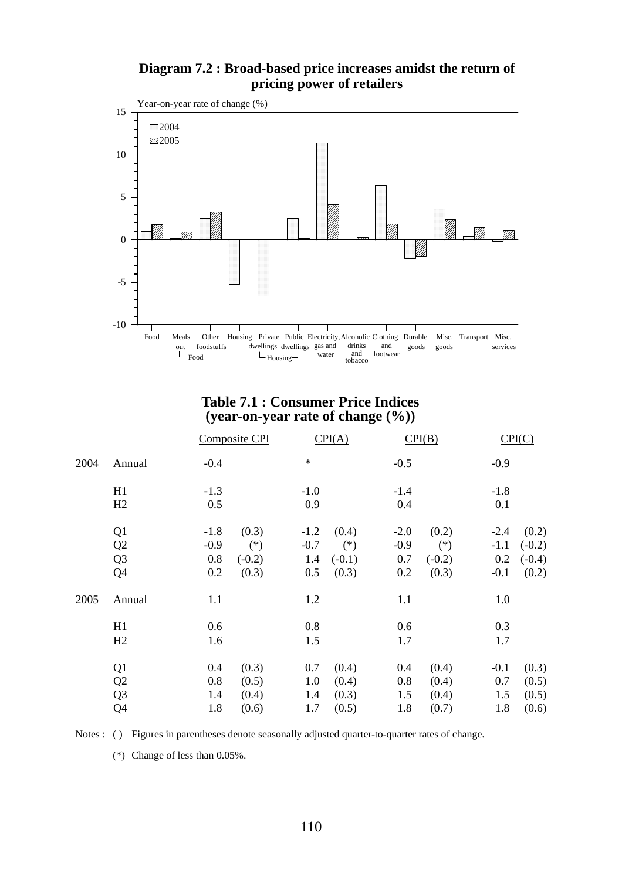**Diagram 7.2 : Broad-based price increases amidst the return of pricing power of retailers**

**Table 7.1 : Consumer Price Indices (year-on-year rate of change (%))**

| | | Composite CPI | | CPI(A) | | CPI(B) | | CPI(C) | |
|---|---|---|---|---|---|---|---|---|---|
| 2004 | Annual | -0.4 | | * | | -0.5 | | -0.9 | |
| | H1 | -1.3 | | -1.0 | | -1.4 | | -1.8 | |
| | H2 | 0.5 | | 0.9 | | 0.4 | | 0.1 | |
| | Q1 | -1.8 | (0.3) | -1.2 | (0.4) | -2.0 | (0.2) | -2.4 | (0.2) |
| | Q2 | -0.9 | (*) | -0.7 | (*) | -0.9 | (*) | -1.1 | (-0.2) |
| | Q3 | 0.8 | (-0.2) | 1.4 | (-0.1) | 0.7 | (-0.2) | 0.2 | (-0.4) |
| | Q4 | 0.2 | (0.3) | 0.5 | (0.3) | 0.2 | (0.3) | -0.1 | (0.2) |
| 2005 | Annual | 1.1 | | 1.2 | | 1.1 | | 1.0 | |
| | H1 | 0.6 | | 0.8 | | 0.6 | | 0.3 | |
| | H2 | 1.6 | | 1.5 | | 1.7 | | 1.7 | |
| | Q1 | 0.4 | (0.3) | 0.7 | (0.4) | 0.4 | (0.4) | -0.1 | (0.3) |
| | Q2 | 0.8 | (0.5) | 1.0 | (0.4) | 0.8 | (0.4) | 0.7 | (0.5) |
| | Q3 | 1.4 | (0.4) | 1.4 | (0.3) | 1.5 | (0.4) | 1.5 | (0.5) |
| | Q4 | 1.8 | (0.6) | 1.7 | (0.5) | 1.8 | (0.7) | 1.8 | (0.6) |

Notes : ( ) Figures in parentheses denote seasonally adjusted quarter-to-quarter rates of change.

(*) Change of less than 0.05%.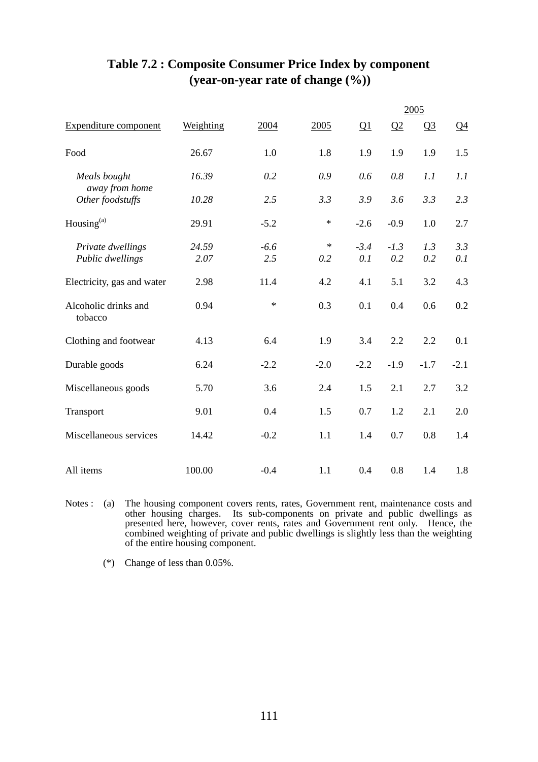## Table 7.2 : Composite Consumer Price Index by component (year-on-year rate of change (%))

| Expenditure component | Weighting | 2004 | 2005 | 2005 Q1 | 2005 Q2 | 2005 Q3 | 2005 Q4 |
|---|---|---|---|---|---|---|---|
| Food | 26.67 | 1.0 | 1.8 | 1.9 | 1.9 | 1.9 | 1.5 |
| *Meals bought away from home* | *16.39* | *0.2* | *0.9* | *0.6* | *0.8* | *1.1* | *1.1* |
| *Other foodstuffs* | *10.28* | *2.5* | *3.3* | *3.9* | *3.6* | *3.3* | *2.3* |
| Housing[(a)] | 29.91 | -5.2 | * | -2.6 | -0.9 | 1.0 | 2.7 |
| *Private dwellings* | *24.59* | *-6.6* | * | *-3.4* | *-1.3* | *1.3* | *3.3* |
| *Public dwellings* | *2.07* | *2.5* | *0.2* | *0.1* | *0.2* | *0.2* | *0.1* |
| Electricity, gas and water | 2.98 | 11.4 | 4.2 | 4.1 | 5.1 | 3.2 | 4.3 |
| Alcoholic drinks and tobacco | 0.94 | * | 0.3 | 0.1 | 0.4 | 0.6 | 0.2 |
| Clothing and footwear | 4.13 | 6.4 | 1.9 | 3.4 | 2.2 | 2.2 | 0.1 |
| Durable goods | 6.24 | -2.2 | -2.0 | -2.2 | -1.9 | -1.7 | -2.1 |
| Miscellaneous goods | 5.70 | 3.6 | 2.4 | 1.5 | 2.1 | 2.7 | 3.2 |
| Transport | 9.01 | 0.4 | 1.5 | 0.7 | 1.2 | 2.1 | 2.0 |
| Miscellaneous services | 14.42 | -0.2 | 1.1 | 1.4 | 0.7 | 0.8 | 1.4 |
| All items | 100.00 | -0.4 | 1.1 | 0.4 | 0.8 | 1.4 | 1.8 |

Notes :

(a) The housing component covers rents, rates, Government rent, maintenance costs and other housing charges. Its sub-components on private and public dwellings as presented here, however, cover rents, rates and Government rent only. Hence, the combined weighting of private and public dwellings is slightly less than the weighting of the entire housing component.

(*) Change of less than 0.05%.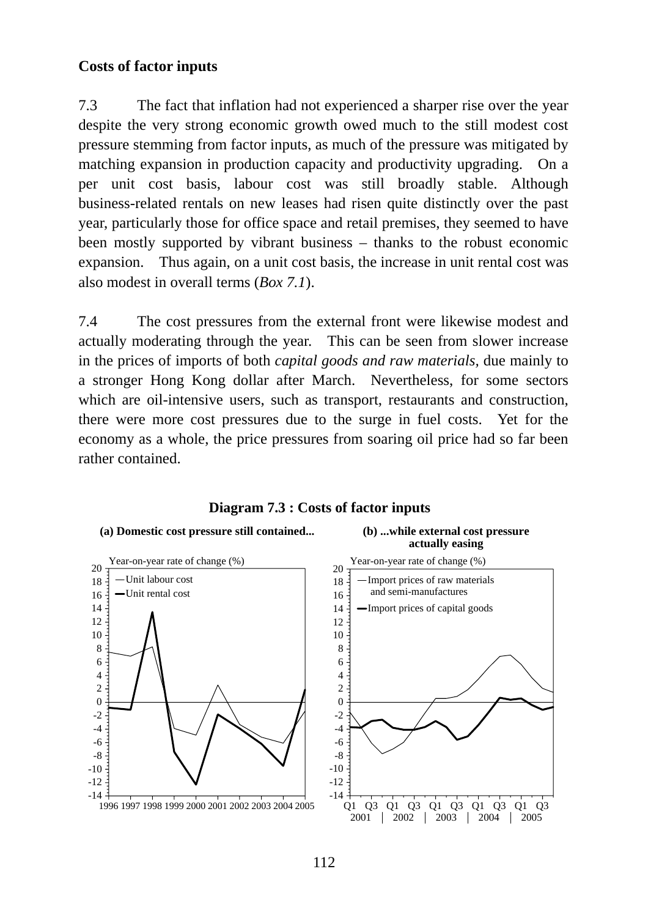**Costs of factor inputs**

7.3 The fact that inflation had not experienced a sharper rise over the year despite the very strong economic growth owed much to the still modest cost pressure stemming from factor inputs, as much of the pressure was mitigated by matching expansion in production capacity and productivity upgrading. On a per unit cost basis, labour cost was still broadly stable. Although business-related rentals on new leases had risen quite distinctly over the past year, particularly those for office space and retail premises, they seemed to have been mostly supported by vibrant business – thanks to the robust economic expansion. Thus again, on a unit cost basis, the increase in unit rental cost was also modest in overall terms (*Box 7.1*).

7.4 The cost pressures from the external front were likewise modest and actually moderating through the year. This can be seen from slower increase in the prices of imports of both *capital goods and raw materials*, due mainly to a stronger Hong Kong dollar after March. Nevertheless, for some sectors which are oil-intensive users, such as transport, restaurants and construction, there were more cost pressures due to the surge in fuel costs. Yet for the economy as a whole, the price pressures from soaring oil price had so far been rather contained.

**Diagram 7.3 : Costs of factor inputs**

**(a) Domestic cost pressure still contained...**

Year-on-year rate of change (%)

— Unit labour cost
— Unit rental cost

1996 1997 1998 1999 2000 2001 2002 2003 2004 2005

**(b) ...while external cost pressure actually easing**

Year-on-year rate of change (%)

— Import prices of raw materials and semi-manufactures
— Import prices of capital goods

Q1 Q3 Q1 Q3 Q1 Q3 Q1 Q3 Q1 Q3
2001 | 2002 | 2003 | 2004 | 2005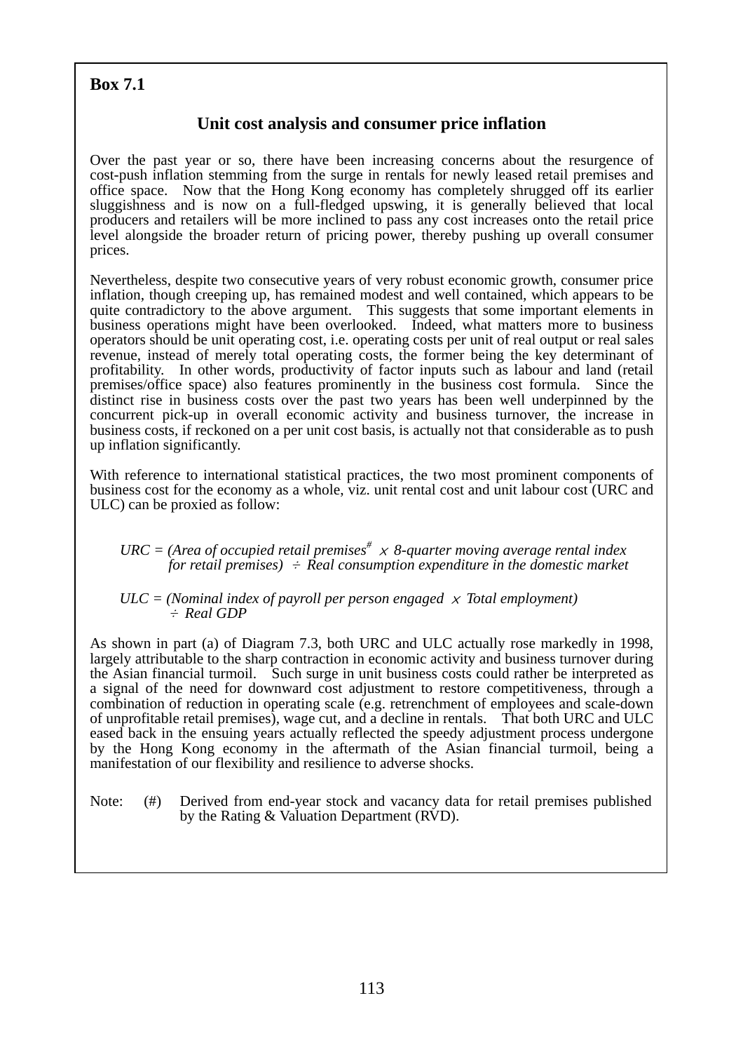## Box 7.1

### Unit cost analysis and consumer price inflation

Over the past year or so, there have been increasing concerns about the resurgence of cost-push inflation stemming from the surge in rentals for newly leased retail premises and office space. Now that the Hong Kong economy has completely shrugged off its earlier sluggishness and is now on a full-fledged upswing, it is generally believed that local producers and retailers will be more inclined to pass any cost increases onto the retail price level alongside the broader return of pricing power, thereby pushing up overall consumer prices.

Nevertheless, despite two consecutive years of very robust economic growth, consumer price inflation, though creeping up, has remained modest and well contained, which appears to be quite contradictory to the above argument. This suggests that some important elements in business operations might have been overlooked. Indeed, what matters more to business operators should be unit operating cost, i.e. operating costs per unit of real output or real sales revenue, instead of merely total operating costs, the former being the key determinant of profitability. In other words, productivity of factor inputs such as labour and land (retail premises/office space) also features prominently in the business cost formula. Since the distinct rise in business costs over the past two years has been well underpinned by the concurrent pick-up in overall economic activity and business turnover, the increase in business costs, if reckoned on a per unit cost basis, is actually not that considerable as to push up inflation significantly.

With reference to international statistical practices, the two most prominent components of business cost for the economy as a whole, viz. unit rental cost and unit labour cost (URC and ULC) can be proxied as follow:

*URC = (Area of occupied retail premises*[#] $\times$ *8-quarter moving average rental index for retail premises)* $\div$ *Real consumption expenditure in the domestic market*

*ULC = (Nominal index of payroll per person engaged* $\times$ *Total employment)* $\div$ *Real GDP*

As shown in part (a) of Diagram 7.3, both URC and ULC actually rose markedly in 1998, largely attributable to the sharp contraction in economic activity and business turnover during the Asian financial turmoil. Such surge in unit business costs could rather be interpreted as a signal of the need for downward cost adjustment to restore competitiveness, through a combination of reduction in operating scale (e.g. retrenchment of employees and scale-down of unprofitable retail premises), wage cut, and a decline in rentals. That both URC and ULC eased back in the ensuing years actually reflected the speedy adjustment process undergone by the Hong Kong economy in the aftermath of the Asian financial turmoil, being a manifestation of our flexibility and resilience to adverse shocks.

Note: (#) Derived from end-year stock and vacancy data for retail premises published by the Rating & Valuation Department (RVD).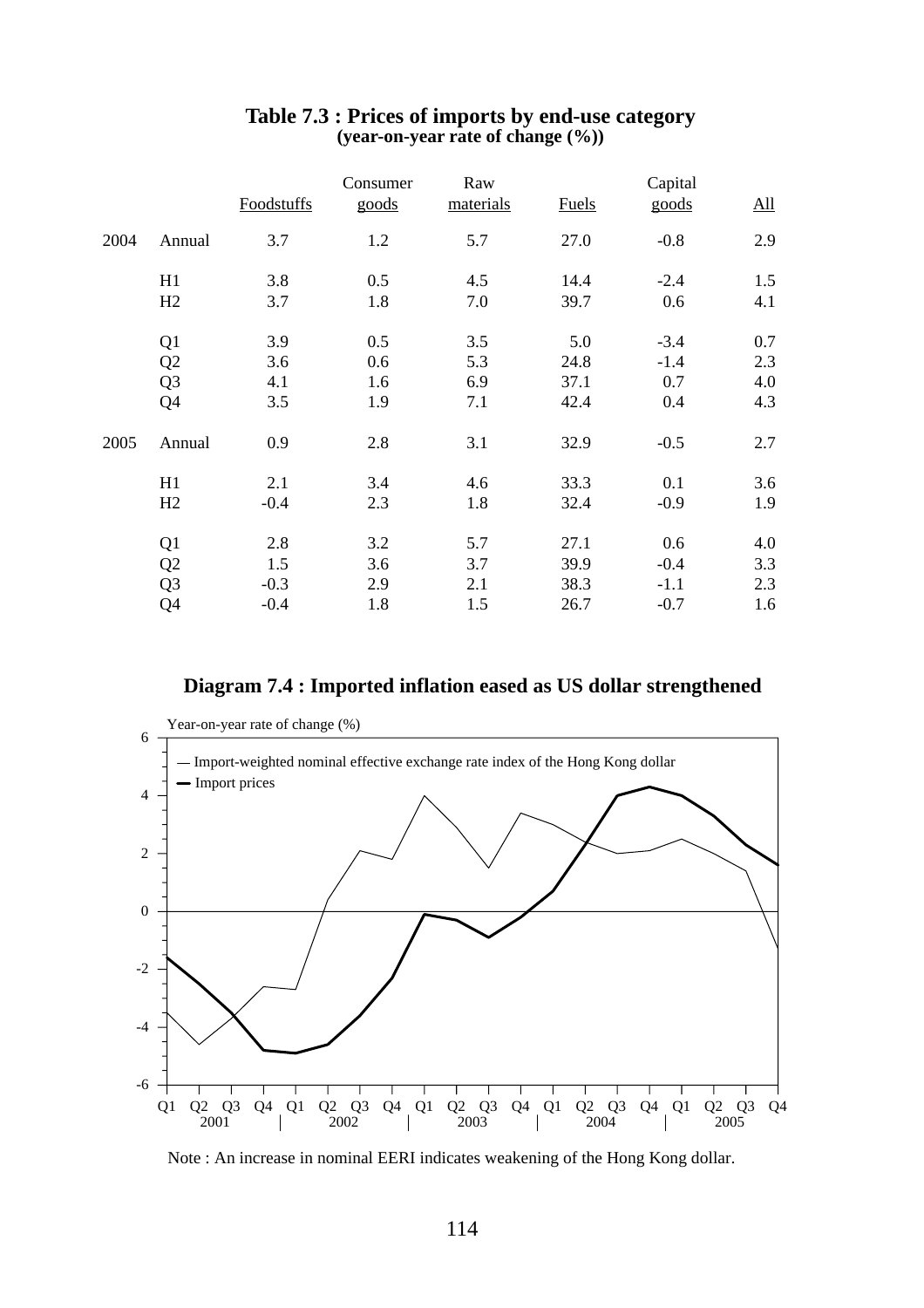## Table 7.3 : Prices of imports by end-use category
**(year-on-year rate of change (%))**

| | | Foodstuffs | Consumer goods | Raw materials | Fuels | Capital goods | All |
|---|---|---|---|---|---|---|---|
| 2004 | Annual | 3.7 | 1.2 | 5.7 | 27.0 | -0.8 | 2.9 |
| | H1 | 3.8 | 0.5 | 4.5 | 14.4 | -2.4 | 1.5 |
| | H2 | 3.7 | 1.8 | 7.0 | 39.7 | 0.6 | 4.1 |
| | Q1 | 3.9 | 0.5 | 3.5 | 5.0 | -3.4 | 0.7 |
| | Q2 | 3.6 | 0.6 | 5.3 | 24.8 | -1.4 | 2.3 |
| | Q3 | 4.1 | 1.6 | 6.9 | 37.1 | 0.7 | 4.0 |
| | Q4 | 3.5 | 1.9 | 7.1 | 42.4 | 0.4 | 4.3 |
| 2005 | Annual | 0.9 | 2.8 | 3.1 | 32.9 | -0.5 | 2.7 |
| | H1 | 2.1 | 3.4 | 4.6 | 33.3 | 0.1 | 3.6 |
| | H2 | -0.4 | 2.3 | 1.8 | 32.4 | -0.9 | 1.9 |
| | Q1 | 2.8 | 3.2 | 5.7 | 27.1 | 0.6 | 4.0 |
| | Q2 | 1.5 | 3.6 | 3.7 | 39.9 | -0.4 | 3.3 |
| | Q3 | -0.3 | 2.9 | 2.1 | 38.3 | -1.1 | 2.3 |
| | Q4 | -0.4 | 1.8 | 1.5 | 26.7 | -0.7 | 1.6 |

## Diagram 7.4 : Imported inflation eased as US dollar strengthened

Note : An increase in nominal EERI indicates weakening of the Hong Kong dollar.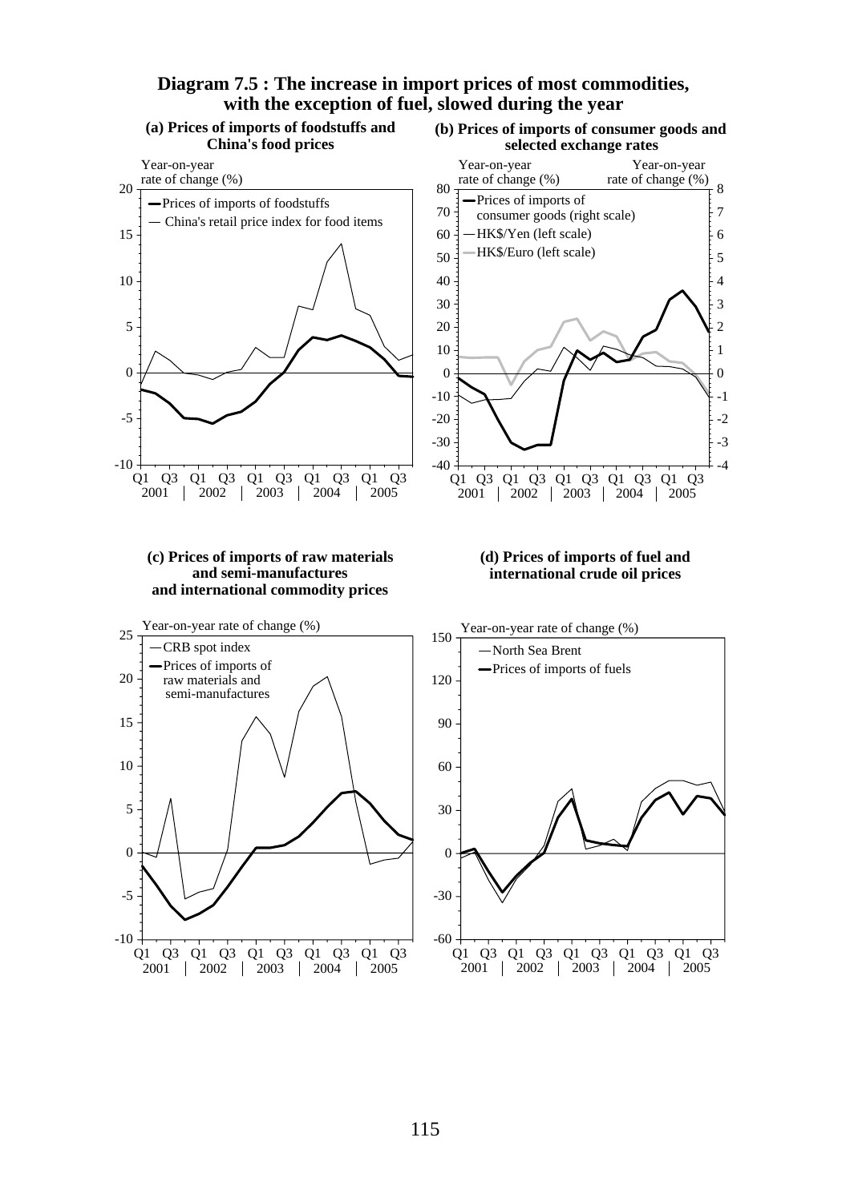## Diagram 7.5 : The increase in import prices of most commodities, with the exception of fuel, slowed during the year

**(a) Prices of imports of foodstuffs and China's food prices**

Year-on-year rate of change (%)

— Prices of imports of foodstuffs
— China's retail price index for food items

Q1 Q3 Q1 Q3 Q1 Q3 Q1 Q3 Q1 Q3
2001 | 2002 | 2003 | 2004 | 2005

**(b) Prices of imports of consumer goods and selected exchange rates**

Year-on-year rate of change (%) | Year-on-year rate of change (%)

— Prices of imports of consumer goods (right scale)
— HK$/Yen (left scale)
— HK$/Euro (left scale)

Q1 Q3 Q1 Q3 Q1 Q3 Q1 Q3 Q1 Q3
2001 | 2002 | 2003 | 2004 | 2005

**(c) Prices of imports of raw materials and semi-manufactures and international commodity prices**

Year-on-year rate of change (%)

— CRB spot index
— Prices of imports of raw materials and semi-manufactures

Q1 Q3 Q1 Q3 Q1 Q3 Q1 Q3 Q1 Q3
2001 | 2002 | 2003 | 2004 | 2005

**(d) Prices of imports of fuel and international crude oil prices**

Year-on-year rate of change (%)

— North Sea Brent
— Prices of imports of fuels

Q1 Q3 Q1 Q3 Q1 Q3 Q1 Q3 Q1 Q3
2001 | 2002 | 2003 | 2004 | 2005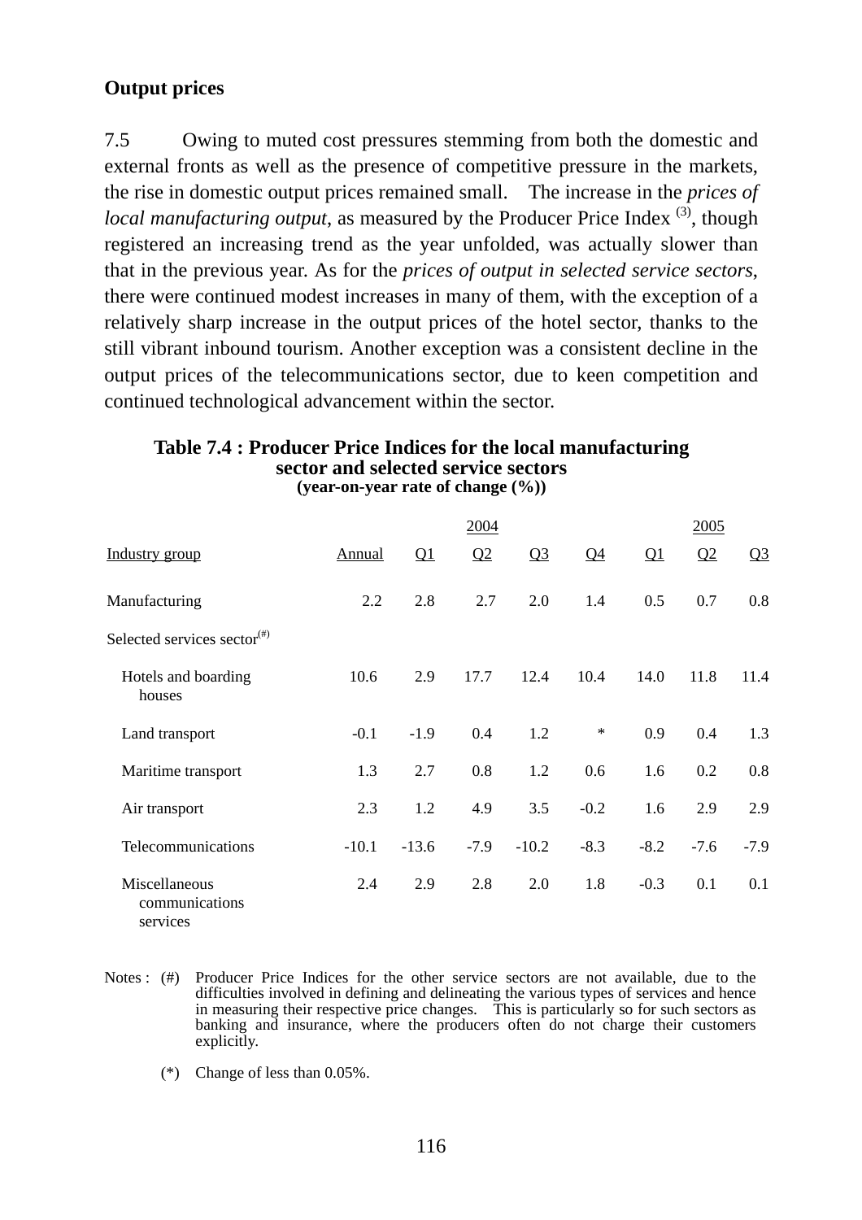**Output prices**

7.5 Owing to muted cost pressures stemming from both the domestic and external fronts as well as the presence of competitive pressure in the markets, the rise in domestic output prices remained small. The increase in the *prices of local manufacturing output*, as measured by the Producer Price Index [3], though registered an increasing trend as the year unfolded, was actually slower than that in the previous year. As for the *prices of output in selected service sectors*, there were continued modest increases in many of them, with the exception of a relatively sharp increase in the output prices of the hotel sector, thanks to the still vibrant inbound tourism. Another exception was a consistent decline in the output prices of the telecommunications sector, due to keen competition and continued technological advancement within the sector.

**Table 7.4 : Producer Price Indices for the local manufacturing sector and selected service sectors**
**(year-on-year rate of change (%))**

| | 2004 | | | | | 2005 | | |
|---|---|---|---|---|---|---|---|---|
| Industry group | Annual | Q1 | Q2 | Q3 | Q4 | Q1 | Q2 | Q3 |
| Manufacturing | 2.2 | 2.8 | 2.7 | 2.0 | 1.4 | 0.5 | 0.7 | 0.8 |
| Selected services sector[(#)] | | | | | | | | |
| Hotels and boarding houses | 10.6 | 2.9 | 17.7 | 12.4 | 10.4 | 14.0 | 11.8 | 11.4 |
| Land transport | -0.1 | -1.9 | 0.4 | 1.2 | * | 0.9 | 0.4 | 1.3 |
| Maritime transport | 1.3 | 2.7 | 0.8 | 1.2 | 0.6 | 1.6 | 0.2 | 0.8 |
| Air transport | 2.3 | 1.2 | 4.9 | 3.5 | -0.2 | 1.6 | 2.9 | 2.9 |
| Telecommunications | -10.1 | -13.6 | -7.9 | -10.2 | -8.3 | -8.2 | -7.6 | -7.9 |
| Miscellaneous communications services | 2.4 | 2.9 | 2.8 | 2.0 | 1.8 | -0.3 | 0.1 | 0.1 |

Notes : (#) Producer Price Indices for the other service sectors are not available, due to the difficulties involved in defining and delineating the various types of services and hence in measuring their respective price changes. This is particularly so for such sectors as banking and insurance, where the producers often do not charge their customers explicitly.

(*) Change of less than 0.05%.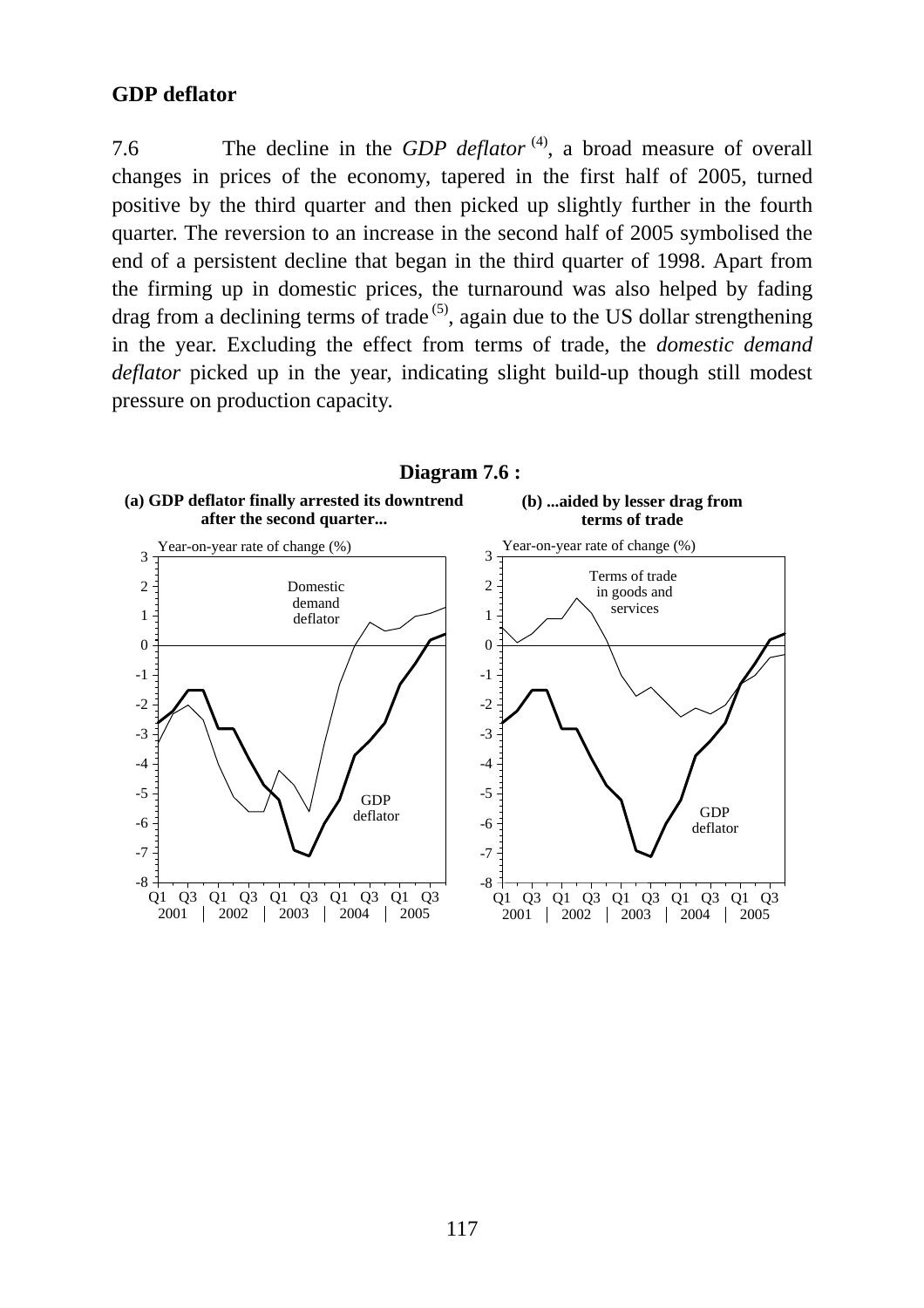## GDP deflator

7.6 The decline in the *GDP deflator* [(4)], a broad measure of overall changes in prices of the economy, tapered in the first half of 2005, turned positive by the third quarter and then picked up slightly further in the fourth quarter. The reversion to an increase in the second half of 2005 symbolised the end of a persistent decline that began in the third quarter of 1998. Apart from the firming up in domestic prices, the turnaround was also helped by fading drag from a declining terms of trade [(5)], again due to the US dollar strengthening in the year. Excluding the effect from terms of trade, the *domestic demand deflator* picked up in the year, indicating slight build-up though still modest pressure on production capacity.

**Diagram 7.6 :**

**(a) GDP deflator finally arrested its downtrend after the second quarter...**

**(b) ...aided by lesser drag from terms of trade**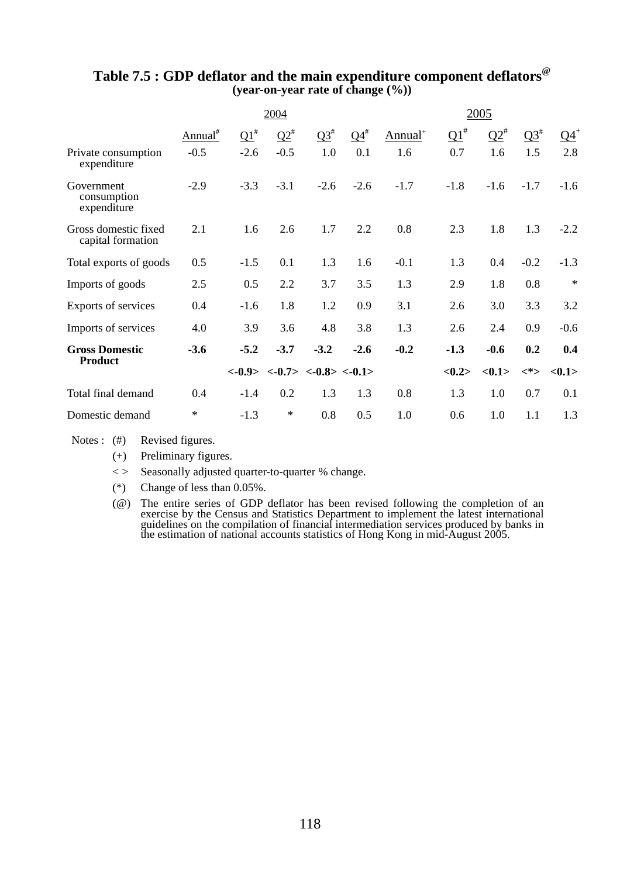## Table 7.5 : GDP deflator and the main expenditure component deflators[@]

**(year-on-year rate of change (%))**

| | 2004 | | | | | 2005 | | | | |
|---|---|---|---|---|---|---|---|---|---|---|
| | Annual[#] | Q1[#] | Q2[#] | Q3[#] | Q4[#] | Annual[+] | Q1[#] | Q2[#] | Q3[#] | Q4[+] |
| Private consumption expenditure | -0.5 | -2.6 | -0.5 | 1.0 | 0.1 | 1.6 | 0.7 | 1.6 | 1.5 | 2.8 |
| Government consumption expenditure | -2.9 | -3.3 | -3.1 | -2.6 | -2.6 | -1.7 | -1.8 | -1.6 | -1.7 | -1.6 |
| Gross domestic fixed capital formation | 2.1 | 1.6 | 2.6 | 1.7 | 2.2 | 0.8 | 2.3 | 1.8 | 1.3 | -2.2 |
| Total exports of goods | 0.5 | -1.5 | 0.1 | 1.3 | 1.6 | -0.1 | 1.3 | 0.4 | -0.2 | -1.3 |
| Imports of goods | 2.5 | 0.5 | 2.2 | 3.7 | 3.5 | 1.3 | 2.9 | 1.8 | 0.8 | * |
| Exports of services | 0.4 | -1.6 | 1.8 | 1.2 | 0.9 | 3.1 | 2.6 | 3.0 | 3.3 | 3.2 |
| Imports of services | 4.0 | 3.9 | 3.6 | 4.8 | 3.8 | 1.3 | 2.6 | 2.4 | 0.9 | -0.6 |
| **Gross Domestic Product** | **-3.6** | **-5.2** | **-3.7** | **-3.2** | **-2.6** | **-0.2** | **-1.3** | **-0.6** | **0.2** | **0.4** |
| | | **<-0.9>** | **<-0.7>** | **<-0.8>** | **<-0.1>** | | **<0.2>** | **<0.1>** | **<*>** | **<0.1>** |
| Total final demand | 0.4 | -1.4 | 0.2 | 1.3 | 1.3 | 0.8 | 1.3 | 1.0 | 0.7 | 0.1 |
| Domestic demand | * | -1.3 | * | 0.8 | 0.5 | 1.0 | 0.6 | 1.0 | 1.1 | 1.3 |

Notes :
- (#) Revised figures.
- (+) Preliminary figures.
- < > Seasonally adjusted quarter-to-quarter % change.
- (*) Change of less than 0.05%.
- (@) The entire series of GDP deflator has been revised following the completion of an exercise by the Census and Statistics Department to implement the latest international guidelines on the compilation of financial intermediation services produced by banks in the estimation of national accounts statistics of Hong Kong in mid-August 2005.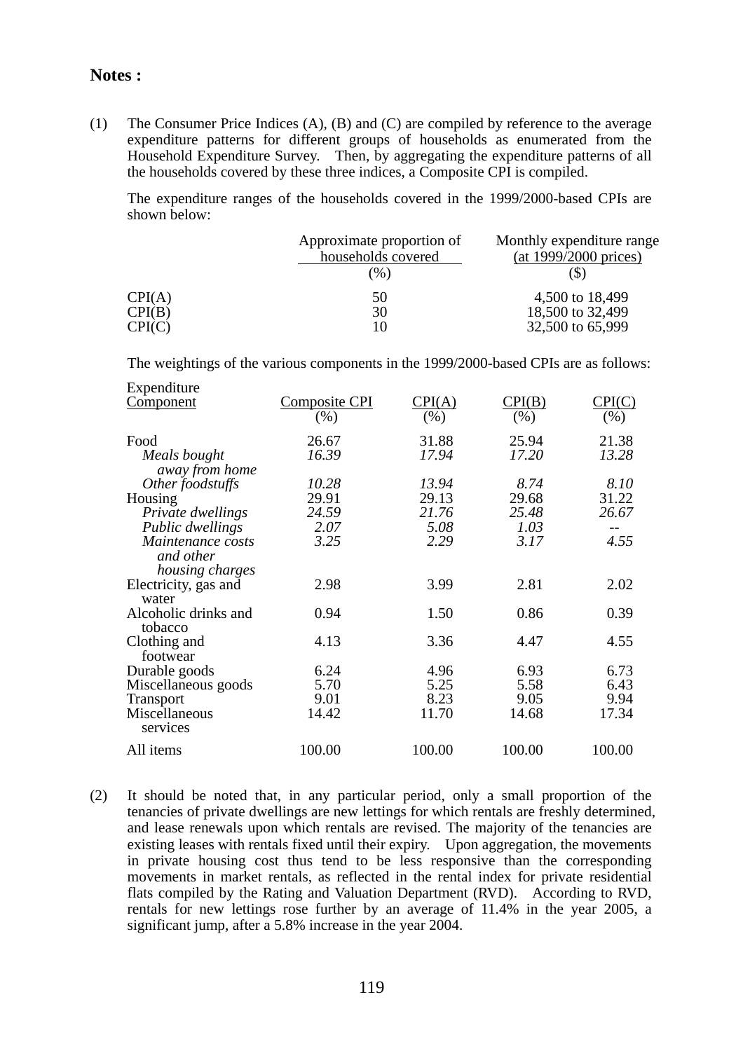**Notes :**

(1) The Consumer Price Indices (A), (B) and (C) are compiled by reference to the average expenditure patterns for different groups of households as enumerated from the Household Expenditure Survey. Then, by aggregating the expenditure patterns of all the households covered by these three indices, a Composite CPI is compiled.

The expenditure ranges of the households covered in the 1999/2000-based CPIs are shown below:

| | Approximate proportion of households covered (%) | Monthly expenditure range (at 1999/2000 prices) ($) |
|---|---|---|
| CPI(A) | 50 | 4,500 to 18,499 |
| CPI(B) | 30 | 18,500 to 32,499 |
| CPI(C) | 10 | 32,500 to 65,999 |

The weightings of the various components in the 1999/2000-based CPIs are as follows:

| Expenditure Component | Composite CPI (%) | CPI(A) (%) | CPI(B) (%) | CPI(C) (%) |
|---|---|---|---|---|
| Food | 26.67 | 31.88 | 25.94 | 21.38 |
| *Meals bought away from home* | *16.39* | *17.94* | *17.20* | *13.28* |
| *Other foodstuffs* | *10.28* | *13.94* | *8.74* | *8.10* |
| Housing | 29.91 | 29.13 | 29.68 | 31.22 |
| *Private dwellings* | *24.59* | *21.76* | *25.48* | *26.67* |
| *Public dwellings* | *2.07* | *5.08* | *1.03* | -- |
| *Maintenance costs and other housing charges* | *3.25* | *2.29* | *3.17* | *4.55* |
| Electricity, gas and water | 2.98 | 3.99 | 2.81 | 2.02 |
| Alcoholic drinks and tobacco | 0.94 | 1.50 | 0.86 | 0.39 |
| Clothing and footwear | 4.13 | 3.36 | 4.47 | 4.55 |
| Durable goods | 6.24 | 4.96 | 6.93 | 6.73 |
| Miscellaneous goods | 5.70 | 5.25 | 5.58 | 6.43 |
| Transport | 9.01 | 8.23 | 9.05 | 9.94 |
| Miscellaneous services | 14.42 | 11.70 | 14.68 | 17.34 |
| All items | 100.00 | 100.00 | 100.00 | 100.00 |

(2) It should be noted that, in any particular period, only a small proportion of the tenancies of private dwellings are new lettings for which rentals are freshly determined, and lease renewals upon which rentals are revised. The majority of the tenancies are existing leases with rentals fixed until their expiry. Upon aggregation, the movements in private housing cost thus tend to be less responsive than the corresponding movements in market rentals, as reflected in the rental index for private residential flats compiled by the Rating and Valuation Department (RVD). According to RVD, rentals for new lettings rose further by an average of 11.4% in the year 2005, a significant jump, after a 5.8% increase in the year 2004.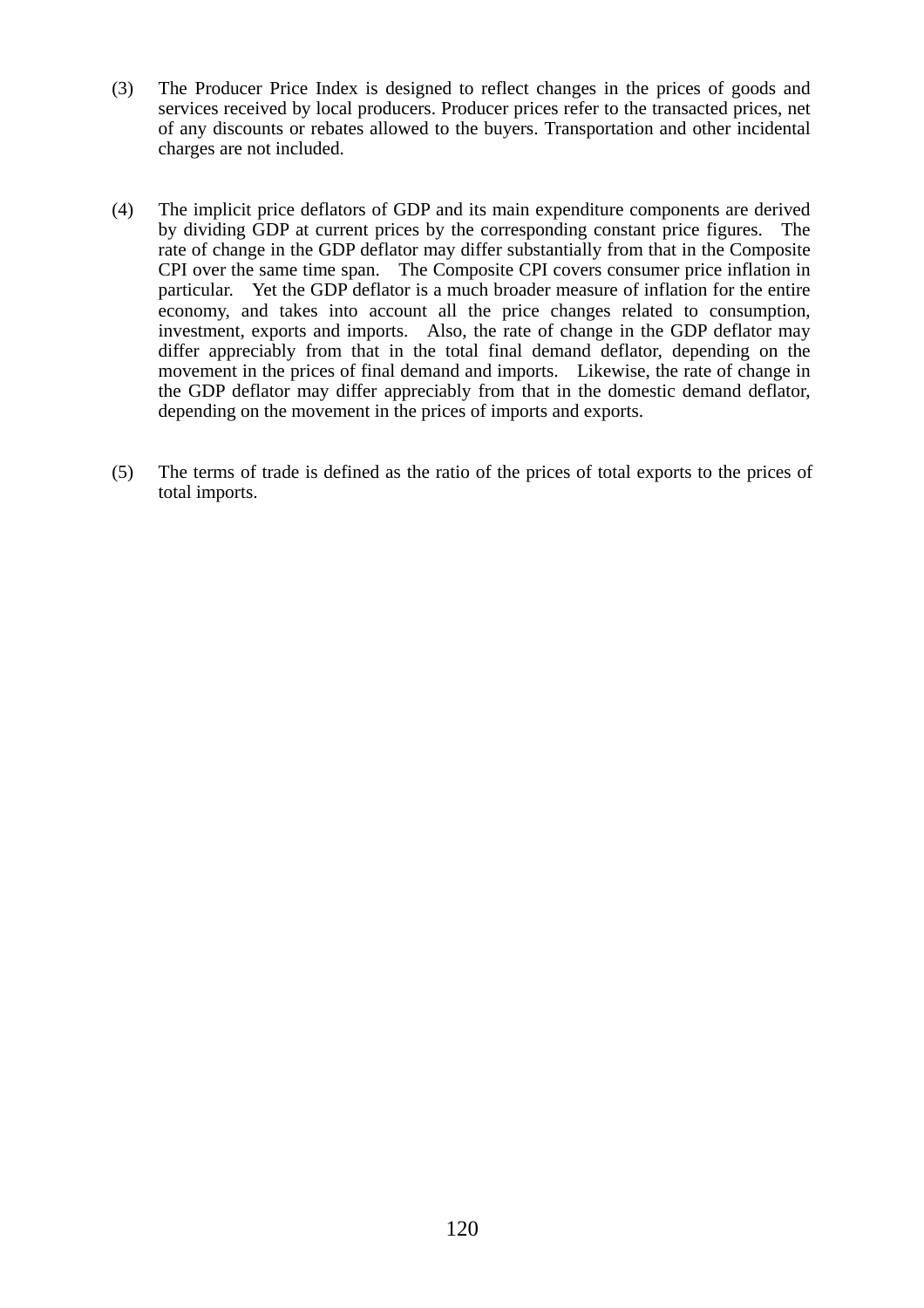(3) The Producer Price Index is designed to reflect changes in the prices of goods and services received by local producers. Producer prices refer to the transacted prices, net of any discounts or rebates allowed to the buyers. Transportation and other incidental charges are not included.

(4) The implicit price deflators of GDP and its main expenditure components are derived by dividing GDP at current prices by the corresponding constant price figures. The rate of change in the GDP deflator may differ substantially from that in the Composite CPI over the same time span. The Composite CPI covers consumer price inflation in particular. Yet the GDP deflator is a much broader measure of inflation for the entire economy, and takes into account all the price changes related to consumption, investment, exports and imports. Also, the rate of change in the GDP deflator may differ appreciably from that in the total final demand deflator, depending on the movement in the prices of final demand and imports. Likewise, the rate of change in the GDP deflator may differ appreciably from that in the domestic demand deflator, depending on the movement in the prices of imports and exports.

(5) The terms of trade is defined as the ratio of the prices of total exports to the prices of total imports.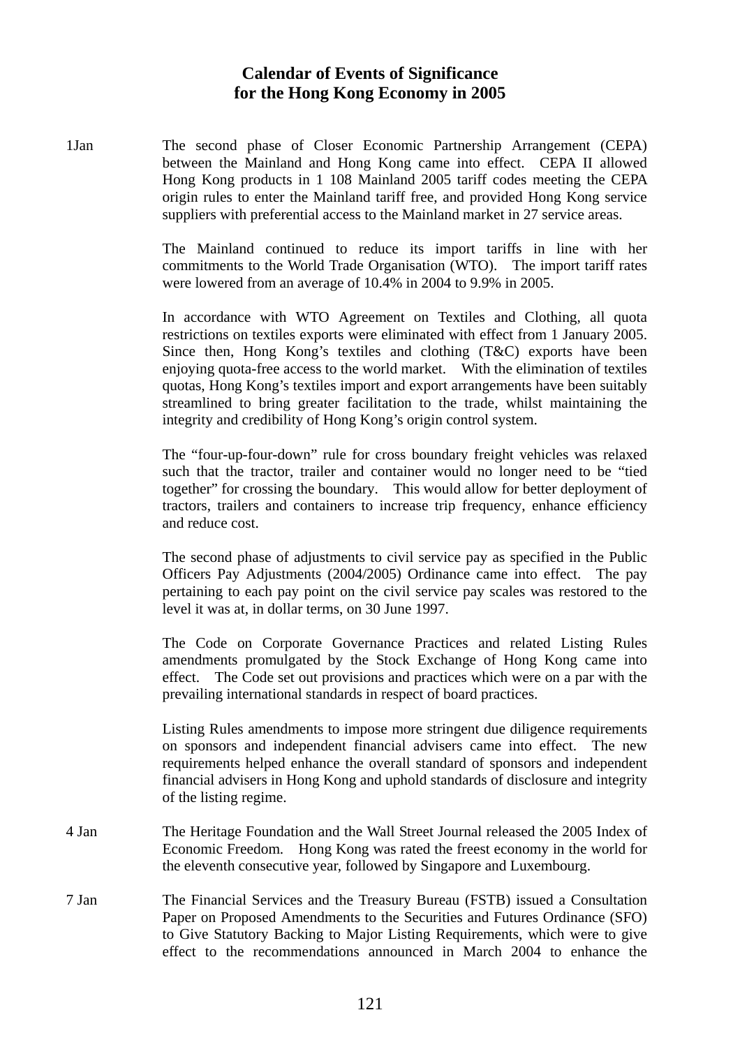# Calendar of Events of Significance for the Hong Kong Economy in 2005

1Jan The second phase of Closer Economic Partnership Arrangement (CEPA) between the Mainland and Hong Kong came into effect. CEPA II allowed Hong Kong products in 1 108 Mainland 2005 tariff codes meeting the CEPA origin rules to enter the Mainland tariff free, and provided Hong Kong service suppliers with preferential access to the Mainland market in 27 service areas.

The Mainland continued to reduce its import tariffs in line with her commitments to the World Trade Organisation (WTO). The import tariff rates were lowered from an average of 10.4% in 2004 to 9.9% in 2005.

In accordance with WTO Agreement on Textiles and Clothing, all quota restrictions on textiles exports were eliminated with effect from 1 January 2005. Since then, Hong Kong's textiles and clothing (T&C) exports have been enjoying quota-free access to the world market. With the elimination of textiles quotas, Hong Kong's textiles import and export arrangements have been suitably streamlined to bring greater facilitation to the trade, whilst maintaining the integrity and credibility of Hong Kong's origin control system.

The "four-up-four-down" rule for cross boundary freight vehicles was relaxed such that the tractor, trailer and container would no longer need to be "tied together" for crossing the boundary. This would allow for better deployment of tractors, trailers and containers to increase trip frequency, enhance efficiency and reduce cost.

The second phase of adjustments to civil service pay as specified in the Public Officers Pay Adjustments (2004/2005) Ordinance came into effect. The pay pertaining to each pay point on the civil service pay scales was restored to the level it was at, in dollar terms, on 30 June 1997.

The Code on Corporate Governance Practices and related Listing Rules amendments promulgated by the Stock Exchange of Hong Kong came into effect. The Code set out provisions and practices which were on a par with the prevailing international standards in respect of board practices.

Listing Rules amendments to impose more stringent due diligence requirements on sponsors and independent financial advisers came into effect. The new requirements helped enhance the overall standard of sponsors and independent financial advisers in Hong Kong and uphold standards of disclosure and integrity of the listing regime.

4 Jan The Heritage Foundation and the Wall Street Journal released the 2005 Index of Economic Freedom. Hong Kong was rated the freest economy in the world for the eleventh consecutive year, followed by Singapore and Luxembourg.

7 Jan The Financial Services and the Treasury Bureau (FSTB) issued a Consultation Paper on Proposed Amendments to the Securities and Futures Ordinance (SFO) to Give Statutory Backing to Major Listing Requirements, which were to give effect to the recommendations announced in March 2004 to enhance the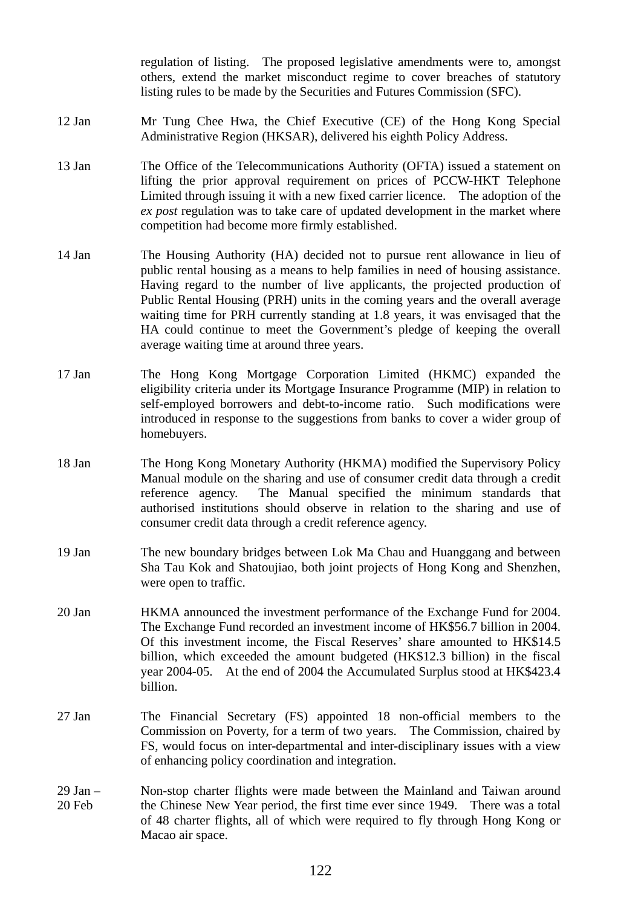regulation of listing. The proposed legislative amendments were to, amongst others, extend the market misconduct regime to cover breaches of statutory listing rules to be made by the Securities and Futures Commission (SFC).

| | |
|---|---|
| 12 Jan | Mr Tung Chee Hwa, the Chief Executive (CE) of the Hong Kong Special Administrative Region (HKSAR), delivered his eighth Policy Address. |
| 13 Jan | The Office of the Telecommunications Authority (OFTA) issued a statement on lifting the prior approval requirement on prices of PCCW-HKT Telephone Limited through issuing it with a new fixed carrier licence. The adoption of the *ex post* regulation was to take care of updated development in the market where competition had become more firmly established. |
| 14 Jan | The Housing Authority (HA) decided not to pursue rent allowance in lieu of public rental housing as a means to help families in need of housing assistance. Having regard to the number of live applicants, the projected production of Public Rental Housing (PRH) units in the coming years and the overall average waiting time for PRH currently standing at 1.8 years, it was envisaged that the HA could continue to meet the Government's pledge of keeping the overall average waiting time at around three years. |
| 17 Jan | The Hong Kong Mortgage Corporation Limited (HKMC) expanded the eligibility criteria under its Mortgage Insurance Programme (MIP) in relation to self-employed borrowers and debt-to-income ratio. Such modifications were introduced in response to the suggestions from banks to cover a wider group of homebuyers. |
| 18 Jan | The Hong Kong Monetary Authority (HKMA) modified the Supervisory Policy Manual module on the sharing and use of consumer credit data through a credit reference agency. The Manual specified the minimum standards that authorised institutions should observe in relation to the sharing and use of consumer credit data through a credit reference agency. |
| 19 Jan | The new boundary bridges between Lok Ma Chau and Huanggang and between Sha Tau Kok and Shatoujiao, both joint projects of Hong Kong and Shenzhen, were open to traffic. |
| 20 Jan | HKMA announced the investment performance of the Exchange Fund for 2004. The Exchange Fund recorded an investment income of HK$56.7 billion in 2004. Of this investment income, the Fiscal Reserves' share amounted to HK$14.5 billion, which exceeded the amount budgeted (HK$12.3 billion) in the fiscal year 2004-05. At the end of 2004 the Accumulated Surplus stood at HK$423.4 billion. |
| 27 Jan | The Financial Secretary (FS) appointed 18 non-official members to the Commission on Poverty, for a term of two years. The Commission, chaired by FS, would focus on inter-departmental and inter-disciplinary issues with a view of enhancing policy coordination and integration. |
| 29 Jan – 20 Feb | Non-stop charter flights were made between the Mainland and Taiwan around the Chinese New Year period, the first time ever since 1949. There was a total of 48 charter flights, all of which were required to fly through Hong Kong or Macao air space. |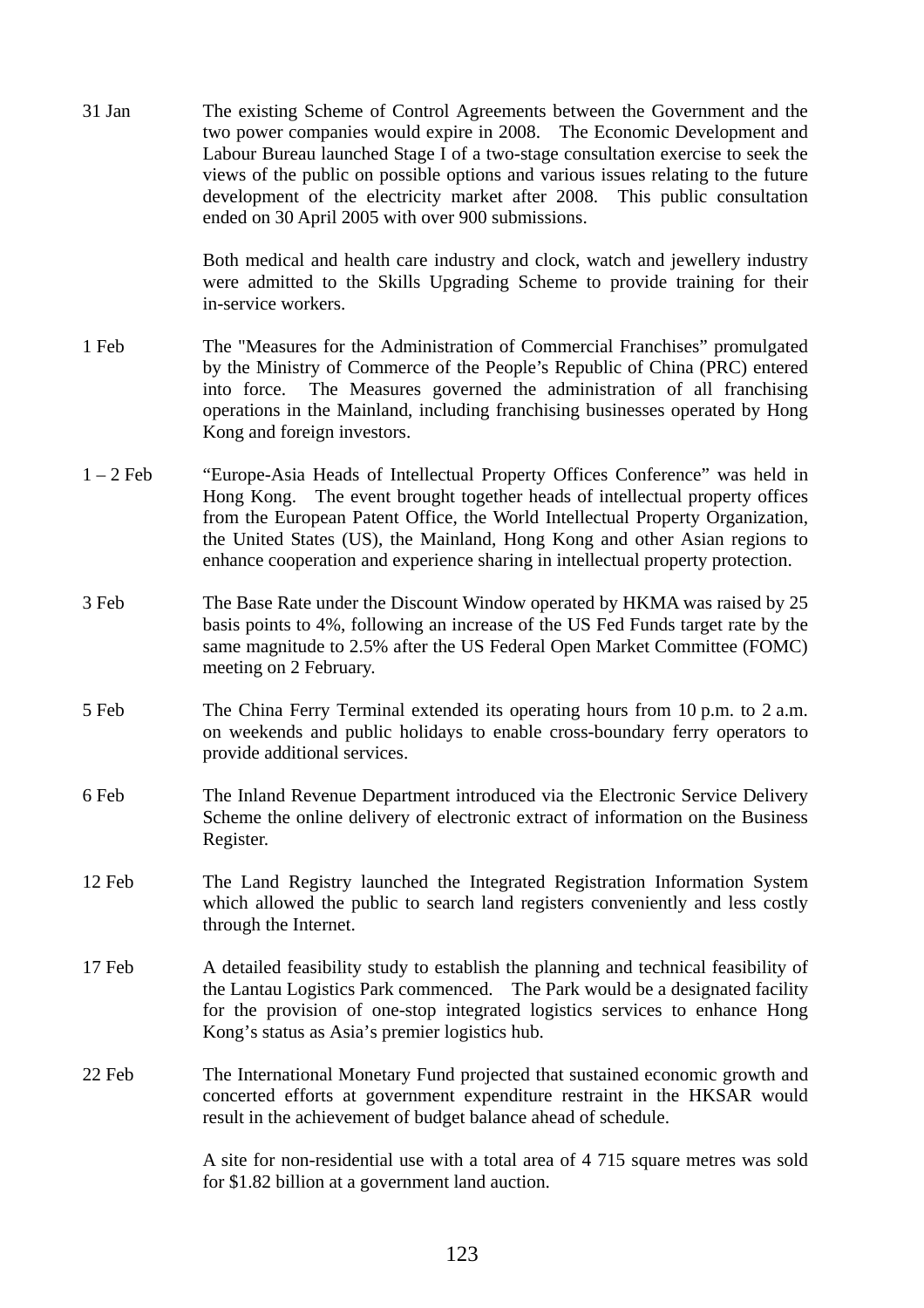31 Jan The existing Scheme of Control Agreements between the Government and the two power companies would expire in 2008. The Economic Development and Labour Bureau launched Stage I of a two-stage consultation exercise to seek the views of the public on possible options and various issues relating to the future development of the electricity market after 2008. This public consultation ended on 30 April 2005 with over 900 submissions.

Both medical and health care industry and clock, watch and jewellery industry were admitted to the Skills Upgrading Scheme to provide training for their in-service workers.

1 Feb The "Measures for the Administration of Commercial Franchises" promulgated by the Ministry of Commerce of the People's Republic of China (PRC) entered into force. The Measures governed the administration of all franchising operations in the Mainland, including franchising businesses operated by Hong Kong and foreign investors.

1 – 2 Feb "Europe-Asia Heads of Intellectual Property Offices Conference" was held in Hong Kong. The event brought together heads of intellectual property offices from the European Patent Office, the World Intellectual Property Organization, the United States (US), the Mainland, Hong Kong and other Asian regions to enhance cooperation and experience sharing in intellectual property protection.

3 Feb The Base Rate under the Discount Window operated by HKMA was raised by 25 basis points to 4%, following an increase of the US Fed Funds target rate by the same magnitude to 2.5% after the US Federal Open Market Committee (FOMC) meeting on 2 February.

5 Feb The China Ferry Terminal extended its operating hours from 10 p.m. to 2 a.m. on weekends and public holidays to enable cross-boundary ferry operators to provide additional services.

6 Feb The Inland Revenue Department introduced via the Electronic Service Delivery Scheme the online delivery of electronic extract of information on the Business Register.

12 Feb The Land Registry launched the Integrated Registration Information System which allowed the public to search land registers conveniently and less costly through the Internet.

17 Feb A detailed feasibility study to establish the planning and technical feasibility of the Lantau Logistics Park commenced. The Park would be a designated facility for the provision of one-stop integrated logistics services to enhance Hong Kong's status as Asia's premier logistics hub.

22 Feb The International Monetary Fund projected that sustained economic growth and concerted efforts at government expenditure restraint in the HKSAR would result in the achievement of budget balance ahead of schedule.

A site for non-residential use with a total area of 4 715 square metres was sold for \$1.82 billion at a government land auction.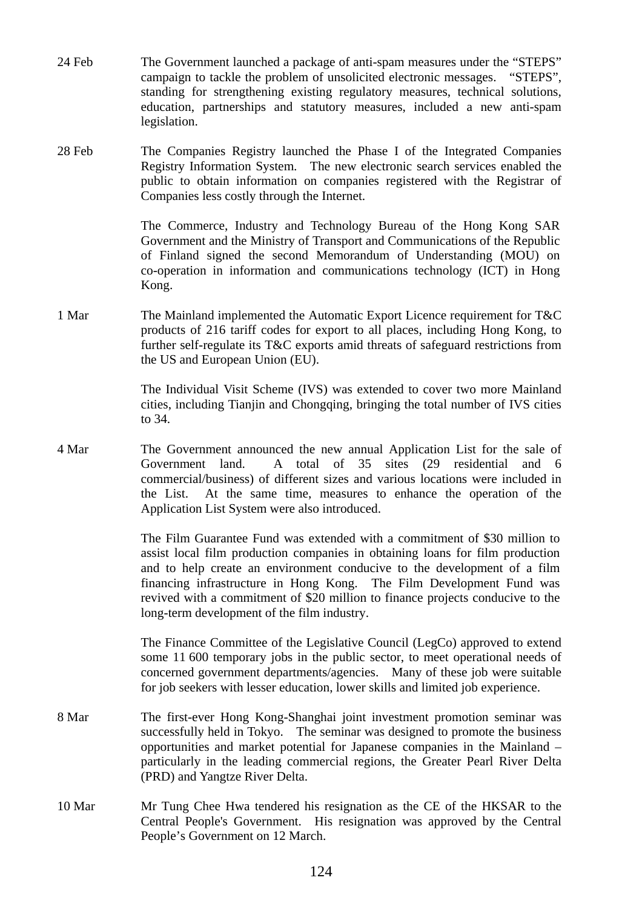24 Feb The Government launched a package of anti-spam measures under the "STEPS" campaign to tackle the problem of unsolicited electronic messages. "STEPS", standing for strengthening existing regulatory measures, technical solutions, education, partnerships and statutory measures, included a new anti-spam legislation.

28 Feb The Companies Registry launched the Phase I of the Integrated Companies Registry Information System. The new electronic search services enabled the public to obtain information on companies registered with the Registrar of Companies less costly through the Internet.

The Commerce, Industry and Technology Bureau of the Hong Kong SAR Government and the Ministry of Transport and Communications of the Republic of Finland signed the second Memorandum of Understanding (MOU) on co-operation in information and communications technology (ICT) in Hong Kong.

1 Mar The Mainland implemented the Automatic Export Licence requirement for T&C products of 216 tariff codes for export to all places, including Hong Kong, to further self-regulate its T&C exports amid threats of safeguard restrictions from the US and European Union (EU).

The Individual Visit Scheme (IVS) was extended to cover two more Mainland cities, including Tianjin and Chongqing, bringing the total number of IVS cities to 34.

4 Mar The Government announced the new annual Application List for the sale of Government land. A total of 35 sites (29 residential and 6 commercial/business) of different sizes and various locations were included in the List. At the same time, measures to enhance the operation of the Application List System were also introduced.

The Film Guarantee Fund was extended with a commitment of $30 million to assist local film production companies in obtaining loans for film production and to help create an environment conducive to the development of a film financing infrastructure in Hong Kong. The Film Development Fund was revived with a commitment of $20 million to finance projects conducive to the long-term development of the film industry.

The Finance Committee of the Legislative Council (LegCo) approved to extend some 11 600 temporary jobs in the public sector, to meet operational needs of concerned government departments/agencies. Many of these job were suitable for job seekers with lesser education, lower skills and limited job experience.

8 Mar The first-ever Hong Kong-Shanghai joint investment promotion seminar was successfully held in Tokyo. The seminar was designed to promote the business opportunities and market potential for Japanese companies in the Mainland – particularly in the leading commercial regions, the Greater Pearl River Delta (PRD) and Yangtze River Delta.

10 Mar Mr Tung Chee Hwa tendered his resignation as the CE of the HKSAR to the Central People's Government. His resignation was approved by the Central People's Government on 12 March.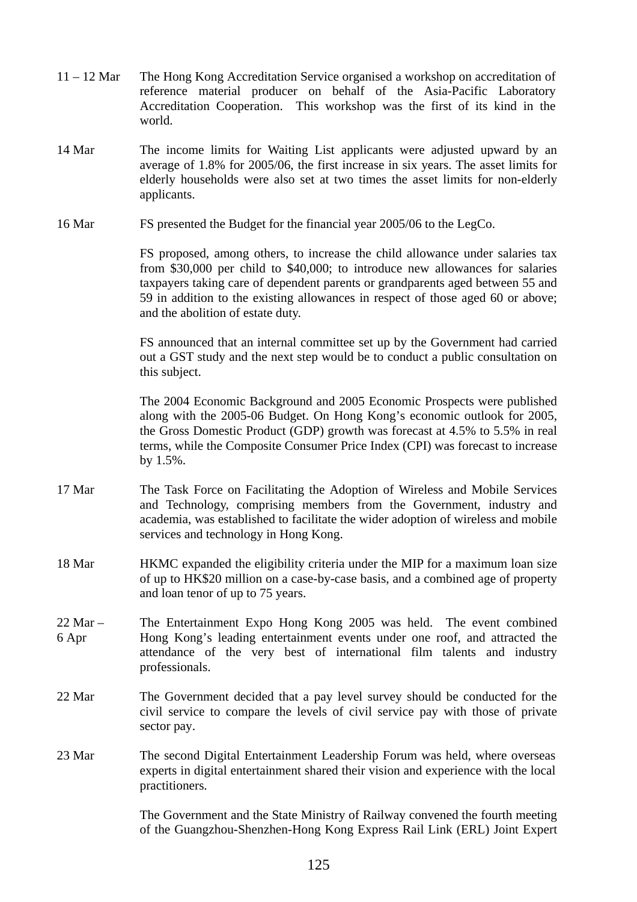11 – 12 Mar The Hong Kong Accreditation Service organised a workshop on accreditation of reference material producer on behalf of the Asia-Pacific Laboratory Accreditation Cooperation. This workshop was the first of its kind in the world.

14 Mar The income limits for Waiting List applicants were adjusted upward by an average of 1.8% for 2005/06, the first increase in six years. The asset limits for elderly households were also set at two times the asset limits for non-elderly applicants.

16 Mar FS presented the Budget for the financial year 2005/06 to the LegCo.

FS proposed, among others, to increase the child allowance under salaries tax from $30,000 per child to $40,000; to introduce new allowances for salaries taxpayers taking care of dependent parents or grandparents aged between 55 and 59 in addition to the existing allowances in respect of those aged 60 or above; and the abolition of estate duty.

FS announced that an internal committee set up by the Government had carried out a GST study and the next step would be to conduct a public consultation on this subject.

The 2004 Economic Background and 2005 Economic Prospects were published along with the 2005-06 Budget. On Hong Kong's economic outlook for 2005, the Gross Domestic Product (GDP) growth was forecast at 4.5% to 5.5% in real terms, while the Composite Consumer Price Index (CPI) was forecast to increase by 1.5%.

17 Mar The Task Force on Facilitating the Adoption of Wireless and Mobile Services and Technology, comprising members from the Government, industry and academia, was established to facilitate the wider adoption of wireless and mobile services and technology in Hong Kong.

18 Mar HKMC expanded the eligibility criteria under the MIP for a maximum loan size of up to HK$20 million on a case-by-case basis, and a combined age of property and loan tenor of up to 75 years.

22 Mar – 6 Apr The Entertainment Expo Hong Kong 2005 was held. The event combined Hong Kong's leading entertainment events under one roof, and attracted the attendance of the very best of international film talents and industry professionals.

22 Mar The Government decided that a pay level survey should be conducted for the civil service to compare the levels of civil service pay with those of private sector pay.

23 Mar The second Digital Entertainment Leadership Forum was held, where overseas experts in digital entertainment shared their vision and experience with the local practitioners.

The Government and the State Ministry of Railway convened the fourth meeting of the Guangzhou-Shenzhen-Hong Kong Express Rail Link (ERL) Joint Expert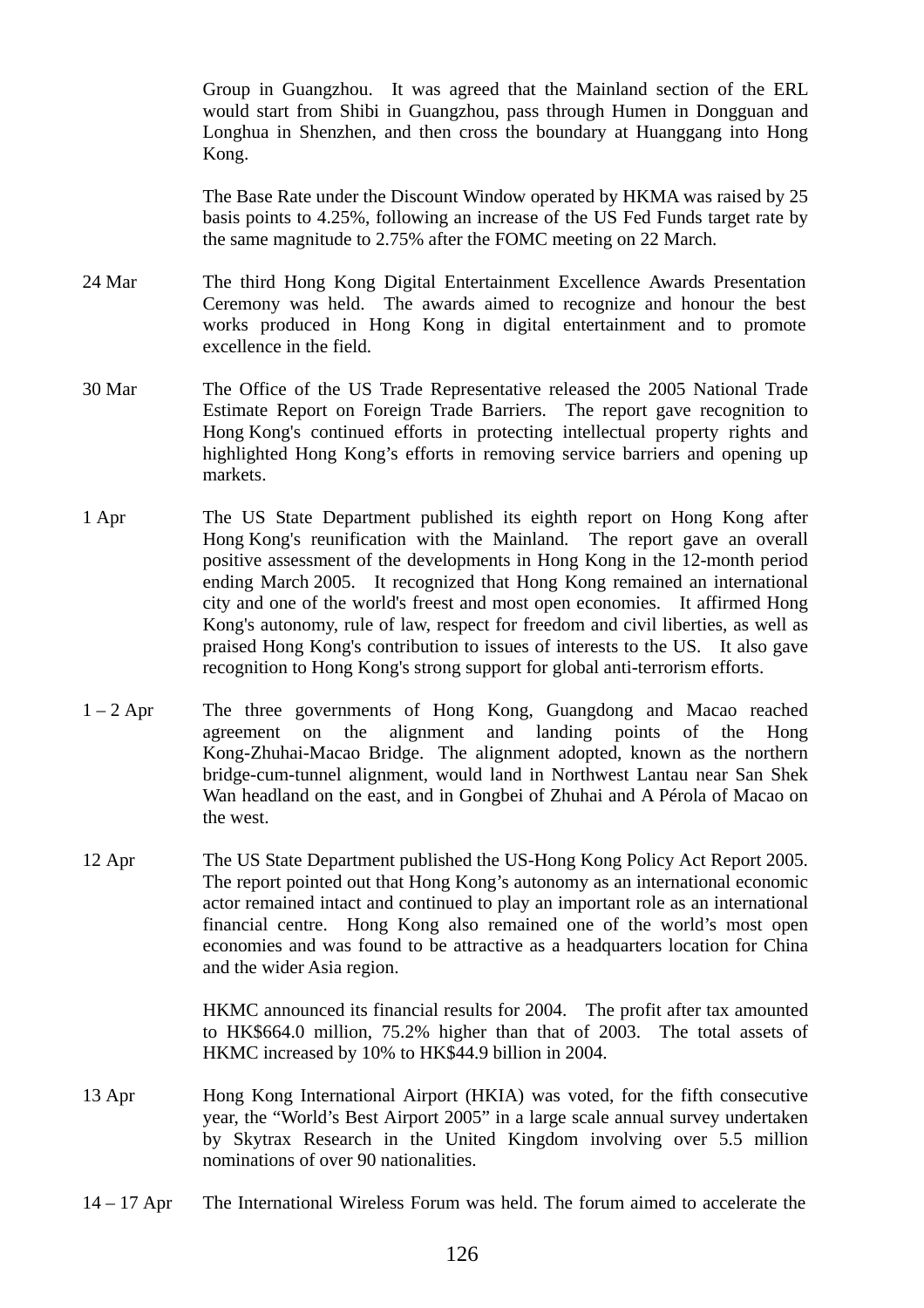Group in Guangzhou. It was agreed that the Mainland section of the ERL would start from Shibi in Guangzhou, pass through Humen in Dongguan and Longhua in Shenzhen, and then cross the boundary at Huanggang into Hong Kong.

The Base Rate under the Discount Window operated by HKMA was raised by 25 basis points to 4.25%, following an increase of the US Fed Funds target rate by the same magnitude to 2.75% after the FOMC meeting on 22 March.

24 Mar — The third Hong Kong Digital Entertainment Excellence Awards Presentation Ceremony was held. The awards aimed to recognize and honour the best works produced in Hong Kong in digital entertainment and to promote excellence in the field.

30 Mar — The Office of the US Trade Representative released the 2005 National Trade Estimate Report on Foreign Trade Barriers. The report gave recognition to Hong Kong's continued efforts in protecting intellectual property rights and highlighted Hong Kong's efforts in removing service barriers and opening up markets.

1 Apr — The US State Department published its eighth report on Hong Kong after Hong Kong's reunification with the Mainland. The report gave an overall positive assessment of the developments in Hong Kong in the 12-month period ending March 2005. It recognized that Hong Kong remained an international city and one of the world's freest and most open economies. It affirmed Hong Kong's autonomy, rule of law, respect for freedom and civil liberties, as well as praised Hong Kong's contribution to issues of interests to the US. It also gave recognition to Hong Kong's strong support for global anti-terrorism efforts.

1 – 2 Apr — The three governments of Hong Kong, Guangdong and Macao reached agreement on the alignment and landing points of the Hong Kong-Zhuhai-Macao Bridge. The alignment adopted, known as the northern bridge-cum-tunnel alignment, would land in Northwest Lantau near San Shek Wan headland on the east, and in Gongbei of Zhuhai and A Pérola of Macao on the west.

12 Apr — The US State Department published the US-Hong Kong Policy Act Report 2005. The report pointed out that Hong Kong's autonomy as an international economic actor remained intact and continued to play an important role as an international financial centre. Hong Kong also remained one of the world's most open economies and was found to be attractive as a headquarters location for China and the wider Asia region.

HKMC announced its financial results for 2004. The profit after tax amounted to HK$664.0 million, 75.2% higher than that of 2003. The total assets of HKMC increased by 10% to HK$44.9 billion in 2004.

13 Apr — Hong Kong International Airport (HKIA) was voted, for the fifth consecutive year, the "World's Best Airport 2005" in a large scale annual survey undertaken by Skytrax Research in the United Kingdom involving over 5.5 million nominations of over 90 nationalities.

14 – 17 Apr — The International Wireless Forum was held. The forum aimed to accelerate the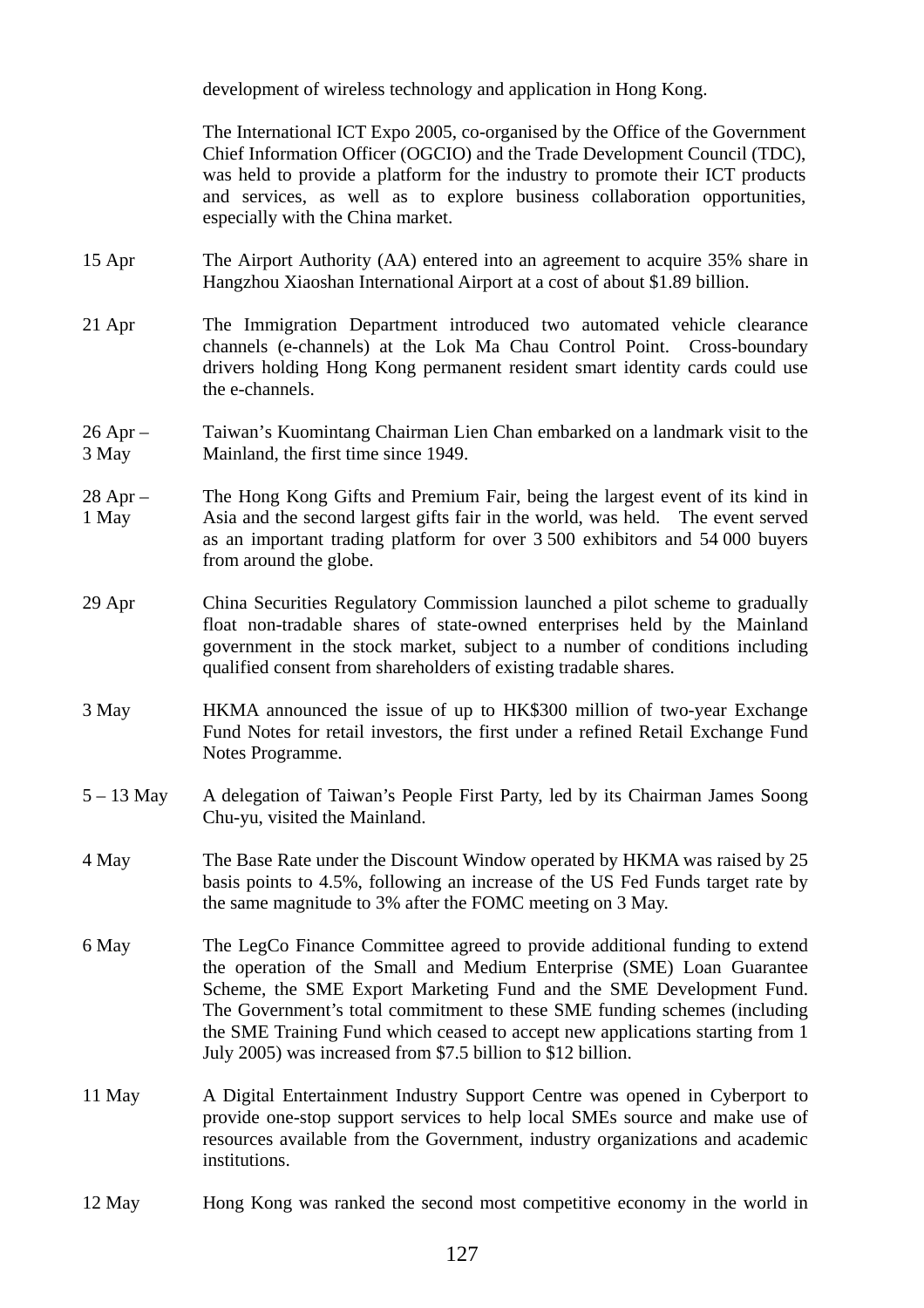development of wireless technology and application in Hong Kong.

The International ICT Expo 2005, co-organised by the Office of the Government Chief Information Officer (OGCIO) and the Trade Development Council (TDC), was held to provide a platform for the industry to promote their ICT products and services, as well as to explore business collaboration opportunities, especially with the China market.

| | |
|---|---|
| 15 Apr | The Airport Authority (AA) entered into an agreement to acquire 35% share in Hangzhou Xiaoshan International Airport at a cost of about $1.89 billion. |
| 21 Apr | The Immigration Department introduced two automated vehicle clearance channels (e-channels) at the Lok Ma Chau Control Point. Cross-boundary drivers holding Hong Kong permanent resident smart identity cards could use the e-channels. |
| 26 Apr – 3 May | Taiwan's Kuomintang Chairman Lien Chan embarked on a landmark visit to the Mainland, the first time since 1949. |
| 28 Apr – 1 May | The Hong Kong Gifts and Premium Fair, being the largest event of its kind in Asia and the second largest gifts fair in the world, was held. The event served as an important trading platform for over 3 500 exhibitors and 54 000 buyers from around the globe. |
| 29 Apr | China Securities Regulatory Commission launched a pilot scheme to gradually float non-tradable shares of state-owned enterprises held by the Mainland government in the stock market, subject to a number of conditions including qualified consent from shareholders of existing tradable shares. |
| 3 May | HKMA announced the issue of up to HK$300 million of two-year Exchange Fund Notes for retail investors, the first under a refined Retail Exchange Fund Notes Programme. |
| 5 – 13 May | A delegation of Taiwan's People First Party, led by its Chairman James Soong Chu-yu, visited the Mainland. |
| 4 May | The Base Rate under the Discount Window operated by HKMA was raised by 25 basis points to 4.5%, following an increase of the US Fed Funds target rate by the same magnitude to 3% after the FOMC meeting on 3 May. |
| 6 May | The LegCo Finance Committee agreed to provide additional funding to extend the operation of the Small and Medium Enterprise (SME) Loan Guarantee Scheme, the SME Export Marketing Fund and the SME Development Fund. The Government's total commitment to these SME funding schemes (including the SME Training Fund which ceased to accept new applications starting from 1 July 2005) was increased from $7.5 billion to $12 billion. |
| 11 May | A Digital Entertainment Industry Support Centre was opened in Cyberport to provide one-stop support services to help local SMEs source and make use of resources available from the Government, industry organizations and academic institutions. |
| 12 May | Hong Kong was ranked the second most competitive economy in the world in |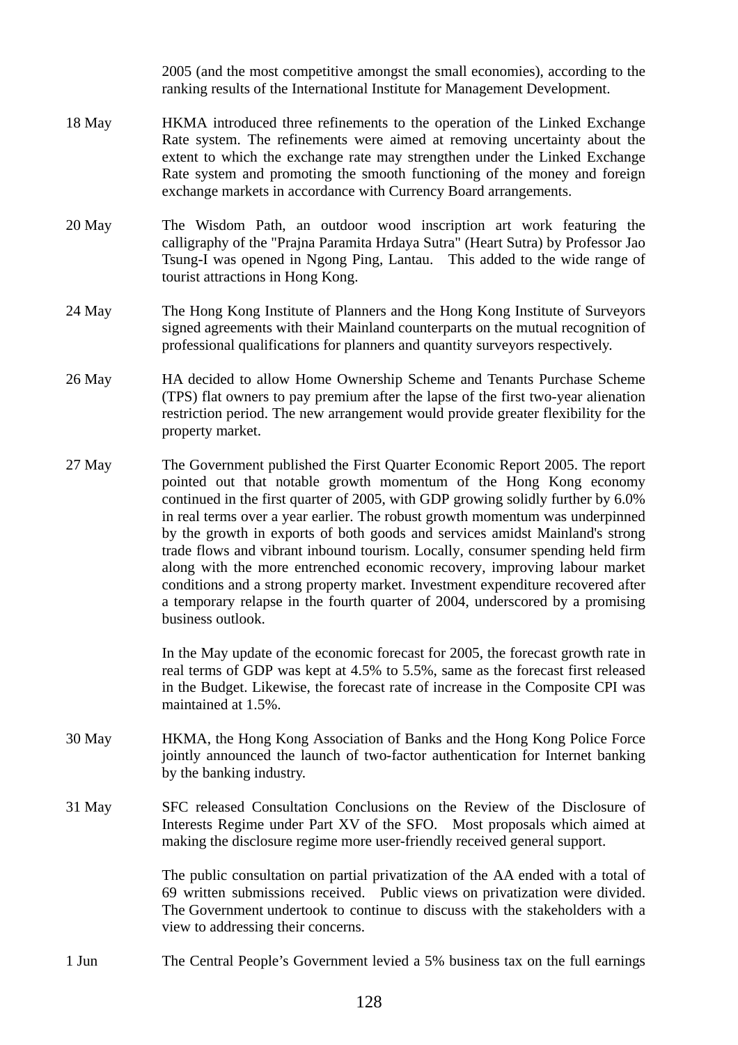2005 (and the most competitive amongst the small economies), according to the ranking results of the International Institute for Management Development.

18 May — HKMA introduced three refinements to the operation of the Linked Exchange Rate system. The refinements were aimed at removing uncertainty about the extent to which the exchange rate may strengthen under the Linked Exchange Rate system and promoting the smooth functioning of the money and foreign exchange markets in accordance with Currency Board arrangements.

20 May — The Wisdom Path, an outdoor wood inscription art work featuring the calligraphy of the "Prajna Paramita Hrdaya Sutra" (Heart Sutra) by Professor Jao Tsung-I was opened in Ngong Ping, Lantau. This added to the wide range of tourist attractions in Hong Kong.

24 May — The Hong Kong Institute of Planners and the Hong Kong Institute of Surveyors signed agreements with their Mainland counterparts on the mutual recognition of professional qualifications for planners and quantity surveyors respectively.

26 May — HA decided to allow Home Ownership Scheme and Tenants Purchase Scheme (TPS) flat owners to pay premium after the lapse of the first two-year alienation restriction period. The new arrangement would provide greater flexibility for the property market.

27 May — The Government published the First Quarter Economic Report 2005. The report pointed out that notable growth momentum of the Hong Kong economy continued in the first quarter of 2005, with GDP growing solidly further by 6.0% in real terms over a year earlier. The robust growth momentum was underpinned by the growth in exports of both goods and services amidst Mainland's strong trade flows and vibrant inbound tourism. Locally, consumer spending held firm along with the more entrenched economic recovery, improving labour market conditions and a strong property market. Investment expenditure recovered after a temporary relapse in the fourth quarter of 2004, underscored by a promising business outlook.

In the May update of the economic forecast for 2005, the forecast growth rate in real terms of GDP was kept at 4.5% to 5.5%, same as the forecast first released in the Budget. Likewise, the forecast rate of increase in the Composite CPI was maintained at 1.5%.

30 May — HKMA, the Hong Kong Association of Banks and the Hong Kong Police Force jointly announced the launch of two-factor authentication for Internet banking by the banking industry.

31 May — SFC released Consultation Conclusions on the Review of the Disclosure of Interests Regime under Part XV of the SFO. Most proposals which aimed at making the disclosure regime more user-friendly received general support.

The public consultation on partial privatization of the AA ended with a total of 69 written submissions received. Public views on privatization were divided. The Government undertook to continue to discuss with the stakeholders with a view to addressing their concerns.

1 Jun — The Central People's Government levied a 5% business tax on the full earnings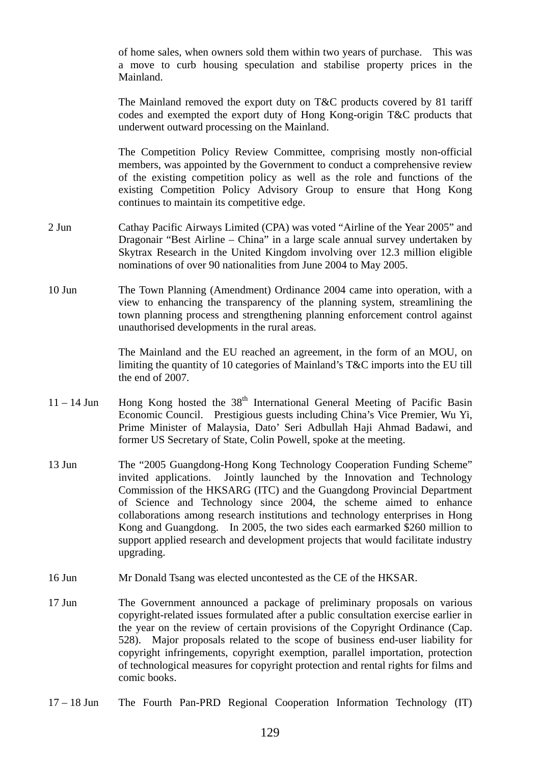of home sales, when owners sold them within two years of purchase. This was a move to curb housing speculation and stabilise property prices in the Mainland.

The Mainland removed the export duty on T&C products covered by 81 tariff codes and exempted the export duty of Hong Kong-origin T&C products that underwent outward processing on the Mainland.

The Competition Policy Review Committee, comprising mostly non-official members, was appointed by the Government to conduct a comprehensive review of the existing competition policy as well as the role and functions of the existing Competition Policy Advisory Group to ensure that Hong Kong continues to maintain its competitive edge.

2 Jun — Cathay Pacific Airways Limited (CPA) was voted "Airline of the Year 2005" and Dragonair "Best Airline – China" in a large scale annual survey undertaken by Skytrax Research in the United Kingdom involving over 12.3 million eligible nominations of over 90 nationalities from June 2004 to May 2005.

10 Jun — The Town Planning (Amendment) Ordinance 2004 came into operation, with a view to enhancing the transparency of the planning system, streamlining the town planning process and strengthening planning enforcement control against unauthorised developments in the rural areas.

The Mainland and the EU reached an agreement, in the form of an MOU, on limiting the quantity of 10 categories of Mainland's T&C imports into the EU till the end of 2007.

11 – 14 Jun — Hong Kong hosted the 38th International General Meeting of Pacific Basin Economic Council. Prestigious guests including China's Vice Premier, Wu Yi, Prime Minister of Malaysia, Dato' Seri Adbullah Haji Ahmad Badawi, and former US Secretary of State, Colin Powell, spoke at the meeting.

13 Jun — The "2005 Guangdong-Hong Kong Technology Cooperation Funding Scheme" invited applications. Jointly launched by the Innovation and Technology Commission of the HKSARG (ITC) and the Guangdong Provincial Department of Science and Technology since 2004, the scheme aimed to enhance collaborations among research institutions and technology enterprises in Hong Kong and Guangdong. In 2005, the two sides each earmarked $260 million to support applied research and development projects that would facilitate industry upgrading.

16 Jun — Mr Donald Tsang was elected uncontested as the CE of the HKSAR.

17 Jun — The Government announced a package of preliminary proposals on various copyright-related issues formulated after a public consultation exercise earlier in the year on the review of certain provisions of the Copyright Ordinance (Cap. 528). Major proposals related to the scope of business end-user liability for copyright infringements, copyright exemption, parallel importation, protection of technological measures for copyright protection and rental rights for films and comic books.

17 – 18 Jun — The Fourth Pan-PRD Regional Cooperation Information Technology (IT)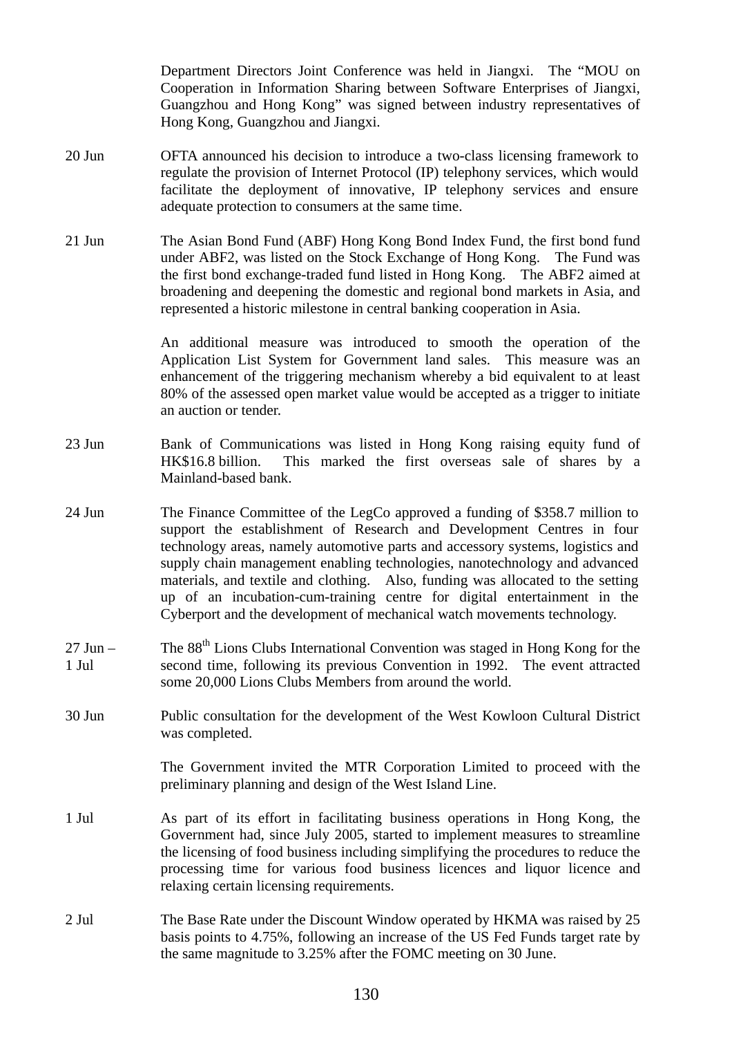Department Directors Joint Conference was held in Jiangxi. The "MOU on Cooperation in Information Sharing between Software Enterprises of Jiangxi, Guangzhou and Hong Kong" was signed between industry representatives of Hong Kong, Guangzhou and Jiangxi.

| | |
|---|---|
| 20 Jun | OFTA announced his decision to introduce a two-class licensing framework to regulate the provision of Internet Protocol (IP) telephony services, which would facilitate the deployment of innovative, IP telephony services and ensure adequate protection to consumers at the same time. |
| 21 Jun | The Asian Bond Fund (ABF) Hong Kong Bond Index Fund, the first bond fund under ABF2, was listed on the Stock Exchange of Hong Kong. The Fund was the first bond exchange-traded fund listed in Hong Kong. The ABF2 aimed at broadening and deepening the domestic and regional bond markets in Asia, and represented a historic milestone in central banking cooperation in Asia. |
| | An additional measure was introduced to smooth the operation of the Application List System for Government land sales. This measure was an enhancement of the triggering mechanism whereby a bid equivalent to at least 80% of the assessed open market value would be accepted as a trigger to initiate an auction or tender. |
| 23 Jun | Bank of Communications was listed in Hong Kong raising equity fund of HK$16.8 billion. This marked the first overseas sale of shares by a Mainland-based bank. |
| 24 Jun | The Finance Committee of the LegCo approved a funding of $358.7 million to support the establishment of Research and Development Centres in four technology areas, namely automotive parts and accessory systems, logistics and supply chain management enabling technologies, nanotechnology and advanced materials, and textile and clothing. Also, funding was allocated to the setting up of an incubation-cum-training centre for digital entertainment in the Cyberport and the development of mechanical watch movements technology. |
| 27 Jun – 1 Jul | The 88th Lions Clubs International Convention was staged in Hong Kong for the second time, following its previous Convention in 1992. The event attracted some 20,000 Lions Clubs Members from around the world. |
| 30 Jun | Public consultation for the development of the West Kowloon Cultural District was completed. |
| | The Government invited the MTR Corporation Limited to proceed with the preliminary planning and design of the West Island Line. |
| 1 Jul | As part of its effort in facilitating business operations in Hong Kong, the Government had, since July 2005, started to implement measures to streamline the licensing of food business including simplifying the procedures to reduce the processing time for various food business licences and liquor licence and relaxing certain licensing requirements. |
| 2 Jul | The Base Rate under the Discount Window operated by HKMA was raised by 25 basis points to 4.75%, following an increase of the US Fed Funds target rate by the same magnitude to 3.25% after the FOMC meeting on 30 June. |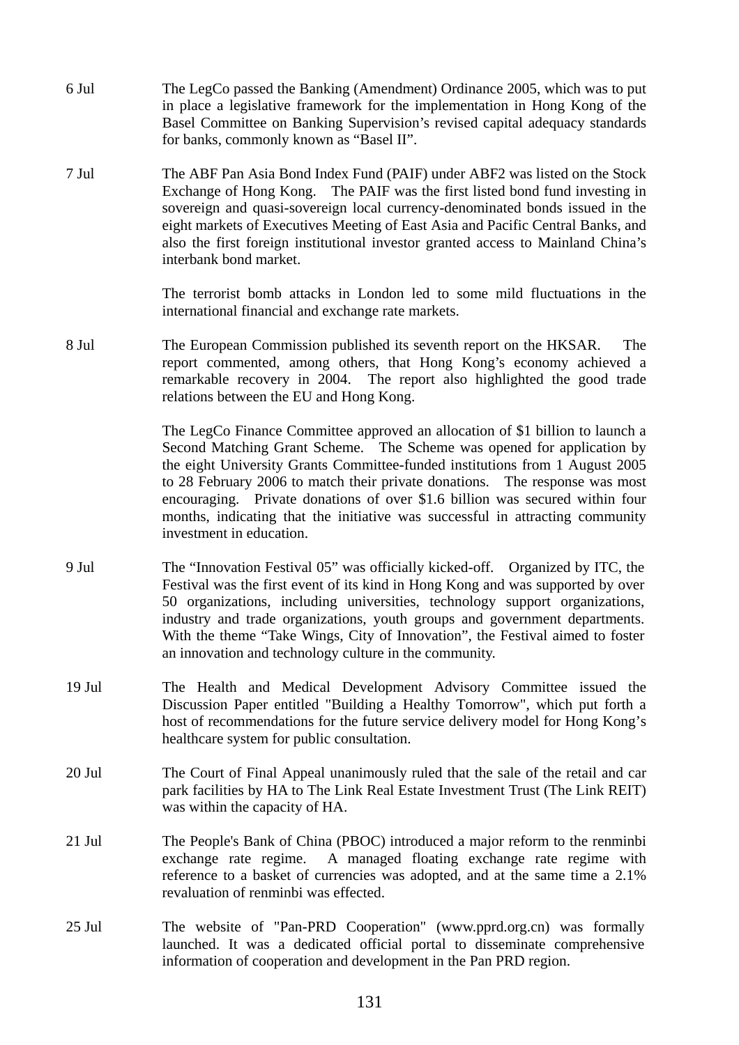6 Jul The LegCo passed the Banking (Amendment) Ordinance 2005, which was to put in place a legislative framework for the implementation in Hong Kong of the Basel Committee on Banking Supervision's revised capital adequacy standards for banks, commonly known as "Basel II".

7 Jul The ABF Pan Asia Bond Index Fund (PAIF) under ABF2 was listed on the Stock Exchange of Hong Kong. The PAIF was the first listed bond fund investing in sovereign and quasi-sovereign local currency-denominated bonds issued in the eight markets of Executives Meeting of East Asia and Pacific Central Banks, and also the first foreign institutional investor granted access to Mainland China's interbank bond market.

The terrorist bomb attacks in London led to some mild fluctuations in the international financial and exchange rate markets.

8 Jul The European Commission published its seventh report on the HKSAR. The report commented, among others, that Hong Kong's economy achieved a remarkable recovery in 2004. The report also highlighted the good trade relations between the EU and Hong Kong.

The LegCo Finance Committee approved an allocation of $1 billion to launch a Second Matching Grant Scheme. The Scheme was opened for application by the eight University Grants Committee-funded institutions from 1 August 2005 to 28 February 2006 to match their private donations. The response was most encouraging. Private donations of over $1.6 billion was secured within four months, indicating that the initiative was successful in attracting community investment in education.

9 Jul The "Innovation Festival 05" was officially kicked-off. Organized by ITC, the Festival was the first event of its kind in Hong Kong and was supported by over 50 organizations, including universities, technology support organizations, industry and trade organizations, youth groups and government departments. With the theme "Take Wings, City of Innovation", the Festival aimed to foster an innovation and technology culture in the community.

19 Jul The Health and Medical Development Advisory Committee issued the Discussion Paper entitled "Building a Healthy Tomorrow", which put forth a host of recommendations for the future service delivery model for Hong Kong's healthcare system for public consultation.

20 Jul The Court of Final Appeal unanimously ruled that the sale of the retail and car park facilities by HA to The Link Real Estate Investment Trust (The Link REIT) was within the capacity of HA.

21 Jul The People's Bank of China (PBOC) introduced a major reform to the renminbi exchange rate regime. A managed floating exchange rate regime with reference to a basket of currencies was adopted, and at the same time a 2.1% revaluation of renminbi was effected.

25 Jul The website of "Pan-PRD Cooperation" (www.pprd.org.cn) was formally launched. It was a dedicated official portal to disseminate comprehensive information of cooperation and development in the Pan PRD region.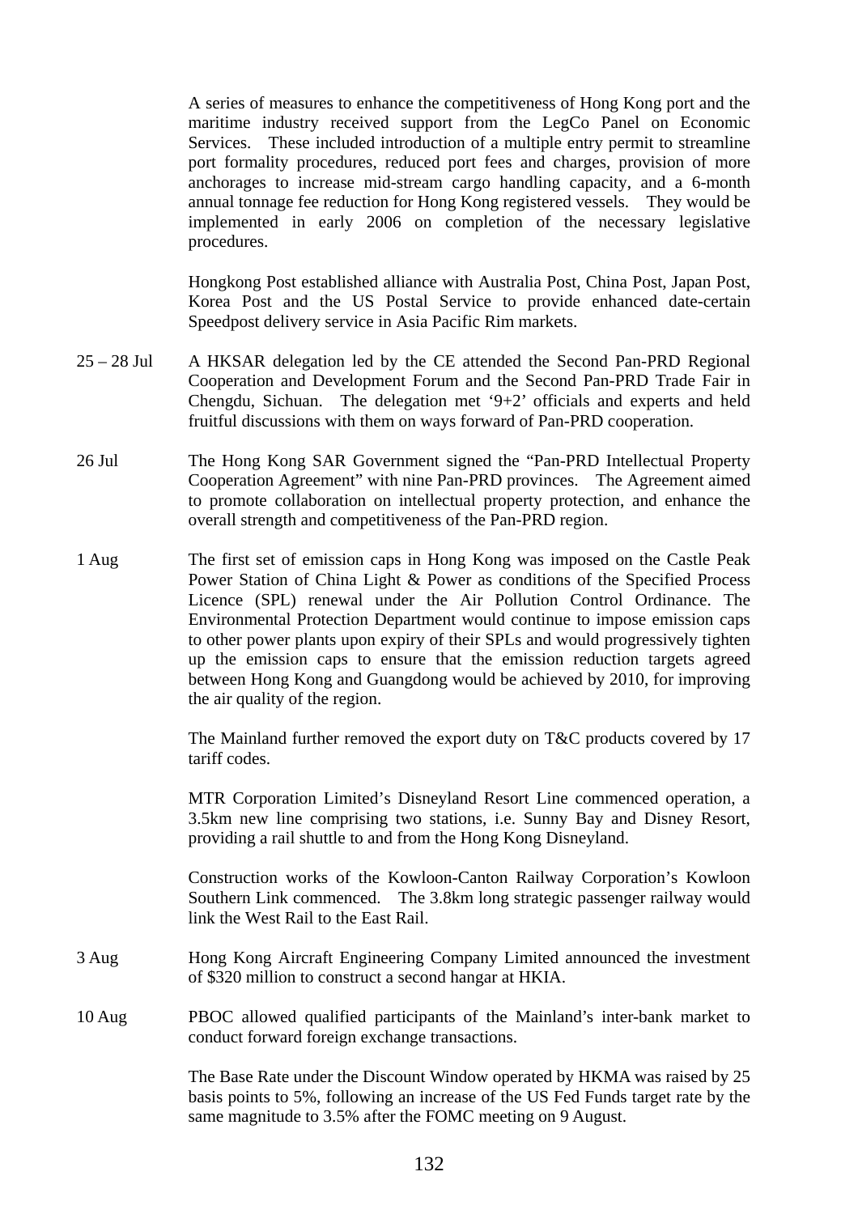A series of measures to enhance the competitiveness of Hong Kong port and the maritime industry received support from the LegCo Panel on Economic Services. These included introduction of a multiple entry permit to streamline port formality procedures, reduced port fees and charges, provision of more anchorages to increase mid-stream cargo handling capacity, and a 6-month annual tonnage fee reduction for Hong Kong registered vessels. They would be implemented in early 2006 on completion of the necessary legislative procedures.

Hongkong Post established alliance with Australia Post, China Post, Japan Post, Korea Post and the US Postal Service to provide enhanced date-certain Speedpost delivery service in Asia Pacific Rim markets.

25 – 28 Jul A HKSAR delegation led by the CE attended the Second Pan-PRD Regional Cooperation and Development Forum and the Second Pan-PRD Trade Fair in Chengdu, Sichuan. The delegation met '9+2' officials and experts and held fruitful discussions with them on ways forward of Pan-PRD cooperation.

26 Jul The Hong Kong SAR Government signed the "Pan-PRD Intellectual Property Cooperation Agreement" with nine Pan-PRD provinces. The Agreement aimed to promote collaboration on intellectual property protection, and enhance the overall strength and competitiveness of the Pan-PRD region.

1 Aug The first set of emission caps in Hong Kong was imposed on the Castle Peak Power Station of China Light & Power as conditions of the Specified Process Licence (SPL) renewal under the Air Pollution Control Ordinance. The Environmental Protection Department would continue to impose emission caps to other power plants upon expiry of their SPLs and would progressively tighten up the emission caps to ensure that the emission reduction targets agreed between Hong Kong and Guangdong would be achieved by 2010, for improving the air quality of the region.

The Mainland further removed the export duty on T&C products covered by 17 tariff codes.

MTR Corporation Limited's Disneyland Resort Line commenced operation, a 3.5km new line comprising two stations, i.e. Sunny Bay and Disney Resort, providing a rail shuttle to and from the Hong Kong Disneyland.

Construction works of the Kowloon-Canton Railway Corporation's Kowloon Southern Link commenced. The 3.8km long strategic passenger railway would link the West Rail to the East Rail.

3 Aug Hong Kong Aircraft Engineering Company Limited announced the investment of $320 million to construct a second hangar at HKIA.

10 Aug PBOC allowed qualified participants of the Mainland's inter-bank market to conduct forward foreign exchange transactions.

The Base Rate under the Discount Window operated by HKMA was raised by 25 basis points to 5%, following an increase of the US Fed Funds target rate by the same magnitude to 3.5% after the FOMC meeting on 9 August.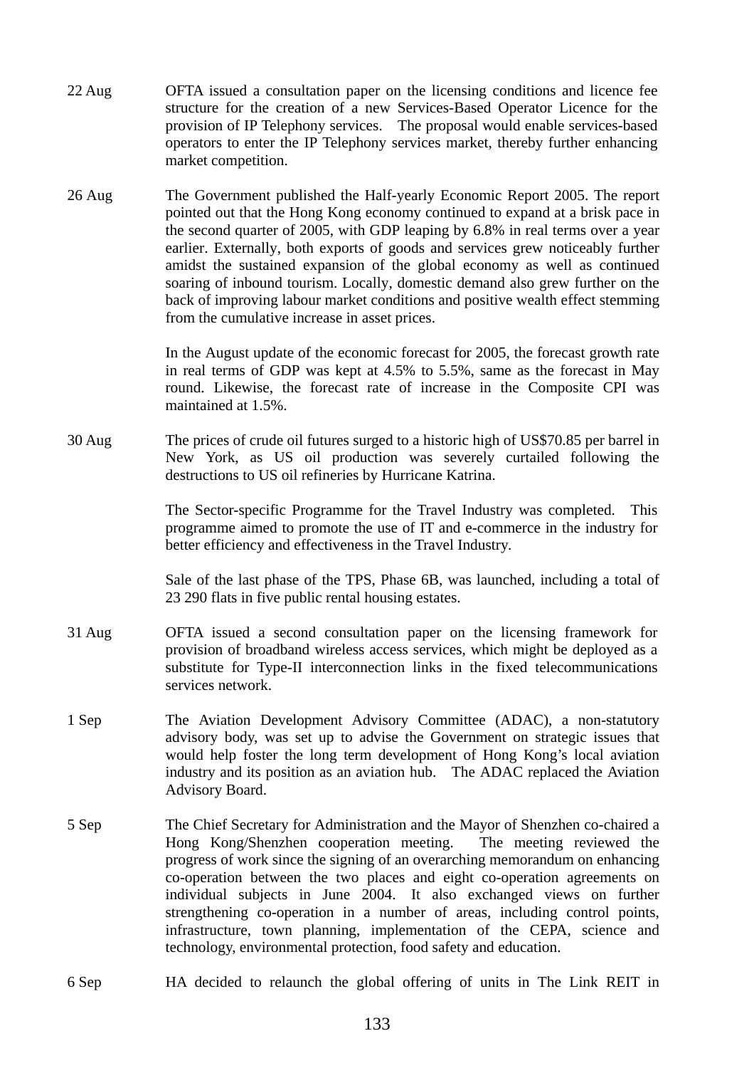22 Aug OFTA issued a consultation paper on the licensing conditions and licence fee structure for the creation of a new Services-Based Operator Licence for the provision of IP Telephony services. The proposal would enable services-based operators to enter the IP Telephony services market, thereby further enhancing market competition.

26 Aug The Government published the Half-yearly Economic Report 2005. The report pointed out that the Hong Kong economy continued to expand at a brisk pace in the second quarter of 2005, with GDP leaping by 6.8% in real terms over a year earlier. Externally, both exports of goods and services grew noticeably further amidst the sustained expansion of the global economy as well as continued soaring of inbound tourism. Locally, domestic demand also grew further on the back of improving labour market conditions and positive wealth effect stemming from the cumulative increase in asset prices.

In the August update of the economic forecast for 2005, the forecast growth rate in real terms of GDP was kept at 4.5% to 5.5%, same as the forecast in May round. Likewise, the forecast rate of increase in the Composite CPI was maintained at 1.5%.

30 Aug The prices of crude oil futures surged to a historic high of US$70.85 per barrel in New York, as US oil production was severely curtailed following the destructions to US oil refineries by Hurricane Katrina.

The Sector-specific Programme for the Travel Industry was completed. This programme aimed to promote the use of IT and e-commerce in the industry for better efficiency and effectiveness in the Travel Industry.

Sale of the last phase of the TPS, Phase 6B, was launched, including a total of 23 290 flats in five public rental housing estates.

31 Aug OFTA issued a second consultation paper on the licensing framework for provision of broadband wireless access services, which might be deployed as a substitute for Type-II interconnection links in the fixed telecommunications services network.

1 Sep The Aviation Development Advisory Committee (ADAC), a non-statutory advisory body, was set up to advise the Government on strategic issues that would help foster the long term development of Hong Kong's local aviation industry and its position as an aviation hub. The ADAC replaced the Aviation Advisory Board.

5 Sep The Chief Secretary for Administration and the Mayor of Shenzhen co-chaired a Hong Kong/Shenzhen cooperation meeting. The meeting reviewed the progress of work since the signing of an overarching memorandum on enhancing co-operation between the two places and eight co-operation agreements on individual subjects in June 2004. It also exchanged views on further strengthening co-operation in a number of areas, including control points, infrastructure, town planning, implementation of the CEPA, science and technology, environmental protection, food safety and education.

6 Sep HA decided to relaunch the global offering of units in The Link REIT in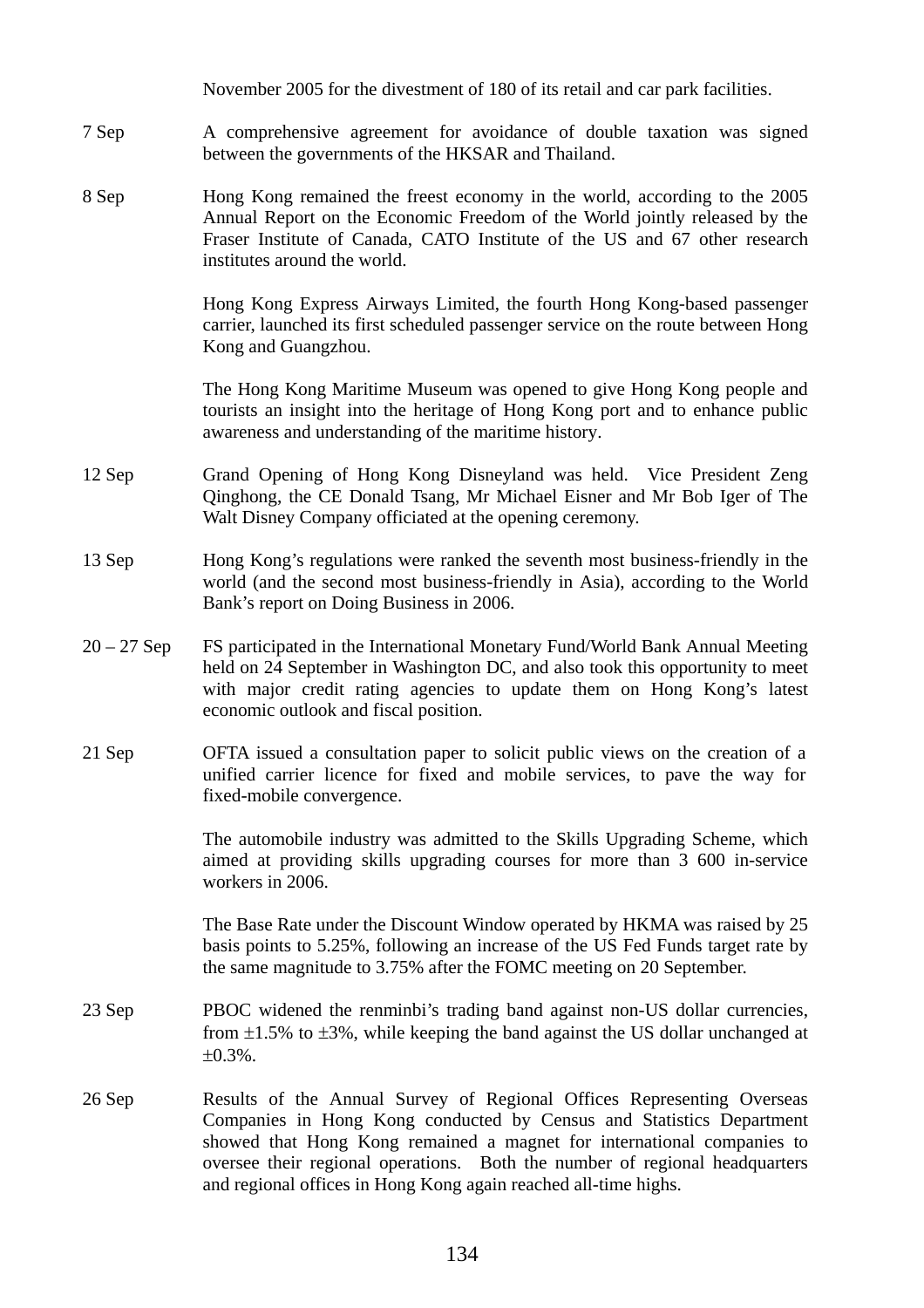November 2005 for the divestment of 180 of its retail and car park facilities.

| | |
|---|---|
| 7 Sep | A comprehensive agreement for avoidance of double taxation was signed between the governments of the HKSAR and Thailand. |
| 8 Sep | Hong Kong remained the freest economy in the world, according to the 2005 Annual Report on the Economic Freedom of the World jointly released by the Fraser Institute of Canada, CATO Institute of the US and 67 other research institutes around the world. |
| | Hong Kong Express Airways Limited, the fourth Hong Kong-based passenger carrier, launched its first scheduled passenger service on the route between Hong Kong and Guangzhou. |
| | The Hong Kong Maritime Museum was opened to give Hong Kong people and tourists an insight into the heritage of Hong Kong port and to enhance public awareness and understanding of the maritime history. |
| 12 Sep | Grand Opening of Hong Kong Disneyland was held. Vice President Zeng Qinghong, the CE Donald Tsang, Mr Michael Eisner and Mr Bob Iger of The Walt Disney Company officiated at the opening ceremony. |
| 13 Sep | Hong Kong's regulations were ranked the seventh most business-friendly in the world (and the second most business-friendly in Asia), according to the World Bank's report on Doing Business in 2006. |
| 20 – 27 Sep | FS participated in the International Monetary Fund/World Bank Annual Meeting held on 24 September in Washington DC, and also took this opportunity to meet with major credit rating agencies to update them on Hong Kong's latest economic outlook and fiscal position. |
| 21 Sep | OFTA issued a consultation paper to solicit public views on the creation of a unified carrier licence for fixed and mobile services, to pave the way for fixed-mobile convergence. |
| | The automobile industry was admitted to the Skills Upgrading Scheme, which aimed at providing skills upgrading courses for more than 3 600 in-service workers in 2006. |
| | The Base Rate under the Discount Window operated by HKMA was raised by 25 basis points to 5.25%, following an increase of the US Fed Funds target rate by the same magnitude to 3.75% after the FOMC meeting on 20 September. |
| 23 Sep | PBOC widened the renminbi's trading band against non-US dollar currencies, from ±1.5% to ±3%, while keeping the band against the US dollar unchanged at ±0.3%. |
| 26 Sep | Results of the Annual Survey of Regional Offices Representing Overseas Companies in Hong Kong conducted by Census and Statistics Department showed that Hong Kong remained a magnet for international companies to oversee their regional operations. Both the number of regional headquarters and regional offices in Hong Kong again reached all-time highs. |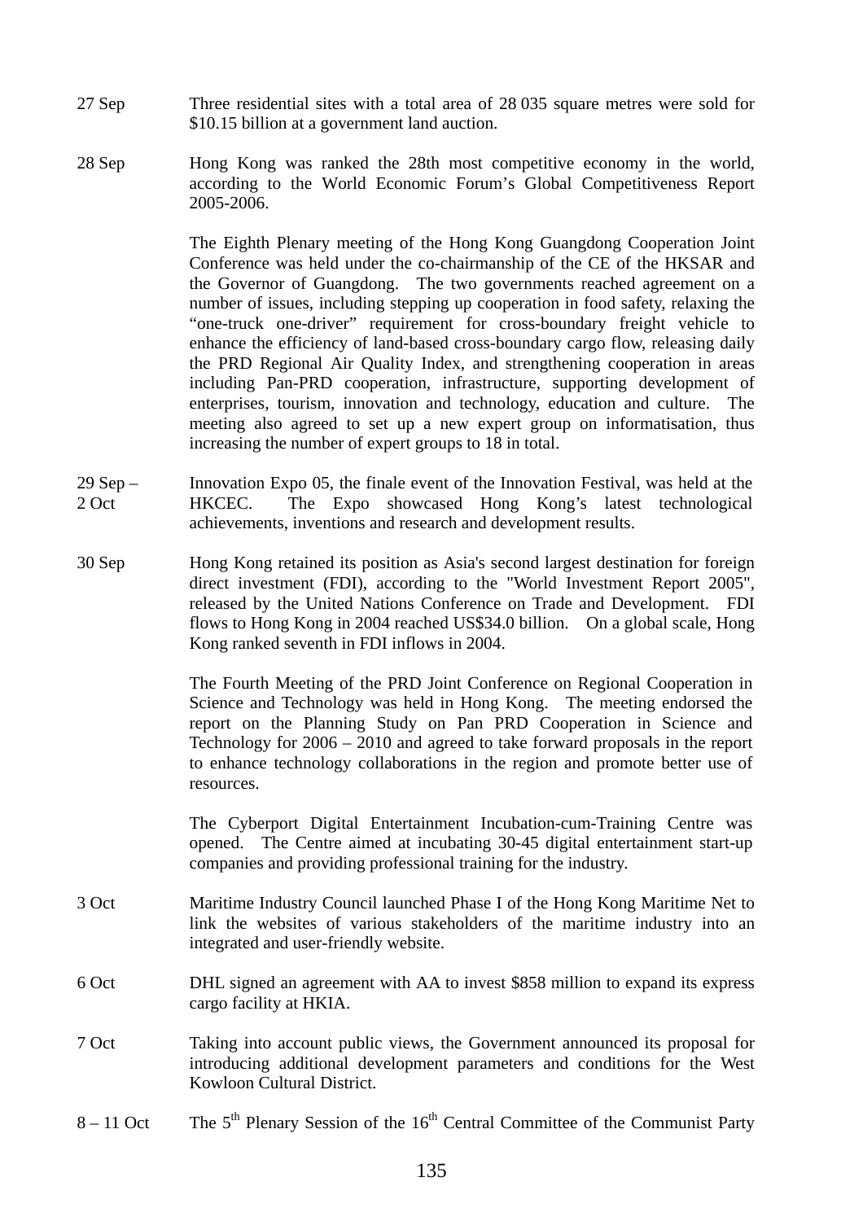27 Sep Three residential sites with a total area of 28 035 square metres were sold for $10.15 billion at a government land auction.

28 Sep Hong Kong was ranked the 28th most competitive economy in the world, according to the World Economic Forum's Global Competitiveness Report 2005-2006.

The Eighth Plenary meeting of the Hong Kong Guangdong Cooperation Joint Conference was held under the co-chairmanship of the CE of the HKSAR and the Governor of Guangdong. The two governments reached agreement on a number of issues, including stepping up cooperation in food safety, relaxing the "one-truck one-driver" requirement for cross-boundary freight vehicle to enhance the efficiency of land-based cross-boundary cargo flow, releasing daily the PRD Regional Air Quality Index, and strengthening cooperation in areas including Pan-PRD cooperation, infrastructure, supporting development of enterprises, tourism, innovation and technology, education and culture. The meeting also agreed to set up a new expert group on informatisation, thus increasing the number of expert groups to 18 in total.

29 Sep – 2 Oct Innovation Expo 05, the finale event of the Innovation Festival, was held at the HKCEC. The Expo showcased Hong Kong's latest technological achievements, inventions and research and development results.

30 Sep Hong Kong retained its position as Asia's second largest destination for foreign direct investment (FDI), according to the "World Investment Report 2005", released by the United Nations Conference on Trade and Development. FDI flows to Hong Kong in 2004 reached US$34.0 billion. On a global scale, Hong Kong ranked seventh in FDI inflows in 2004.

The Fourth Meeting of the PRD Joint Conference on Regional Cooperation in Science and Technology was held in Hong Kong. The meeting endorsed the report on the Planning Study on Pan PRD Cooperation in Science and Technology for 2006 – 2010 and agreed to take forward proposals in the report to enhance technology collaborations in the region and promote better use of resources.

The Cyberport Digital Entertainment Incubation-cum-Training Centre was opened. The Centre aimed at incubating 30-45 digital entertainment start-up companies and providing professional training for the industry.

3 Oct Maritime Industry Council launched Phase I of the Hong Kong Maritime Net to link the websites of various stakeholders of the maritime industry into an integrated and user-friendly website.

6 Oct DHL signed an agreement with AA to invest $858 million to expand its express cargo facility at HKIA.

7 Oct Taking into account public views, the Government announced its proposal for introducing additional development parameters and conditions for the West Kowloon Cultural District.

8 – 11 Oct The 5th Plenary Session of the 16th Central Committee of the Communist Party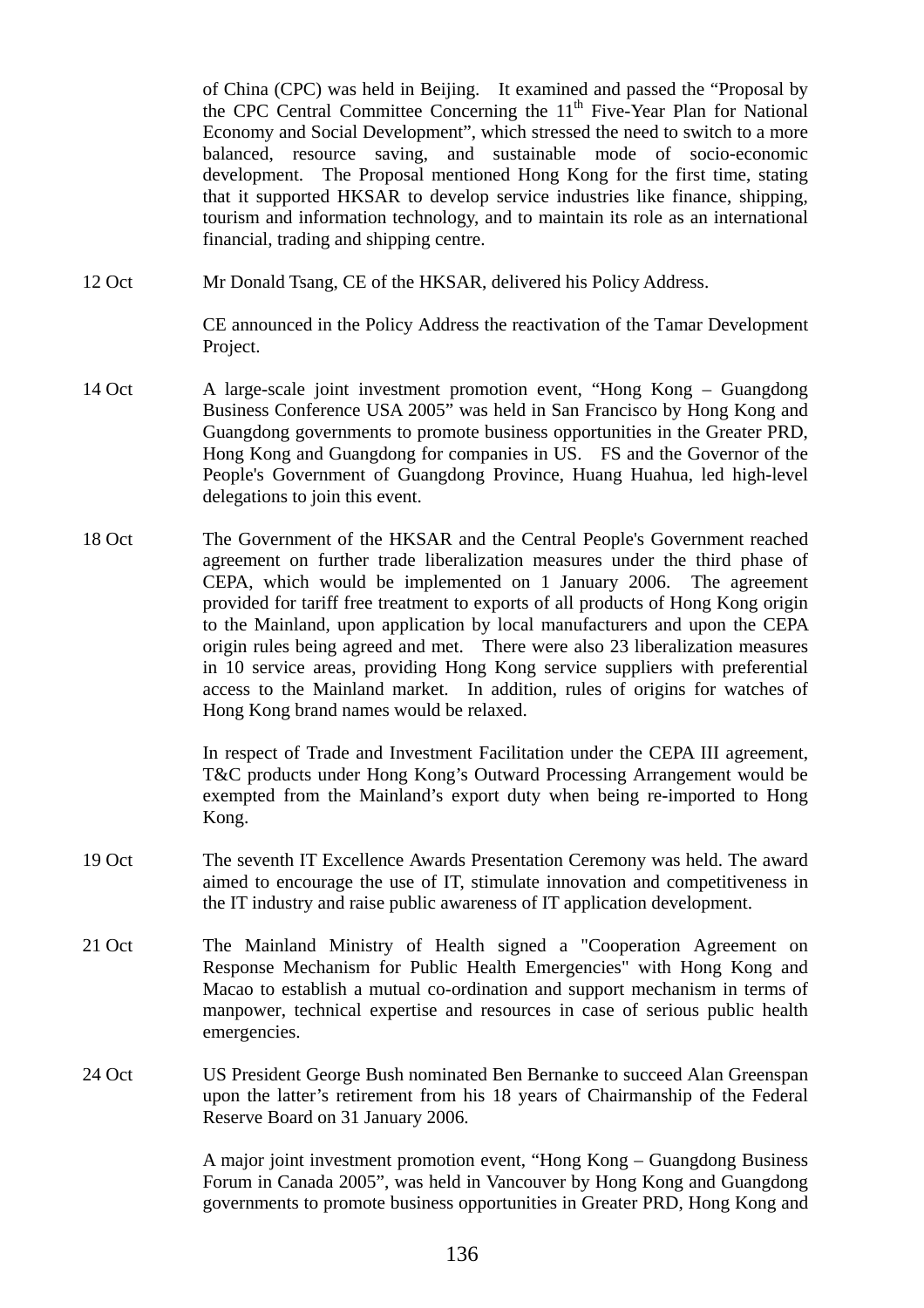of China (CPC) was held in Beijing. It examined and passed the "Proposal by the CPC Central Committee Concerning the 11th Five-Year Plan for National Economy and Social Development", which stressed the need to switch to a more balanced, resource saving, and sustainable mode of socio-economic development. The Proposal mentioned Hong Kong for the first time, stating that it supported HKSAR to develop service industries like finance, shipping, tourism and information technology, and to maintain its role as an international financial, trading and shipping centre.

12 Oct Mr Donald Tsang, CE of the HKSAR, delivered his Policy Address.

CE announced in the Policy Address the reactivation of the Tamar Development Project.

14 Oct A large-scale joint investment promotion event, "Hong Kong – Guangdong Business Conference USA 2005" was held in San Francisco by Hong Kong and Guangdong governments to promote business opportunities in the Greater PRD, Hong Kong and Guangdong for companies in US. FS and the Governor of the People's Government of Guangdong Province, Huang Huahua, led high-level delegations to join this event.

18 Oct The Government of the HKSAR and the Central People's Government reached agreement on further trade liberalization measures under the third phase of CEPA, which would be implemented on 1 January 2006. The agreement provided for tariff free treatment to exports of all products of Hong Kong origin to the Mainland, upon application by local manufacturers and upon the CEPA origin rules being agreed and met. There were also 23 liberalization measures in 10 service areas, providing Hong Kong service suppliers with preferential access to the Mainland market. In addition, rules of origins for watches of Hong Kong brand names would be relaxed.

In respect of Trade and Investment Facilitation under the CEPA III agreement, T&C products under Hong Kong's Outward Processing Arrangement would be exempted from the Mainland's export duty when being re-imported to Hong Kong.

19 Oct The seventh IT Excellence Awards Presentation Ceremony was held. The award aimed to encourage the use of IT, stimulate innovation and competitiveness in the IT industry and raise public awareness of IT application development.

21 Oct The Mainland Ministry of Health signed a "Cooperation Agreement on Response Mechanism for Public Health Emergencies" with Hong Kong and Macao to establish a mutual co-ordination and support mechanism in terms of manpower, technical expertise and resources in case of serious public health emergencies.

24 Oct US President George Bush nominated Ben Bernanke to succeed Alan Greenspan upon the latter's retirement from his 18 years of Chairmanship of the Federal Reserve Board on 31 January 2006.

A major joint investment promotion event, "Hong Kong – Guangdong Business Forum in Canada 2005", was held in Vancouver by Hong Kong and Guangdong governments to promote business opportunities in Greater PRD, Hong Kong and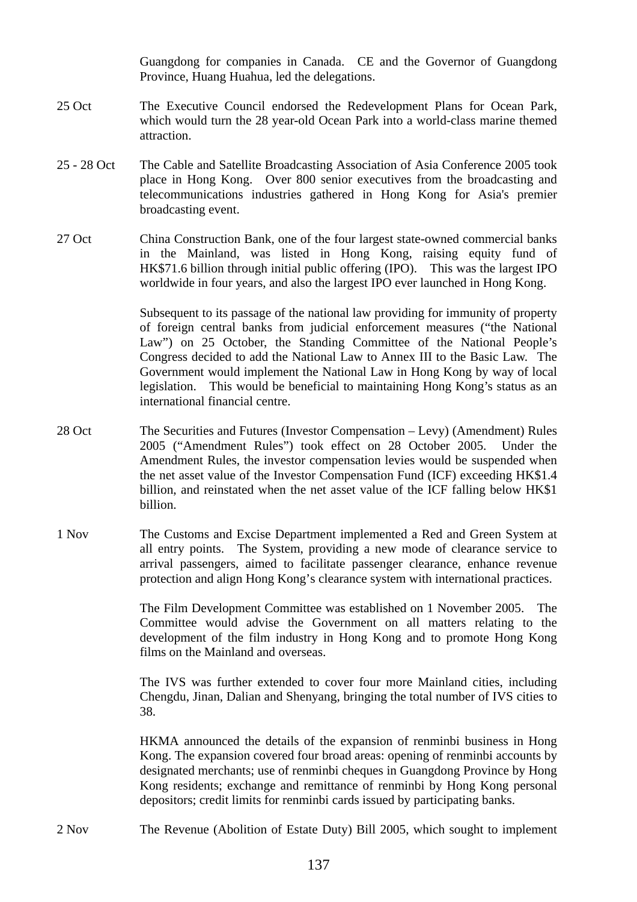Guangdong for companies in Canada. CE and the Governor of Guangdong Province, Huang Huahua, led the delegations.

| | |
|---|---|
| 25 Oct | The Executive Council endorsed the Redevelopment Plans for Ocean Park, which would turn the 28 year-old Ocean Park into a world-class marine themed attraction. |
| 25 - 28 Oct | The Cable and Satellite Broadcasting Association of Asia Conference 2005 took place in Hong Kong. Over 800 senior executives from the broadcasting and telecommunications industries gathered in Hong Kong for Asia's premier broadcasting event. |
| 27 Oct | China Construction Bank, one of the four largest state-owned commercial banks in the Mainland, was listed in Hong Kong, raising equity fund of HK$71.6 billion through initial public offering (IPO). This was the largest IPO worldwide in four years, and also the largest IPO ever launched in Hong Kong. |
| | Subsequent to its passage of the national law providing for immunity of property of foreign central banks from judicial enforcement measures ("the National Law") on 25 October, the Standing Committee of the National People's Congress decided to add the National Law to Annex III to the Basic Law. The Government would implement the National Law in Hong Kong by way of local legislation. This would be beneficial to maintaining Hong Kong's status as an international financial centre. |
| 28 Oct | The Securities and Futures (Investor Compensation – Levy) (Amendment) Rules 2005 ("Amendment Rules") took effect on 28 October 2005. Under the Amendment Rules, the investor compensation levies would be suspended when the net asset value of the Investor Compensation Fund (ICF) exceeding HK$1.4 billion, and reinstated when the net asset value of the ICF falling below HK$1 billion. |
| 1 Nov | The Customs and Excise Department implemented a Red and Green System at all entry points. The System, providing a new mode of clearance service to arrival passengers, aimed to facilitate passenger clearance, enhance revenue protection and align Hong Kong's clearance system with international practices. |
| | The Film Development Committee was established on 1 November 2005. The Committee would advise the Government on all matters relating to the development of the film industry in Hong Kong and to promote Hong Kong films on the Mainland and overseas. |
| | The IVS was further extended to cover four more Mainland cities, including Chengdu, Jinan, Dalian and Shenyang, bringing the total number of IVS cities to 38. |
| | HKMA announced the details of the expansion of renminbi business in Hong Kong. The expansion covered four broad areas: opening of renminbi accounts by designated merchants; use of renminbi cheques in Guangdong Province by Hong Kong residents; exchange and remittance of renminbi by Hong Kong personal depositors; credit limits for renminbi cards issued by participating banks. |
| 2 Nov | The Revenue (Abolition of Estate Duty) Bill 2005, which sought to implement |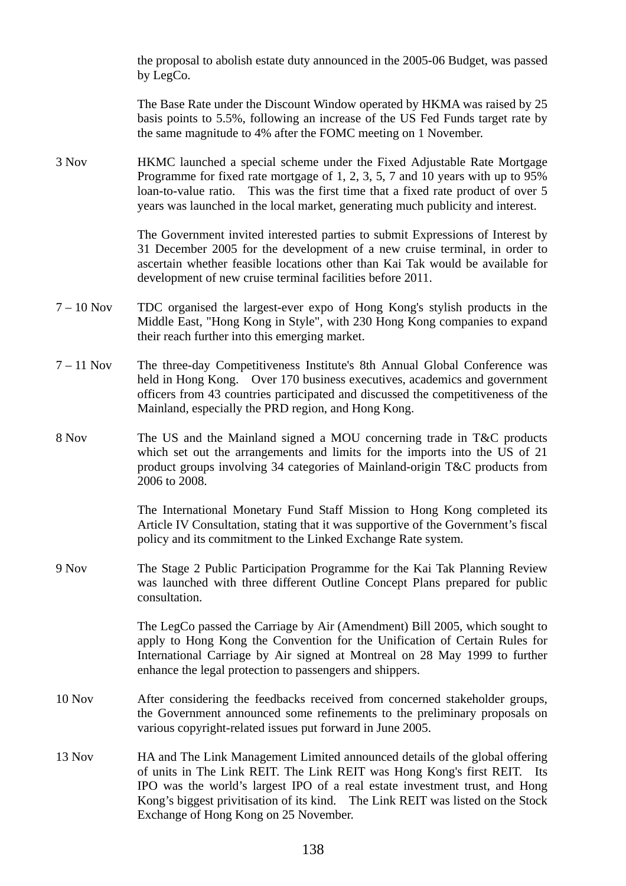the proposal to abolish estate duty announced in the 2005-06 Budget, was passed by LegCo.

The Base Rate under the Discount Window operated by HKMA was raised by 25 basis points to 5.5%, following an increase of the US Fed Funds target rate by the same magnitude to 4% after the FOMC meeting on 1 November.

| | |
|---|---|
| 3 Nov | HKMC launched a special scheme under the Fixed Adjustable Rate Mortgage Programme for fixed rate mortgage of 1, 2, 3, 5, 7 and 10 years with up to 95% loan-to-value ratio. This was the first time that a fixed rate product of over 5 years was launched in the local market, generating much publicity and interest. |
| | The Government invited interested parties to submit Expressions of Interest by 31 December 2005 for the development of a new cruise terminal, in order to ascertain whether feasible locations other than Kai Tak would be available for development of new cruise terminal facilities before 2011. |
| 7 – 10 Nov | TDC organised the largest-ever expo of Hong Kong's stylish products in the Middle East, "Hong Kong in Style", with 230 Hong Kong companies to expand their reach further into this emerging market. |
| 7 – 11 Nov | The three-day Competitiveness Institute's 8th Annual Global Conference was held in Hong Kong. Over 170 business executives, academics and government officers from 43 countries participated and discussed the competitiveness of the Mainland, especially the PRD region, and Hong Kong. |
| 8 Nov | The US and the Mainland signed a MOU concerning trade in T&C products which set out the arrangements and limits for the imports into the US of 21 product groups involving 34 categories of Mainland-origin T&C products from 2006 to 2008. |
| | The International Monetary Fund Staff Mission to Hong Kong completed its Article IV Consultation, stating that it was supportive of the Government's fiscal policy and its commitment to the Linked Exchange Rate system. |
| 9 Nov | The Stage 2 Public Participation Programme for the Kai Tak Planning Review was launched with three different Outline Concept Plans prepared for public consultation. |
| | The LegCo passed the Carriage by Air (Amendment) Bill 2005, which sought to apply to Hong Kong the Convention for the Unification of Certain Rules for International Carriage by Air signed at Montreal on 28 May 1999 to further enhance the legal protection to passengers and shippers. |
| 10 Nov | After considering the feedbacks received from concerned stakeholder groups, the Government announced some refinements to the preliminary proposals on various copyright-related issues put forward in June 2005. |
| 13 Nov | HA and The Link Management Limited announced details of the global offering of units in The Link REIT. The Link REIT was Hong Kong's first REIT. Its IPO was the world's largest IPO of a real estate investment trust, and Hong Kong's biggest privitisation of its kind. The Link REIT was listed on the Stock Exchange of Hong Kong on 25 November. |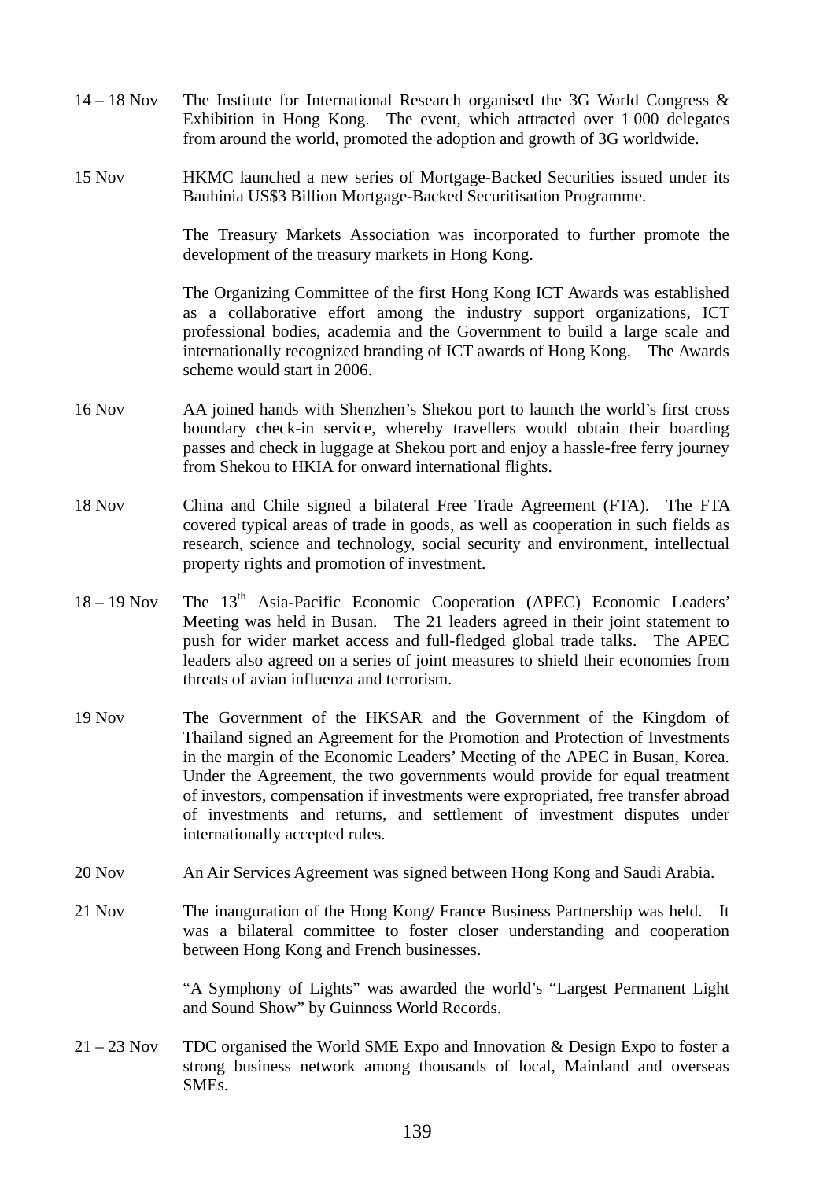14 – 18 Nov The Institute for International Research organised the 3G World Congress & Exhibition in Hong Kong. The event, which attracted over 1 000 delegates from around the world, promoted the adoption and growth of 3G worldwide.

15 Nov HKMC launched a new series of Mortgage-Backed Securities issued under its Bauhinia US$3 Billion Mortgage-Backed Securitisation Programme.

The Treasury Markets Association was incorporated to further promote the development of the treasury markets in Hong Kong.

The Organizing Committee of the first Hong Kong ICT Awards was established as a collaborative effort among the industry support organizations, ICT professional bodies, academia and the Government to build a large scale and internationally recognized branding of ICT awards of Hong Kong. The Awards scheme would start in 2006.

16 Nov AA joined hands with Shenzhen's Shekou port to launch the world's first cross boundary check-in service, whereby travellers would obtain their boarding passes and check in luggage at Shekou port and enjoy a hassle-free ferry journey from Shekou to HKIA for onward international flights.

18 Nov China and Chile signed a bilateral Free Trade Agreement (FTA). The FTA covered typical areas of trade in goods, as well as cooperation in such fields as research, science and technology, social security and environment, intellectual property rights and promotion of investment.

18 – 19 Nov The 13th Asia-Pacific Economic Cooperation (APEC) Economic Leaders' Meeting was held in Busan. The 21 leaders agreed in their joint statement to push for wider market access and full-fledged global trade talks. The APEC leaders also agreed on a series of joint measures to shield their economies from threats of avian influenza and terrorism.

19 Nov The Government of the HKSAR and the Government of the Kingdom of Thailand signed an Agreement for the Promotion and Protection of Investments in the margin of the Economic Leaders' Meeting of the APEC in Busan, Korea. Under the Agreement, the two governments would provide for equal treatment of investors, compensation if investments were expropriated, free transfer abroad of investments and returns, and settlement of investment disputes under internationally accepted rules.

20 Nov An Air Services Agreement was signed between Hong Kong and Saudi Arabia.

21 Nov The inauguration of the Hong Kong/ France Business Partnership was held. It was a bilateral committee to foster closer understanding and cooperation between Hong Kong and French businesses.

"A Symphony of Lights" was awarded the world's "Largest Permanent Light and Sound Show" by Guinness World Records.

21 – 23 Nov TDC organised the World SME Expo and Innovation & Design Expo to foster a strong business network among thousands of local, Mainland and overseas SMEs.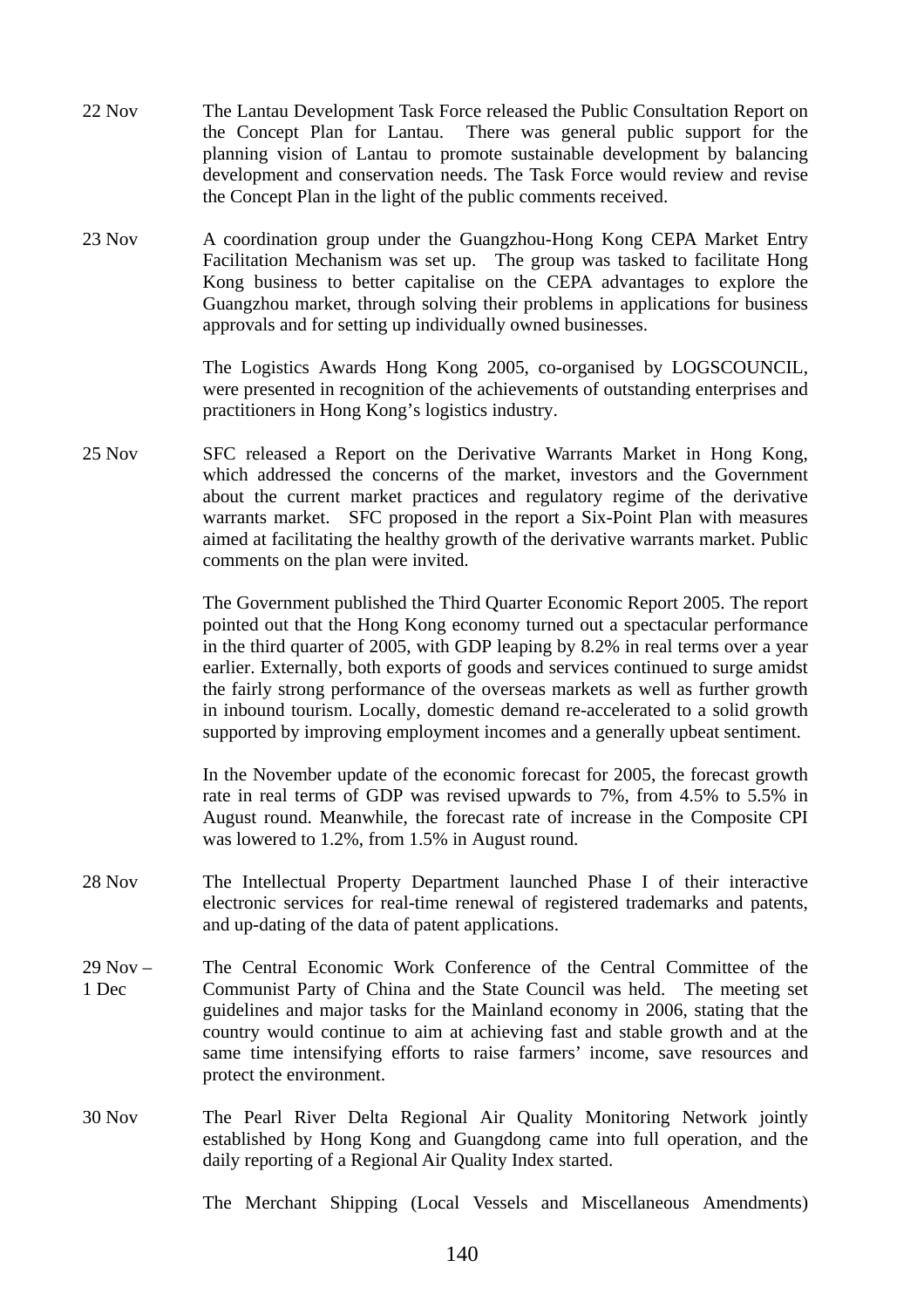| | |
|---|---|
| 22 Nov | The Lantau Development Task Force released the Public Consultation Report on the Concept Plan for Lantau. There was general public support for the planning vision of Lantau to promote sustainable development by balancing development and conservation needs. The Task Force would review and revise the Concept Plan in the light of the public comments received. |
| 23 Nov | A coordination group under the Guangzhou-Hong Kong CEPA Market Entry Facilitation Mechanism was set up. The group was tasked to facilitate Hong Kong business to better capitalise on the CEPA advantages to explore the Guangzhou market, through solving their problems in applications for business approvals and for setting up individually owned businesses. |
| | The Logistics Awards Hong Kong 2005, co-organised by LOGSCOUNCIL, were presented in recognition of the achievements of outstanding enterprises and practitioners in Hong Kong's logistics industry. |
| 25 Nov | SFC released a Report on the Derivative Warrants Market in Hong Kong, which addressed the concerns of the market, investors and the Government about the current market practices and regulatory regime of the derivative warrants market. SFC proposed in the report a Six-Point Plan with measures aimed at facilitating the healthy growth of the derivative warrants market. Public comments on the plan were invited. |
| | The Government published the Third Quarter Economic Report 2005. The report pointed out that the Hong Kong economy turned out a spectacular performance in the third quarter of 2005, with GDP leaping by 8.2% in real terms over a year earlier. Externally, both exports of goods and services continued to surge amidst the fairly strong performance of the overseas markets as well as further growth in inbound tourism. Locally, domestic demand re-accelerated to a solid growth supported by improving employment incomes and a generally upbeat sentiment. |
| | In the November update of the economic forecast for 2005, the forecast growth rate in real terms of GDP was revised upwards to 7%, from 4.5% to 5.5% in August round. Meanwhile, the forecast rate of increase in the Composite CPI was lowered to 1.2%, from 1.5% in August round. |
| 28 Nov | The Intellectual Property Department launched Phase I of their interactive electronic services for real-time renewal of registered trademarks and patents, and up-dating of the data of patent applications. |
| 29 Nov – 1 Dec | The Central Economic Work Conference of the Central Committee of the Communist Party of China and the State Council was held. The meeting set guidelines and major tasks for the Mainland economy in 2006, stating that the country would continue to aim at achieving fast and stable growth and at the same time intensifying efforts to raise farmers' income, save resources and protect the environment. |
| 30 Nov | The Pearl River Delta Regional Air Quality Monitoring Network jointly established by Hong Kong and Guangdong came into full operation, and the daily reporting of a Regional Air Quality Index started. |
| | The Merchant Shipping (Local Vessels and Miscellaneous Amendments) |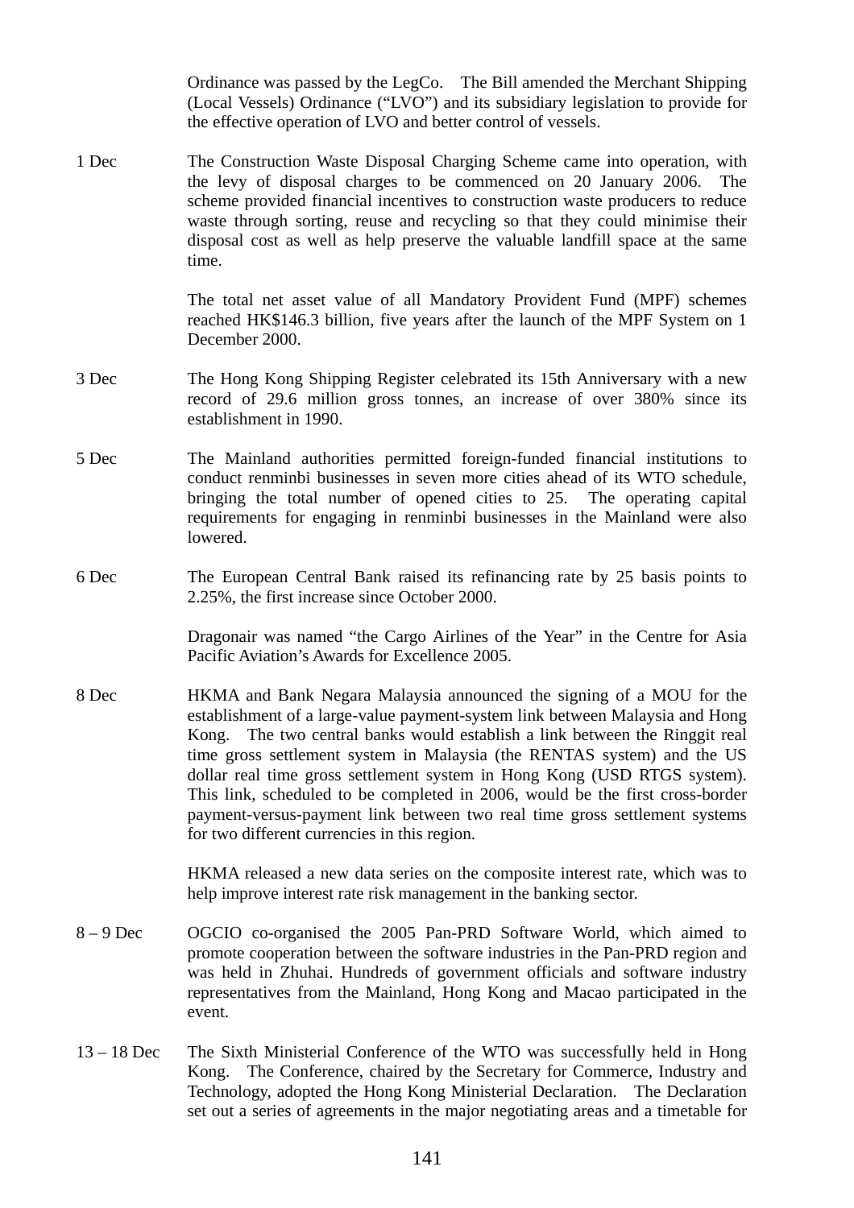Ordinance was passed by the LegCo. The Bill amended the Merchant Shipping (Local Vessels) Ordinance ("LVO") and its subsidiary legislation to provide for the effective operation of LVO and better control of vessels.

1 Dec — The Construction Waste Disposal Charging Scheme came into operation, with the levy of disposal charges to be commenced on 20 January 2006. The scheme provided financial incentives to construction waste producers to reduce waste through sorting, reuse and recycling so that they could minimise their disposal cost as well as help preserve the valuable landfill space at the same time.

The total net asset value of all Mandatory Provident Fund (MPF) schemes reached HK$146.3 billion, five years after the launch of the MPF System on 1 December 2000.

3 Dec — The Hong Kong Shipping Register celebrated its 15th Anniversary with a new record of 29.6 million gross tonnes, an increase of over 380% since its establishment in 1990.

5 Dec — The Mainland authorities permitted foreign-funded financial institutions to conduct renminbi businesses in seven more cities ahead of its WTO schedule, bringing the total number of opened cities to 25. The operating capital requirements for engaging in renminbi businesses in the Mainland were also lowered.

6 Dec — The European Central Bank raised its refinancing rate by 25 basis points to 2.25%, the first increase since October 2000.

Dragonair was named "the Cargo Airlines of the Year" in the Centre for Asia Pacific Aviation's Awards for Excellence 2005.

8 Dec — HKMA and Bank Negara Malaysia announced the signing of a MOU for the establishment of a large-value payment-system link between Malaysia and Hong Kong. The two central banks would establish a link between the Ringgit real time gross settlement system in Malaysia (the RENTAS system) and the US dollar real time gross settlement system in Hong Kong (USD RTGS system). This link, scheduled to be completed in 2006, would be the first cross-border payment-versus-payment link between two real time gross settlement systems for two different currencies in this region.

HKMA released a new data series on the composite interest rate, which was to help improve interest rate risk management in the banking sector.

8 – 9 Dec — OGCIO co-organised the 2005 Pan-PRD Software World, which aimed to promote cooperation between the software industries in the Pan-PRD region and was held in Zhuhai. Hundreds of government officials and software industry representatives from the Mainland, Hong Kong and Macao participated in the event.

13 – 18 Dec — The Sixth Ministerial Conference of the WTO was successfully held in Hong Kong. The Conference, chaired by the Secretary for Commerce, Industry and Technology, adopted the Hong Kong Ministerial Declaration. The Declaration set out a series of agreements in the major negotiating areas and a timetable for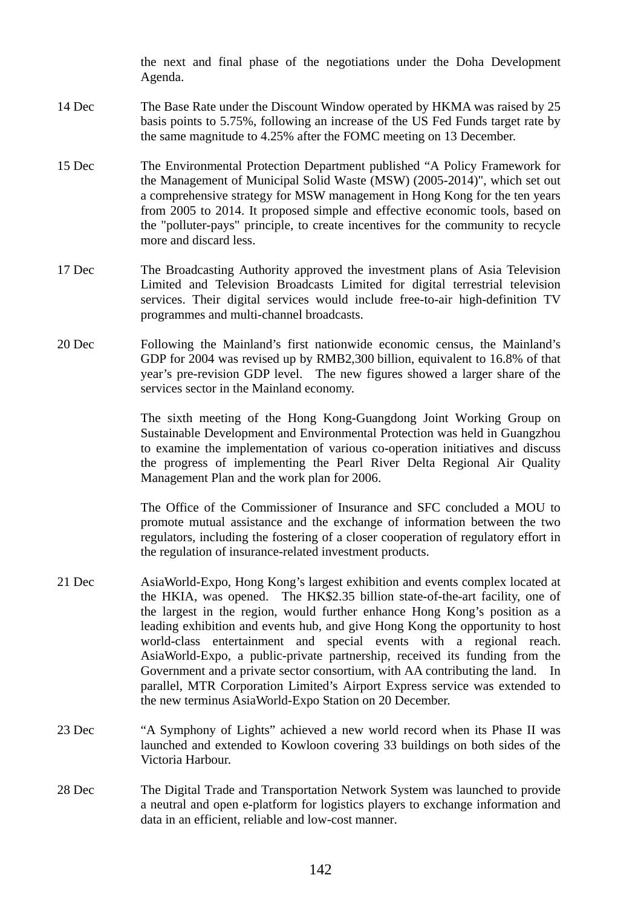the next and final phase of the negotiations under the Doha Development Agenda.

| | |
|---|---|
| 14 Dec | The Base Rate under the Discount Window operated by HKMA was raised by 25 basis points to 5.75%, following an increase of the US Fed Funds target rate by the same magnitude to 4.25% after the FOMC meeting on 13 December. |
| 15 Dec | The Environmental Protection Department published "A Policy Framework for the Management of Municipal Solid Waste (MSW) (2005-2014)", which set out a comprehensive strategy for MSW management in Hong Kong for the ten years from 2005 to 2014. It proposed simple and effective economic tools, based on the "polluter-pays" principle, to create incentives for the community to recycle more and discard less. |
| 17 Dec | The Broadcasting Authority approved the investment plans of Asia Television Limited and Television Broadcasts Limited for digital terrestrial television services. Their digital services would include free-to-air high-definition TV programmes and multi-channel broadcasts. |
| 20 Dec | Following the Mainland's first nationwide economic census, the Mainland's GDP for 2004 was revised up by RMB2,300 billion, equivalent to 16.8% of that year's pre-revision GDP level. The new figures showed a larger share of the services sector in the Mainland economy. |
| | The sixth meeting of the Hong Kong-Guangdong Joint Working Group on Sustainable Development and Environmental Protection was held in Guangzhou to examine the implementation of various co-operation initiatives and discuss the progress of implementing the Pearl River Delta Regional Air Quality Management Plan and the work plan for 2006. |
| | The Office of the Commissioner of Insurance and SFC concluded a MOU to promote mutual assistance and the exchange of information between the two regulators, including the fostering of a closer cooperation of regulatory effort in the regulation of insurance-related investment products. |
| 21 Dec | AsiaWorld-Expo, Hong Kong's largest exhibition and events complex located at the HKIA, was opened. The HK$2.35 billion state-of-the-art facility, one of the largest in the region, would further enhance Hong Kong's position as a leading exhibition and events hub, and give Hong Kong the opportunity to host world-class entertainment and special events with a regional reach. AsiaWorld-Expo, a public-private partnership, received its funding from the Government and a private sector consortium, with AA contributing the land. In parallel, MTR Corporation Limited's Airport Express service was extended to the new terminus AsiaWorld-Expo Station on 20 December. |
| 23 Dec | "A Symphony of Lights" achieved a new world record when its Phase II was launched and extended to Kowloon covering 33 buildings on both sides of the Victoria Harbour. |
| 28 Dec | The Digital Trade and Transportation Network System was launched to provide a neutral and open e-platform for logistics players to exchange information and data in an efficient, reliable and low-cost manner. |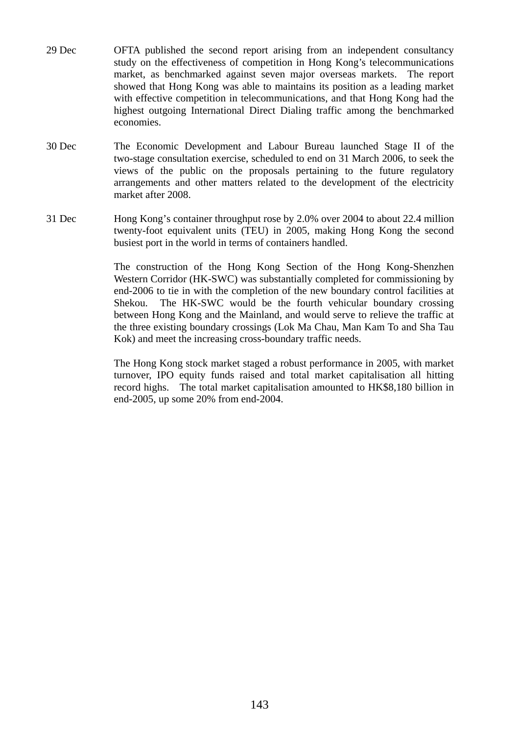29 Dec OFTA published the second report arising from an independent consultancy study on the effectiveness of competition in Hong Kong's telecommunications market, as benchmarked against seven major overseas markets. The report showed that Hong Kong was able to maintains its position as a leading market with effective competition in telecommunications, and that Hong Kong had the highest outgoing International Direct Dialing traffic among the benchmarked economies.

30 Dec The Economic Development and Labour Bureau launched Stage II of the two-stage consultation exercise, scheduled to end on 31 March 2006, to seek the views of the public on the proposals pertaining to the future regulatory arrangements and other matters related to the development of the electricity market after 2008.

31 Dec Hong Kong's container throughput rose by 2.0% over 2004 to about 22.4 million twenty-foot equivalent units (TEU) in 2005, making Hong Kong the second busiest port in the world in terms of containers handled.

The construction of the Hong Kong Section of the Hong Kong-Shenzhen Western Corridor (HK-SWC) was substantially completed for commissioning by end-2006 to tie in with the completion of the new boundary control facilities at Shekou. The HK-SWC would be the fourth vehicular boundary crossing between Hong Kong and the Mainland, and would serve to relieve the traffic at the three existing boundary crossings (Lok Ma Chau, Man Kam To and Sha Tau Kok) and meet the increasing cross-boundary traffic needs.

The Hong Kong stock market staged a robust performance in 2005, with market turnover, IPO equity funds raised and total market capitalisation all hitting record highs. The total market capitalisation amounted to HK$8,180 billion in end-2005, up some 20% from end-2004.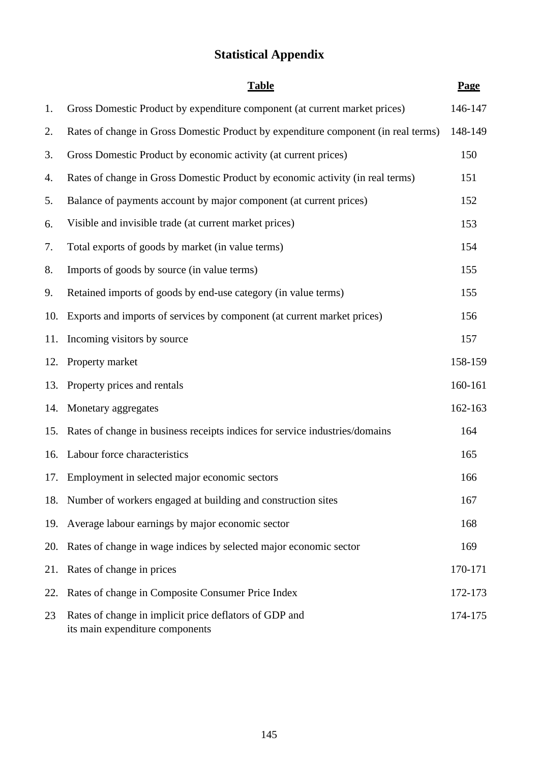# Statistical Appendix

| | Table | Page |
|---|---|---|
| 1. | Gross Domestic Product by expenditure component (at current market prices) | 146-147 |
| 2. | Rates of change in Gross Domestic Product by expenditure component (in real terms) | 148-149 |
| 3. | Gross Domestic Product by economic activity (at current prices) | 150 |
| 4. | Rates of change in Gross Domestic Product by economic activity (in real terms) | 151 |
| 5. | Balance of payments account by major component (at current prices) | 152 |
| 6. | Visible and invisible trade (at current market prices) | 153 |
| 7. | Total exports of goods by market (in value terms) | 154 |
| 8. | Imports of goods by source (in value terms) | 155 |
| 9. | Retained imports of goods by end-use category (in value terms) | 155 |
| 10. | Exports and imports of services by component (at current market prices) | 156 |
| 11. | Incoming visitors by source | 157 |
| 12. | Property market | 158-159 |
| 13. | Property prices and rentals | 160-161 |
| 14. | Monetary aggregates | 162-163 |
| 15. | Rates of change in business receipts indices for service industries/domains | 164 |
| 16. | Labour force characteristics | 165 |
| 17. | Employment in selected major economic sectors | 166 |
| 18. | Number of workers engaged at building and construction sites | 167 |
| 19. | Average labour earnings by major economic sector | 168 |
| 20. | Rates of change in wage indices by selected major economic sector | 169 |
| 21. | Rates of change in prices | 170-171 |
| 22. | Rates of change in Composite Consumer Price Index | 172-173 |
| 23 | Rates of change in implicit price deflators of GDP and its main expenditure components | 174-175 |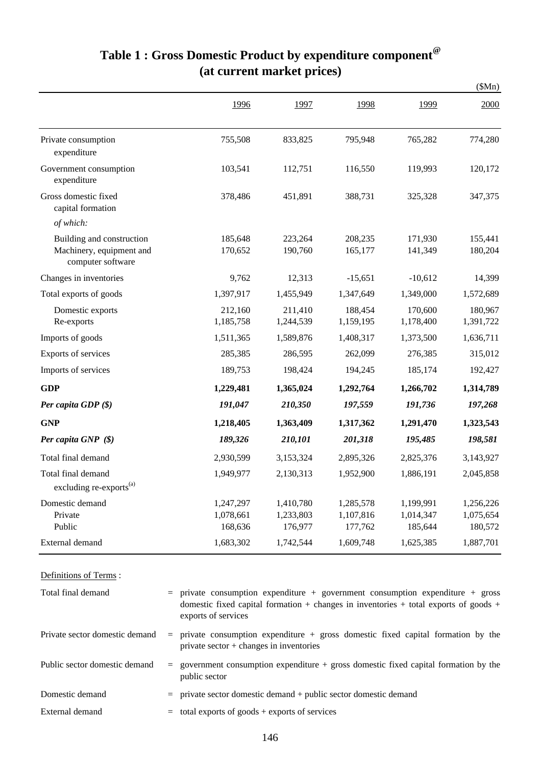# Table 1 : Gross Domestic Product by expenditure component[@] (at current market prices)

($Mn)

| | 1996 | 1997 | 1998 | 1999 | 2000 |
|---|---|---|---|---|---|
| Private consumption expenditure | 755,508 | 833,825 | 795,948 | 765,282 | 774,280 |
| Government consumption expenditure | 103,541 | 112,751 | 116,550 | 119,993 | 120,172 |
| Gross domestic fixed capital formation | 378,486 | 451,891 | 388,731 | 325,328 | 347,375 |
| *of which:* | | | | | |
| Building and construction | 185,648 | 223,264 | 208,235 | 171,930 | 155,441 |
| Machinery, equipment and computer software | 170,652 | 190,760 | 165,177 | 141,349 | 180,204 |
| Changes in inventories | 9,762 | 12,313 | -15,651 | -10,612 | 14,399 |
| Total exports of goods | 1,397,917 | 1,455,949 | 1,347,649 | 1,349,000 | 1,572,689 |
| Domestic exports | 212,160 | 211,410 | 188,454 | 170,600 | 180,967 |
| Re-exports | 1,185,758 | 1,244,539 | 1,159,195 | 1,178,400 | 1,391,722 |
| Imports of goods | 1,511,365 | 1,589,876 | 1,408,317 | 1,373,500 | 1,636,711 |
| Exports of services | 285,385 | 286,595 | 262,099 | 276,385 | 315,012 |
| Imports of services | 189,753 | 198,424 | 194,245 | 185,174 | 192,427 |
| **GDP** | **1,229,481** | **1,365,024** | **1,292,764** | **1,266,702** | **1,314,789** |
| ***Per capita GDP ($)*** | ***191,047*** | ***210,350*** | ***197,559*** | ***191,736*** | ***197,268*** |
| **GNP** | **1,218,405** | **1,363,409** | **1,317,362** | **1,291,470** | **1,323,543** |
| ***Per capita GNP ($)*** | ***189,326*** | ***210,101*** | ***201,318*** | ***195,485*** | ***198,581*** |
| Total final demand | 2,930,599 | 3,153,324 | 2,895,326 | 2,825,376 | 3,143,927 |
| Total final demand excluding re-exports[(a)] | 1,949,977 | 2,130,313 | 1,952,900 | 1,886,191 | 2,045,858 |
| Domestic demand | 1,247,297 | 1,410,780 | 1,285,578 | 1,199,991 | 1,256,226 |
| Private | 1,078,661 | 1,233,803 | 1,107,816 | 1,014,347 | 1,075,654 |
| Public | 168,636 | 176,977 | 177,762 | 185,644 | 180,572 |
| External demand | 1,683,302 | 1,742,544 | 1,609,748 | 1,625,385 | 1,887,701 |

Definitions of Terms :

| | | |
|---|---|---|
| Total final demand | = | private consumption expenditure + government consumption expenditure + gross domestic fixed capital formation + changes in inventories + total exports of goods + exports of services |
| Private sector domestic demand | = | private consumption expenditure + gross domestic fixed capital formation by the private sector + changes in inventories |
| Public sector domestic demand | = | government consumption expenditure + gross domestic fixed capital formation by the public sector |
| Domestic demand | = | private sector domestic demand + public sector domestic demand |
| External demand | = | total exports of goods + exports of services |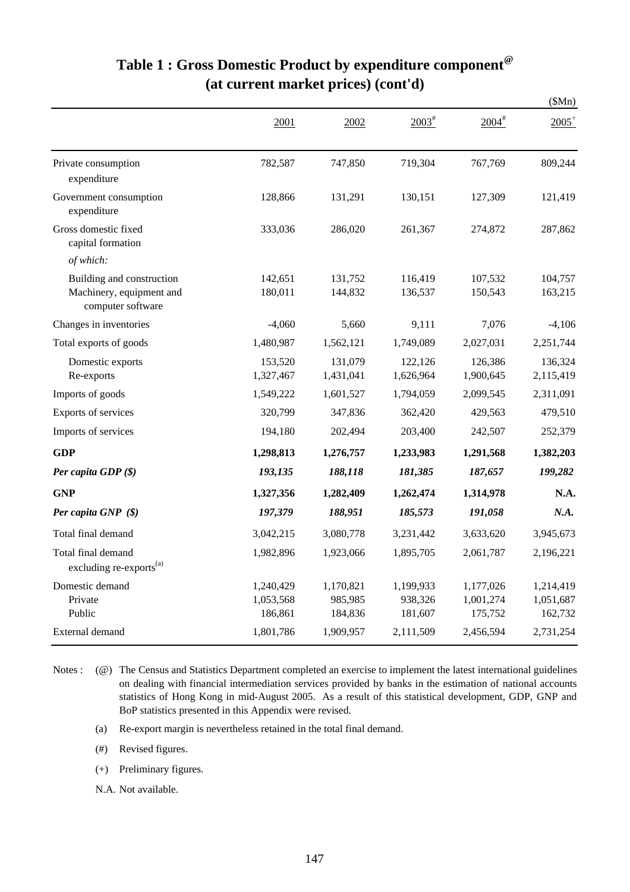# Table 1 : Gross Domestic Product by expenditure component[@] (at current market prices) (cont'd)

($Mn)

| | 2001 | 2002 | 2003[#] | 2004[#] | 2005[+] |
|---|---|---|---|---|---|
| Private consumption expenditure | 782,587 | 747,850 | 719,304 | 767,769 | 809,244 |
| Government consumption expenditure | 128,866 | 131,291 | 130,151 | 127,309 | 121,419 |
| Gross domestic fixed capital formation | 333,036 | 286,020 | 261,367 | 274,872 | 287,862 |
| *of which:* | | | | | |
| Building and construction | 142,651 | 131,752 | 116,419 | 107,532 | 104,757 |
| Machinery, equipment and computer software | 180,011 | 144,832 | 136,537 | 150,543 | 163,215 |
| Changes in inventories | -4,060 | 5,660 | 9,111 | 7,076 | -4,106 |
| Total exports of goods | 1,480,987 | 1,562,121 | 1,749,089 | 2,027,031 | 2,251,744 |
| Domestic exports | 153,520 | 131,079 | 122,126 | 126,386 | 136,324 |
| Re-exports | 1,327,467 | 1,431,041 | 1,626,964 | 1,900,645 | 2,115,419 |
| Imports of goods | 1,549,222 | 1,601,527 | 1,794,059 | 2,099,545 | 2,311,091 |
| Exports of services | 320,799 | 347,836 | 362,420 | 429,563 | 479,510 |
| Imports of services | 194,180 | 202,494 | 203,400 | 242,507 | 252,379 |
| **GDP** | **1,298,813** | **1,276,757** | **1,233,983** | **1,291,568** | **1,382,203** |
| ***Per capita GDP ($)*** | ***193,135*** | ***188,118*** | ***181,385*** | ***187,657*** | ***199,282*** |
| **GNP** | **1,327,356** | **1,282,409** | **1,262,474** | **1,314,978** | **N.A.** |
| ***Per capita GNP ($)*** | ***197,379*** | ***188,951*** | ***185,573*** | ***191,058*** | ***N.A.*** |
| Total final demand | 3,042,215 | 3,080,778 | 3,231,442 | 3,633,620 | 3,945,673 |
| Total final demand excluding re-exports[(a)] | 1,982,896 | 1,923,066 | 1,895,705 | 2,061,787 | 2,196,221 |
| Domestic demand | 1,240,429 | 1,170,821 | 1,199,933 | 1,177,026 | 1,214,419 |
| Private | 1,053,568 | 985,985 | 938,326 | 1,001,274 | 1,051,687 |
| Public | 186,861 | 184,836 | 181,607 | 175,752 | 162,732 |
| External demand | 1,801,786 | 1,909,957 | 2,111,509 | 2,456,594 | 2,731,254 |

Notes : (@) The Census and Statistics Department completed an exercise to implement the latest international guidelines on dealing with financial intermediation services provided by banks in the estimation of national accounts statistics of Hong Kong in mid-August 2005. As a result of this statistical development, GDP, GNP and BoP statistics presented in this Appendix were revised.

(a) Re-export margin is nevertheless retained in the total final demand.

(#) Revised figures.

(+) Preliminary figures.

N.A. Not available.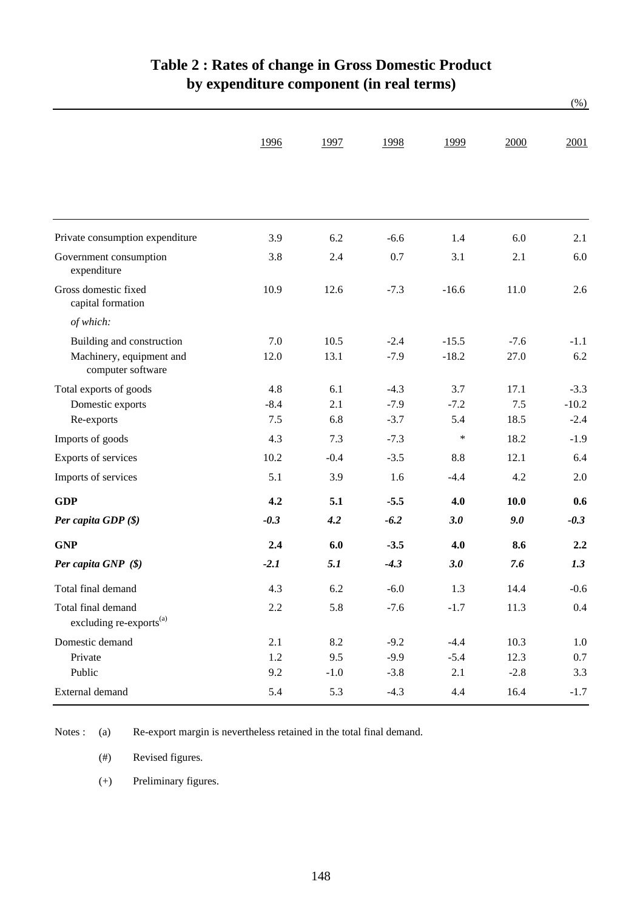# Table 2 : Rates of change in Gross Domestic Product by expenditure component (in real terms)

(%)

| | 1996 | 1997 | 1998 | 1999 | 2000 | 2001 |
|---|---|---|---|---|---|---|
| Private consumption expenditure | 3.9 | 6.2 | -6.6 | 1.4 | 6.0 | 2.1 |
| Government consumption expenditure | 3.8 | 2.4 | 0.7 | 3.1 | 2.1 | 6.0 |
| Gross domestic fixed capital formation | 10.9 | 12.6 | -7.3 | -16.6 | 11.0 | 2.6 |
| *of which:* | | | | | | |
| Building and construction | 7.0 | 10.5 | -2.4 | -15.5 | -7.6 | -1.1 |
| Machinery, equipment and computer software | 12.0 | 13.1 | -7.9 | -18.2 | 27.0 | 6.2 |
| Total exports of goods | 4.8 | 6.1 | -4.3 | 3.7 | 17.1 | -3.3 |
| Domestic exports | -8.4 | 2.1 | -7.9 | -7.2 | 7.5 | -10.2 |
| Re-exports | 7.5 | 6.8 | -3.7 | 5.4 | 18.5 | -2.4 |
| Imports of goods | 4.3 | 7.3 | -7.3 | * | 18.2 | -1.9 |
| Exports of services | 10.2 | -0.4 | -3.5 | 8.8 | 12.1 | 6.4 |
| Imports of services | 5.1 | 3.9 | 1.6 | -4.4 | 4.2 | 2.0 |
| **GDP** | **4.2** | **5.1** | **-5.5** | **4.0** | **10.0** | **0.6** |
| ***Per capita GDP ($)*** | ***-0.3*** | ***4.2*** | ***-6.2*** | ***3.0*** | ***9.0*** | ***-0.3*** |
| **GNP** | **2.4** | **6.0** | **-3.5** | **4.0** | **8.6** | **2.2** |
| ***Per capita GNP ($)*** | ***-2.1*** | ***5.1*** | ***-4.3*** | ***3.0*** | ***7.6*** | ***1.3*** |
| Total final demand | 4.3 | 6.2 | -6.0 | 1.3 | 14.4 | -0.6 |
| Total final demand excluding re-exports[(a)] | 2.2 | 5.8 | -7.6 | -1.7 | 11.3 | 0.4 |
| Domestic demand | 2.1 | 8.2 | -9.2 | -4.4 | 10.3 | 1.0 |
| Private | 1.2 | 9.5 | -9.9 | -5.4 | 12.3 | 0.7 |
| Public | 9.2 | -1.0 | -3.8 | 2.1 | -2.8 | 3.3 |
| External demand | 5.4 | 5.3 | -4.3 | 4.4 | 16.4 | -1.7 |

Notes :

(a) Re-export margin is nevertheless retained in the total final demand.

(#) Revised figures.

(+) Preliminary figures.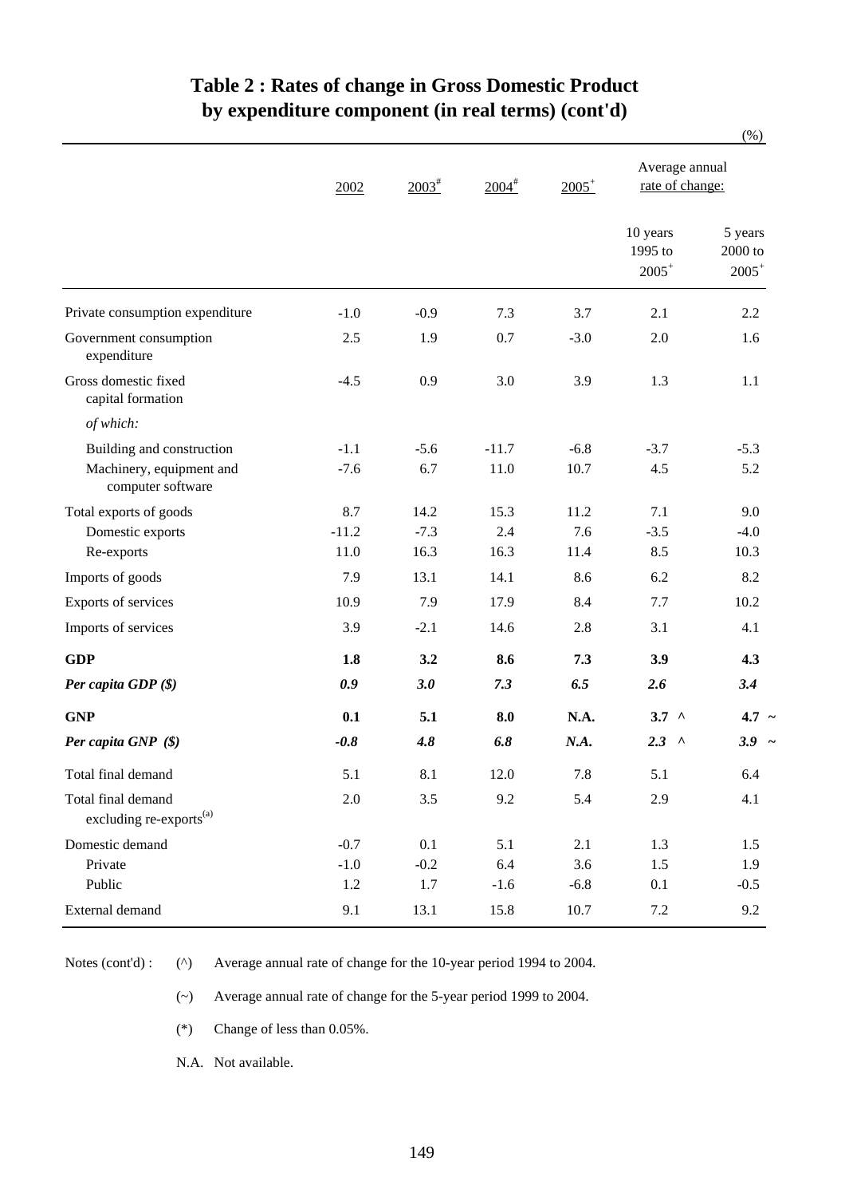# Table 2 : Rates of change in Gross Domestic Product by expenditure component (in real terms) (cont'd)

(%)

| | 2002 | 2003[#] | 2004[#] | 2005[+] | Average annual rate of change: | |
|---|---|---|---|---|---|---|
| | | | | | 10 years 1995 to 2005[+] | 5 years 2000 to 2005[+] |
| Private consumption expenditure | -1.0 | -0.9 | 7.3 | 3.7 | 2.1 | 2.2 |
| Government consumption expenditure | 2.5 | 1.9 | 0.7 | -3.0 | 2.0 | 1.6 |
| Gross domestic fixed capital formation | -4.5 | 0.9 | 3.0 | 3.9 | 1.3 | 1.1 |
| *of which:* | | | | | | |
| Building and construction | -1.1 | -5.6 | -11.7 | -6.8 | -3.7 | -5.3 |
| Machinery, equipment and computer software | -7.6 | 6.7 | 11.0 | 10.7 | 4.5 | 5.2 |
| Total exports of goods | 8.7 | 14.2 | 15.3 | 11.2 | 7.1 | 9.0 |
| Domestic exports | -11.2 | -7.3 | 2.4 | 7.6 | -3.5 | -4.0 |
| Re-exports | 11.0 | 16.3 | 16.3 | 11.4 | 8.5 | 10.3 |
| Imports of goods | 7.9 | 13.1 | 14.1 | 8.6 | 6.2 | 8.2 |
| Exports of services | 10.9 | 7.9 | 17.9 | 8.4 | 7.7 | 10.2 |
| Imports of services | 3.9 | -2.1 | 14.6 | 2.8 | 3.1 | 4.1 |
| **GDP** | **1.8** | **3.2** | **8.6** | **7.3** | **3.9** | **4.3** |
| ***Per capita GDP ($)*** | ***0.9*** | ***3.0*** | ***7.3*** | ***6.5*** | ***2.6*** | ***3.4*** |
| **GNP** | **0.1** | **5.1** | **8.0** | **N.A.** | **3.7** ^ | **4.7** ~ |
| ***Per capita GNP ($)*** | ***-0.8*** | ***4.8*** | ***6.8*** | ***N.A.*** | ***2.3*** ^ | ***3.9*** ~ |
| Total final demand | 5.1 | 8.1 | 12.0 | 7.8 | 5.1 | 6.4 |
| Total final demand excluding re-exports[(a)] | 2.0 | 3.5 | 9.2 | 5.4 | 2.9 | 4.1 |
| Domestic demand | -0.7 | 0.1 | 5.1 | 2.1 | 1.3 | 1.5 |
| Private | -1.0 | -0.2 | 6.4 | 3.6 | 1.5 | 1.9 |
| Public | 1.2 | 1.7 | -1.6 | -6.8 | 0.1 | -0.5 |
| External demand | 9.1 | 13.1 | 15.8 | 10.7 | 7.2 | 9.2 |

Notes (cont'd) :

(^) Average annual rate of change for the 10-year period 1994 to 2004.

(~) Average annual rate of change for the 5-year period 1999 to 2004.

(*) Change of less than 0.05%.

N.A. Not available.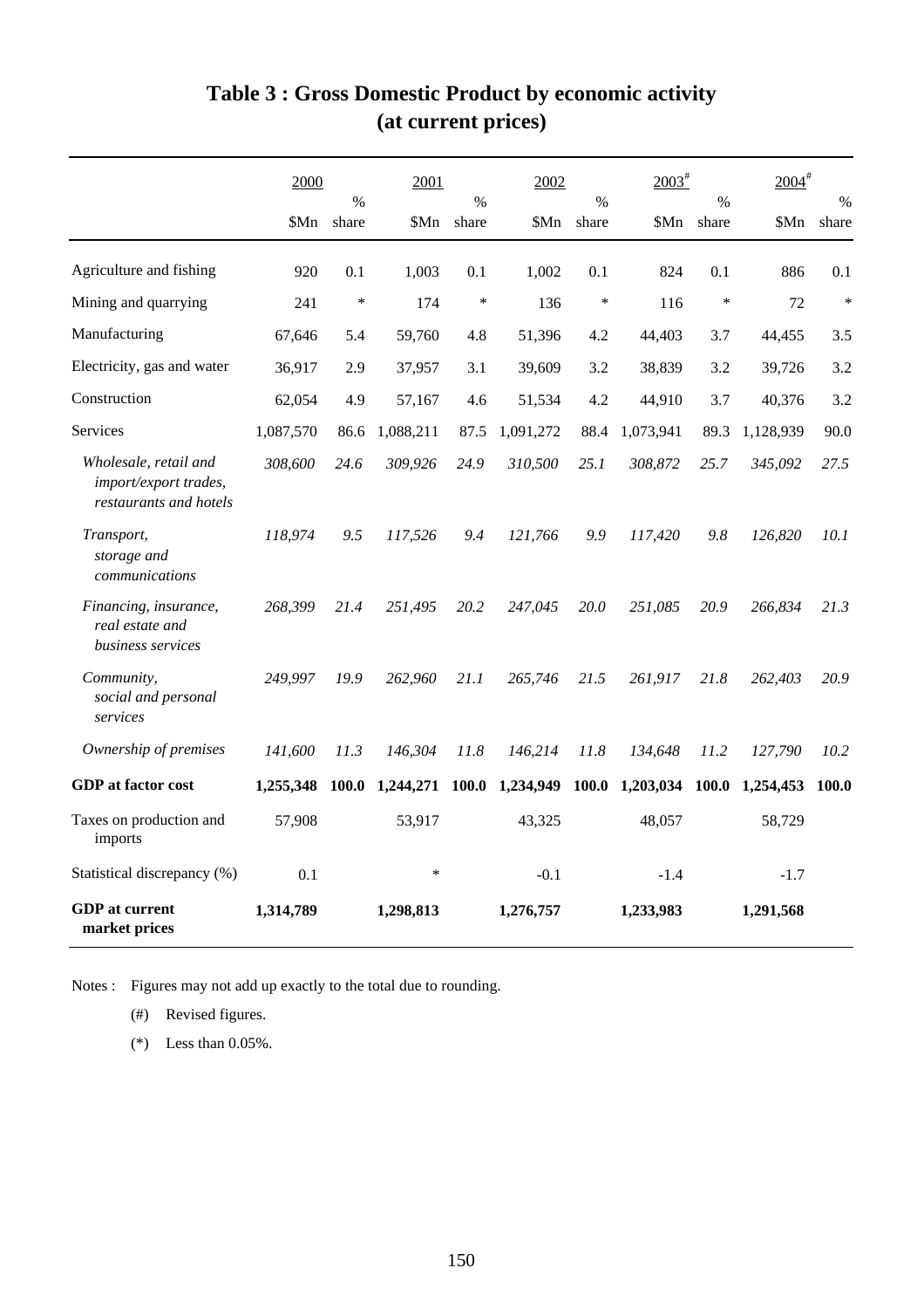# Table 3 : Gross Domestic Product by economic activity (at current prices)

| | 2000 | | 2001 | | 2002 | | 2003# | | 2004# | |
|---|---|---|---|---|---|---|---|---|---|---|
| | $Mn | % share | $Mn | % share | $Mn | % share | $Mn | % share | $Mn | % share |
| Agriculture and fishing | 920 | 0.1 | 1,003 | 0.1 | 1,002 | 0.1 | 824 | 0.1 | 886 | 0.1 |
| Mining and quarrying | 241 | * | 174 | * | 136 | * | 116 | * | 72 | * |
| Manufacturing | 67,646 | 5.4 | 59,760 | 4.8 | 51,396 | 4.2 | 44,403 | 3.7 | 44,455 | 3.5 |
| Electricity, gas and water | 36,917 | 2.9 | 37,957 | 3.1 | 39,609 | 3.2 | 38,839 | 3.2 | 39,726 | 3.2 |
| Construction | 62,054 | 4.9 | 57,167 | 4.6 | 51,534 | 4.2 | 44,910 | 3.7 | 40,376 | 3.2 |
| Services | 1,087,570 | 86.6 | 1,088,211 | 87.5 | 1,091,272 | 88.4 | 1,073,941 | 89.3 | 1,128,939 | 90.0 |
| *Wholesale, retail and import/export trades, restaurants and hotels* | *308,600* | *24.6* | *309,926* | *24.9* | *310,500* | *25.1* | *308,872* | *25.7* | *345,092* | *27.5* |
| *Transport, storage and communications* | *118,974* | *9.5* | *117,526* | *9.4* | *121,766* | *9.9* | *117,420* | *9.8* | *126,820* | *10.1* |
| *Financing, insurance, real estate and business services* | *268,399* | *21.4* | *251,495* | *20.2* | *247,045* | *20.0* | *251,085* | *20.9* | *266,834* | *21.3* |
| *Community, social and personal services* | *249,997* | *19.9* | *262,960* | *21.1* | *265,746* | *21.5* | *261,917* | *21.8* | *262,403* | *20.9* |
| *Ownership of premises* | *141,600* | *11.3* | *146,304* | *11.8* | *146,214* | *11.8* | *134,648* | *11.2* | *127,790* | *10.2* |
| **GDP at factor cost** | **1,255,348** | **100.0** | **1,244,271** | **100.0** | **1,234,949** | **100.0** | **1,203,034** | **100.0** | **1,254,453** | **100.0** |
| Taxes on production and imports | 57,908 | | 53,917 | | 43,325 | | 48,057 | | 58,729 | |
| Statistical discrepancy (%) | 0.1 | | * | | -0.1 | | -1.4 | | -1.7 | |
| **GDP at current market prices** | **1,314,789** | | **1,298,813** | | **1,276,757** | | **1,233,983** | | **1,291,568** | |

Notes : Figures may not add up exactly to the total due to rounding.

(#) Revised figures.

(*) Less than 0.05%.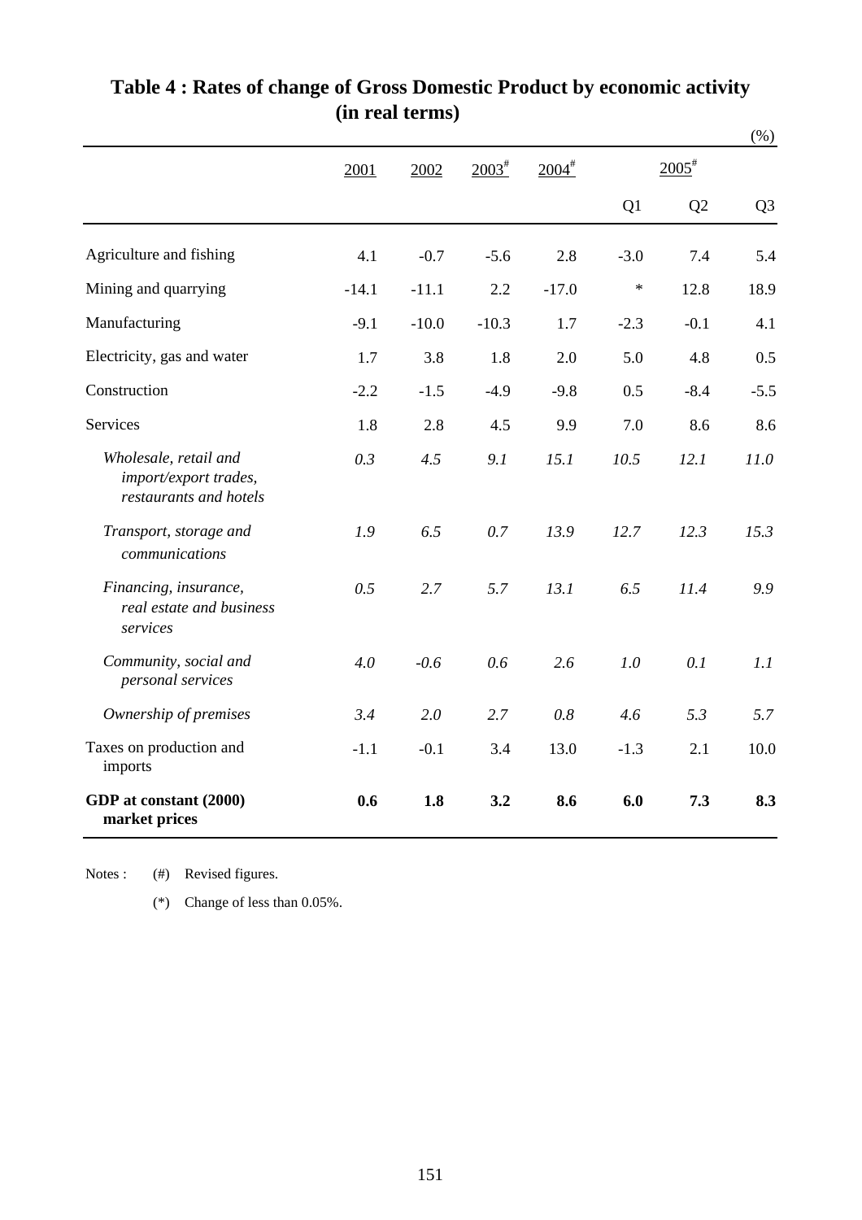# Table 4 : Rates of change of Gross Domestic Product by economic activity (in real terms)

(%)

| | 2001 | 2002 | 2003# | 2004# | 2005# | | |
|---|---|---|---|---|---|---|---|
| | | | | | Q1 | Q2 | Q3 |
| Agriculture and fishing | 4.1 | -0.7 | -5.6 | 2.8 | -3.0 | 7.4 | 5.4 |
| Mining and quarrying | -14.1 | -11.1 | 2.2 | -17.0 | * | 12.8 | 18.9 |
| Manufacturing | -9.1 | -10.0 | -10.3 | 1.7 | -2.3 | -0.1 | 4.1 |
| Electricity, gas and water | 1.7 | 3.8 | 1.8 | 2.0 | 5.0 | 4.8 | 0.5 |
| Construction | -2.2 | -1.5 | -4.9 | -9.8 | 0.5 | -8.4 | -5.5 |
| Services | 1.8 | 2.8 | 4.5 | 9.9 | 7.0 | 8.6 | 8.6 |
| *Wholesale, retail and import/export trades, restaurants and hotels* | *0.3* | *4.5* | *9.1* | *15.1* | *10.5* | *12.1* | *11.0* |
| *Transport, storage and communications* | *1.9* | *6.5* | *0.7* | *13.9* | *12.7* | *12.3* | *15.3* |
| *Financing, insurance, real estate and business services* | *0.5* | *2.7* | *5.7* | *13.1* | *6.5* | *11.4* | *9.9* |
| *Community, social and personal services* | *4.0* | *-0.6* | *0.6* | *2.6* | *1.0* | *0.1* | *1.1* |
| *Ownership of premises* | *3.4* | *2.0* | *2.7* | *0.8* | *4.6* | *5.3* | *5.7* |
| Taxes on production and imports | -1.1 | -0.1 | 3.4 | 13.0 | -1.3 | 2.1 | 10.0 |
| **GDP at constant (2000) market prices** | **0.6** | **1.8** | **3.2** | **8.6** | **6.0** | **7.3** | **8.3** |

Notes : (#) Revised figures.

(*) Change of less than 0.05%.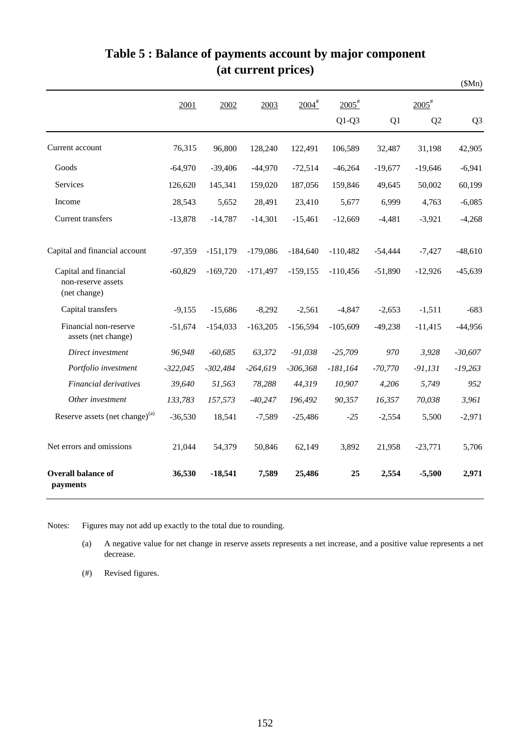# Table 5 : Balance of payments account by major component (at current prices)

($Mn)

| | 2001 | 2002 | 2003 | 2004# | 2005# | 2005# | | |
|---|---|---|---|---|---|---|---|---|
| | | | | | Q1-Q3 | Q1 | Q2 | Q3 |
| Current account | 76,315 | 96,800 | 128,240 | 122,491 | 106,589 | 32,487 | 31,198 | 42,905 |
| Goods | -64,970 | -39,406 | -44,970 | -72,514 | -46,264 | -19,677 | -19,646 | -6,941 |
| Services | 126,620 | 145,341 | 159,020 | 187,056 | 159,846 | 49,645 | 50,002 | 60,199 |
| Income | 28,543 | 5,652 | 28,491 | 23,410 | 5,677 | 6,999 | 4,763 | -6,085 |
| Current transfers | -13,878 | -14,787 | -14,301 | -15,461 | -12,669 | -4,481 | -3,921 | -4,268 |
| Capital and financial account | -97,359 | -151,179 | -179,086 | -184,640 | -110,482 | -54,444 | -7,427 | -48,610 |
| Capital and financial non-reserve assets (net change) | -60,829 | -169,720 | -171,497 | -159,155 | -110,456 | -51,890 | -12,926 | -45,639 |
| Capital transfers | -9,155 | -15,686 | -8,292 | -2,561 | -4,847 | -2,653 | -1,511 | -683 |
| Financial non-reserve assets (net change) | -51,674 | -154,033 | -163,205 | -156,594 | -105,609 | -49,238 | -11,415 | -44,956 |
| *Direct investment* | *96,948* | *-60,685* | *63,372* | *-91,038* | *-25,709* | *970* | *3,928* | *-30,607* |
| *Portfolio investment* | *-322,045* | *-302,484* | *-264,619* | *-306,368* | *-181,164* | *-70,770* | *-91,131* | *-19,263* |
| *Financial derivatives* | *39,640* | *51,563* | *78,288* | *44,319* | *10,907* | *4,206* | *5,749* | *952* |
| *Other investment* | *133,783* | *157,573* | *-40,247* | *196,492* | *90,357* | *16,357* | *70,038* | *3,961* |
| Reserve assets (net change)(a) | -36,530 | 18,541 | -7,589 | -25,486 | -25 | -2,554 | 5,500 | -2,971 |
| Net errors and omissions | 21,044 | 54,379 | 50,846 | 62,149 | 3,892 | 21,958 | -23,771 | 5,706 |
| **Overall balance of payments** | **36,530** | **-18,541** | **7,589** | **25,486** | **25** | **2,554** | **-5,500** | **2,971** |

Notes: Figures may not add up exactly to the total due to rounding.

(a) A negative value for net change in reserve assets represents a net increase, and a positive value represents a net decrease.

(#) Revised figures.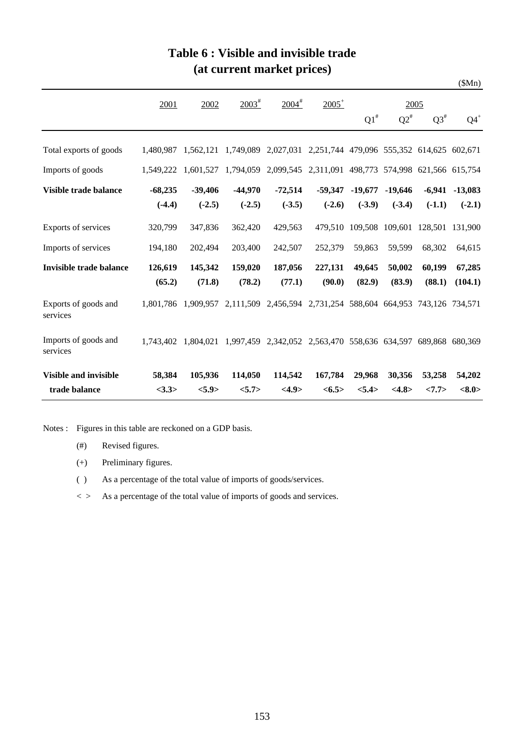# Table 6 : Visible and invisible trade (at current market prices)

($Mn)

| | 2001 | 2002 | 2003[#] | 2004[#] | 2005[+] | 2005 | | | |
|---|---|---|---|---|---|---|---|---|---|
| | | | | | | Q1[#] | Q2[#] | Q3[#] | Q4[+] |
| Total exports of goods | 1,480,987 | 1,562,121 | 1,749,089 | 2,027,031 | 2,251,744 | 479,096 | 555,352 | 614,625 | 602,671 |
| Imports of goods | 1,549,222 | 1,601,527 | 1,794,059 | 2,099,545 | 2,311,091 | 498,773 | 574,998 | 621,566 | 615,754 |
| **Visible trade balance** | **-68,235** | **-39,406** | **-44,970** | **-72,514** | **-59,347** | **-19,677** | **-19,646** | **-6,941** | **-13,083** |
| | **(-4.4)** | **(-2.5)** | **(-2.5)** | **(-3.5)** | **(-2.6)** | **(-3.9)** | **(-3.4)** | **(-1.1)** | **(-2.1)** |
| Exports of services | 320,799 | 347,836 | 362,420 | 429,563 | 479,510 | 109,508 | 109,601 | 128,501 | 131,900 |
| Imports of services | 194,180 | 202,494 | 203,400 | 242,507 | 252,379 | 59,863 | 59,599 | 68,302 | 64,615 |
| **Invisible trade balance** | **126,619** | **145,342** | **159,020** | **187,056** | **227,131** | **49,645** | **50,002** | **60,199** | **67,285** |
| | **(65.2)** | **(71.8)** | **(78.2)** | **(77.1)** | **(90.0)** | **(82.9)** | **(83.9)** | **(88.1)** | **(104.1)** |
| Exports of goods and services | 1,801,786 | 1,909,957 | 2,111,509 | 2,456,594 | 2,731,254 | 588,604 | 664,953 | 743,126 | 734,571 |
| Imports of goods and services | 1,743,402 | 1,804,021 | 1,997,459 | 2,342,052 | 2,563,470 | 558,636 | 634,597 | 689,868 | 680,369 |
| **Visible and invisible trade balance** | **58,384** | **105,936** | **114,050** | **114,542** | **167,784** | **29,968** | **30,356** | **53,258** | **54,202** |
| | **<3.3>** | **<5.9>** | **<5.7>** | **<4.9>** | **<6.5>** | **<5.4>** | **<4.8>** | **<7.7>** | **<8.0>** |

Notes : Figures in this table are reckoned on a GDP basis.

(#) Revised figures.

(+) Preliminary figures.

( ) As a percentage of the total value of imports of goods/services.

< > As a percentage of the total value of imports of goods and services.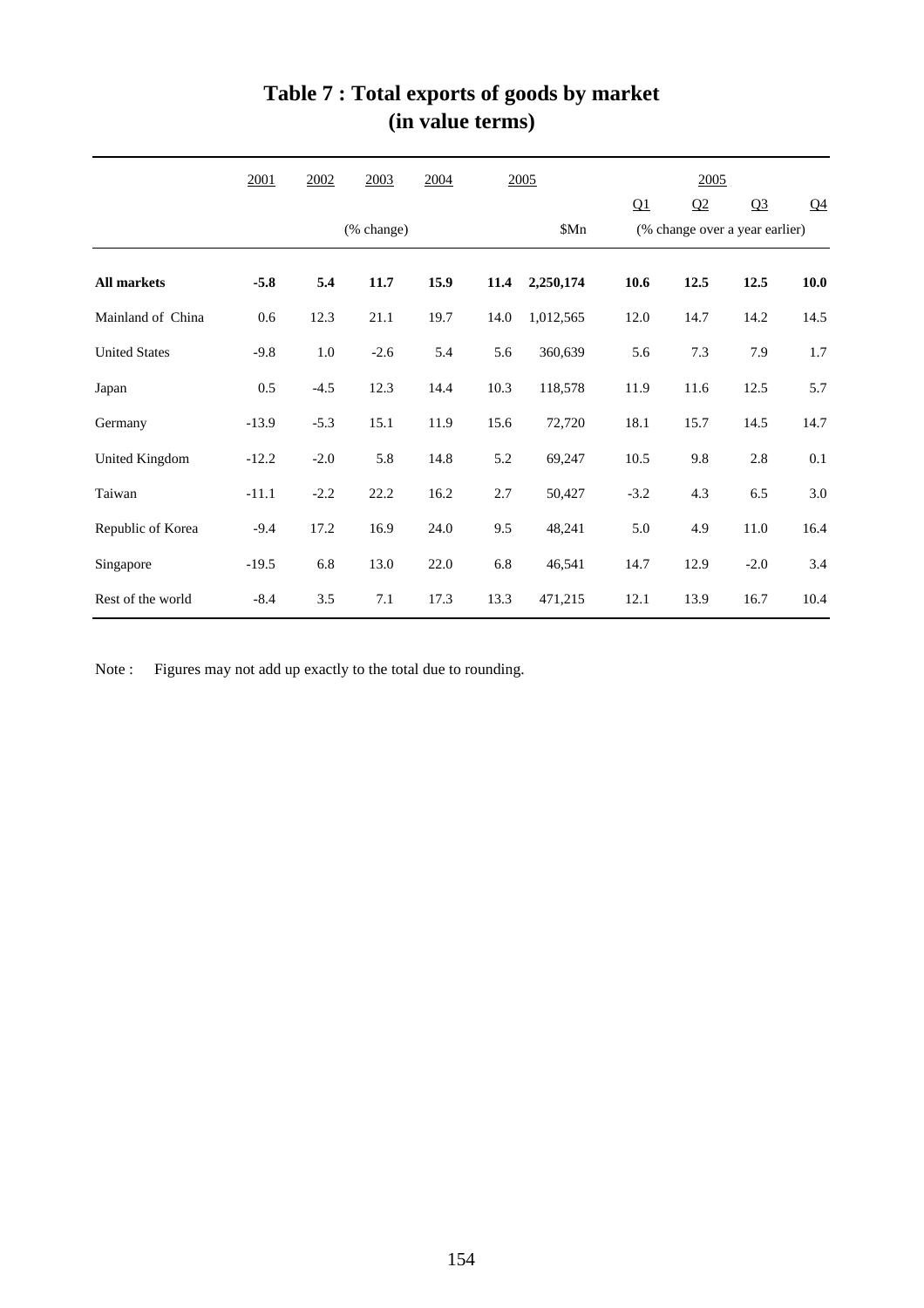# Table 7 : Total exports of goods by market (in value terms)

| | 2001 | 2002 | 2003 | 2004 | 2005 | | 2005 | | | |
|---|---|---|---|---|---|---|---|---|---|---|
| | | | | | | | Q1 | Q2 | Q3 | Q4 |
| | (% change) | | | | | $Mn | (% change over a year earlier) | | | |
| **All markets** | **-5.8** | **5.4** | **11.7** | **15.9** | **11.4** | **2,250,174** | **10.6** | **12.5** | **12.5** | **10.0** |
| Mainland of China | 0.6 | 12.3 | 21.1 | 19.7 | 14.0 | 1,012,565 | 12.0 | 14.7 | 14.2 | 14.5 |
| United States | -9.8 | 1.0 | -2.6 | 5.4 | 5.6 | 360,639 | 5.6 | 7.3 | 7.9 | 1.7 |
| Japan | 0.5 | -4.5 | 12.3 | 14.4 | 10.3 | 118,578 | 11.9 | 11.6 | 12.5 | 5.7 |
| Germany | -13.9 | -5.3 | 15.1 | 11.9 | 15.6 | 72,720 | 18.1 | 15.7 | 14.5 | 14.7 |
| United Kingdom | -12.2 | -2.0 | 5.8 | 14.8 | 5.2 | 69,247 | 10.5 | 9.8 | 2.8 | 0.1 |
| Taiwan | -11.1 | -2.2 | 22.2 | 16.2 | 2.7 | 50,427 | -3.2 | 4.3 | 6.5 | 3.0 |
| Republic of Korea | -9.4 | 17.2 | 16.9 | 24.0 | 9.5 | 48,241 | 5.0 | 4.9 | 11.0 | 16.4 |
| Singapore | -19.5 | 6.8 | 13.0 | 22.0 | 6.8 | 46,541 | 14.7 | 12.9 | -2.0 | 3.4 |
| Rest of the world | -8.4 | 3.5 | 7.1 | 17.3 | 13.3 | 471,215 | 12.1 | 13.9 | 16.7 | 10.4 |

Note : Figures may not add up exactly to the total due to rounding.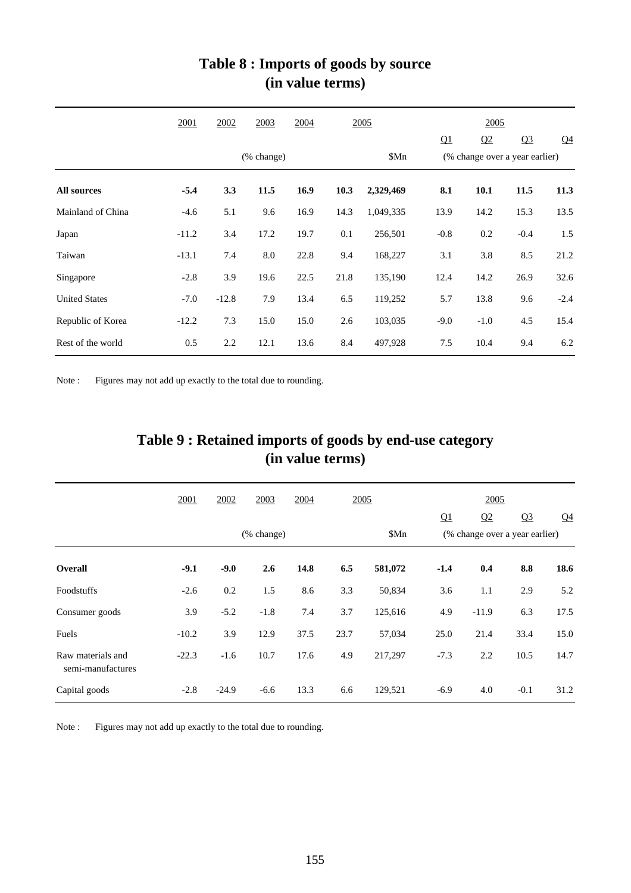# Table 8 : Imports of goods by source (in value terms)

| | 2001 | 2002 | 2003 | 2004 | 2005 | | 2005 | | | |
|---|---|---|---|---|---|---|---|---|---|---|
| | | | | | | | Q1 | Q2 | Q3 | Q4 |
| | | | (% change) | | | $Mn | (% change over a year earlier) | | | |
| **All sources** | **-5.4** | **3.3** | **11.5** | **16.9** | **10.3** | **2,329,469** | **8.1** | **10.1** | **11.5** | **11.3** |
| Mainland of China | -4.6 | 5.1 | 9.6 | 16.9 | 14.3 | 1,049,335 | 13.9 | 14.2 | 15.3 | 13.5 |
| Japan | -11.2 | 3.4 | 17.2 | 19.7 | 0.1 | 256,501 | -0.8 | 0.2 | -0.4 | 1.5 |
| Taiwan | -13.1 | 7.4 | 8.0 | 22.8 | 9.4 | 168,227 | 3.1 | 3.8 | 8.5 | 21.2 |
| Singapore | -2.8 | 3.9 | 19.6 | 22.5 | 21.8 | 135,190 | 12.4 | 14.2 | 26.9 | 32.6 |
| United States | -7.0 | -12.8 | 7.9 | 13.4 | 6.5 | 119,252 | 5.7 | 13.8 | 9.6 | -2.4 |
| Republic of Korea | -12.2 | 7.3 | 15.0 | 15.0 | 2.6 | 103,035 | -9.0 | -1.0 | 4.5 | 15.4 |
| Rest of the world | 0.5 | 2.2 | 12.1 | 13.6 | 8.4 | 497,928 | 7.5 | 10.4 | 9.4 | 6.2 |

Note : Figures may not add up exactly to the total due to rounding.

# Table 9 : Retained imports of goods by end-use category (in value terms)

| | 2001 | 2002 | 2003 | 2004 | 2005 | | 2005 | | | |
|---|---|---|---|---|---|---|---|---|---|---|
| | | | | | | | Q1 | Q2 | Q3 | Q4 |
| | | | (% change) | | | $Mn | (% change over a year earlier) | | | |
| **Overall** | **-9.1** | **-9.0** | **2.6** | **14.8** | **6.5** | **581,072** | **-1.4** | **0.4** | **8.8** | **18.6** |
| Foodstuffs | -2.6 | 0.2 | 1.5 | 8.6 | 3.3 | 50,834 | 3.6 | 1.1 | 2.9 | 5.2 |
| Consumer goods | 3.9 | -5.2 | -1.8 | 7.4 | 3.7 | 125,616 | 4.9 | -11.9 | 6.3 | 17.5 |
| Fuels | -10.2 | 3.9 | 12.9 | 37.5 | 23.7 | 57,034 | 25.0 | 21.4 | 33.4 | 15.0 |
| Raw materials and semi-manufactures | -22.3 | -1.6 | 10.7 | 17.6 | 4.9 | 217,297 | -7.3 | 2.2 | 10.5 | 14.7 |
| Capital goods | -2.8 | -24.9 | -6.6 | 13.3 | 6.6 | 129,521 | -6.9 | 4.0 | -0.1 | 31.2 |

Note : Figures may not add up exactly to the total due to rounding.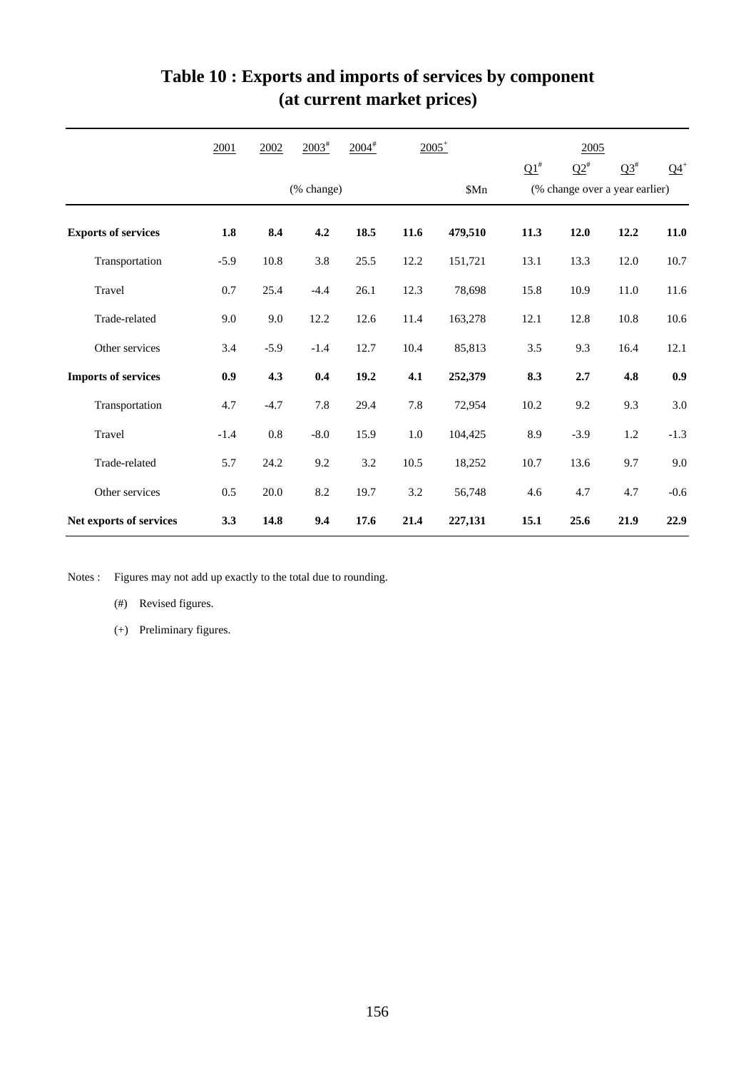# Table 10 : Exports and imports of services by component (at current market prices)

| | 2001 | 2002 | 2003# | 2004# | 2005+ | | 2005 | | | |
|---|---|---|---|---|---|---|---|---|---|---|
| | | | | | | | Q1# | Q2# | Q3# | Q4+ |
| | (% change) | | | | | $Mn | (% change over a year earlier) | | | |
| **Exports of services** | **1.8** | **8.4** | **4.2** | **18.5** | **11.6** | **479,510** | **11.3** | **12.0** | **12.2** | **11.0** |
| Transportation | -5.9 | 10.8 | 3.8 | 25.5 | 12.2 | 151,721 | 13.1 | 13.3 | 12.0 | 10.7 |
| Travel | 0.7 | 25.4 | -4.4 | 26.1 | 12.3 | 78,698 | 15.8 | 10.9 | 11.0 | 11.6 |
| Trade-related | 9.0 | 9.0 | 12.2 | 12.6 | 11.4 | 163,278 | 12.1 | 12.8 | 10.8 | 10.6 |
| Other services | 3.4 | -5.9 | -1.4 | 12.7 | 10.4 | 85,813 | 3.5 | 9.3 | 16.4 | 12.1 |
| **Imports of services** | **0.9** | **4.3** | **0.4** | **19.2** | **4.1** | **252,379** | **8.3** | **2.7** | **4.8** | **0.9** |
| Transportation | 4.7 | -4.7 | 7.8 | 29.4 | 7.8 | 72,954 | 10.2 | 9.2 | 9.3 | 3.0 |
| Travel | -1.4 | 0.8 | -8.0 | 15.9 | 1.0 | 104,425 | 8.9 | -3.9 | 1.2 | -1.3 |
| Trade-related | 5.7 | 24.2 | 9.2 | 3.2 | 10.5 | 18,252 | 10.7 | 13.6 | 9.7 | 9.0 |
| Other services | 0.5 | 20.0 | 8.2 | 19.7 | 3.2 | 56,748 | 4.6 | 4.7 | 4.7 | -0.6 |
| **Net exports of services** | **3.3** | **14.8** | **9.4** | **17.6** | **21.4** | **227,131** | **15.1** | **25.6** | **21.9** | **22.9** |

Notes : Figures may not add up exactly to the total due to rounding.

(#) Revised figures.

(+) Preliminary figures.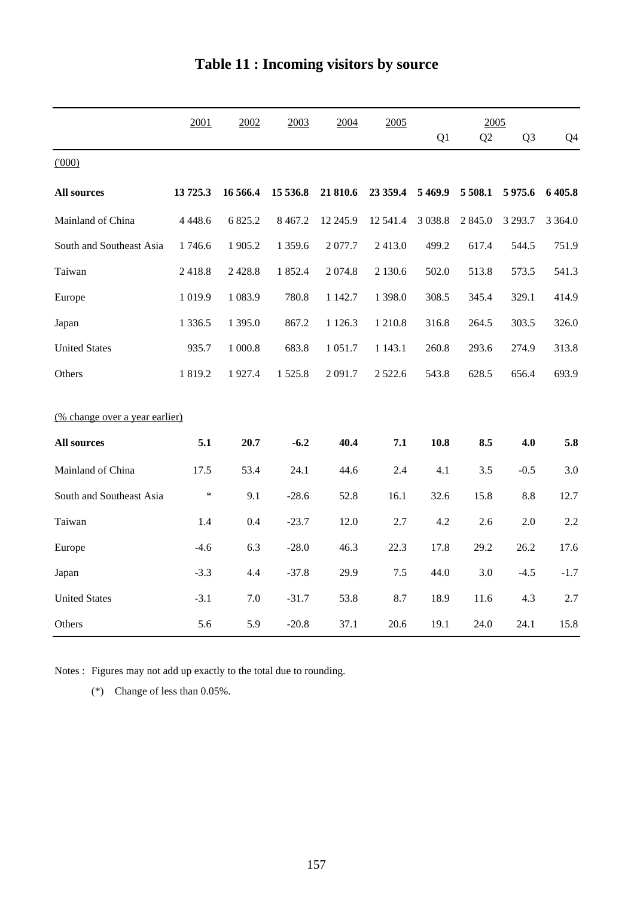# Table 11 : Incoming visitors by source

| | 2001 | 2002 | 2003 | 2004 | 2005 | 2005 | | | |
|---|---|---|---|---|---|---|---|---|---|
| | | | | | | Q1 | Q2 | Q3 | Q4 |
| ('000) | | | | | | | | | |
| **All sources** | **13 725.3** | **16 566.4** | **15 536.8** | **21 810.6** | **23 359.4** | **5 469.9** | **5 508.1** | **5 975.6** | **6 405.8** |
| Mainland of China | 4 448.6 | 6 825.2 | 8 467.2 | 12 245.9 | 12 541.4 | 3 038.8 | 2 845.0 | 3 293.7 | 3 364.0 |
| South and Southeast Asia | 1 746.6 | 1 905.2 | 1 359.6 | 2 077.7 | 2 413.0 | 499.2 | 617.4 | 544.5 | 751.9 |
| Taiwan | 2 418.8 | 2 428.8 | 1 852.4 | 2 074.8 | 2 130.6 | 502.0 | 513.8 | 573.5 | 541.3 |
| Europe | 1 019.9 | 1 083.9 | 780.8 | 1 142.7 | 1 398.0 | 308.5 | 345.4 | 329.1 | 414.9 |
| Japan | 1 336.5 | 1 395.0 | 867.2 | 1 126.3 | 1 210.8 | 316.8 | 264.5 | 303.5 | 326.0 |
| United States | 935.7 | 1 000.8 | 683.8 | 1 051.7 | 1 143.1 | 260.8 | 293.6 | 274.9 | 313.8 |
| Others | 1 819.2 | 1 927.4 | 1 525.8 | 2 091.7 | 2 522.6 | 543.8 | 628.5 | 656.4 | 693.9 |
| (% change over a year earlier) | | | | | | | | | |
| **All sources** | **5.1** | **20.7** | **-6.2** | **40.4** | **7.1** | **10.8** | **8.5** | **4.0** | **5.8** |
| Mainland of China | 17.5 | 53.4 | 24.1 | 44.6 | 2.4 | 4.1 | 3.5 | -0.5 | 3.0 |
| South and Southeast Asia | * | 9.1 | -28.6 | 52.8 | 16.1 | 32.6 | 15.8 | 8.8 | 12.7 |
| Taiwan | 1.4 | 0.4 | -23.7 | 12.0 | 2.7 | 4.2 | 2.6 | 2.0 | 2.2 |
| Europe | -4.6 | 6.3 | -28.0 | 46.3 | 22.3 | 17.8 | 29.2 | 26.2 | 17.6 |
| Japan | -3.3 | 4.4 | -37.8 | 29.9 | 7.5 | 44.0 | 3.0 | -4.5 | -1.7 |
| United States | -3.1 | 7.0 | -31.7 | 53.8 | 8.7 | 18.9 | 11.6 | 4.3 | 2.7 |
| Others | 5.6 | 5.9 | -20.8 | 37.1 | 20.6 | 19.1 | 24.0 | 24.1 | 15.8 |

Notes : Figures may not add up exactly to the total due to rounding.

(*) Change of less than 0.05%.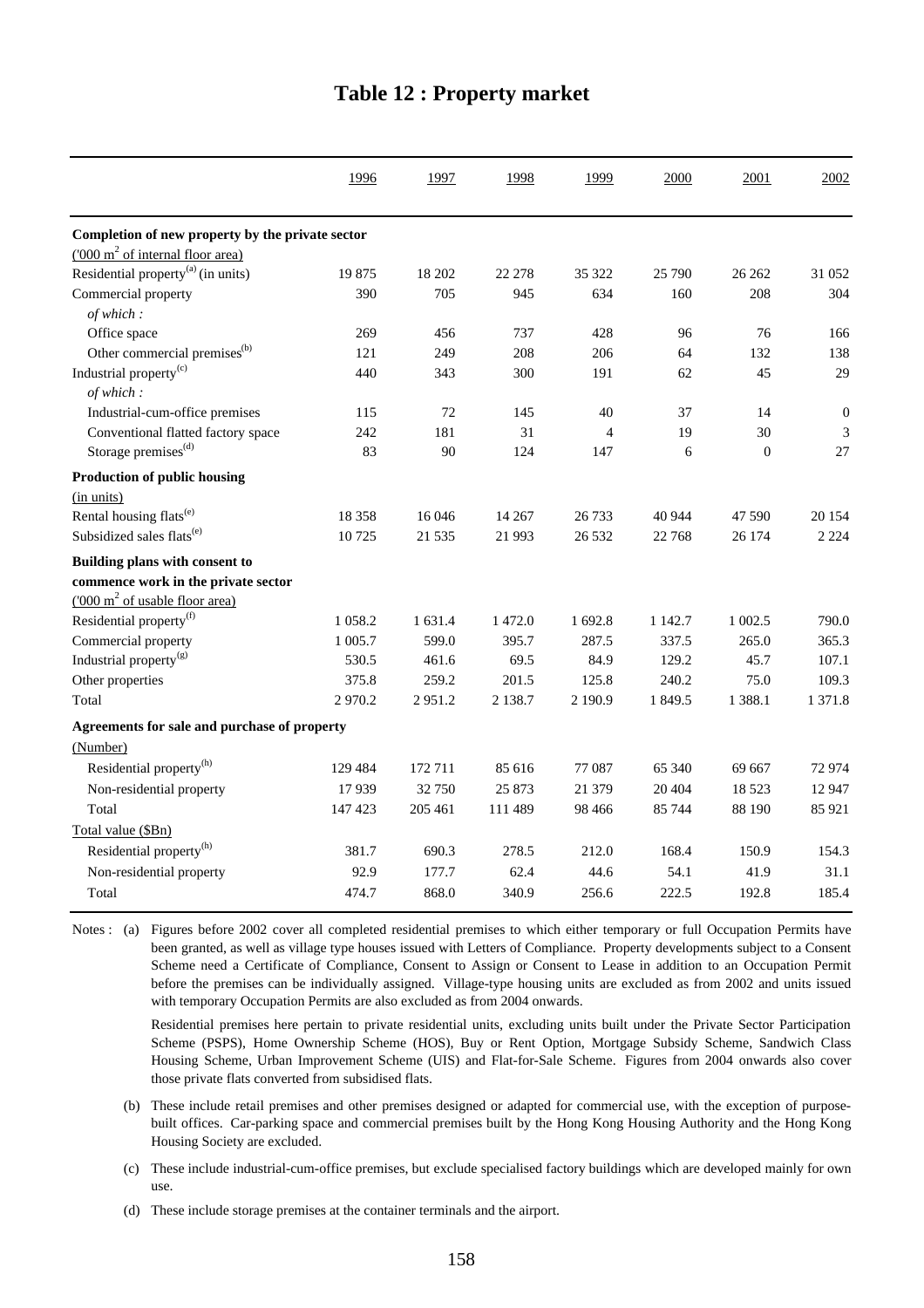# Table 12 : Property market

| | 1996 | 1997 | 1998 | 1999 | 2000 | 2001 | 2002 |
|---|---|---|---|---|---|---|---|
| **Completion of new property by the private sector** | | | | | | | |
| ('000 m$^2$ of internal floor area) | | | | | | | |
| Residential property[(a)] (in units) | 19 875 | 18 202 | 22 278 | 35 322 | 25 790 | 26 262 | 31 052 |
| Commercial property | 390 | 705 | 945 | 634 | 160 | 208 | 304 |
| *of which :* | | | | | | | |
| Office space | 269 | 456 | 737 | 428 | 96 | 76 | 166 |
| Other commercial premises[(b)] | 121 | 249 | 208 | 206 | 64 | 132 | 138 |
| Industrial property[(c)] | 440 | 343 | 300 | 191 | 62 | 45 | 29 |
| *of which :* | | | | | | | |
| Industrial-cum-office premises | 115 | 72 | 145 | 40 | 37 | 14 | 0 |
| Conventional flatted factory space | 242 | 181 | 31 | 4 | 19 | 30 | 3 |
| Storage premises[(d)] | 83 | 90 | 124 | 147 | 6 | 0 | 27 |
| **Production of public housing** | | | | | | | |
| (in units) | | | | | | | |
| Rental housing flats[(e)] | 18 358 | 16 046 | 14 267 | 26 733 | 40 944 | 47 590 | 20 154 |
| Subsidized sales flats[(e)] | 10 725 | 21 535 | 21 993 | 26 532 | 22 768 | 26 174 | 2 224 |
| **Building plans with consent to commence work in the private sector** | | | | | | | |
| ('000 m$^2$ of usable floor area) | | | | | | | |
| Residential property[(f)] | 1 058.2 | 1 631.4 | 1 472.0 | 1 692.8 | 1 142.7 | 1 002.5 | 790.0 |
| Commercial property | 1 005.7 | 599.0 | 395.7 | 287.5 | 337.5 | 265.0 | 365.3 |
| Industrial property[(g)] | 530.5 | 461.6 | 69.5 | 84.9 | 129.2 | 45.7 | 107.1 |
| Other properties | 375.8 | 259.2 | 201.5 | 125.8 | 240.2 | 75.0 | 109.3 |
| Total | 2 970.2 | 2 951.2 | 2 138.7 | 2 190.9 | 1 849.5 | 1 388.1 | 1 371.8 |
| **Agreements for sale and purchase of property** | | | | | | | |
| (Number) | | | | | | | |
| Residential property[(h)] | 129 484 | 172 711 | 85 616 | 77 087 | 65 340 | 69 667 | 72 974 |
| Non-residential property | 17 939 | 32 750 | 25 873 | 21 379 | 20 404 | 18 523 | 12 947 |
| Total | 147 423 | 205 461 | 111 489 | 98 466 | 85 744 | 88 190 | 85 921 |
| Total value ($Bn) | | | | | | | |
| Residential property[(h)] | 381.7 | 690.3 | 278.5 | 212.0 | 168.4 | 150.9 | 154.3 |
| Non-residential property | 92.9 | 177.7 | 62.4 | 44.6 | 54.1 | 41.9 | 31.1 |
| Total | 474.7 | 868.0 | 340.9 | 256.6 | 222.5 | 192.8 | 185.4 |

Notes : (a) Figures before 2002 cover all completed residential premises to which either temporary or full Occupation Permits have been granted, as well as village type houses issued with Letters of Compliance. Property developments subject to a Consent Scheme need a Certificate of Compliance, Consent to Assign or Consent to Lease in addition to an Occupation Permit before the premises can be individually assigned. Village-type housing units are excluded as from 2002 and units issued with temporary Occupation Permits are also excluded as from 2004 onwards.

Residential premises here pertain to private residential units, excluding units built under the Private Sector Participation Scheme (PSPS), Home Ownership Scheme (HOS), Buy or Rent Option, Mortgage Subsidy Scheme, Sandwich Class Housing Scheme, Urban Improvement Scheme (UIS) and Flat-for-Sale Scheme. Figures from 2004 onwards also cover those private flats converted from subsidised flats.

(b) These include retail premises and other premises designed or adapted for commercial use, with the exception of purpose-built offices. Car-parking space and commercial premises built by the Hong Kong Housing Authority and the Hong Kong Housing Society are excluded.

(c) These include industrial-cum-office premises, but exclude specialised factory buildings which are developed mainly for own use.

(d) These include storage premises at the container terminals and the airport.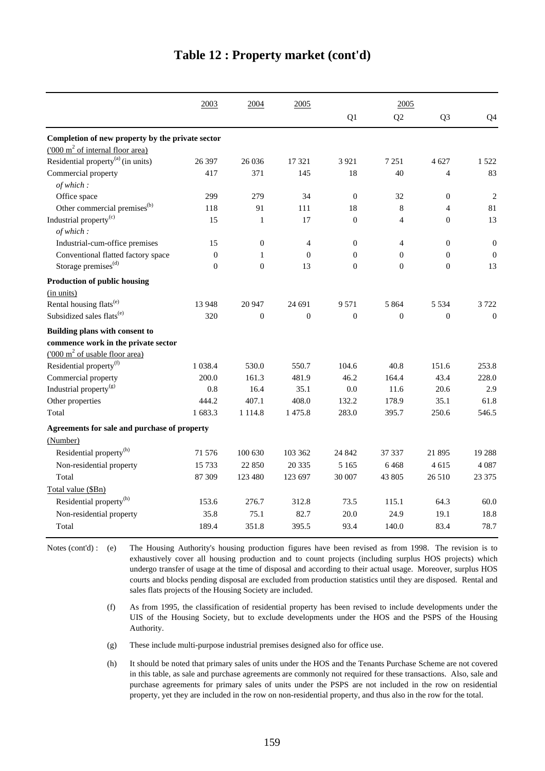# Table 12 : Property market (cont'd)

| | 2003 | 2004 | 2005 | 2005 | | | |
|---|---|---|---|---|---|---|---|
| | | | | Q1 | Q2 | Q3 | Q4 |
| **Completion of new property by the private sector** | | | | | | | |
| ('000 $m^2$ of internal floor area) | | | | | | | |
| Residential property[(a)] (in units) | 26 397 | 26 036 | 17 321 | 3 921 | 7 251 | 4 627 | 1 522 |
| Commercial property | 417 | 371 | 145 | 18 | 40 | 4 | 83 |
| *of which :* | | | | | | | |
| Office space | 299 | 279 | 34 | 0 | 32 | 0 | 2 |
| Other commercial premises[(b)] | 118 | 91 | 111 | 18 | 8 | 4 | 81 |
| Industrial property[(c)] | 15 | 1 | 17 | 0 | 4 | 0 | 13 |
| *of which :* | | | | | | | |
| Industrial-cum-office premises | 15 | 0 | 4 | 0 | 4 | 0 | 0 |
| Conventional flatted factory space | 0 | 1 | 0 | 0 | 0 | 0 | 0 |
| Storage premises[(d)] | 0 | 0 | 13 | 0 | 0 | 0 | 13 |
| **Production of public housing** | | | | | | | |
| (in units) | | | | | | | |
| Rental housing flats[(e)] | 13 948 | 20 947 | 24 691 | 9 571 | 5 864 | 5 534 | 3 722 |
| Subsidized sales flats[(e)] | 320 | 0 | 0 | 0 | 0 | 0 | 0 |
| **Building plans with consent to commence work in the private sector** | | | | | | | |
| ('000 $m^2$ of usable floor area) | | | | | | | |
| Residential property[(f)] | 1 038.4 | 530.0 | 550.7 | 104.6 | 40.8 | 151.6 | 253.8 |
| Commercial property | 200.0 | 161.3 | 481.9 | 46.2 | 164.4 | 43.4 | 228.0 |
| Industrial property[(g)] | 0.8 | 16.4 | 35.1 | 0.0 | 11.6 | 20.6 | 2.9 |
| Other properties | 444.2 | 407.1 | 408.0 | 132.2 | 178.9 | 35.1 | 61.8 |
| Total | 1 683.3 | 1 114.8 | 1 475.8 | 283.0 | 395.7 | 250.6 | 546.5 |
| **Agreements for sale and purchase of property** | | | | | | | |
| (Number) | | | | | | | |
| Residential property[(h)] | 71 576 | 100 630 | 103 362 | 24 842 | 37 337 | 21 895 | 19 288 |
| Non-residential property | 15 733 | 22 850 | 20 335 | 5 165 | 6 468 | 4 615 | 4 087 |
| Total | 87 309 | 123 480 | 123 697 | 30 007 | 43 805 | 26 510 | 23 375 |
| Total value ($Bn) | | | | | | | |
| Residential property[(h)] | 153.6 | 276.7 | 312.8 | 73.5 | 115.1 | 64.3 | 60.0 |
| Non-residential property | 35.8 | 75.1 | 82.7 | 20.0 | 24.9 | 19.1 | 18.8 |
| Total | 189.4 | 351.8 | 395.5 | 93.4 | 140.0 | 83.4 | 78.7 |

Notes (cont'd) :

(e) The Housing Authority's housing production figures have been revised as from 1998. The revision is to exhaustively cover all housing production and to count projects (including surplus HOS projects) which undergo transfer of usage at the time of disposal and according to their actual usage. Moreover, surplus HOS courts and blocks pending disposal are excluded from production statistics until they are disposed. Rental and sales flats projects of the Housing Society are included.

(f) As from 1995, the classification of residential property has been revised to include developments under the UIS of the Housing Society, but to exclude developments under the HOS and the PSPS of the Housing Authority.

(g) These include multi-purpose industrial premises designed also for office use.

(h) It should be noted that primary sales of units under the HOS and the Tenants Purchase Scheme are not covered in this table, as sale and purchase agreements are commonly not required for these transactions. Also, sale and purchase agreements for primary sales of units under the PSPS are not included in the row on residential property, yet they are included in the row on non-residential property, and thus also in the row for the total.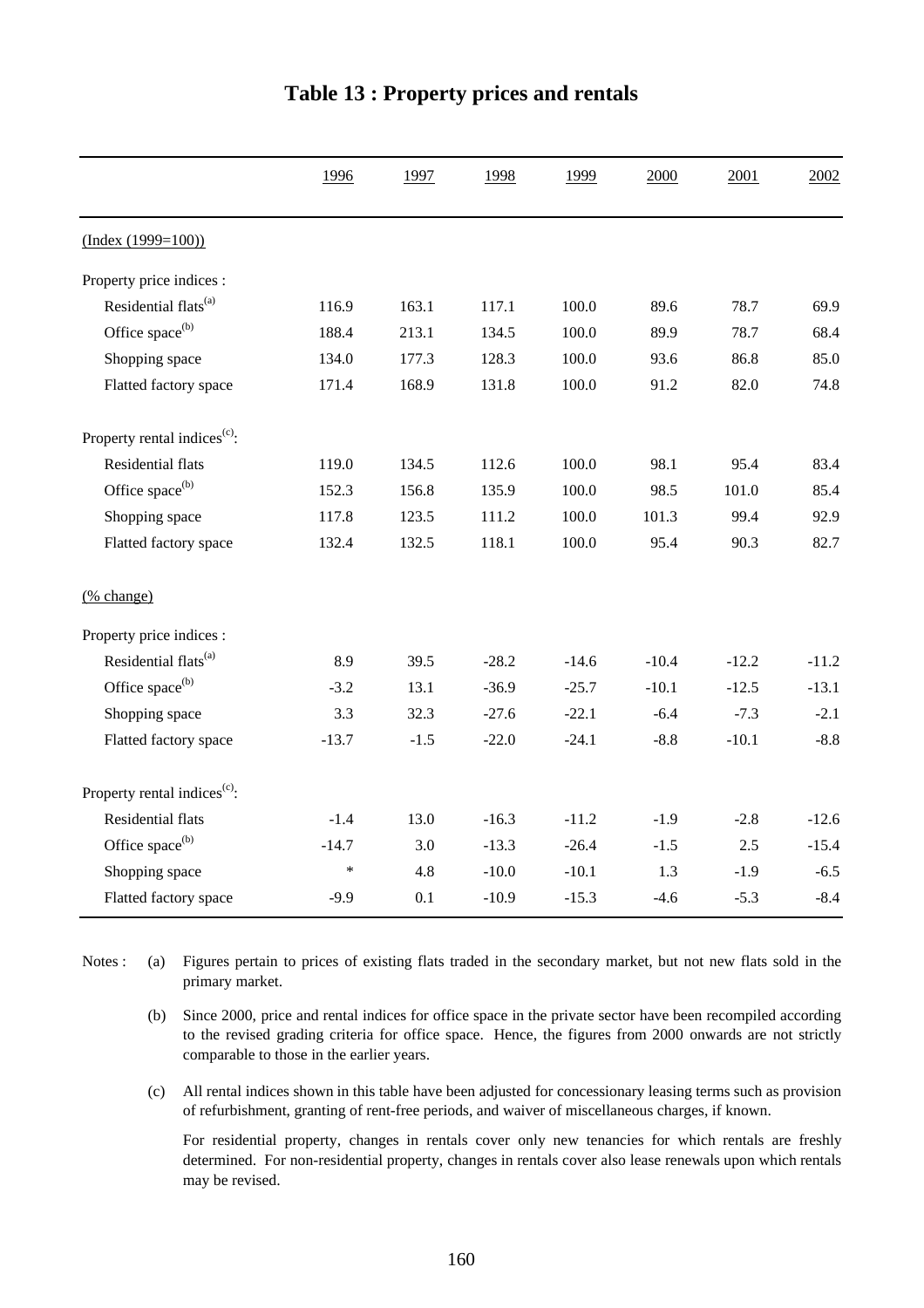# Table 13 : Property prices and rentals

| | 1996 | 1997 | 1998 | 1999 | 2000 | 2001 | 2002 |
|---|---|---|---|---|---|---|---|
| (Index (1999=100)) | | | | | | | |
| Property price indices : | | | | | | | |
| Residential flats[(a)] | 116.9 | 163.1 | 117.1 | 100.0 | 89.6 | 78.7 | 69.9 |
| Office space[(b)] | 188.4 | 213.1 | 134.5 | 100.0 | 89.9 | 78.7 | 68.4 |
| Shopping space | 134.0 | 177.3 | 128.3 | 100.0 | 93.6 | 86.8 | 85.0 |
| Flatted factory space | 171.4 | 168.9 | 131.8 | 100.0 | 91.2 | 82.0 | 74.8 |
| Property rental indices[(c)]: | | | | | | | |
| Residential flats | 119.0 | 134.5 | 112.6 | 100.0 | 98.1 | 95.4 | 83.4 |
| Office space[(b)] | 152.3 | 156.8 | 135.9 | 100.0 | 98.5 | 101.0 | 85.4 |
| Shopping space | 117.8 | 123.5 | 111.2 | 100.0 | 101.3 | 99.4 | 92.9 |
| Flatted factory space | 132.4 | 132.5 | 118.1 | 100.0 | 95.4 | 90.3 | 82.7 |
| (% change) | | | | | | | |
| Property price indices : | | | | | | | |
| Residential flats[(a)] | 8.9 | 39.5 | -28.2 | -14.6 | -10.4 | -12.2 | -11.2 |
| Office space[(b)] | -3.2 | 13.1 | -36.9 | -25.7 | -10.1 | -12.5 | -13.1 |
| Shopping space | 3.3 | 32.3 | -27.6 | -22.1 | -6.4 | -7.3 | -2.1 |
| Flatted factory space | -13.7 | -1.5 | -22.0 | -24.1 | -8.8 | -10.1 | -8.8 |
| Property rental indices[(c)]: | | | | | | | |
| Residential flats | -1.4 | 13.0 | -16.3 | -11.2 | -1.9 | -2.8 | -12.6 |
| Office space[(b)] | -14.7 | 3.0 | -13.3 | -26.4 | -1.5 | 2.5 | -15.4 |
| Shopping space | * | 4.8 | -10.0 | -10.1 | 1.3 | -1.9 | -6.5 |
| Flatted factory space | -9.9 | 0.1 | -10.9 | -15.3 | -4.6 | -5.3 | -8.4 |

Notes : (a) Figures pertain to prices of existing flats traded in the secondary market, but not new flats sold in the primary market.

(b) Since 2000, price and rental indices for office space in the private sector have been recompiled according to the revised grading criteria for office space. Hence, the figures from 2000 onwards are not strictly comparable to those in the earlier years.

(c) All rental indices shown in this table have been adjusted for concessionary leasing terms such as provision of refurbishment, granting of rent-free periods, and waiver of miscellaneous charges, if known.

For residential property, changes in rentals cover only new tenancies for which rentals are freshly determined. For non-residential property, changes in rentals cover also lease renewals upon which rentals may be revised.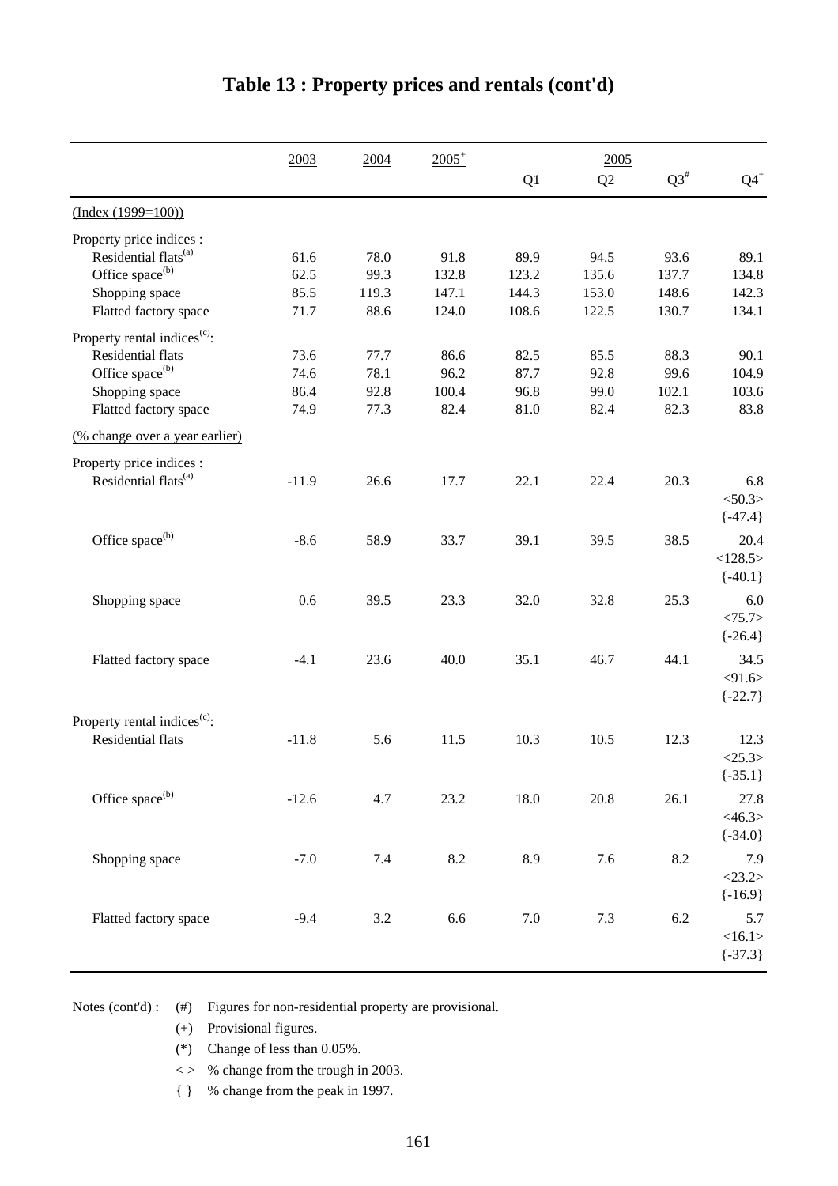# Table 13 : Property prices and rentals (cont'd)

| | 2003 | 2004 | 2005[+] | 2005 Q1 | Q2 | Q3[#] | Q4[+] |
|---|---|---|---|---|---|---|---|
| (Index (1999=100)) | | | | | | | |
| Property price indices : | | | | | | | |
| Residential flats[(a)] | 61.6 | 78.0 | 91.8 | 89.9 | 94.5 | 93.6 | 89.1 |
| Office space[(b)] | 62.5 | 99.3 | 132.8 | 123.2 | 135.6 | 137.7 | 134.8 |
| Shopping space | 85.5 | 119.3 | 147.1 | 144.3 | 153.0 | 148.6 | 142.3 |
| Flatted factory space | 71.7 | 88.6 | 124.0 | 108.6 | 122.5 | 130.7 | 134.1 |
| Property rental indices[(c)]: | | | | | | | |
| Residential flats | 73.6 | 77.7 | 86.6 | 82.5 | 85.5 | 88.3 | 90.1 |
| Office space[(b)] | 74.6 | 78.1 | 96.2 | 87.7 | 92.8 | 99.6 | 104.9 |
| Shopping space | 86.4 | 92.8 | 100.4 | 96.8 | 99.0 | 102.1 | 103.6 |
| Flatted factory space | 74.9 | 77.3 | 82.4 | 81.0 | 82.4 | 82.3 | 83.8 |
| (% change over a year earlier) | | | | | | | |
| Property price indices : | | | | | | | |
| Residential flats[(a)] | -11.9 | 26.6 | 17.7 | 22.1 | 22.4 | 20.3 | 6.8 <50.3> {-47.4} |
| Office space[(b)] | -8.6 | 58.9 | 33.7 | 39.1 | 39.5 | 38.5 | 20.4 <128.5> {-40.1} |
| Shopping space | 0.6 | 39.5 | 23.3 | 32.0 | 32.8 | 25.3 | 6.0 <75.7> {-26.4} |
| Flatted factory space | -4.1 | 23.6 | 40.0 | 35.1 | 46.7 | 44.1 | 34.5 <91.6> {-22.7} |
| Property rental indices[(c)]: | | | | | | | |
| Residential flats | -11.8 | 5.6 | 11.5 | 10.3 | 10.5 | 12.3 | 12.3 <25.3> {-35.1} |
| Office space[(b)] | -12.6 | 4.7 | 23.2 | 18.0 | 20.8 | 26.1 | 27.8 <46.3> {-34.0} |
| Shopping space | -7.0 | 7.4 | 8.2 | 8.9 | 7.6 | 8.2 | 7.9 <23.2> {-16.9} |
| Flatted factory space | -9.4 | 3.2 | 6.6 | 7.0 | 7.3 | 6.2 | 5.7 <16.1> {-37.3} |

Notes (cont'd) :
- (#) Figures for non-residential property are provisional.
- (+) Provisional figures.
- (*) Change of less than 0.05%.
- < > % change from the trough in 2003.
- { } % change from the peak in 1997.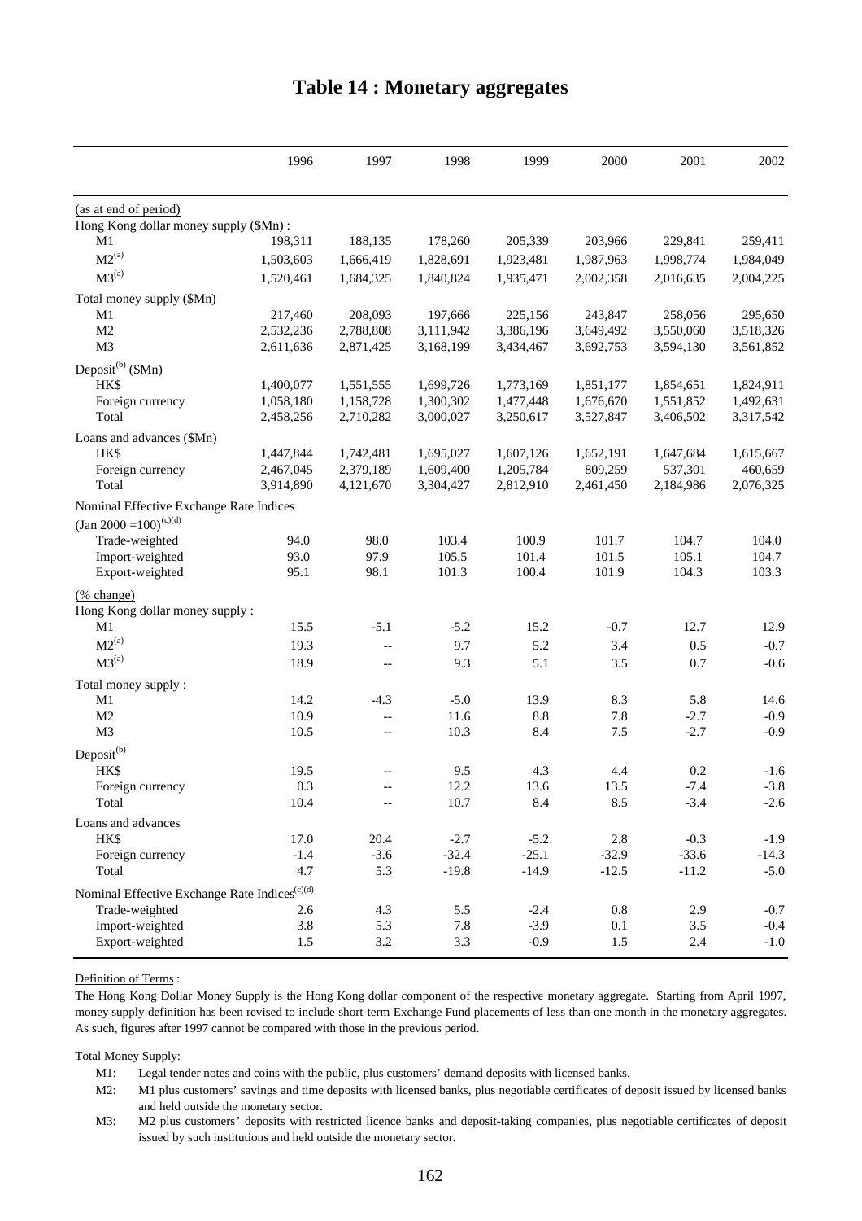# Table 14 : Monetary aggregates

| | 1996 | 1997 | 1998 | 1999 | 2000 | 2001 | 2002 |
|---|---|---|---|---|---|---|---|
| (as at end of period) | | | | | | | |
| Hong Kong dollar money supply ($Mn) : | | | | | | | |
| M1 | 198,311 | 188,135 | 178,260 | 205,339 | 203,966 | 229,841 | 259,411 |
| M2[(a)] | 1,503,603 | 1,666,419 | 1,828,691 | 1,923,481 | 1,987,963 | 1,998,774 | 1,984,049 |
| M3[(a)] | 1,520,461 | 1,684,325 | 1,840,824 | 1,935,471 | 2,002,358 | 2,016,635 | 2,004,225 |
| Total money supply ($Mn) | | | | | | | |
| M1 | 217,460 | 208,093 | 197,666 | 225,156 | 243,847 | 258,056 | 295,650 |
| M2 | 2,532,236 | 2,788,808 | 3,111,942 | 3,386,196 | 3,649,492 | 3,550,060 | 3,518,326 |
| M3 | 2,611,636 | 2,871,425 | 3,168,199 | 3,434,467 | 3,692,753 | 3,594,130 | 3,561,852 |
| Deposit[(b)] ($Mn) | | | | | | | |
| HK$ | 1,400,077 | 1,551,555 | 1,699,726 | 1,773,169 | 1,851,177 | 1,854,651 | 1,824,911 |
| Foreign currency | 1,058,180 | 1,158,728 | 1,300,302 | 1,477,448 | 1,676,670 | 1,551,852 | 1,492,631 |
| Total | 2,458,256 | 2,710,282 | 3,000,027 | 3,250,617 | 3,527,847 | 3,406,502 | 3,317,542 |
| Loans and advances ($Mn) | | | | | | | |
| HK$ | 1,447,844 | 1,742,481 | 1,695,027 | 1,607,126 | 1,652,191 | 1,647,684 | 1,615,667 |
| Foreign currency | 2,467,045 | 2,379,189 | 1,609,400 | 1,205,784 | 809,259 | 537,301 | 460,659 |
| Total | 3,914,890 | 4,121,670 | 3,304,427 | 2,812,910 | 2,461,450 | 2,184,986 | 2,076,325 |
| Nominal Effective Exchange Rate Indices (Jan 2000 =100)[(c)(d)] | | | | | | | |
| Trade-weighted | 94.0 | 98.0 | 103.4 | 100.9 | 101.7 | 104.7 | 104.0 |
| Import-weighted | 93.0 | 97.9 | 105.5 | 101.4 | 101.5 | 105.1 | 104.7 |
| Export-weighted | 95.1 | 98.1 | 101.3 | 100.4 | 101.9 | 104.3 | 103.3 |
| (% change) | | | | | | | |
| Hong Kong dollar money supply : | | | | | | | |
| M1 | 15.5 | -5.1 | -5.2 | 15.2 | -0.7 | 12.7 | 12.9 |
| M2[(a)] | 19.3 | -- | 9.7 | 5.2 | 3.4 | 0.5 | -0.7 |
| M3[(a)] | 18.9 | -- | 9.3 | 5.1 | 3.5 | 0.7 | -0.6 |
| Total money supply : | | | | | | | |
| M1 | 14.2 | -4.3 | -5.0 | 13.9 | 8.3 | 5.8 | 14.6 |
| M2 | 10.9 | -- | 11.6 | 8.8 | 7.8 | -2.7 | -0.9 |
| M3 | 10.5 | -- | 10.3 | 8.4 | 7.5 | -2.7 | -0.9 |
| Deposit[(b)] | | | | | | | |
| HK$ | 19.5 | -- | 9.5 | 4.3 | 4.4 | 0.2 | -1.6 |
| Foreign currency | 0.3 | -- | 12.2 | 13.6 | 13.5 | -7.4 | -3.8 |
| Total | 10.4 | -- | 10.7 | 8.4 | 8.5 | -3.4 | -2.6 |
| Loans and advances | | | | | | | |
| HK$ | 17.0 | 20.4 | -2.7 | -5.2 | 2.8 | -0.3 | -1.9 |
| Foreign currency | -1.4 | -3.6 | -32.4 | -25.1 | -32.9 | -33.6 | -14.3 |
| Total | 4.7 | 5.3 | -19.8 | -14.9 | -12.5 | -11.2 | -5.0 |
| Nominal Effective Exchange Rate Indices[(c)(d)] | | | | | | | |
| Trade-weighted | 2.6 | 4.3 | 5.5 | -2.4 | 0.8 | 2.9 | -0.7 |
| Import-weighted | 3.8 | 5.3 | 7.8 | -3.9 | 0.1 | 3.5 | -0.4 |
| Export-weighted | 1.5 | 3.2 | 3.3 | -0.9 | 1.5 | 2.4 | -1.0 |

Definition of Terms :

The Hong Kong Dollar Money Supply is the Hong Kong dollar component of the respective monetary aggregate. Starting from April 1997, money supply definition has been revised to include short-term Exchange Fund placements of less than one month in the monetary aggregates. As such, figures after 1997 cannot be compared with those in the previous period.

Total Money Supply:

M1: Legal tender notes and coins with the public, plus customers' demand deposits with licensed banks.

M2: M1 plus customers' savings and time deposits with licensed banks, plus negotiable certificates of deposit issued by licensed banks and held outside the monetary sector.

M3: M2 plus customers' deposits with restricted licence banks and deposit-taking companies, plus negotiable certificates of deposit issued by such institutions and held outside the monetary sector.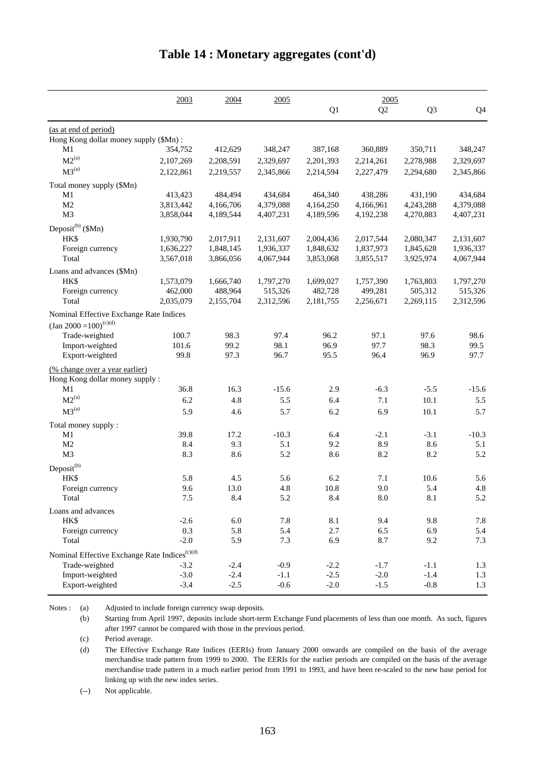# Table 14 : Monetary aggregates (cont'd)

| | 2003 | 2004 | 2005 | 2005 Q1 | Q2 | Q3 | Q4 |
|---|---|---|---|---|---|---|---|
| (as at end of period) | | | | | | | |
| Hong Kong dollar money supply ($Mn) : | | | | | | | |
| M1 | 354,752 | 412,629 | 348,247 | 387,168 | 360,889 | 350,711 | 348,247 |
| M2[(a)] | 2,107,269 | 2,208,591 | 2,329,697 | 2,201,393 | 2,214,261 | 2,278,988 | 2,329,697 |
| M3[(a)] | 2,122,861 | 2,219,557 | 2,345,866 | 2,214,594 | 2,227,479 | 2,294,680 | 2,345,866 |
| Total money supply ($Mn) | | | | | | | |
| M1 | 413,423 | 484,494 | 434,684 | 464,340 | 438,286 | 431,190 | 434,684 |
| M2 | 3,813,442 | 4,166,706 | 4,379,088 | 4,164,250 | 4,166,961 | 4,243,288 | 4,379,088 |
| M3 | 3,858,044 | 4,189,544 | 4,407,231 | 4,189,596 | 4,192,238 | 4,270,883 | 4,407,231 |
| Deposit[(b)] ($Mn) | | | | | | | |
| HK$ | 1,930,790 | 2,017,911 | 2,131,607 | 2,004,436 | 2,017,544 | 2,080,347 | 2,131,607 |
| Foreign currency | 1,636,227 | 1,848,145 | 1,936,337 | 1,848,632 | 1,837,973 | 1,845,628 | 1,936,337 |
| Total | 3,567,018 | 3,866,056 | 4,067,944 | 3,853,068 | 3,855,517 | 3,925,974 | 4,067,944 |
| Loans and advances ($Mn) | | | | | | | |
| HK$ | 1,573,079 | 1,666,740 | 1,797,270 | 1,699,027 | 1,757,390 | 1,763,803 | 1,797,270 |
| Foreign currency | 462,000 | 488,964 | 515,326 | 482,728 | 499,281 | 505,312 | 515,326 |
| Total | 2,035,079 | 2,155,704 | 2,312,596 | 2,181,755 | 2,256,671 | 2,269,115 | 2,312,596 |
| Nominal Effective Exchange Rate Indices (Jan 2000 =100)[(c)(d)] | | | | | | | |
| Trade-weighted | 100.7 | 98.3 | 97.4 | 96.2 | 97.1 | 97.6 | 98.6 |
| Import-weighted | 101.6 | 99.2 | 98.1 | 96.9 | 97.7 | 98.3 | 99.5 |
| Export-weighted | 99.8 | 97.3 | 96.7 | 95.5 | 96.4 | 96.9 | 97.7 |
| (% change over a year earlier) | | | | | | | |
| Hong Kong dollar money supply : | | | | | | | |
| M1 | 36.8 | 16.3 | -15.6 | 2.9 | -6.3 | -5.5 | -15.6 |
| M2[(a)] | 6.2 | 4.8 | 5.5 | 6.4 | 7.1 | 10.1 | 5.5 |
| M3[(a)] | 5.9 | 4.6 | 5.7 | 6.2 | 6.9 | 10.1 | 5.7 |
| Total money supply : | | | | | | | |
| M1 | 39.8 | 17.2 | -10.3 | 6.4 | -2.1 | -3.1 | -10.3 |
| M2 | 8.4 | 9.3 | 5.1 | 9.2 | 8.9 | 8.6 | 5.1 |
| M3 | 8.3 | 8.6 | 5.2 | 8.6 | 8.2 | 8.2 | 5.2 |
| Deposit[(b)] | | | | | | | |
| HK$ | 5.8 | 4.5 | 5.6 | 6.2 | 7.1 | 10.6 | 5.6 |
| Foreign currency | 9.6 | 13.0 | 4.8 | 10.8 | 9.0 | 5.4 | 4.8 |
| Total | 7.5 | 8.4 | 5.2 | 8.4 | 8.0 | 8.1 | 5.2 |
| Loans and advances | | | | | | | |
| HK$ | -2.6 | 6.0 | 7.8 | 8.1 | 9.4 | 9.8 | 7.8 |
| Foreign currency | 0.3 | 5.8 | 5.4 | 2.7 | 6.5 | 6.9 | 5.4 |
| Total | -2.0 | 5.9 | 7.3 | 6.9 | 8.7 | 9.2 | 7.3 |
| Nominal Effective Exchange Rate Indices[(c)(d)] | | | | | | | |
| Trade-weighted | -3.2 | -2.4 | -0.9 | -2.2 | -1.7 | -1.1 | 1.3 |
| Import-weighted | -3.0 | -2.4 | -1.1 | -2.5 | -2.0 | -1.4 | 1.3 |
| Export-weighted | -3.4 | -2.5 | -0.6 | -2.0 | -1.5 | -0.8 | 1.3 |

Notes :
- (a) Adjusted to include foreign currency swap deposits.
- (b) Starting from April 1997, deposits include short-term Exchange Fund placements of less than one month. As such, figures after 1997 cannot be compared with those in the previous period.
- (c) Period average.
- (d) The Effective Exchange Rate Indices (EERIs) from January 2000 onwards are compiled on the basis of the average merchandise trade pattern from 1999 to 2000. The EERIs for the earlier periods are compiled on the basis of the average merchandise trade pattern in a much earlier period from 1991 to 1993, and have been re-scaled to the new base period for linking up with the new index series.
- (--) Not applicable.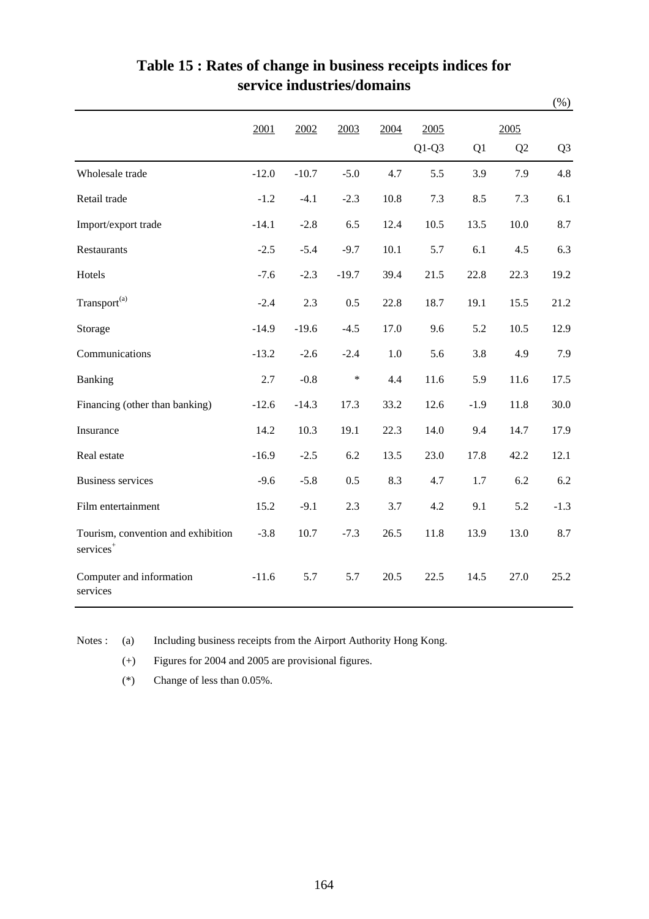# Table 15 : Rates of change in business receipts indices for service industries/domains

(%)

| | 2001 | 2002 | 2003 | 2004 | 2005 Q1-Q3 | 2005 Q1 | 2005 Q2 | 2005 Q3 |
|---|---|---|---|---|---|---|---|---|
| Wholesale trade | -12.0 | -10.7 | -5.0 | 4.7 | 5.5 | 3.9 | 7.9 | 4.8 |
| Retail trade | -1.2 | -4.1 | -2.3 | 10.8 | 7.3 | 8.5 | 7.3 | 6.1 |
| Import/export trade | -14.1 | -2.8 | 6.5 | 12.4 | 10.5 | 13.5 | 10.0 | 8.7 |
| Restaurants | -2.5 | -5.4 | -9.7 | 10.1 | 5.7 | 6.1 | 4.5 | 6.3 |
| Hotels | -7.6 | -2.3 | -19.7 | 39.4 | 21.5 | 22.8 | 22.3 | 19.2 |
| Transport(a) | -2.4 | 2.3 | 0.5 | 22.8 | 18.7 | 19.1 | 15.5 | 21.2 |
| Storage | -14.9 | -19.6 | -4.5 | 17.0 | 9.6 | 5.2 | 10.5 | 12.9 |
| Communications | -13.2 | -2.6 | -2.4 | 1.0 | 5.6 | 3.8 | 4.9 | 7.9 |
| Banking | 2.7 | -0.8 | * | 4.4 | 11.6 | 5.9 | 11.6 | 17.5 |
| Financing (other than banking) | -12.6 | -14.3 | 17.3 | 33.2 | 12.6 | -1.9 | 11.8 | 30.0 |
| Insurance | 14.2 | 10.3 | 19.1 | 22.3 | 14.0 | 9.4 | 14.7 | 17.9 |
| Real estate | -16.9 | -2.5 | 6.2 | 13.5 | 23.0 | 17.8 | 42.2 | 12.1 |
| Business services | -9.6 | -5.8 | 0.5 | 8.3 | 4.7 | 1.7 | 6.2 | 6.2 |
| Film entertainment | 15.2 | -9.1 | 2.3 | 3.7 | 4.2 | 9.1 | 5.2 | -1.3 |
| Tourism, convention and exhibition services+ | -3.8 | 10.7 | -7.3 | 26.5 | 11.8 | 13.9 | 13.0 | 8.7 |
| Computer and information services | -11.6 | 5.7 | 5.7 | 20.5 | 22.5 | 14.5 | 27.0 | 25.2 |

Notes : (a) Including business receipts from the Airport Authority Hong Kong.

(+) Figures for 2004 and 2005 are provisional figures.

(*) Change of less than 0.05%.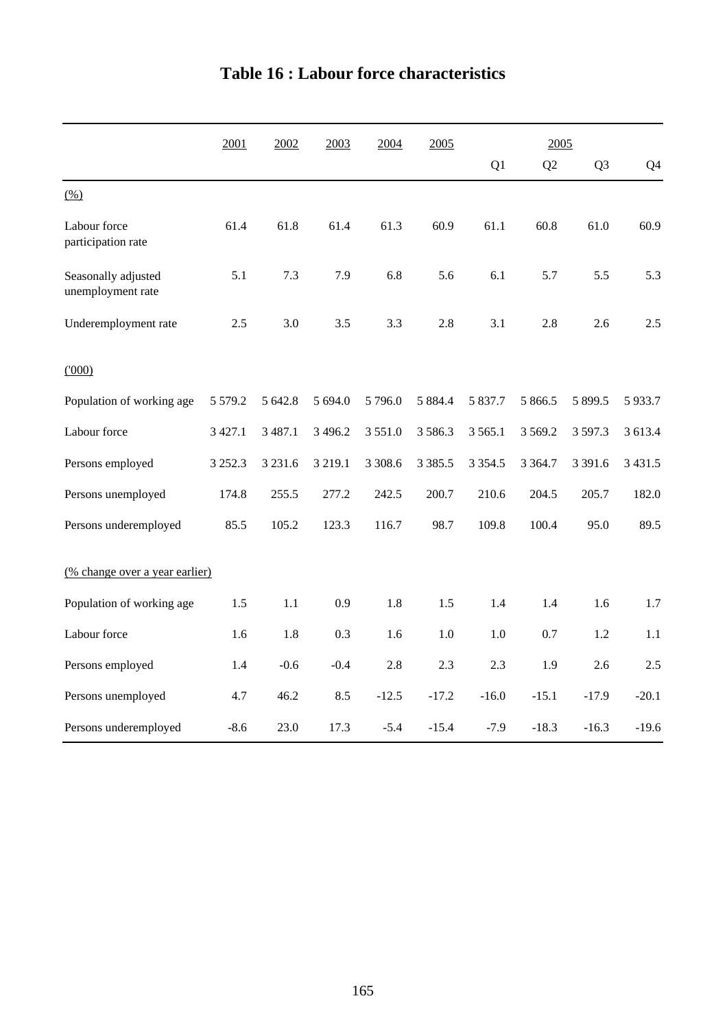# Table 16 : Labour force characteristics

| | 2001 | 2002 | 2003 | 2004 | 2005 | 2005 | | | |
|---|---|---|---|---|---|---|---|---|---|
| | | | | | | Q1 | Q2 | Q3 | Q4 |
| (%) | | | | | | | | | |
| Labour force participation rate | 61.4 | 61.8 | 61.4 | 61.3 | 60.9 | 61.1 | 60.8 | 61.0 | 60.9 |
| Seasonally adjusted unemployment rate | 5.1 | 7.3 | 7.9 | 6.8 | 5.6 | 6.1 | 5.7 | 5.5 | 5.3 |
| Underemployment rate | 2.5 | 3.0 | 3.5 | 3.3 | 2.8 | 3.1 | 2.8 | 2.6 | 2.5 |
| ('000) | | | | | | | | | |
| Population of working age | 5 579.2 | 5 642.8 | 5 694.0 | 5 796.0 | 5 884.4 | 5 837.7 | 5 866.5 | 5 899.5 | 5 933.7 |
| Labour force | 3 427.1 | 3 487.1 | 3 496.2 | 3 551.0 | 3 586.3 | 3 565.1 | 3 569.2 | 3 597.3 | 3 613.4 |
| Persons employed | 3 252.3 | 3 231.6 | 3 219.1 | 3 308.6 | 3 385.5 | 3 354.5 | 3 364.7 | 3 391.6 | 3 431.5 |
| Persons unemployed | 174.8 | 255.5 | 277.2 | 242.5 | 200.7 | 210.6 | 204.5 | 205.7 | 182.0 |
| Persons underemployed | 85.5 | 105.2 | 123.3 | 116.7 | 98.7 | 109.8 | 100.4 | 95.0 | 89.5 |
| (% change over a year earlier) | | | | | | | | | |
| Population of working age | 1.5 | 1.1 | 0.9 | 1.8 | 1.5 | 1.4 | 1.4 | 1.6 | 1.7 |
| Labour force | 1.6 | 1.8 | 0.3 | 1.6 | 1.0 | 1.0 | 0.7 | 1.2 | 1.1 |
| Persons employed | 1.4 | -0.6 | -0.4 | 2.8 | 2.3 | 2.3 | 1.9 | 2.6 | 2.5 |
| Persons unemployed | 4.7 | 46.2 | 8.5 | -12.5 | -17.2 | -16.0 | -15.1 | -17.9 | -20.1 |
| Persons underemployed | -8.6 | 23.0 | 17.3 | -5.4 | -15.4 | -7.9 | -18.3 | -16.3 | -19.6 |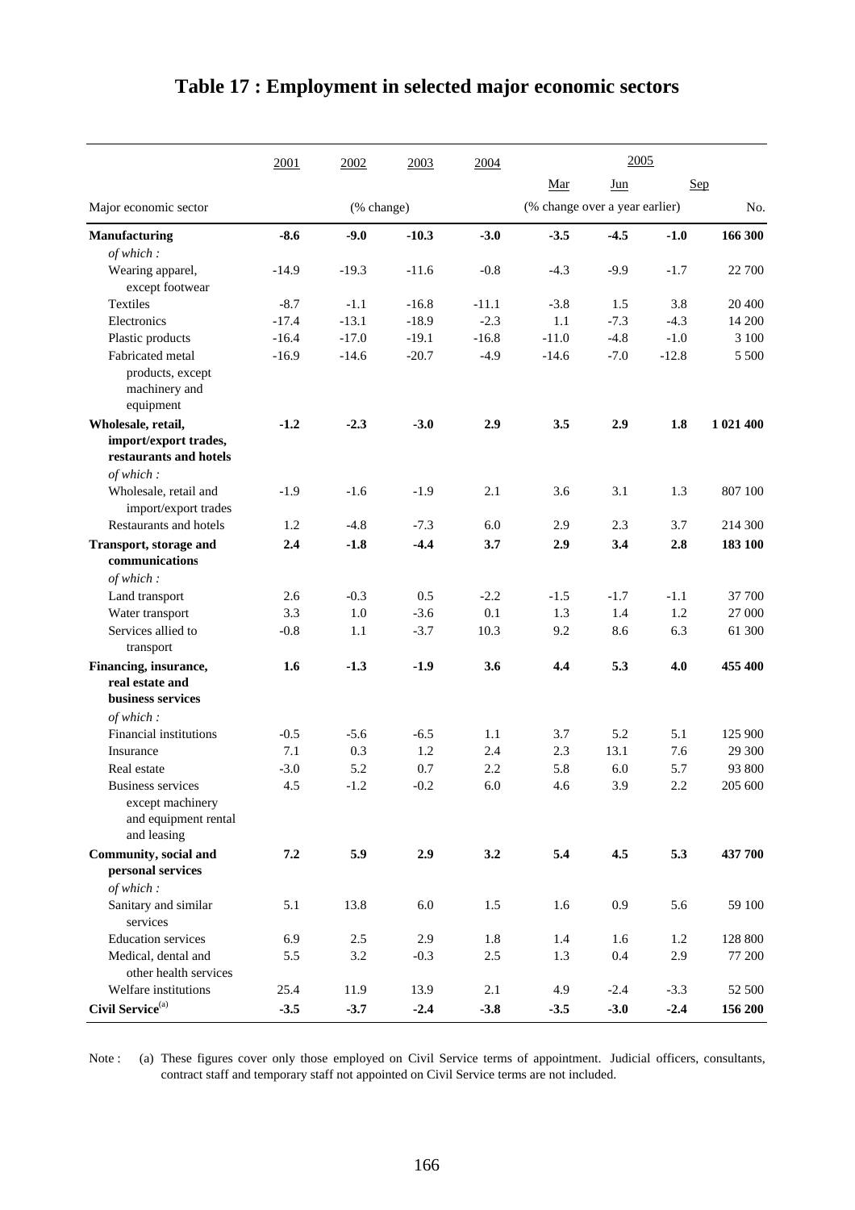# Table 17 : Employment in selected major economic sectors

| Major economic sector | 2001 | 2002 | 2003 | 2004 | 2005 Mar | 2005 Jun | 2005 Sep | |
|---|---|---|---|---|---|---|---|---|
| | | (% change) | | | (% change over a year earlier) | | | No. |
| **Manufacturing** | **-8.6** | **-9.0** | **-10.3** | **-3.0** | **-3.5** | **-4.5** | **-1.0** | **166 300** |
| *of which :* | | | | | | | | |
| Wearing apparel, except footwear | -14.9 | -19.3 | -11.6 | -0.8 | -4.3 | -9.9 | -1.7 | 22 700 |
| Textiles | -8.7 | -1.1 | -16.8 | -11.1 | -3.8 | 1.5 | 3.8 | 20 400 |
| Electronics | -17.4 | -13.1 | -18.9 | -2.3 | 1.1 | -7.3 | -4.3 | 14 200 |
| Plastic products | -16.4 | -17.0 | -19.1 | -16.8 | -11.0 | -4.8 | -1.0 | 3 100 |
| Fabricated metal products, except machinery and equipment | -16.9 | -14.6 | -20.7 | -4.9 | -14.6 | -7.0 | -12.8 | 5 500 |
| **Wholesale, retail, import/export trades, restaurants and hotels** | **-1.2** | **-2.3** | **-3.0** | **2.9** | **3.5** | **2.9** | **1.8** | **1 021 400** |
| *of which :* | | | | | | | | |
| Wholesale, retail and import/export trades | -1.9 | -1.6 | -1.9 | 2.1 | 3.6 | 3.1 | 1.3 | 807 100 |
| Restaurants and hotels | 1.2 | -4.8 | -7.3 | 6.0 | 2.9 | 2.3 | 3.7 | 214 300 |
| **Transport, storage and communications** | **2.4** | **-1.8** | **-4.4** | **3.7** | **2.9** | **3.4** | **2.8** | **183 100** |
| *of which :* | | | | | | | | |
| Land transport | 2.6 | -0.3 | 0.5 | -2.2 | -1.5 | -1.7 | -1.1 | 37 700 |
| Water transport | 3.3 | 1.0 | -3.6 | 0.1 | 1.3 | 1.4 | 1.2 | 27 000 |
| Services allied to transport | -0.8 | 1.1 | -3.7 | 10.3 | 9.2 | 8.6 | 6.3 | 61 300 |
| **Financing, insurance, real estate and business services** | **1.6** | **-1.3** | **-1.9** | **3.6** | **4.4** | **5.3** | **4.0** | **455 400** |
| *of which :* | | | | | | | | |
| Financial institutions | -0.5 | -5.6 | -6.5 | 1.1 | 3.7 | 5.2 | 5.1 | 125 900 |
| Insurance | 7.1 | 0.3 | 1.2 | 2.4 | 2.3 | 13.1 | 7.6 | 29 300 |
| Real estate | -3.0 | 5.2 | 0.7 | 2.2 | 5.8 | 6.0 | 5.7 | 93 800 |
| Business services except machinery and equipment rental and leasing | 4.5 | -1.2 | -0.2 | 6.0 | 4.6 | 3.9 | 2.2 | 205 600 |
| **Community, social and personal services** | **7.2** | **5.9** | **2.9** | **3.2** | **5.4** | **4.5** | **5.3** | **437 700** |
| *of which :* | | | | | | | | |
| Sanitary and similar services | 5.1 | 13.8 | 6.0 | 1.5 | 1.6 | 0.9 | 5.6 | 59 100 |
| Education services | 6.9 | 2.5 | 2.9 | 1.8 | 1.4 | 1.6 | 1.2 | 128 800 |
| Medical, dental and other health services | 5.5 | 3.2 | -0.3 | 2.5 | 1.3 | 0.4 | 2.9 | 77 200 |
| Welfare institutions | 25.4 | 11.9 | 13.9 | 2.1 | 4.9 | -2.4 | -3.3 | 52 500 |
| **Civil Service**[(a)] | **-3.5** | **-3.7** | **-2.4** | **-3.8** | **-3.5** | **-3.0** | **-2.4** | **156 200** |

Note : (a) These figures cover only those employed on Civil Service terms of appointment. Judicial officers, consultants, contract staff and temporary staff not appointed on Civil Service terms are not included.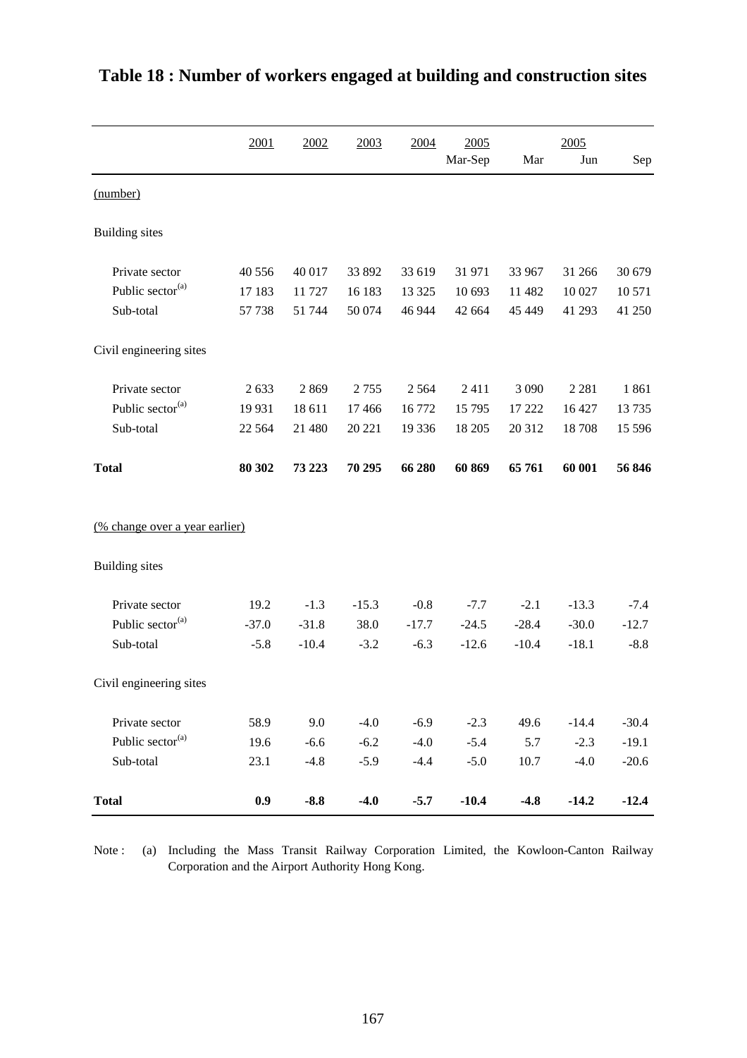# Table 18 : Number of workers engaged at building and construction sites

| | 2001 | 2002 | 2003 | 2004 | 2005 | | 2005 | |
|---|---|---|---|---|---|---|---|---|
| | | | | | Mar-Sep | Mar | Jun | Sep |
| (number) | | | | | | | | |
| Building sites | | | | | | | | |
| Private sector | 40 556 | 40 017 | 33 892 | 33 619 | 31 971 | 33 967 | 31 266 | 30 679 |
| Public sector[(a)] | 17 183 | 11 727 | 16 183 | 13 325 | 10 693 | 11 482 | 10 027 | 10 571 |
| Sub-total | 57 738 | 51 744 | 50 074 | 46 944 | 42 664 | 45 449 | 41 293 | 41 250 |
| Civil engineering sites | | | | | | | | |
| Private sector | 2 633 | 2 869 | 2 755 | 2 564 | 2 411 | 3 090 | 2 281 | 1 861 |
| Public sector[(a)] | 19 931 | 18 611 | 17 466 | 16 772 | 15 795 | 17 222 | 16 427 | 13 735 |
| Sub-total | 22 564 | 21 480 | 20 221 | 19 336 | 18 205 | 20 312 | 18 708 | 15 596 |
| **Total** | **80 302** | **73 223** | **70 295** | **66 280** | **60 869** | **65 761** | **60 001** | **56 846** |
| (% change over a year earlier) | | | | | | | | |
| Building sites | | | | | | | | |
| Private sector | 19.2 | -1.3 | -15.3 | -0.8 | -7.7 | -2.1 | -13.3 | -7.4 |
| Public sector[(a)] | -37.0 | -31.8 | 38.0 | -17.7 | -24.5 | -28.4 | -30.0 | -12.7 |
| Sub-total | -5.8 | -10.4 | -3.2 | -6.3 | -12.6 | -10.4 | -18.1 | -8.8 |
| Civil engineering sites | | | | | | | | |
| Private sector | 58.9 | 9.0 | -4.0 | -6.9 | -2.3 | 49.6 | -14.4 | -30.4 |
| Public sector[(a)] | 19.6 | -6.6 | -6.2 | -4.0 | -5.4 | 5.7 | -2.3 | -19.1 |
| Sub-total | 23.1 | -4.8 | -5.9 | -4.4 | -5.0 | 10.7 | -4.0 | -20.6 |
| **Total** | **0.9** | **-8.8** | **-4.0** | **-5.7** | **-10.4** | **-4.8** | **-14.2** | **-12.4** |

Note : (a) Including the Mass Transit Railway Corporation Limited, the Kowloon-Canton Railway Corporation and the Airport Authority Hong Kong.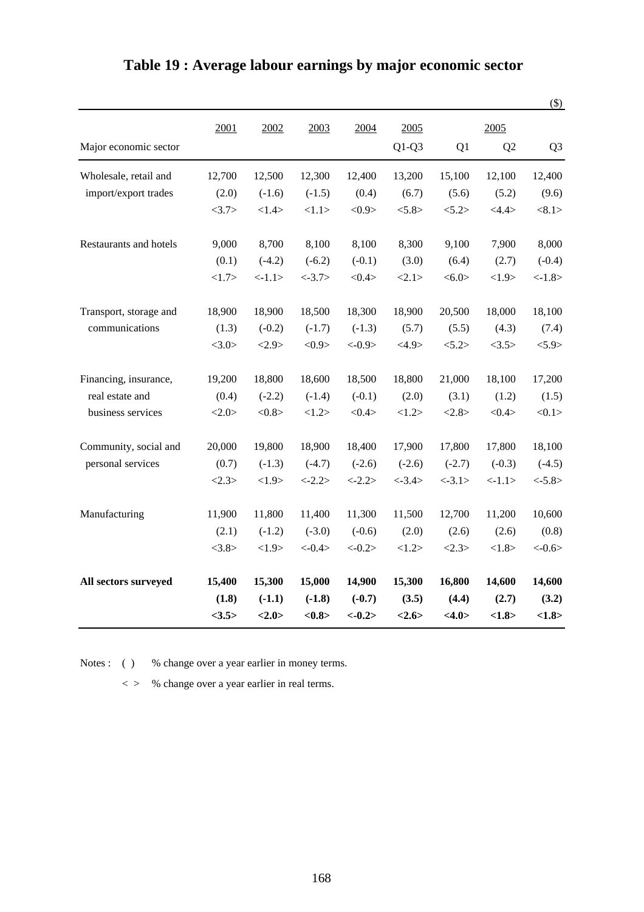# Table 19 : Average labour earnings by major economic sector

($)

| Major economic sector | 2001 | 2002 | 2003 | 2004 | 2005 Q1-Q3 | 2005 Q1 | 2005 Q2 | 2005 Q3 |
|---|---|---|---|---|---|---|---|---|
| Wholesale, retail and import/export trades | 12,700 | 12,500 | 12,300 | 12,400 | 13,200 | 15,100 | 12,100 | 12,400 |
| | (2.0) | (-1.6) | (-1.5) | (0.4) | (6.7) | (5.6) | (5.2) | (9.6) |
| | <3.7> | <1.4> | <1.1> | <0.9> | <5.8> | <5.2> | <4.4> | <8.1> |
| Restaurants and hotels | 9,000 | 8,700 | 8,100 | 8,100 | 8,300 | 9,100 | 7,900 | 8,000 |
| | (0.1) | (-4.2) | (-6.2) | (-0.1) | (3.0) | (6.4) | (2.7) | (-0.4) |
| | <1.7> | <-1.1> | <-3.7> | <0.4> | <2.1> | <6.0> | <1.9> | <-1.8> |
| Transport, storage and communications | 18,900 | 18,900 | 18,500 | 18,300 | 18,900 | 20,500 | 18,000 | 18,100 |
| | (1.3) | (-0.2) | (-1.7) | (-1.3) | (5.7) | (5.5) | (4.3) | (7.4) |
| | <3.0> | <2.9> | <0.9> | <-0.9> | <4.9> | <5.2> | <3.5> | <5.9> |
| Financing, insurance, real estate and business services | 19,200 | 18,800 | 18,600 | 18,500 | 18,800 | 21,000 | 18,100 | 17,200 |
| | (0.4) | (-2.2) | (-1.4) | (-0.1) | (2.0) | (3.1) | (1.2) | (1.5) |
| | <2.0> | <0.8> | <1.2> | <0.4> | <1.2> | <2.8> | <0.4> | <0.1> |
| Community, social and personal services | 20,000 | 19,800 | 18,900 | 18,400 | 17,900 | 17,800 | 17,800 | 18,100 |
| | (0.7) | (-1.3) | (-4.7) | (-2.6) | (-2.6) | (-2.7) | (-0.3) | (-4.5) |
| | <2.3> | <1.9> | <-2.2> | <-2.2> | <-3.4> | <-3.1> | <-1.1> | <-5.8> |
| Manufacturing | 11,900 | 11,800 | 11,400 | 11,300 | 11,500 | 12,700 | 11,200 | 10,600 |
| | (2.1) | (-1.2) | (-3.0) | (-0.6) | (2.0) | (2.6) | (2.6) | (0.8) |
| | <3.8> | <1.9> | <-0.4> | <-0.2> | <1.2> | <2.3> | <1.8> | <-0.6> |
| **All sectors surveyed** | **15,400** | **15,300** | **15,000** | **14,900** | **15,300** | **16,800** | **14,600** | **14,600** |
| | **(1.8)** | **(-1.1)** | **(-1.8)** | **(-0.7)** | **(3.5)** | **(4.4)** | **(2.7)** | **(3.2)** |
| | **<3.5>** | **<2.0>** | **<0.8>** | **<-0.2>** | **<2.6>** | **<4.0>** | **<1.8>** | **<1.8>** |

Notes : ( ) % change over a year earlier in money terms.

< > % change over a year earlier in real terms.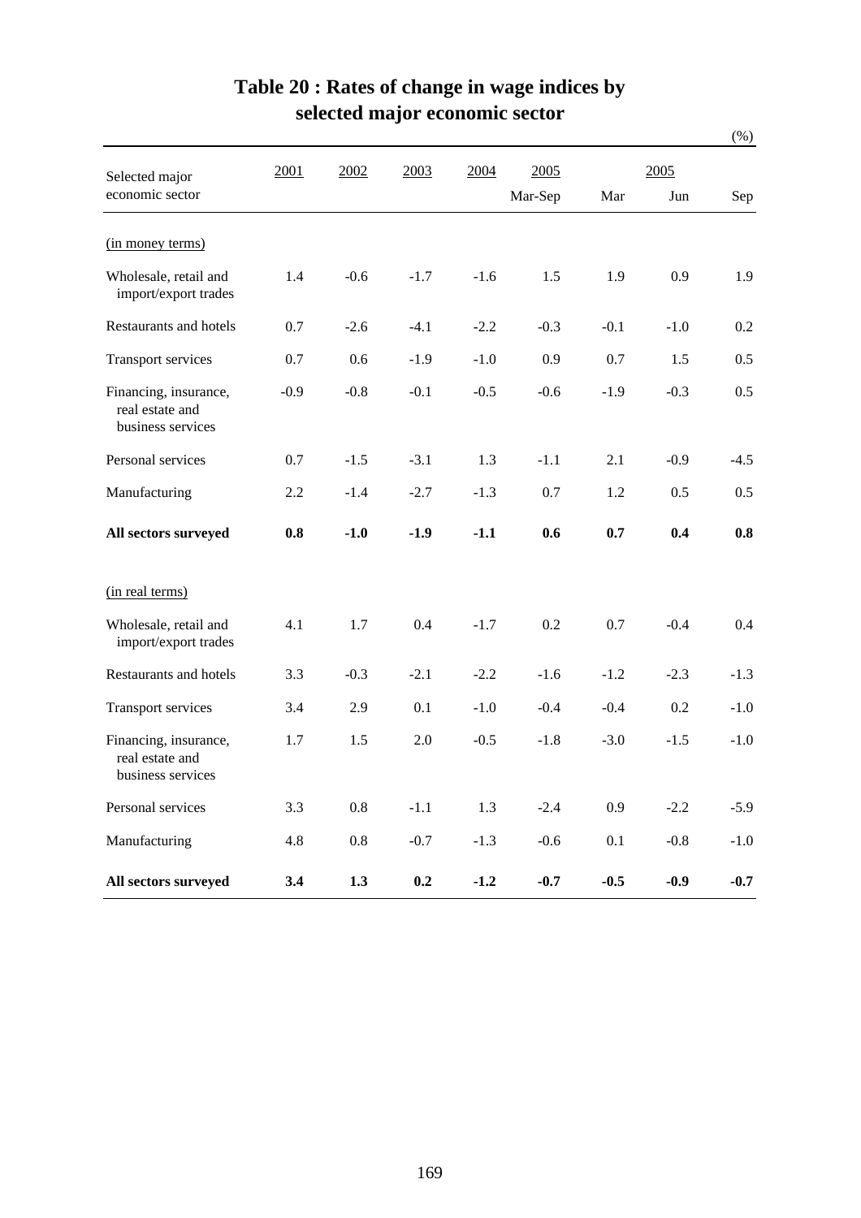# Table 20 : Rates of change in wage indices by selected major economic sector

(%)

| Selected major economic sector | 2001 | 2002 | 2003 | 2004 | 2005 | 2005 | | |
|---|---|---|---|---|---|---|---|---|
| | | | | | Mar-Sep | Mar | Jun | Sep |
| (in money terms) | | | | | | | | |
| Wholesale, retail and import/export trades | 1.4 | -0.6 | -1.7 | -1.6 | 1.5 | 1.9 | 0.9 | 1.9 |
| Restaurants and hotels | 0.7 | -2.6 | -4.1 | -2.2 | -0.3 | -0.1 | -1.0 | 0.2 |
| Transport services | 0.7 | 0.6 | -1.9 | -1.0 | 0.9 | 0.7 | 1.5 | 0.5 |
| Financing, insurance, real estate and business services | -0.9 | -0.8 | -0.1 | -0.5 | -0.6 | -1.9 | -0.3 | 0.5 |
| Personal services | 0.7 | -1.5 | -3.1 | 1.3 | -1.1 | 2.1 | -0.9 | -4.5 |
| Manufacturing | 2.2 | -1.4 | -2.7 | -1.3 | 0.7 | 1.2 | 0.5 | 0.5 |
| **All sectors surveyed** | **0.8** | **-1.0** | **-1.9** | **-1.1** | **0.6** | **0.7** | **0.4** | **0.8** |
| (in real terms) | | | | | | | | |
| Wholesale, retail and import/export trades | 4.1 | 1.7 | 0.4 | -1.7 | 0.2 | 0.7 | -0.4 | 0.4 |
| Restaurants and hotels | 3.3 | -0.3 | -2.1 | -2.2 | -1.6 | -1.2 | -2.3 | -1.3 |
| Transport services | 3.4 | 2.9 | 0.1 | -1.0 | -0.4 | -0.4 | 0.2 | -1.0 |
| Financing, insurance, real estate and business services | 1.7 | 1.5 | 2.0 | -0.5 | -1.8 | -3.0 | -1.5 | -1.0 |
| Personal services | 3.3 | 0.8 | -1.1 | 1.3 | -2.4 | 0.9 | -2.2 | -5.9 |
| Manufacturing | 4.8 | 0.8 | -0.7 | -1.3 | -0.6 | 0.1 | -0.8 | -1.0 |
| **All sectors surveyed** | **3.4** | **1.3** | **0.2** | **-1.2** | **-0.7** | **-0.5** | **-0.9** | **-0.7** |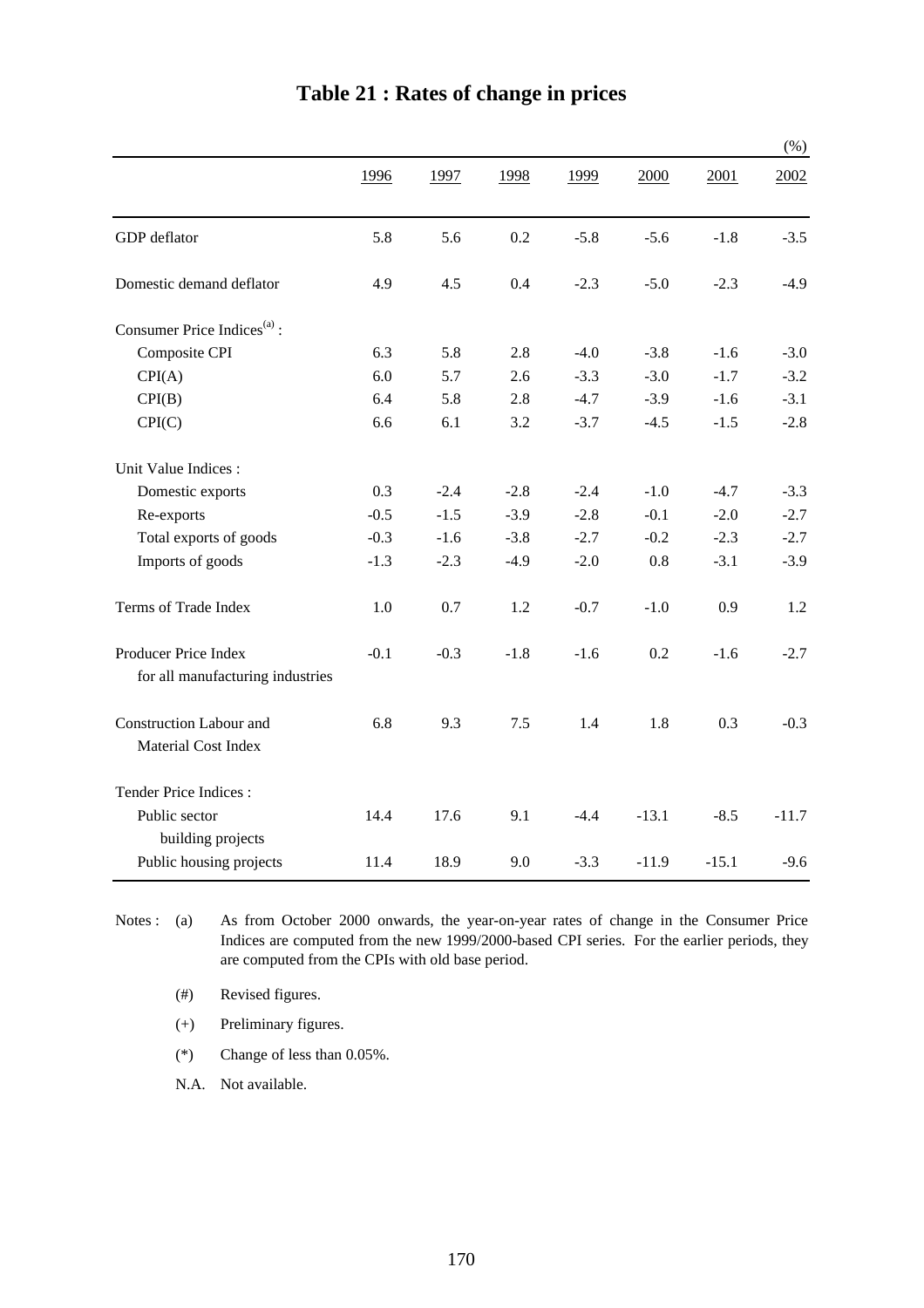# Table 21 : Rates of change in prices

(%)

| | 1996 | 1997 | 1998 | 1999 | 2000 | 2001 | 2002 |
|---|---|---|---|---|---|---|---|
| GDP deflator | 5.8 | 5.6 | 0.2 | -5.8 | -5.6 | -1.8 | -3.5 |
| Domestic demand deflator | 4.9 | 4.5 | 0.4 | -2.3 | -5.0 | -2.3 | -4.9 |
| Consumer Price Indices[(a)] : | | | | | | | |
| Composite CPI | 6.3 | 5.8 | 2.8 | -4.0 | -3.8 | -1.6 | -3.0 |
| CPI(A) | 6.0 | 5.7 | 2.6 | -3.3 | -3.0 | -1.7 | -3.2 |
| CPI(B) | 6.4 | 5.8 | 2.8 | -4.7 | -3.9 | -1.6 | -3.1 |
| CPI(C) | 6.6 | 6.1 | 3.2 | -3.7 | -4.5 | -1.5 | -2.8 |
| Unit Value Indices : | | | | | | | |
| Domestic exports | 0.3 | -2.4 | -2.8 | -2.4 | -1.0 | -4.7 | -3.3 |
| Re-exports | -0.5 | -1.5 | -3.9 | -2.8 | -0.1 | -2.0 | -2.7 |
| Total exports of goods | -0.3 | -1.6 | -3.8 | -2.7 | -0.2 | -2.3 | -2.7 |
| Imports of goods | -1.3 | -2.3 | -4.9 | -2.0 | 0.8 | -3.1 | -3.9 |
| Terms of Trade Index | 1.0 | 0.7 | 1.2 | -0.7 | -1.0 | 0.9 | 1.2 |
| Producer Price Index for all manufacturing industries | -0.1 | -0.3 | -1.8 | -1.6 | 0.2 | -1.6 | -2.7 |
| Construction Labour and Material Cost Index | 6.8 | 9.3 | 7.5 | 1.4 | 1.8 | 0.3 | -0.3 |
| Tender Price Indices : | | | | | | | |
| Public sector building projects | 14.4 | 17.6 | 9.1 | -4.4 | -13.1 | -8.5 | -11.7 |
| Public housing projects | 11.4 | 18.9 | 9.0 | -3.3 | -11.9 | -15.1 | -9.6 |

Notes :

(a) As from October 2000 onwards, the year-on-year rates of change in the Consumer Price Indices are computed from the new 1999/2000-based CPI series. For the earlier periods, they are computed from the CPIs with old base period.

(#) Revised figures.

(+) Preliminary figures.

(*) Change of less than 0.05%.

N.A. Not available.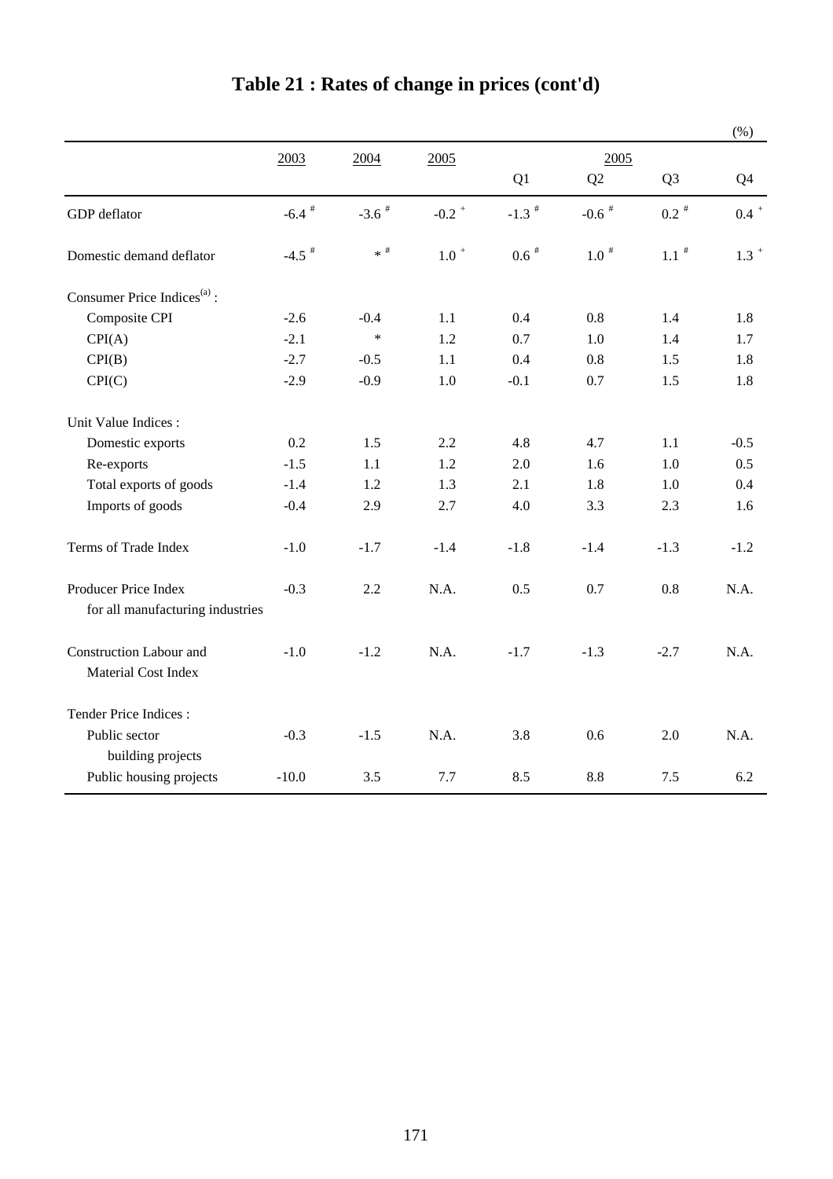# Table 21 : Rates of change in prices (cont'd)

(%)

| | 2003 | 2004 | 2005 | 2005 Q1 | Q2 | Q3 | Q4 |
|---|---|---|---|---|---|---|---|
| GDP deflator | -6.4 # | -3.6 # | -0.2 + | -1.3 # | -0.6 # | 0.2 # | 0.4 + |
| Domestic demand deflator | -4.5 # | * # | 1.0 + | 0.6 # | 1.0 # | 1.1 # | 1.3 + |
| Consumer Price Indices[(a)] : | | | | | | | |
| Composite CPI | -2.6 | -0.4 | 1.1 | 0.4 | 0.8 | 1.4 | 1.8 |
| CPI(A) | -2.1 | * | 1.2 | 0.7 | 1.0 | 1.4 | 1.7 |
| CPI(B) | -2.7 | -0.5 | 1.1 | 0.4 | 0.8 | 1.5 | 1.8 |
| CPI(C) | -2.9 | -0.9 | 1.0 | -0.1 | 0.7 | 1.5 | 1.8 |
| Unit Value Indices : | | | | | | | |
| Domestic exports | 0.2 | 1.5 | 2.2 | 4.8 | 4.7 | 1.1 | -0.5 |
| Re-exports | -1.5 | 1.1 | 1.2 | 2.0 | 1.6 | 1.0 | 0.5 |
| Total exports of goods | -1.4 | 1.2 | 1.3 | 2.1 | 1.8 | 1.0 | 0.4 |
| Imports of goods | -0.4 | 2.9 | 2.7 | 4.0 | 3.3 | 2.3 | 1.6 |
| Terms of Trade Index | -1.0 | -1.7 | -1.4 | -1.8 | -1.4 | -1.3 | -1.2 |
| Producer Price Index for all manufacturing industries | -0.3 | 2.2 | N.A. | 0.5 | 0.7 | 0.8 | N.A. |
| Construction Labour and Material Cost Index | -1.0 | -1.2 | N.A. | -1.7 | -1.3 | -2.7 | N.A. |
| Tender Price Indices : | | | | | | | |
| Public sector building projects | -0.3 | -1.5 | N.A. | 3.8 | 0.6 | 2.0 | N.A. |
| Public housing projects | -10.0 | 3.5 | 7.7 | 8.5 | 8.8 | 7.5 | 6.2 |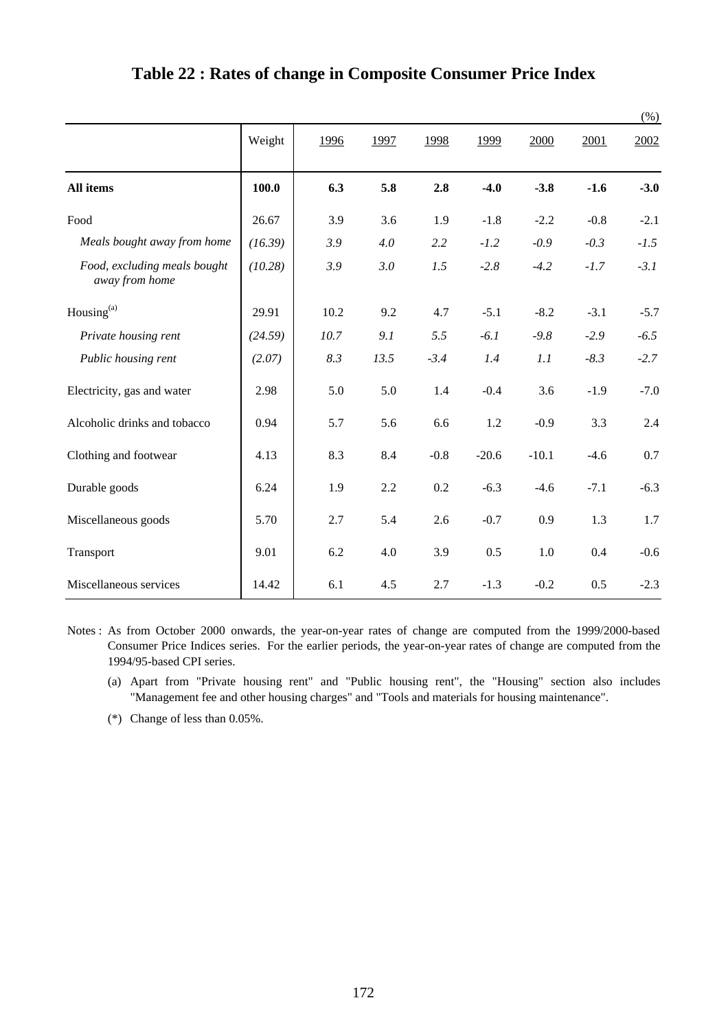# Table 22 : Rates of change in Composite Consumer Price Index

(%)

| | Weight | 1996 | 1997 | 1998 | 1999 | 2000 | 2001 | 2002 |
|---|---|---|---|---|---|---|---|---|
| **All items** | **100.0** | **6.3** | **5.8** | **2.8** | **-4.0** | **-3.8** | **-1.6** | **-3.0** |
| Food | 26.67 | 3.9 | 3.6 | 1.9 | -1.8 | -2.2 | -0.8 | -2.1 |
| *Meals bought away from home* | *(16.39)* | *3.9* | *4.0* | *2.2* | *-1.2* | *-0.9* | *-0.3* | *-1.5* |
| *Food, excluding meals bought away from home* | *(10.28)* | *3.9* | *3.0* | *1.5* | *-2.8* | *-4.2* | *-1.7* | *-3.1* |
| Housing[(a)] | 29.91 | 10.2 | 9.2 | 4.7 | -5.1 | -8.2 | -3.1 | -5.7 |
| *Private housing rent* | *(24.59)* | *10.7* | *9.1* | *5.5* | *-6.1* | *-9.8* | *-2.9* | *-6.5* |
| *Public housing rent* | *(2.07)* | *8.3* | *13.5* | *-3.4* | *1.4* | *1.1* | *-8.3* | *-2.7* |
| Electricity, gas and water | 2.98 | 5.0 | 5.0 | 1.4 | -0.4 | 3.6 | -1.9 | -7.0 |
| Alcoholic drinks and tobacco | 0.94 | 5.7 | 5.6 | 6.6 | 1.2 | -0.9 | 3.3 | 2.4 |
| Clothing and footwear | 4.13 | 8.3 | 8.4 | -0.8 | -20.6 | -10.1 | -4.6 | 0.7 |
| Durable goods | 6.24 | 1.9 | 2.2 | 0.2 | -6.3 | -4.6 | -7.1 | -6.3 |
| Miscellaneous goods | 5.70 | 2.7 | 5.4 | 2.6 | -0.7 | 0.9 | 1.3 | 1.7 |
| Transport | 9.01 | 6.2 | 4.0 | 3.9 | 0.5 | 1.0 | 0.4 | -0.6 |
| Miscellaneous services | 14.42 | 6.1 | 4.5 | 2.7 | -1.3 | -0.2 | 0.5 | -2.3 |

Notes : As from October 2000 onwards, the year-on-year rates of change are computed from the 1999/2000-based Consumer Price Indices series. For the earlier periods, the year-on-year rates of change are computed from the 1994/95-based CPI series.

(a) Apart from "Private housing rent" and "Public housing rent", the "Housing" section also includes "Management fee and other housing charges" and "Tools and materials for housing maintenance".

(*) Change of less than 0.05%.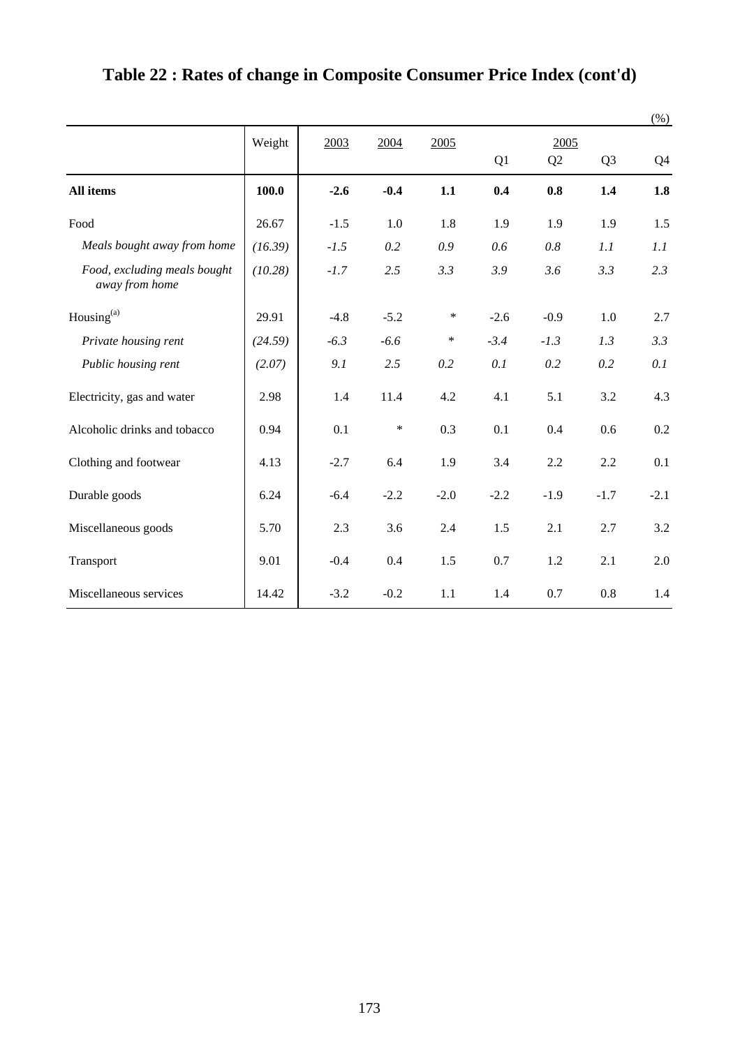# Table 22 : Rates of change in Composite Consumer Price Index (cont'd)

(%)

| | Weight | 2003 | 2004 | 2005 | 2005 | | | |
|---|---|---|---|---|---|---|---|---|
| | | | | | Q1 | Q2 | Q3 | Q4 |
| **All items** | **100.0** | **-2.6** | **-0.4** | **1.1** | **0.4** | **0.8** | **1.4** | **1.8** |
| Food | 26.67 | -1.5 | 1.0 | 1.8 | 1.9 | 1.9 | 1.9 | 1.5 |
| *Meals bought away from home* | *(16.39)* | *-1.5* | *0.2* | *0.9* | *0.6* | *0.8* | *1.1* | *1.1* |
| *Food, excluding meals bought away from home* | *(10.28)* | *-1.7* | *2.5* | *3.3* | *3.9* | *3.6* | *3.3* | *2.3* |
| Housing[(a)] | 29.91 | -4.8 | -5.2 | * | -2.6 | -0.9 | 1.0 | 2.7 |
| *Private housing rent* | *(24.59)* | *-6.3* | *-6.6* | * | *-3.4* | *-1.3* | *1.3* | *3.3* |
| *Public housing rent* | *(2.07)* | *9.1* | *2.5* | *0.2* | *0.1* | *0.2* | *0.2* | *0.1* |
| Electricity, gas and water | 2.98 | 1.4 | 11.4 | 4.2 | 4.1 | 5.1 | 3.2 | 4.3 |
| Alcoholic drinks and tobacco | 0.94 | 0.1 | * | 0.3 | 0.1 | 0.4 | 0.6 | 0.2 |
| Clothing and footwear | 4.13 | -2.7 | 6.4 | 1.9 | 3.4 | 2.2 | 2.2 | 0.1 |
| Durable goods | 6.24 | -6.4 | -2.2 | -2.0 | -2.2 | -1.9 | -1.7 | -2.1 |
| Miscellaneous goods | 5.70 | 2.3 | 3.6 | 2.4 | 1.5 | 2.1 | 2.7 | 3.2 |
| Transport | 9.01 | -0.4 | 0.4 | 1.5 | 0.7 | 1.2 | 2.1 | 2.0 |
| Miscellaneous services | 14.42 | -3.2 | -0.2 | 1.1 | 1.4 | 0.7 | 0.8 | 1.4 |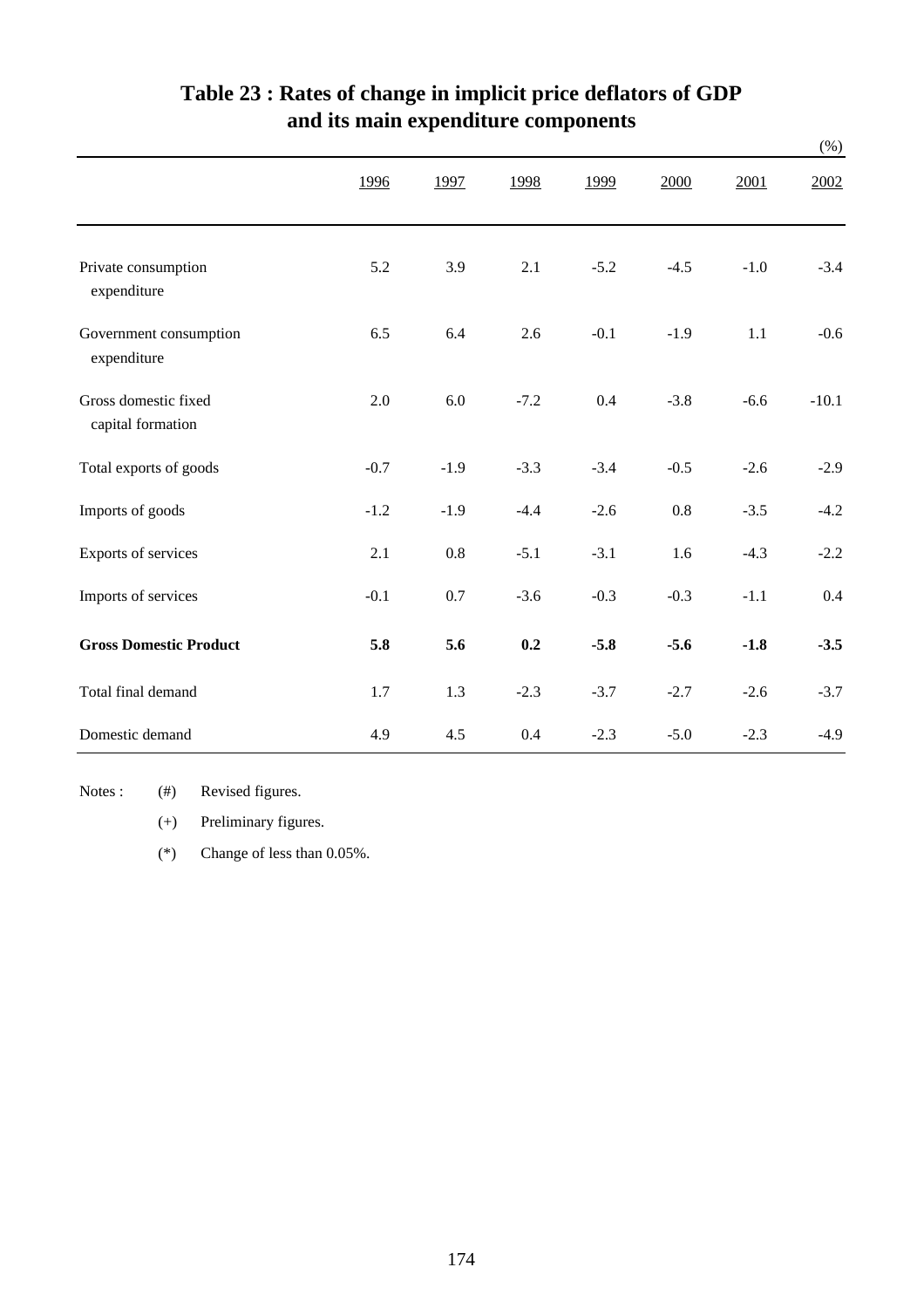# Table 23 : Rates of change in implicit price deflators of GDP and its main expenditure components

(%)

| | 1996 | 1997 | 1998 | 1999 | 2000 | 2001 | 2002 |
|---|---|---|---|---|---|---|---|
| Private consumption expenditure | 5.2 | 3.9 | 2.1 | -5.2 | -4.5 | -1.0 | -3.4 |
| Government consumption expenditure | 6.5 | 6.4 | 2.6 | -0.1 | -1.9 | 1.1 | -0.6 |
| Gross domestic fixed capital formation | 2.0 | 6.0 | -7.2 | 0.4 | -3.8 | -6.6 | -10.1 |
| Total exports of goods | -0.7 | -1.9 | -3.3 | -3.4 | -0.5 | -2.6 | -2.9 |
| Imports of goods | -1.2 | -1.9 | -4.4 | -2.6 | 0.8 | -3.5 | -4.2 |
| Exports of services | 2.1 | 0.8 | -5.1 | -3.1 | 1.6 | -4.3 | -2.2 |
| Imports of services | -0.1 | 0.7 | -3.6 | -0.3 | -0.3 | -1.1 | 0.4 |
| **Gross Domestic Product** | **5.8** | **5.6** | **0.2** | **-5.8** | **-5.6** | **-1.8** | **-3.5** |
| Total final demand | 1.7 | 1.3 | -2.3 | -3.7 | -2.7 | -2.6 | -3.7 |
| Domestic demand | 4.9 | 4.5 | 0.4 | -2.3 | -5.0 | -2.3 | -4.9 |

Notes : (#) Revised figures.

(+) Preliminary figures.

(*) Change of less than 0.05%.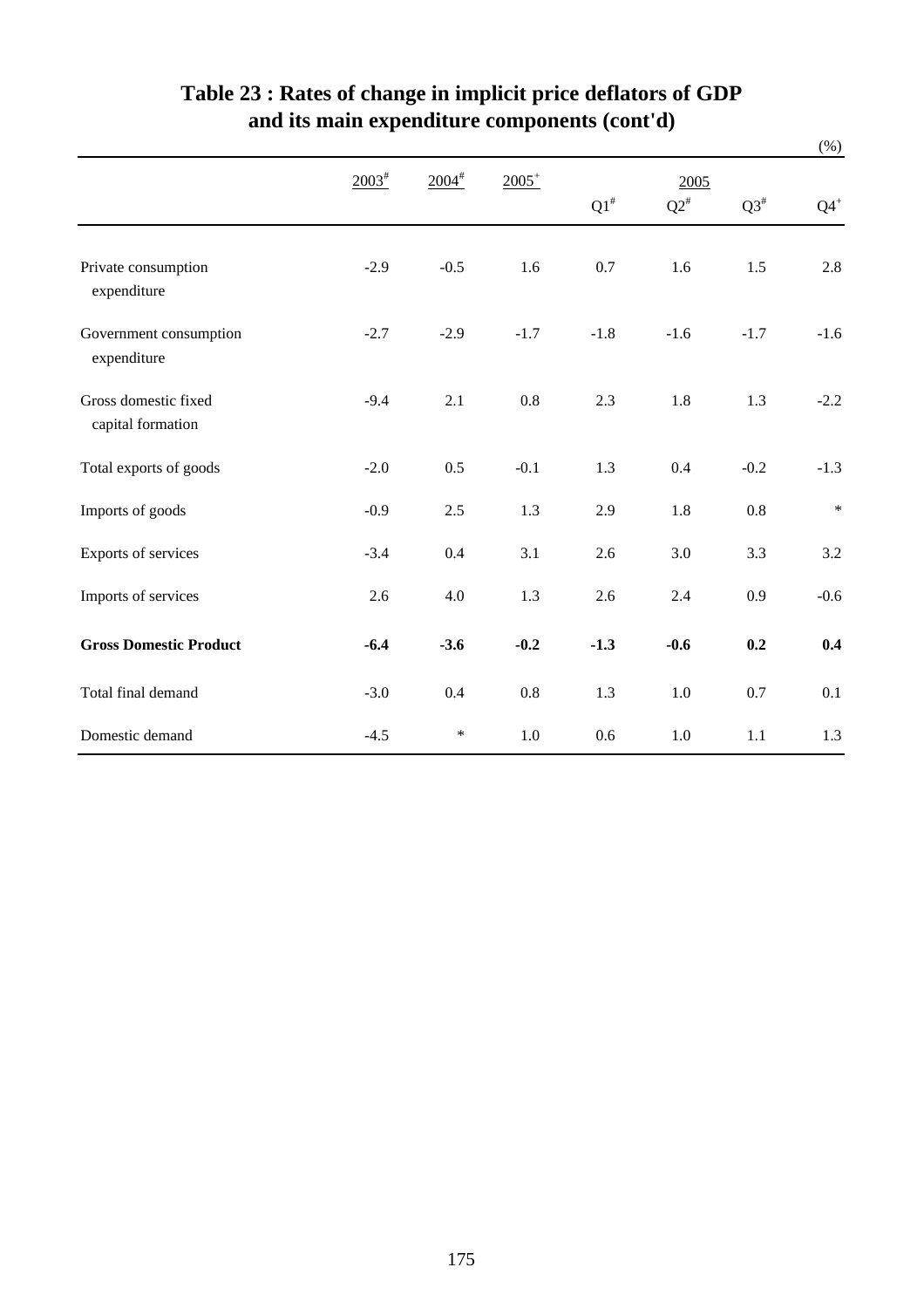# Table 23 : Rates of change in implicit price deflators of GDP and its main expenditure components (cont'd)

(%)

| | 2003# | 2004# | 2005+ | 2005 Q1# | Q2# | Q3# | Q4+ |
|---|---|---|---|---|---|---|---|
| Private consumption expenditure | -2.9 | -0.5 | 1.6 | 0.7 | 1.6 | 1.5 | 2.8 |
| Government consumption expenditure | -2.7 | -2.9 | -1.7 | -1.8 | -1.6 | -1.7 | -1.6 |
| Gross domestic fixed capital formation | -9.4 | 2.1 | 0.8 | 2.3 | 1.8 | 1.3 | -2.2 |
| Total exports of goods | -2.0 | 0.5 | -0.1 | 1.3 | 0.4 | -0.2 | -1.3 |
| Imports of goods | -0.9 | 2.5 | 1.3 | 2.9 | 1.8 | 0.8 | * |
| Exports of services | -3.4 | 0.4 | 3.1 | 2.6 | 3.0 | 3.3 | 3.2 |
| Imports of services | 2.6 | 4.0 | 1.3 | 2.6 | 2.4 | 0.9 | -0.6 |
| **Gross Domestic Product** | **-6.4** | **-3.6** | **-0.2** | **-1.3** | **-0.6** | **0.2** | **0.4** |
| Total final demand | -3.0 | 0.4 | 0.8 | 1.3 | 1.0 | 0.7 | 0.1 |
| Domestic demand | -4.5 | * | 1.0 | 0.6 | 1.0 | 1.1 | 1.3 |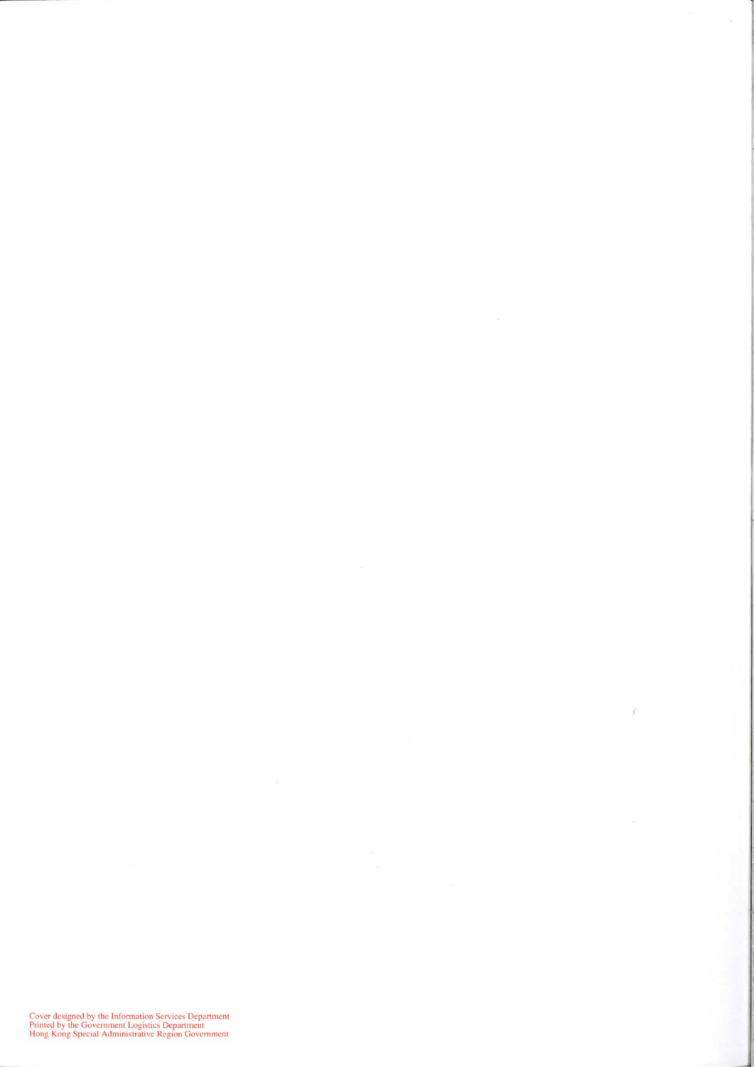Cover designed by the Information Services Department
Printed by the Government Logistics Department
Hong Kong Special Administrative Region Government